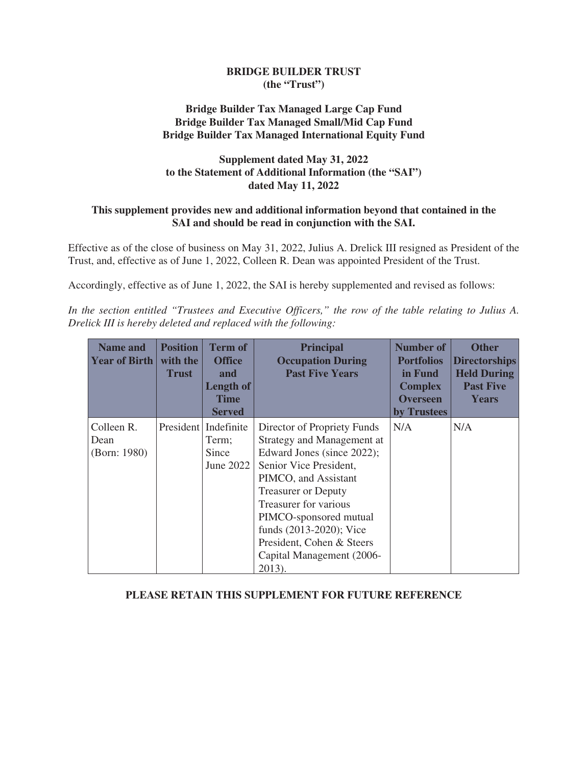**BRIDGE BUILDER TRUST**
**(the "Trust")**

**Bridge Builder Tax Managed Large Cap Fund**
**Bridge Builder Tax Managed Small/Mid Cap Fund**
**Bridge Builder Tax Managed International Equity Fund**

**Supplement dated May 31, 2022**
**to the Statement of Additional Information (the "SAI")**
**dated May 11, 2022**

**This supplement provides new and additional information beyond that contained in the SAI and should be read in conjunction with the SAI.**

Effective as of the close of business on May 31, 2022, Julius A. Drelick III resigned as President of the Trust, and, effective as of June 1, 2022, Colleen R. Dean was appointed President of the Trust.

Accordingly, effective as of June 1, 2022, the SAI is hereby supplemented and revised as follows:

*In the section entitled "Trustees and Executive Officers," the row of the table relating to Julius A. Drelick III is hereby deleted and replaced with the following:*

| Name and Year of Birth | Position with the Trust | Term of Office and Length of Time Served | Principal Occupation During Past Five Years | Number of Portfolios in Fund Complex Overseen by Trustees | Other Directorships Held During Past Five Years |
|---|---|---|---|---|---|
| Colleen R. Dean (Born: 1980) | President | Indefinite Term; Since June 2022 | Director of Propriety Funds Strategy and Management at Edward Jones (since 2022); Senior Vice President, PIMCO, and Assistant Treasurer or Deputy Treasurer for various PIMCO-sponsored mutual funds (2013-2020); Vice President, Cohen & Steers Capital Management (2006-2013). | N/A | N/A |

**PLEASE RETAIN THIS SUPPLEMENT FOR FUTURE REFERENCE**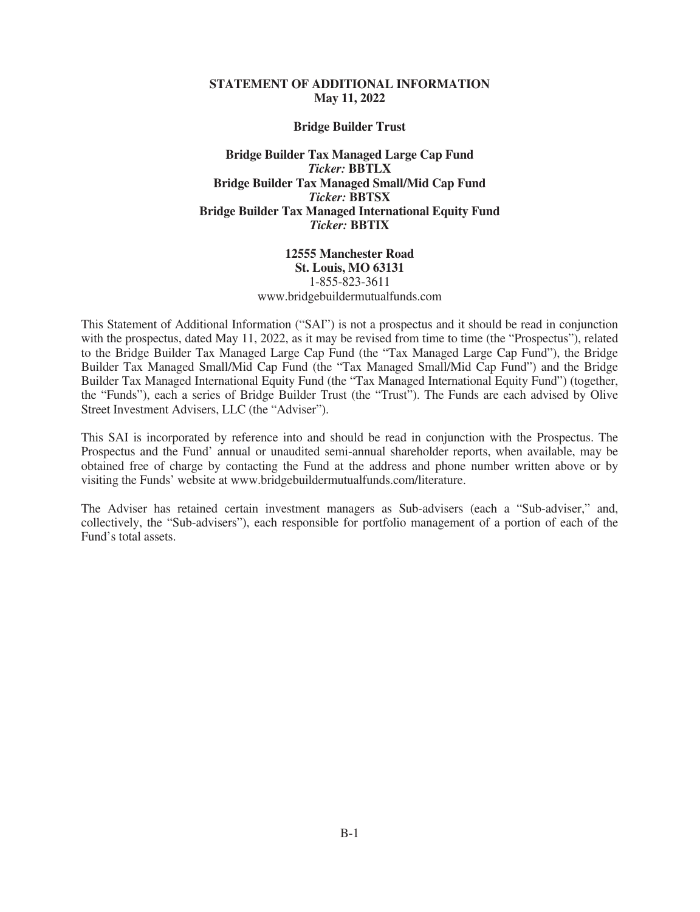**STATEMENT OF ADDITIONAL INFORMATION**
**May 11, 2022**

**Bridge Builder Trust**

**Bridge Builder Tax Managed Large Cap Fund**
***Ticker:* BBTLX**
**Bridge Builder Tax Managed Small/Mid Cap Fund**
***Ticker:* BBTSX**
**Bridge Builder Tax Managed International Equity Fund**
***Ticker:* BBTIX**

**12555 Manchester Road**
**St. Louis, MO 63131**
1-855-823-3611
www.bridgebuildermutualfunds.com

This Statement of Additional Information ("SAI") is not a prospectus and it should be read in conjunction with the prospectus, dated May 11, 2022, as it may be revised from time to time (the "Prospectus"), related to the Bridge Builder Tax Managed Large Cap Fund (the "Tax Managed Large Cap Fund"), the Bridge Builder Tax Managed Small/Mid Cap Fund (the "Tax Managed Small/Mid Cap Fund") and the Bridge Builder Tax Managed International Equity Fund (the "Tax Managed International Equity Fund") (together, the "Funds"), each a series of Bridge Builder Trust (the "Trust"). The Funds are each advised by Olive Street Investment Advisers, LLC (the "Adviser").

This SAI is incorporated by reference into and should be read in conjunction with the Prospectus. The Prospectus and the Fund' annual or unaudited semi-annual shareholder reports, when available, may be obtained free of charge by contacting the Fund at the address and phone number written above or by visiting the Funds' website at www.bridgebuildermutualfunds.com/literature.

The Adviser has retained certain investment managers as Sub-advisers (each a "Sub-adviser," and, collectively, the "Sub-advisers"), each responsible for portfolio management of a portion of each of the Fund's total assets.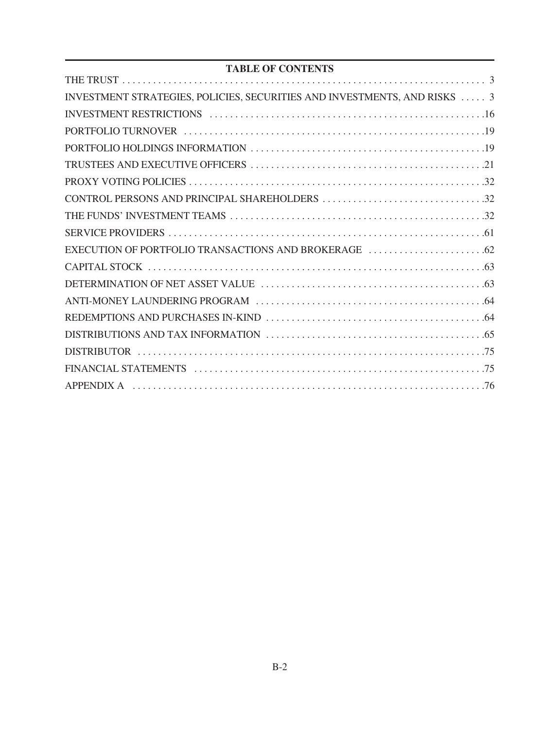## TABLE OF CONTENTS

| | |
|---|---|
| THE TRUST | 3 |
| INVESTMENT STRATEGIES, POLICIES, SECURITIES AND INVESTMENTS, AND RISKS | 3 |
| INVESTMENT RESTRICTIONS | 16 |
| PORTFOLIO TURNOVER | 19 |
| PORTFOLIO HOLDINGS INFORMATION | 19 |
| TRUSTEES AND EXECUTIVE OFFICERS | 21 |
| PROXY VOTING POLICIES | 32 |
| CONTROL PERSONS AND PRINCIPAL SHAREHOLDERS | 32 |
| THE FUNDS' INVESTMENT TEAMS | 32 |
| SERVICE PROVIDERS | 61 |
| EXECUTION OF PORTFOLIO TRANSACTIONS AND BROKERAGE | 62 |
| CAPITAL STOCK | 63 |
| DETERMINATION OF NET ASSET VALUE | 63 |
| ANTI-MONEY LAUNDERING PROGRAM | 64 |
| REDEMPTIONS AND PURCHASES IN-KIND | 64 |
| DISTRIBUTIONS AND TAX INFORMATION | 65 |
| DISTRIBUTOR | 75 |
| FINANCIAL STATEMENTS | 75 |
| APPENDIX A | 76 |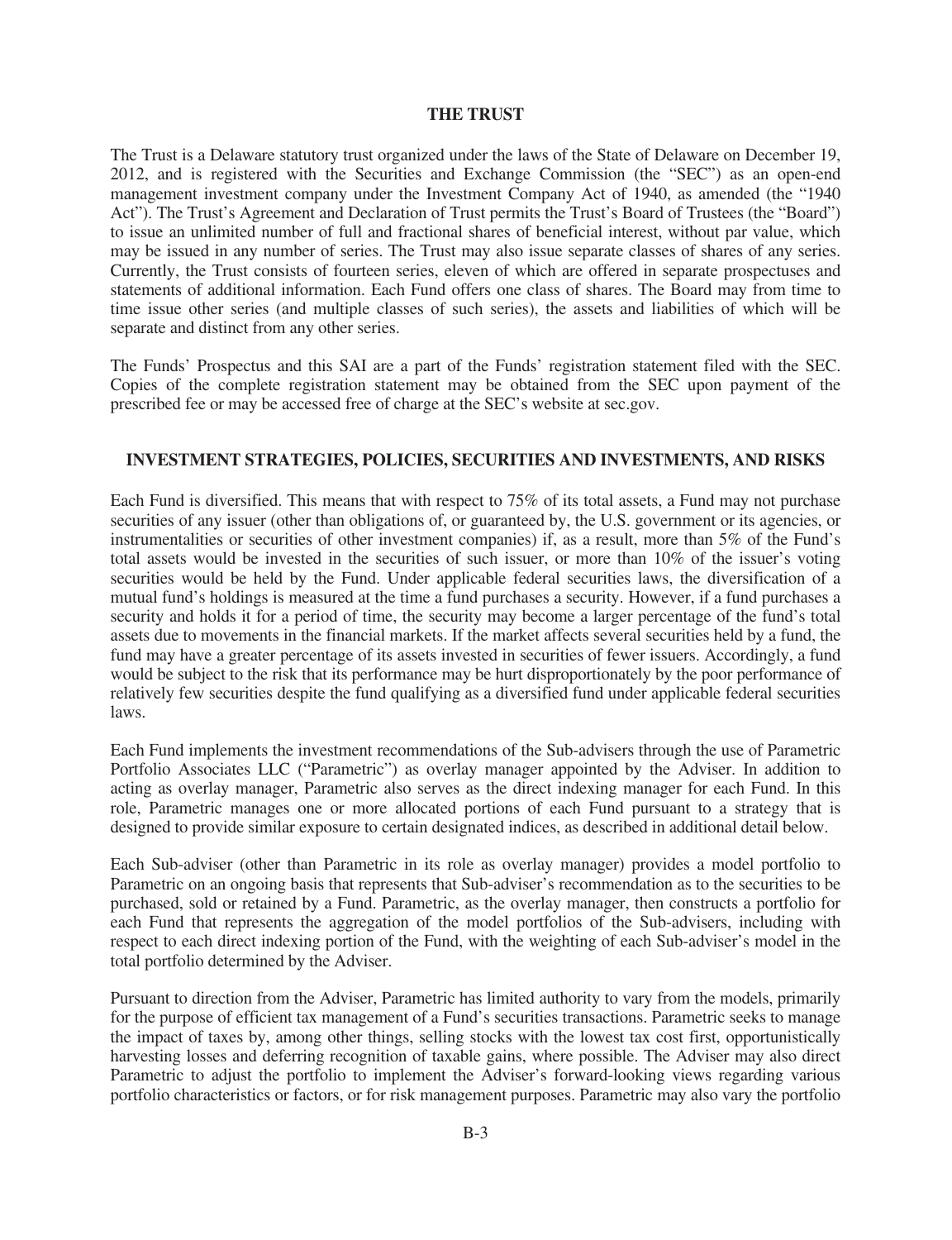## THE TRUST

The Trust is a Delaware statutory trust organized under the laws of the State of Delaware on December 19, 2012, and is registered with the Securities and Exchange Commission (the "SEC") as an open-end management investment company under the Investment Company Act of 1940, as amended (the "1940 Act"). The Trust's Agreement and Declaration of Trust permits the Trust's Board of Trustees (the "Board") to issue an unlimited number of full and fractional shares of beneficial interest, without par value, which may be issued in any number of series. The Trust may also issue separate classes of shares of any series. Currently, the Trust consists of fourteen series, eleven of which are offered in separate prospectuses and statements of additional information. Each Fund offers one class of shares. The Board may from time to time issue other series (and multiple classes of such series), the assets and liabilities of which will be separate and distinct from any other series.

The Funds' Prospectus and this SAI are a part of the Funds' registration statement filed with the SEC. Copies of the complete registration statement may be obtained from the SEC upon payment of the prescribed fee or may be accessed free of charge at the SEC's website at sec.gov.

## INVESTMENT STRATEGIES, POLICIES, SECURITIES AND INVESTMENTS, AND RISKS

Each Fund is diversified. This means that with respect to 75% of its total assets, a Fund may not purchase securities of any issuer (other than obligations of, or guaranteed by, the U.S. government or its agencies, or instrumentalities or securities of other investment companies) if, as a result, more than 5% of the Fund's total assets would be invested in the securities of such issuer, or more than 10% of the issuer's voting securities would be held by the Fund. Under applicable federal securities laws, the diversification of a mutual fund's holdings is measured at the time a fund purchases a security. However, if a fund purchases a security and holds it for a period of time, the security may become a larger percentage of the fund's total assets due to movements in the financial markets. If the market affects several securities held by a fund, the fund may have a greater percentage of its assets invested in securities of fewer issuers. Accordingly, a fund would be subject to the risk that its performance may be hurt disproportionately by the poor performance of relatively few securities despite the fund qualifying as a diversified fund under applicable federal securities laws.

Each Fund implements the investment recommendations of the Sub-advisers through the use of Parametric Portfolio Associates LLC ("Parametric") as overlay manager appointed by the Adviser. In addition to acting as overlay manager, Parametric also serves as the direct indexing manager for each Fund. In this role, Parametric manages one or more allocated portions of each Fund pursuant to a strategy that is designed to provide similar exposure to certain designated indices, as described in additional detail below.

Each Sub-adviser (other than Parametric in its role as overlay manager) provides a model portfolio to Parametric on an ongoing basis that represents that Sub-adviser's recommendation as to the securities to be purchased, sold or retained by a Fund. Parametric, as the overlay manager, then constructs a portfolio for each Fund that represents the aggregation of the model portfolios of the Sub-advisers, including with respect to each direct indexing portion of the Fund, with the weighting of each Sub-adviser's model in the total portfolio determined by the Adviser.

Pursuant to direction from the Adviser, Parametric has limited authority to vary from the models, primarily for the purpose of efficient tax management of a Fund's securities transactions. Parametric seeks to manage the impact of taxes by, among other things, selling stocks with the lowest tax cost first, opportunistically harvesting losses and deferring recognition of taxable gains, where possible. The Adviser may also direct Parametric to adjust the portfolio to implement the Adviser's forward-looking views regarding various portfolio characteristics or factors, or for risk management purposes. Parametric may also vary the portfolio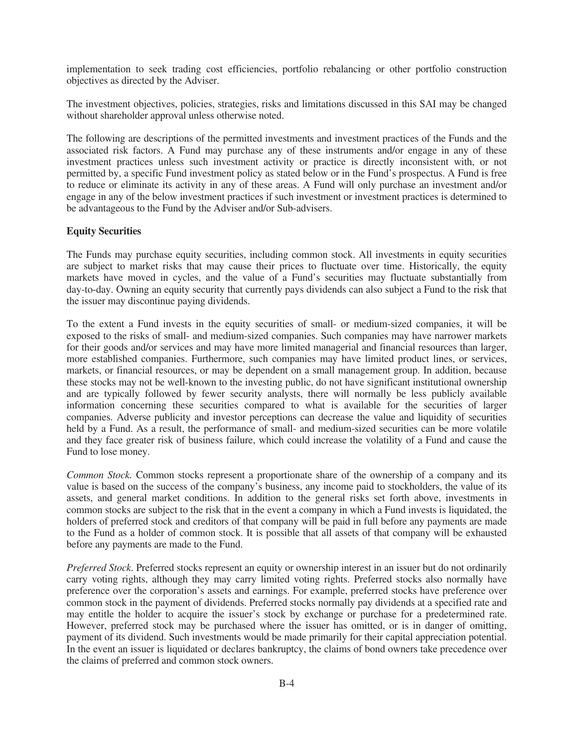implementation to seek trading cost efficiencies, portfolio rebalancing or other portfolio construction objectives as directed by the Adviser.

The investment objectives, policies, strategies, risks and limitations discussed in this SAI may be changed without shareholder approval unless otherwise noted.

The following are descriptions of the permitted investments and investment practices of the Funds and the associated risk factors. A Fund may purchase any of these instruments and/or engage in any of these investment practices unless such investment activity or practice is directly inconsistent with, or not permitted by, a specific Fund investment policy as stated below or in the Fund's prospectus. A Fund is free to reduce or eliminate its activity in any of these areas. A Fund will only purchase an investment and/or engage in any of the below investment practices if such investment or investment practices is determined to be advantageous to the Fund by the Adviser and/or Sub-advisers.

**Equity Securities**

The Funds may purchase equity securities, including common stock. All investments in equity securities are subject to market risks that may cause their prices to fluctuate over time. Historically, the equity markets have moved in cycles, and the value of a Fund's securities may fluctuate substantially from day-to-day. Owning an equity security that currently pays dividends can also subject a Fund to the risk that the issuer may discontinue paying dividends.

To the extent a Fund invests in the equity securities of small- or medium-sized companies, it will be exposed to the risks of small- and medium-sized companies. Such companies may have narrower markets for their goods and/or services and may have more limited managerial and financial resources than larger, more established companies. Furthermore, such companies may have limited product lines, or services, markets, or financial resources, or may be dependent on a small management group. In addition, because these stocks may not be well-known to the investing public, do not have significant institutional ownership and are typically followed by fewer security analysts, there will normally be less publicly available information concerning these securities compared to what is available for the securities of larger companies. Adverse publicity and investor perceptions can decrease the value and liquidity of securities held by a Fund. As a result, the performance of small- and medium-sized securities can be more volatile and they face greater risk of business failure, which could increase the volatility of a Fund and cause the Fund to lose money.

*Common Stock.* Common stocks represent a proportionate share of the ownership of a company and its value is based on the success of the company's business, any income paid to stockholders, the value of its assets, and general market conditions. In addition to the general risks set forth above, investments in common stocks are subject to the risk that in the event a company in which a Fund invests is liquidated, the holders of preferred stock and creditors of that company will be paid in full before any payments are made to the Fund as a holder of common stock. It is possible that all assets of that company will be exhausted before any payments are made to the Fund.

*Preferred Stock*. Preferred stocks represent an equity or ownership interest in an issuer but do not ordinarily carry voting rights, although they may carry limited voting rights. Preferred stocks also normally have preference over the corporation's assets and earnings. For example, preferred stocks have preference over common stock in the payment of dividends. Preferred stocks normally pay dividends at a specified rate and may entitle the holder to acquire the issuer's stock by exchange or purchase for a predetermined rate. However, preferred stock may be purchased where the issuer has omitted, or is in danger of omitting, payment of its dividend. Such investments would be made primarily for their capital appreciation potential. In the event an issuer is liquidated or declares bankruptcy, the claims of bond owners take precedence over the claims of preferred and common stock owners.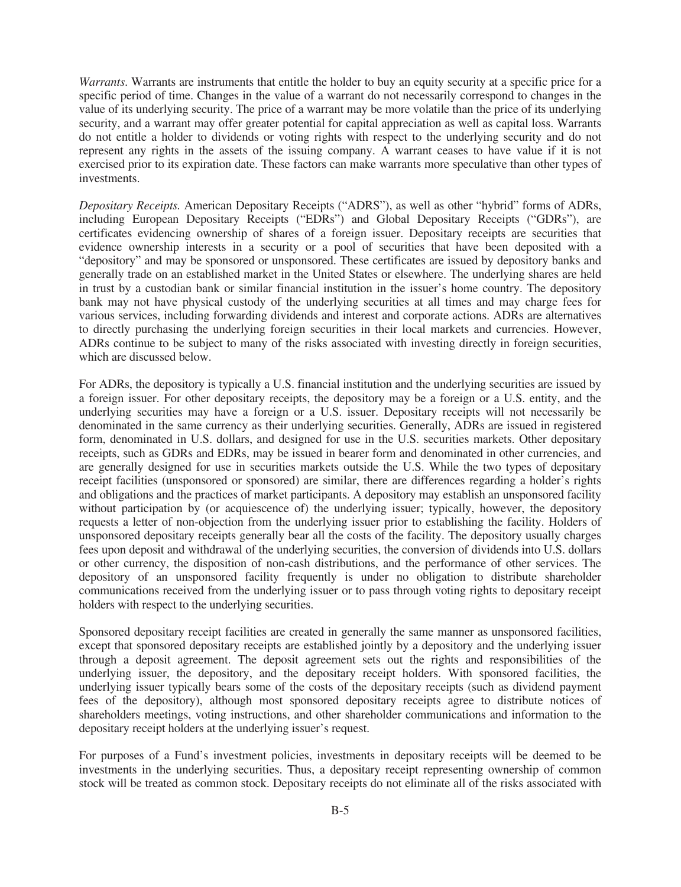*Warrants*. Warrants are instruments that entitle the holder to buy an equity security at a specific price for a specific period of time. Changes in the value of a warrant do not necessarily correspond to changes in the value of its underlying security. The price of a warrant may be more volatile than the price of its underlying security, and a warrant may offer greater potential for capital appreciation as well as capital loss. Warrants do not entitle a holder to dividends or voting rights with respect to the underlying security and do not represent any rights in the assets of the issuing company. A warrant ceases to have value if it is not exercised prior to its expiration date. These factors can make warrants more speculative than other types of investments.

*Depositary Receipts.* American Depositary Receipts ("ADRS"), as well as other "hybrid" forms of ADRs, including European Depositary Receipts ("EDRs") and Global Depositary Receipts ("GDRs"), are certificates evidencing ownership of shares of a foreign issuer. Depositary receipts are securities that evidence ownership interests in a security or a pool of securities that have been deposited with a "depository" and may be sponsored or unsponsored. These certificates are issued by depository banks and generally trade on an established market in the United States or elsewhere. The underlying shares are held in trust by a custodian bank or similar financial institution in the issuer's home country. The depository bank may not have physical custody of the underlying securities at all times and may charge fees for various services, including forwarding dividends and interest and corporate actions. ADRs are alternatives to directly purchasing the underlying foreign securities in their local markets and currencies. However, ADRs continue to be subject to many of the risks associated with investing directly in foreign securities, which are discussed below.

For ADRs, the depository is typically a U.S. financial institution and the underlying securities are issued by a foreign issuer. For other depositary receipts, the depository may be a foreign or a U.S. entity, and the underlying securities may have a foreign or a U.S. issuer. Depositary receipts will not necessarily be denominated in the same currency as their underlying securities. Generally, ADRs are issued in registered form, denominated in U.S. dollars, and designed for use in the U.S. securities markets. Other depositary receipts, such as GDRs and EDRs, may be issued in bearer form and denominated in other currencies, and are generally designed for use in securities markets outside the U.S. While the two types of depositary receipt facilities (unsponsored or sponsored) are similar, there are differences regarding a holder's rights and obligations and the practices of market participants. A depository may establish an unsponsored facility without participation by (or acquiescence of) the underlying issuer; typically, however, the depository requests a letter of non-objection from the underlying issuer prior to establishing the facility. Holders of unsponsored depositary receipts generally bear all the costs of the facility. The depository usually charges fees upon deposit and withdrawal of the underlying securities, the conversion of dividends into U.S. dollars or other currency, the disposition of non-cash distributions, and the performance of other services. The depository of an unsponsored facility frequently is under no obligation to distribute shareholder communications received from the underlying issuer or to pass through voting rights to depositary receipt holders with respect to the underlying securities.

Sponsored depositary receipt facilities are created in generally the same manner as unsponsored facilities, except that sponsored depositary receipts are established jointly by a depository and the underlying issuer through a deposit agreement. The deposit agreement sets out the rights and responsibilities of the underlying issuer, the depository, and the depositary receipt holders. With sponsored facilities, the underlying issuer typically bears some of the costs of the depositary receipts (such as dividend payment fees of the depository), although most sponsored depositary receipts agree to distribute notices of shareholders meetings, voting instructions, and other shareholder communications and information to the depositary receipt holders at the underlying issuer's request.

For purposes of a Fund's investment policies, investments in depositary receipts will be deemed to be investments in the underlying securities. Thus, a depositary receipt representing ownership of common stock will be treated as common stock. Depositary receipts do not eliminate all of the risks associated with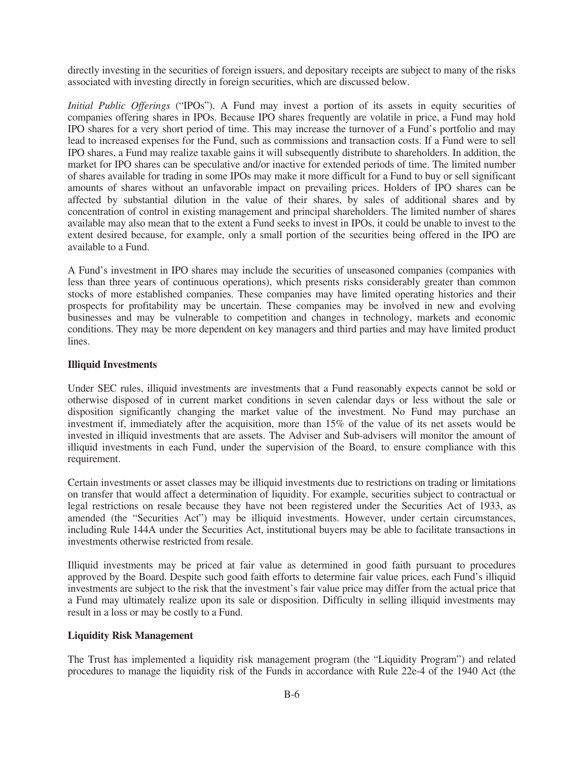directly investing in the securities of foreign issuers, and depositary receipts are subject to many of the risks associated with investing directly in foreign securities, which are discussed below.

*Initial Public Offerings* ("IPOs"). A Fund may invest a portion of its assets in equity securities of companies offering shares in IPOs. Because IPO shares frequently are volatile in price, a Fund may hold IPO shares for a very short period of time. This may increase the turnover of a Fund's portfolio and may lead to increased expenses for the Fund, such as commissions and transaction costs. If a Fund were to sell IPO shares, a Fund may realize taxable gains it will subsequently distribute to shareholders. In addition, the market for IPO shares can be speculative and/or inactive for extended periods of time. The limited number of shares available for trading in some IPOs may make it more difficult for a Fund to buy or sell significant amounts of shares without an unfavorable impact on prevailing prices. Holders of IPO shares can be affected by substantial dilution in the value of their shares, by sales of additional shares and by concentration of control in existing management and principal shareholders. The limited number of shares available may also mean that to the extent a Fund seeks to invest in IPOs, it could be unable to invest to the extent desired because, for example, only a small portion of the securities being offered in the IPO are available to a Fund.

A Fund's investment in IPO shares may include the securities of unseasoned companies (companies with less than three years of continuous operations), which presents risks considerably greater than common stocks of more established companies. These companies may have limited operating histories and their prospects for profitability may be uncertain. These companies may be involved in new and evolving businesses and may be vulnerable to competition and changes in technology, markets and economic conditions. They may be more dependent on key managers and third parties and may have limited product lines.

**Illiquid Investments**

Under SEC rules, illiquid investments are investments that a Fund reasonably expects cannot be sold or otherwise disposed of in current market conditions in seven calendar days or less without the sale or disposition significantly changing the market value of the investment. No Fund may purchase an investment if, immediately after the acquisition, more than 15% of the value of its net assets would be invested in illiquid investments that are assets. The Adviser and Sub-advisers will monitor the amount of illiquid investments in each Fund, under the supervision of the Board, to ensure compliance with this requirement.

Certain investments or asset classes may be illiquid investments due to restrictions on trading or limitations on transfer that would affect a determination of liquidity. For example, securities subject to contractual or legal restrictions on resale because they have not been registered under the Securities Act of 1933, as amended (the "Securities Act") may be illiquid investments. However, under certain circumstances, including Rule 144A under the Securities Act, institutional buyers may be able to facilitate transactions in investments otherwise restricted from resale.

Illiquid investments may be priced at fair value as determined in good faith pursuant to procedures approved by the Board. Despite such good faith efforts to determine fair value prices, each Fund's illiquid investments are subject to the risk that the investment's fair value price may differ from the actual price that a Fund may ultimately realize upon its sale or disposition. Difficulty in selling illiquid investments may result in a loss or may be costly to a Fund.

**Liquidity Risk Management**

The Trust has implemented a liquidity risk management program (the "Liquidity Program") and related procedures to manage the liquidity risk of the Funds in accordance with Rule 22e-4 of the 1940 Act (the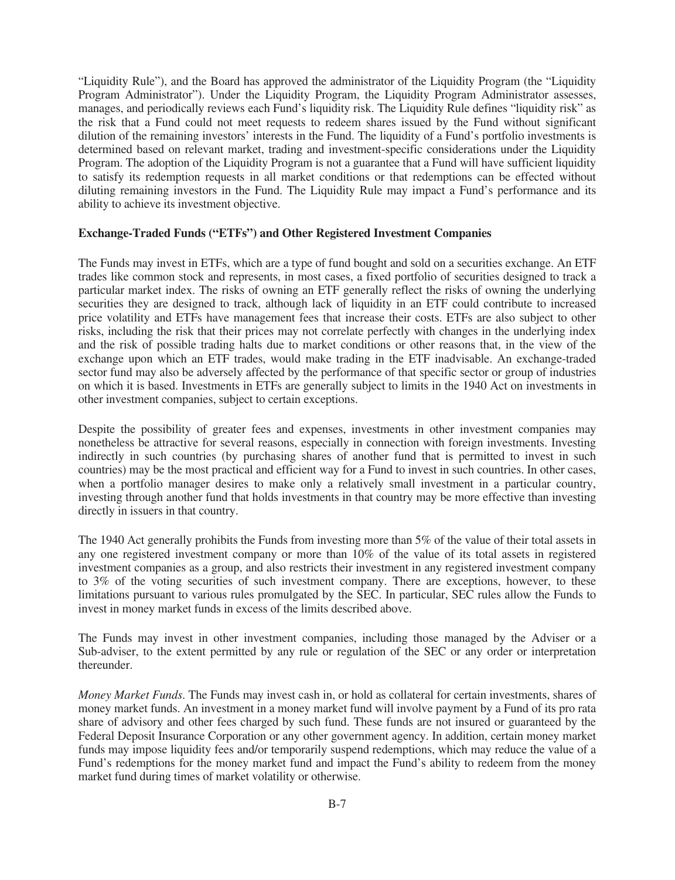"Liquidity Rule"), and the Board has approved the administrator of the Liquidity Program (the "Liquidity Program Administrator"). Under the Liquidity Program, the Liquidity Program Administrator assesses, manages, and periodically reviews each Fund's liquidity risk. The Liquidity Rule defines "liquidity risk" as the risk that a Fund could not meet requests to redeem shares issued by the Fund without significant dilution of the remaining investors' interests in the Fund. The liquidity of a Fund's portfolio investments is determined based on relevant market, trading and investment-specific considerations under the Liquidity Program. The adoption of the Liquidity Program is not a guarantee that a Fund will have sufficient liquidity to satisfy its redemption requests in all market conditions or that redemptions can be effected without diluting remaining investors in the Fund. The Liquidity Rule may impact a Fund's performance and its ability to achieve its investment objective.

**Exchange-Traded Funds ("ETFs") and Other Registered Investment Companies**

The Funds may invest in ETFs, which are a type of fund bought and sold on a securities exchange. An ETF trades like common stock and represents, in most cases, a fixed portfolio of securities designed to track a particular market index. The risks of owning an ETF generally reflect the risks of owning the underlying securities they are designed to track, although lack of liquidity in an ETF could contribute to increased price volatility and ETFs have management fees that increase their costs. ETFs are also subject to other risks, including the risk that their prices may not correlate perfectly with changes in the underlying index and the risk of possible trading halts due to market conditions or other reasons that, in the view of the exchange upon which an ETF trades, would make trading in the ETF inadvisable. An exchange-traded sector fund may also be adversely affected by the performance of that specific sector or group of industries on which it is based. Investments in ETFs are generally subject to limits in the 1940 Act on investments in other investment companies, subject to certain exceptions.

Despite the possibility of greater fees and expenses, investments in other investment companies may nonetheless be attractive for several reasons, especially in connection with foreign investments. Investing indirectly in such countries (by purchasing shares of another fund that is permitted to invest in such countries) may be the most practical and efficient way for a Fund to invest in such countries. In other cases, when a portfolio manager desires to make only a relatively small investment in a particular country, investing through another fund that holds investments in that country may be more effective than investing directly in issuers in that country.

The 1940 Act generally prohibits the Funds from investing more than 5% of the value of their total assets in any one registered investment company or more than 10% of the value of its total assets in registered investment companies as a group, and also restricts their investment in any registered investment company to 3% of the voting securities of such investment company. There are exceptions, however, to these limitations pursuant to various rules promulgated by the SEC. In particular, SEC rules allow the Funds to invest in money market funds in excess of the limits described above.

The Funds may invest in other investment companies, including those managed by the Adviser or a Sub-adviser, to the extent permitted by any rule or regulation of the SEC or any order or interpretation thereunder.

*Money Market Funds.* The Funds may invest cash in, or hold as collateral for certain investments, shares of money market funds. An investment in a money market fund will involve payment by a Fund of its pro rata share of advisory and other fees charged by such fund. These funds are not insured or guaranteed by the Federal Deposit Insurance Corporation or any other government agency. In addition, certain money market funds may impose liquidity fees and/or temporarily suspend redemptions, which may reduce the value of a Fund's redemptions for the money market fund and impact the Fund's ability to redeem from the money market fund during times of market volatility or otherwise.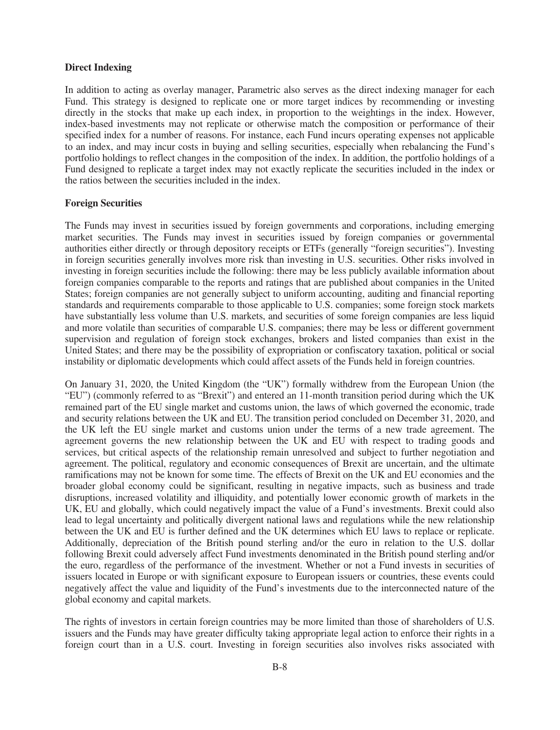**Direct Indexing**

In addition to acting as overlay manager, Parametric also serves as the direct indexing manager for each Fund. This strategy is designed to replicate one or more target indices by recommending or investing directly in the stocks that make up each index, in proportion to the weightings in the index. However, index-based investments may not replicate or otherwise match the composition or performance of their specified index for a number of reasons. For instance, each Fund incurs operating expenses not applicable to an index, and may incur costs in buying and selling securities, especially when rebalancing the Fund's portfolio holdings to reflect changes in the composition of the index. In addition, the portfolio holdings of a Fund designed to replicate a target index may not exactly replicate the securities included in the index or the ratios between the securities included in the index.

**Foreign Securities**

The Funds may invest in securities issued by foreign governments and corporations, including emerging market securities. The Funds may invest in securities issued by foreign companies or governmental authorities either directly or through depository receipts or ETFs (generally "foreign securities"). Investing in foreign securities generally involves more risk than investing in U.S. securities. Other risks involved in investing in foreign securities include the following: there may be less publicly available information about foreign companies comparable to the reports and ratings that are published about companies in the United States; foreign companies are not generally subject to uniform accounting, auditing and financial reporting standards and requirements comparable to those applicable to U.S. companies; some foreign stock markets have substantially less volume than U.S. markets, and securities of some foreign companies are less liquid and more volatile than securities of comparable U.S. companies; there may be less or different government supervision and regulation of foreign stock exchanges, brokers and listed companies than exist in the United States; and there may be the possibility of expropriation or confiscatory taxation, political or social instability or diplomatic developments which could affect assets of the Funds held in foreign countries.

On January 31, 2020, the United Kingdom (the "UK") formally withdrew from the European Union (the "EU") (commonly referred to as "Brexit") and entered an 11-month transition period during which the UK remained part of the EU single market and customs union, the laws of which governed the economic, trade and security relations between the UK and EU. The transition period concluded on December 31, 2020, and the UK left the EU single market and customs union under the terms of a new trade agreement. The agreement governs the new relationship between the UK and EU with respect to trading goods and services, but critical aspects of the relationship remain unresolved and subject to further negotiation and agreement. The political, regulatory and economic consequences of Brexit are uncertain, and the ultimate ramifications may not be known for some time. The effects of Brexit on the UK and EU economies and the broader global economy could be significant, resulting in negative impacts, such as business and trade disruptions, increased volatility and illiquidity, and potentially lower economic growth of markets in the UK, EU and globally, which could negatively impact the value of a Fund's investments. Brexit could also lead to legal uncertainty and politically divergent national laws and regulations while the new relationship between the UK and EU is further defined and the UK determines which EU laws to replace or replicate. Additionally, depreciation of the British pound sterling and/or the euro in relation to the U.S. dollar following Brexit could adversely affect Fund investments denominated in the British pound sterling and/or the euro, regardless of the performance of the investment. Whether or not a Fund invests in securities of issuers located in Europe or with significant exposure to European issuers or countries, these events could negatively affect the value and liquidity of the Fund's investments due to the interconnected nature of the global economy and capital markets.

The rights of investors in certain foreign countries may be more limited than those of shareholders of U.S. issuers and the Funds may have greater difficulty taking appropriate legal action to enforce their rights in a foreign court than in a U.S. court. Investing in foreign securities also involves risks associated with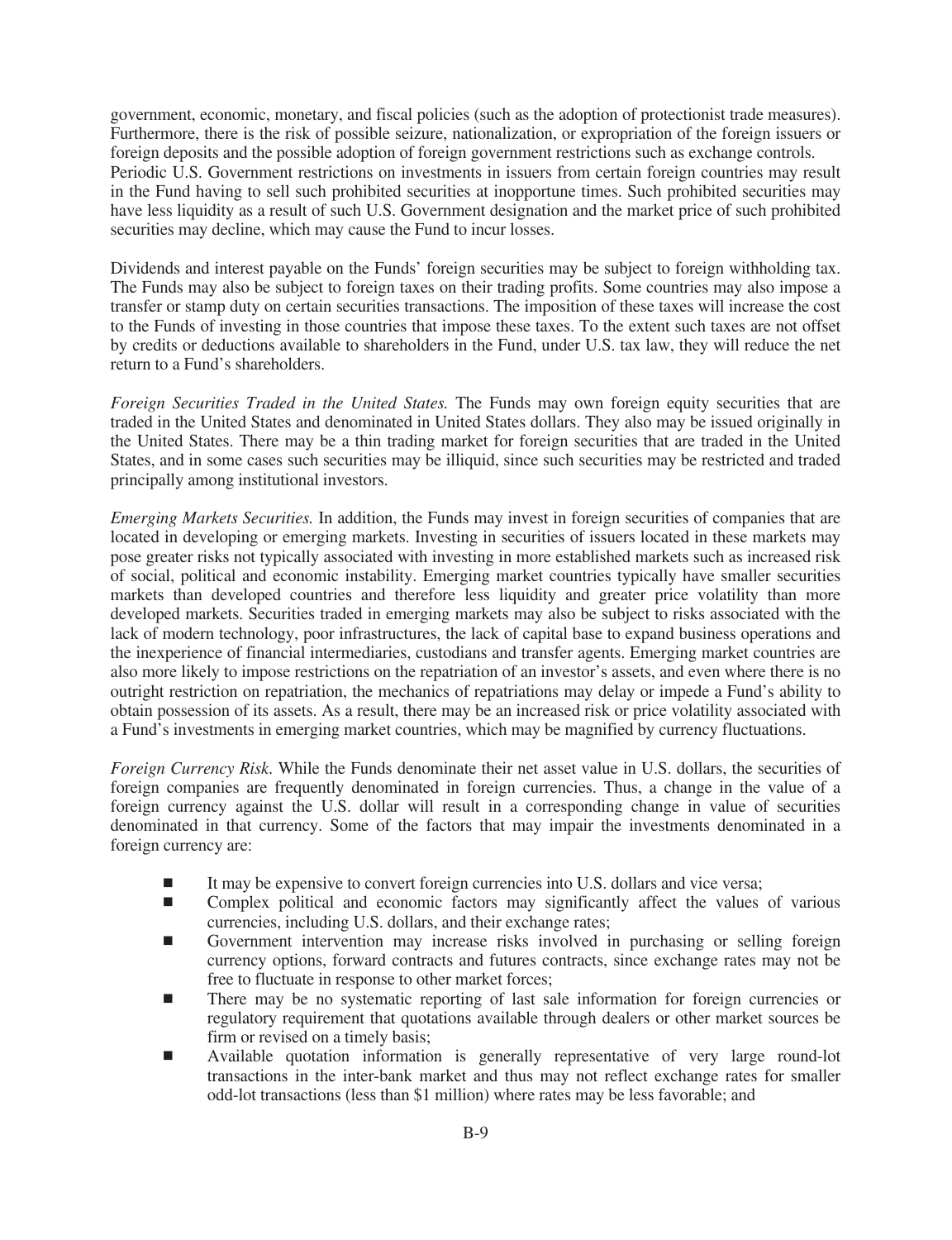government, economic, monetary, and fiscal policies (such as the adoption of protectionist trade measures). Furthermore, there is the risk of possible seizure, nationalization, or expropriation of the foreign issuers or foreign deposits and the possible adoption of foreign government restrictions such as exchange controls. Periodic U.S. Government restrictions on investments in issuers from certain foreign countries may result in the Fund having to sell such prohibited securities at inopportune times. Such prohibited securities may have less liquidity as a result of such U.S. Government designation and the market price of such prohibited securities may decline, which may cause the Fund to incur losses.

Dividends and interest payable on the Funds' foreign securities may be subject to foreign withholding tax. The Funds may also be subject to foreign taxes on their trading profits. Some countries may also impose a transfer or stamp duty on certain securities transactions. The imposition of these taxes will increase the cost to the Funds of investing in those countries that impose these taxes. To the extent such taxes are not offset by credits or deductions available to shareholders in the Fund, under U.S. tax law, they will reduce the net return to a Fund's shareholders.

*Foreign Securities Traded in the United States.* The Funds may own foreign equity securities that are traded in the United States and denominated in United States dollars. They also may be issued originally in the United States. There may be a thin trading market for foreign securities that are traded in the United States, and in some cases such securities may be illiquid, since such securities may be restricted and traded principally among institutional investors.

*Emerging Markets Securities.* In addition, the Funds may invest in foreign securities of companies that are located in developing or emerging markets. Investing in securities of issuers located in these markets may pose greater risks not typically associated with investing in more established markets such as increased risk of social, political and economic instability. Emerging market countries typically have smaller securities markets than developed countries and therefore less liquidity and greater price volatility than more developed markets. Securities traded in emerging markets may also be subject to risks associated with the lack of modern technology, poor infrastructures, the lack of capital base to expand business operations and the inexperience of financial intermediaries, custodians and transfer agents. Emerging market countries are also more likely to impose restrictions on the repatriation of an investor's assets, and even where there is no outright restriction on repatriation, the mechanics of repatriations may delay or impede a Fund's ability to obtain possession of its assets. As a result, there may be an increased risk or price volatility associated with a Fund's investments in emerging market countries, which may be magnified by currency fluctuations.

*Foreign Currency Risk*. While the Funds denominate their net asset value in U.S. dollars, the securities of foreign companies are frequently denominated in foreign currencies. Thus, a change in the value of a foreign currency against the U.S. dollar will result in a corresponding change in value of securities denominated in that currency. Some of the factors that may impair the investments denominated in a foreign currency are:

- It may be expensive to convert foreign currencies into U.S. dollars and vice versa;
- Complex political and economic factors may significantly affect the values of various currencies, including U.S. dollars, and their exchange rates;
- Government intervention may increase risks involved in purchasing or selling foreign currency options, forward contracts and futures contracts, since exchange rates may not be free to fluctuate in response to other market forces;
- There may be no systematic reporting of last sale information for foreign currencies or regulatory requirement that quotations available through dealers or other market sources be firm or revised on a timely basis;
- Available quotation information is generally representative of very large round-lot transactions in the inter-bank market and thus may not reflect exchange rates for smaller odd-lot transactions (less than $1 million) where rates may be less favorable; and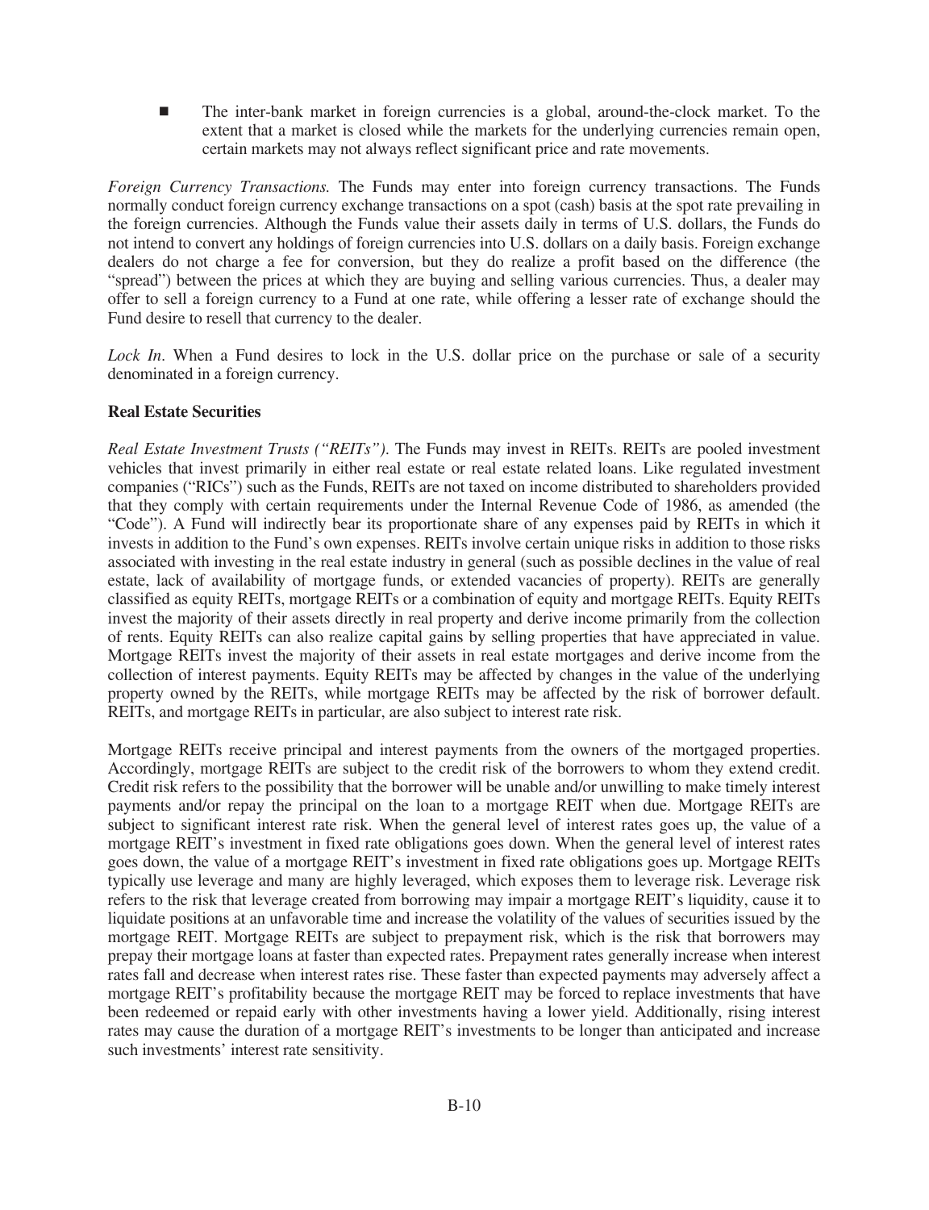- The inter-bank market in foreign currencies is a global, around-the-clock market. To the extent that a market is closed while the markets for the underlying currencies remain open, certain markets may not always reflect significant price and rate movements.

*Foreign Currency Transactions.* The Funds may enter into foreign currency transactions. The Funds normally conduct foreign currency exchange transactions on a spot (cash) basis at the spot rate prevailing in the foreign currencies. Although the Funds value their assets daily in terms of U.S. dollars, the Funds do not intend to convert any holdings of foreign currencies into U.S. dollars on a daily basis. Foreign exchange dealers do not charge a fee for conversion, but they do realize a profit based on the difference (the "spread") between the prices at which they are buying and selling various currencies. Thus, a dealer may offer to sell a foreign currency to a Fund at one rate, while offering a lesser rate of exchange should the Fund desire to resell that currency to the dealer.

*Lock In.* When a Fund desires to lock in the U.S. dollar price on the purchase or sale of a security denominated in a foreign currency.

**Real Estate Securities**

*Real Estate Investment Trusts ("REITs").* The Funds may invest in REITs. REITs are pooled investment vehicles that invest primarily in either real estate or real estate related loans. Like regulated investment companies ("RICs") such as the Funds, REITs are not taxed on income distributed to shareholders provided that they comply with certain requirements under the Internal Revenue Code of 1986, as amended (the "Code"). A Fund will indirectly bear its proportionate share of any expenses paid by REITs in which it invests in addition to the Fund's own expenses. REITs involve certain unique risks in addition to those risks associated with investing in the real estate industry in general (such as possible declines in the value of real estate, lack of availability of mortgage funds, or extended vacancies of property). REITs are generally classified as equity REITs, mortgage REITs or a combination of equity and mortgage REITs. Equity REITs invest the majority of their assets directly in real property and derive income primarily from the collection of rents. Equity REITs can also realize capital gains by selling properties that have appreciated in value. Mortgage REITs invest the majority of their assets in real estate mortgages and derive income from the collection of interest payments. Equity REITs may be affected by changes in the value of the underlying property owned by the REITs, while mortgage REITs may be affected by the risk of borrower default. REITs, and mortgage REITs in particular, are also subject to interest rate risk.

Mortgage REITs receive principal and interest payments from the owners of the mortgaged properties. Accordingly, mortgage REITs are subject to the credit risk of the borrowers to whom they extend credit. Credit risk refers to the possibility that the borrower will be unable and/or unwilling to make timely interest payments and/or repay the principal on the loan to a mortgage REIT when due. Mortgage REITs are subject to significant interest rate risk. When the general level of interest rates goes up, the value of a mortgage REIT's investment in fixed rate obligations goes down. When the general level of interest rates goes down, the value of a mortgage REIT's investment in fixed rate obligations goes up. Mortgage REITs typically use leverage and many are highly leveraged, which exposes them to leverage risk. Leverage risk refers to the risk that leverage created from borrowing may impair a mortgage REIT's liquidity, cause it to liquidate positions at an unfavorable time and increase the volatility of the values of securities issued by the mortgage REIT. Mortgage REITs are subject to prepayment risk, which is the risk that borrowers may prepay their mortgage loans at faster than expected rates. Prepayment rates generally increase when interest rates fall and decrease when interest rates rise. These faster than expected payments may adversely affect a mortgage REIT's profitability because the mortgage REIT may be forced to replace investments that have been redeemed or repaid early with other investments having a lower yield. Additionally, rising interest rates may cause the duration of a mortgage REIT's investments to be longer than anticipated and increase such investments' interest rate sensitivity.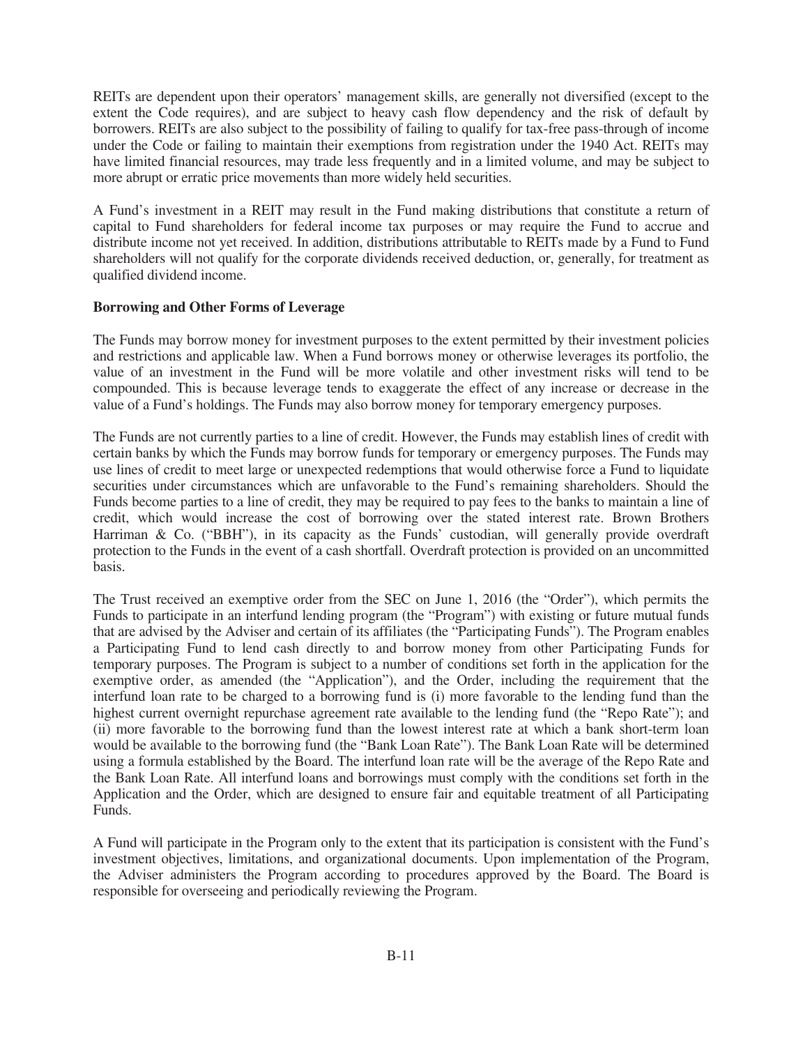REITs are dependent upon their operators' management skills, are generally not diversified (except to the extent the Code requires), and are subject to heavy cash flow dependency and the risk of default by borrowers. REITs are also subject to the possibility of failing to qualify for tax-free pass-through of income under the Code or failing to maintain their exemptions from registration under the 1940 Act. REITs may have limited financial resources, may trade less frequently and in a limited volume, and may be subject to more abrupt or erratic price movements than more widely held securities.

A Fund's investment in a REIT may result in the Fund making distributions that constitute a return of capital to Fund shareholders for federal income tax purposes or may require the Fund to accrue and distribute income not yet received. In addition, distributions attributable to REITs made by a Fund to Fund shareholders will not qualify for the corporate dividends received deduction, or, generally, for treatment as qualified dividend income.

**Borrowing and Other Forms of Leverage**

The Funds may borrow money for investment purposes to the extent permitted by their investment policies and restrictions and applicable law. When a Fund borrows money or otherwise leverages its portfolio, the value of an investment in the Fund will be more volatile and other investment risks will tend to be compounded. This is because leverage tends to exaggerate the effect of any increase or decrease in the value of a Fund's holdings. The Funds may also borrow money for temporary emergency purposes.

The Funds are not currently parties to a line of credit. However, the Funds may establish lines of credit with certain banks by which the Funds may borrow funds for temporary or emergency purposes. The Funds may use lines of credit to meet large or unexpected redemptions that would otherwise force a Fund to liquidate securities under circumstances which are unfavorable to the Fund's remaining shareholders. Should the Funds become parties to a line of credit, they may be required to pay fees to the banks to maintain a line of credit, which would increase the cost of borrowing over the stated interest rate. Brown Brothers Harriman & Co. ("BBH"), in its capacity as the Funds' custodian, will generally provide overdraft protection to the Funds in the event of a cash shortfall. Overdraft protection is provided on an uncommitted basis.

The Trust received an exemptive order from the SEC on June 1, 2016 (the "Order"), which permits the Funds to participate in an interfund lending program (the "Program") with existing or future mutual funds that are advised by the Adviser and certain of its affiliates (the "Participating Funds"). The Program enables a Participating Fund to lend cash directly to and borrow money from other Participating Funds for temporary purposes. The Program is subject to a number of conditions set forth in the application for the exemptive order, as amended (the "Application"), and the Order, including the requirement that the interfund loan rate to be charged to a borrowing fund is (i) more favorable to the lending fund than the highest current overnight repurchase agreement rate available to the lending fund (the "Repo Rate"); and (ii) more favorable to the borrowing fund than the lowest interest rate at which a bank short-term loan would be available to the borrowing fund (the "Bank Loan Rate"). The Bank Loan Rate will be determined using a formula established by the Board. The interfund loan rate will be the average of the Repo Rate and the Bank Loan Rate. All interfund loans and borrowings must comply with the conditions set forth in the Application and the Order, which are designed to ensure fair and equitable treatment of all Participating Funds.

A Fund will participate in the Program only to the extent that its participation is consistent with the Fund's investment objectives, limitations, and organizational documents. Upon implementation of the Program, the Adviser administers the Program according to procedures approved by the Board. The Board is responsible for overseeing and periodically reviewing the Program.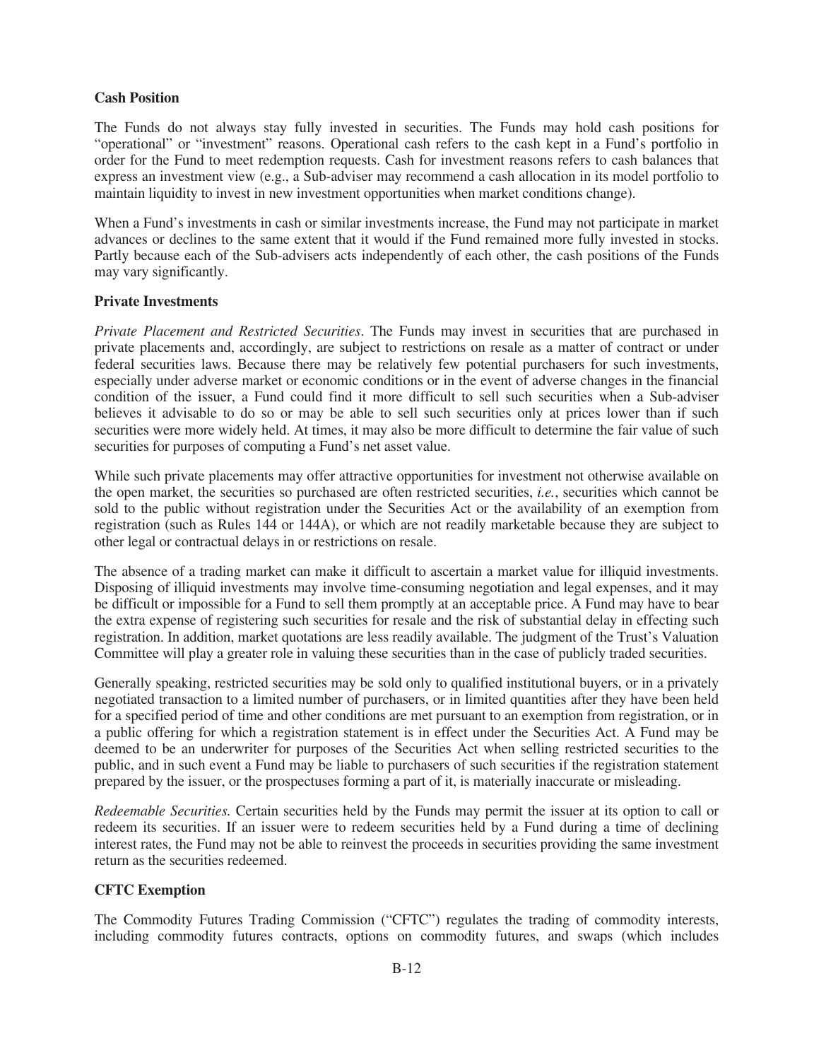**Cash Position**

The Funds do not always stay fully invested in securities. The Funds may hold cash positions for "operational" or "investment" reasons. Operational cash refers to the cash kept in a Fund's portfolio in order for the Fund to meet redemption requests. Cash for investment reasons refers to cash balances that express an investment view (e.g., a Sub-adviser may recommend a cash allocation in its model portfolio to maintain liquidity to invest in new investment opportunities when market conditions change).

When a Fund's investments in cash or similar investments increase, the Fund may not participate in market advances or declines to the same extent that it would if the Fund remained more fully invested in stocks. Partly because each of the Sub-advisers acts independently of each other, the cash positions of the Funds may vary significantly.

**Private Investments**

*Private Placement and Restricted Securities*. The Funds may invest in securities that are purchased in private placements and, accordingly, are subject to restrictions on resale as a matter of contract or under federal securities laws. Because there may be relatively few potential purchasers for such investments, especially under adverse market or economic conditions or in the event of adverse changes in the financial condition of the issuer, a Fund could find it more difficult to sell such securities when a Sub-adviser believes it advisable to do so or may be able to sell such securities only at prices lower than if such securities were more widely held. At times, it may also be more difficult to determine the fair value of such securities for purposes of computing a Fund's net asset value.

While such private placements may offer attractive opportunities for investment not otherwise available on the open market, the securities so purchased are often restricted securities, *i.e.*, securities which cannot be sold to the public without registration under the Securities Act or the availability of an exemption from registration (such as Rules 144 or 144A), or which are not readily marketable because they are subject to other legal or contractual delays in or restrictions on resale.

The absence of a trading market can make it difficult to ascertain a market value for illiquid investments. Disposing of illiquid investments may involve time-consuming negotiation and legal expenses, and it may be difficult or impossible for a Fund to sell them promptly at an acceptable price. A Fund may have to bear the extra expense of registering such securities for resale and the risk of substantial delay in effecting such registration. In addition, market quotations are less readily available. The judgment of the Trust's Valuation Committee will play a greater role in valuing these securities than in the case of publicly traded securities.

Generally speaking, restricted securities may be sold only to qualified institutional buyers, or in a privately negotiated transaction to a limited number of purchasers, or in limited quantities after they have been held for a specified period of time and other conditions are met pursuant to an exemption from registration, or in a public offering for which a registration statement is in effect under the Securities Act. A Fund may be deemed to be an underwriter for purposes of the Securities Act when selling restricted securities to the public, and in such event a Fund may be liable to purchasers of such securities if the registration statement prepared by the issuer, or the prospectuses forming a part of it, is materially inaccurate or misleading.

*Redeemable Securities.* Certain securities held by the Funds may permit the issuer at its option to call or redeem its securities. If an issuer were to redeem securities held by a Fund during a time of declining interest rates, the Fund may not be able to reinvest the proceeds in securities providing the same investment return as the securities redeemed.

**CFTC Exemption**

The Commodity Futures Trading Commission ("CFTC") regulates the trading of commodity interests, including commodity futures contracts, options on commodity futures, and swaps (which includes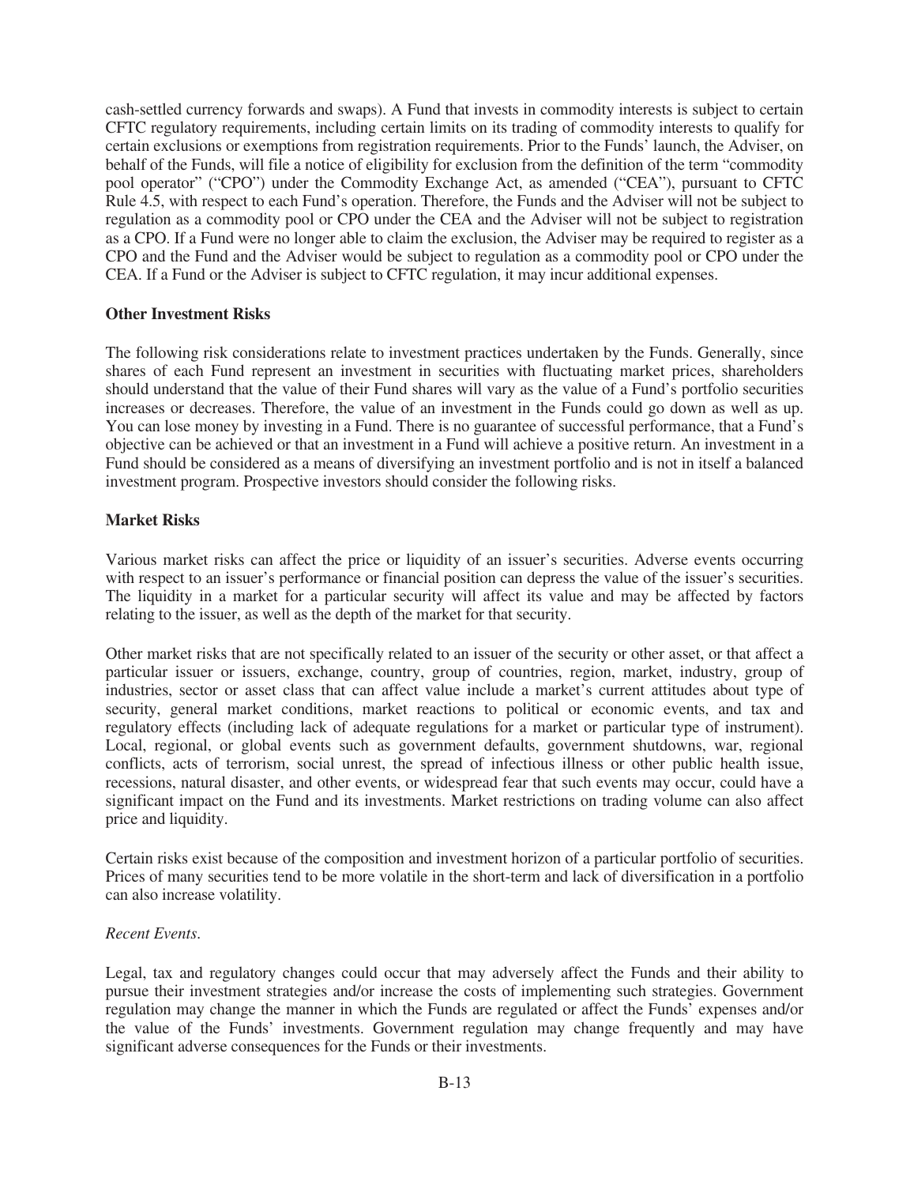cash-settled currency forwards and swaps). A Fund that invests in commodity interests is subject to certain CFTC regulatory requirements, including certain limits on its trading of commodity interests to qualify for certain exclusions or exemptions from registration requirements. Prior to the Funds' launch, the Adviser, on behalf of the Funds, will file a notice of eligibility for exclusion from the definition of the term "commodity pool operator" ("CPO") under the Commodity Exchange Act, as amended ("CEA"), pursuant to CFTC Rule 4.5, with respect to each Fund's operation. Therefore, the Funds and the Adviser will not be subject to regulation as a commodity pool or CPO under the CEA and the Adviser will not be subject to registration as a CPO. If a Fund were no longer able to claim the exclusion, the Adviser may be required to register as a CPO and the Fund and the Adviser would be subject to regulation as a commodity pool or CPO under the CEA. If a Fund or the Adviser is subject to CFTC regulation, it may incur additional expenses.

**Other Investment Risks**

The following risk considerations relate to investment practices undertaken by the Funds. Generally, since shares of each Fund represent an investment in securities with fluctuating market prices, shareholders should understand that the value of their Fund shares will vary as the value of a Fund's portfolio securities increases or decreases. Therefore, the value of an investment in the Funds could go down as well as up. You can lose money by investing in a Fund. There is no guarantee of successful performance, that a Fund's objective can be achieved or that an investment in a Fund will achieve a positive return. An investment in a Fund should be considered as a means of diversifying an investment portfolio and is not in itself a balanced investment program. Prospective investors should consider the following risks.

**Market Risks**

Various market risks can affect the price or liquidity of an issuer's securities. Adverse events occurring with respect to an issuer's performance or financial position can depress the value of the issuer's securities. The liquidity in a market for a particular security will affect its value and may be affected by factors relating to the issuer, as well as the depth of the market for that security.

Other market risks that are not specifically related to an issuer of the security or other asset, or that affect a particular issuer or issuers, exchange, country, group of countries, region, market, industry, group of industries, sector or asset class that can affect value include a market's current attitudes about type of security, general market conditions, market reactions to political or economic events, and tax and regulatory effects (including lack of adequate regulations for a market or particular type of instrument). Local, regional, or global events such as government defaults, government shutdowns, war, regional conflicts, acts of terrorism, social unrest, the spread of infectious illness or other public health issue, recessions, natural disaster, and other events, or widespread fear that such events may occur, could have a significant impact on the Fund and its investments. Market restrictions on trading volume can also affect price and liquidity.

Certain risks exist because of the composition and investment horizon of a particular portfolio of securities. Prices of many securities tend to be more volatile in the short-term and lack of diversification in a portfolio can also increase volatility.

*Recent Events.*

Legal, tax and regulatory changes could occur that may adversely affect the Funds and their ability to pursue their investment strategies and/or increase the costs of implementing such strategies. Government regulation may change the manner in which the Funds are regulated or affect the Funds' expenses and/or the value of the Funds' investments. Government regulation may change frequently and may have significant adverse consequences for the Funds or their investments.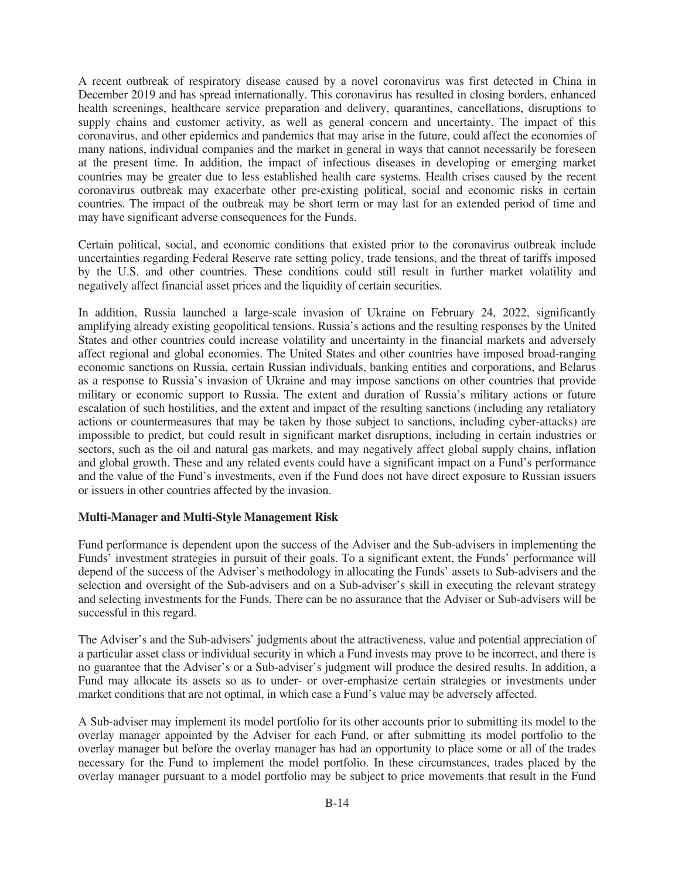A recent outbreak of respiratory disease caused by a novel coronavirus was first detected in China in December 2019 and has spread internationally. This coronavirus has resulted in closing borders, enhanced health screenings, healthcare service preparation and delivery, quarantines, cancellations, disruptions to supply chains and customer activity, as well as general concern and uncertainty. The impact of this coronavirus, and other epidemics and pandemics that may arise in the future, could affect the economies of many nations, individual companies and the market in general in ways that cannot necessarily be foreseen at the present time. In addition, the impact of infectious diseases in developing or emerging market countries may be greater due to less established health care systems. Health crises caused by the recent coronavirus outbreak may exacerbate other pre-existing political, social and economic risks in certain countries. The impact of the outbreak may be short term or may last for an extended period of time and may have significant adverse consequences for the Funds.

Certain political, social, and economic conditions that existed prior to the coronavirus outbreak include uncertainties regarding Federal Reserve rate setting policy, trade tensions, and the threat of tariffs imposed by the U.S. and other countries. These conditions could still result in further market volatility and negatively affect financial asset prices and the liquidity of certain securities.

In addition, Russia launched a large-scale invasion of Ukraine on February 24, 2022, significantly amplifying already existing geopolitical tensions. Russia's actions and the resulting responses by the United States and other countries could increase volatility and uncertainty in the financial markets and adversely affect regional and global economies. The United States and other countries have imposed broad-ranging economic sanctions on Russia, certain Russian individuals, banking entities and corporations, and Belarus as a response to Russia's invasion of Ukraine and may impose sanctions on other countries that provide military or economic support to Russia. The extent and duration of Russia's military actions or future escalation of such hostilities, and the extent and impact of the resulting sanctions (including any retaliatory actions or countermeasures that may be taken by those subject to sanctions, including cyber-attacks) are impossible to predict, but could result in significant market disruptions, including in certain industries or sectors, such as the oil and natural gas markets, and may negatively affect global supply chains, inflation and global growth. These and any related events could have a significant impact on a Fund's performance and the value of the Fund's investments, even if the Fund does not have direct exposure to Russian issuers or issuers in other countries affected by the invasion.

**Multi-Manager and Multi-Style Management Risk**

Fund performance is dependent upon the success of the Adviser and the Sub-advisers in implementing the Funds' investment strategies in pursuit of their goals. To a significant extent, the Funds' performance will depend of the success of the Adviser's methodology in allocating the Funds' assets to Sub-advisers and the selection and oversight of the Sub-advisers and on a Sub-adviser's skill in executing the relevant strategy and selecting investments for the Funds. There can be no assurance that the Adviser or Sub-advisers will be successful in this regard.

The Adviser's and the Sub-advisers' judgments about the attractiveness, value and potential appreciation of a particular asset class or individual security in which a Fund invests may prove to be incorrect, and there is no guarantee that the Adviser's or a Sub-adviser's judgment will produce the desired results. In addition, a Fund may allocate its assets so as to under- or over-emphasize certain strategies or investments under market conditions that are not optimal, in which case a Fund's value may be adversely affected.

A Sub-adviser may implement its model portfolio for its other accounts prior to submitting its model to the overlay manager appointed by the Adviser for each Fund, or after submitting its model portfolio to the overlay manager but before the overlay manager has had an opportunity to place some or all of the trades necessary for the Fund to implement the model portfolio. In these circumstances, trades placed by the overlay manager pursuant to a model portfolio may be subject to price movements that result in the Fund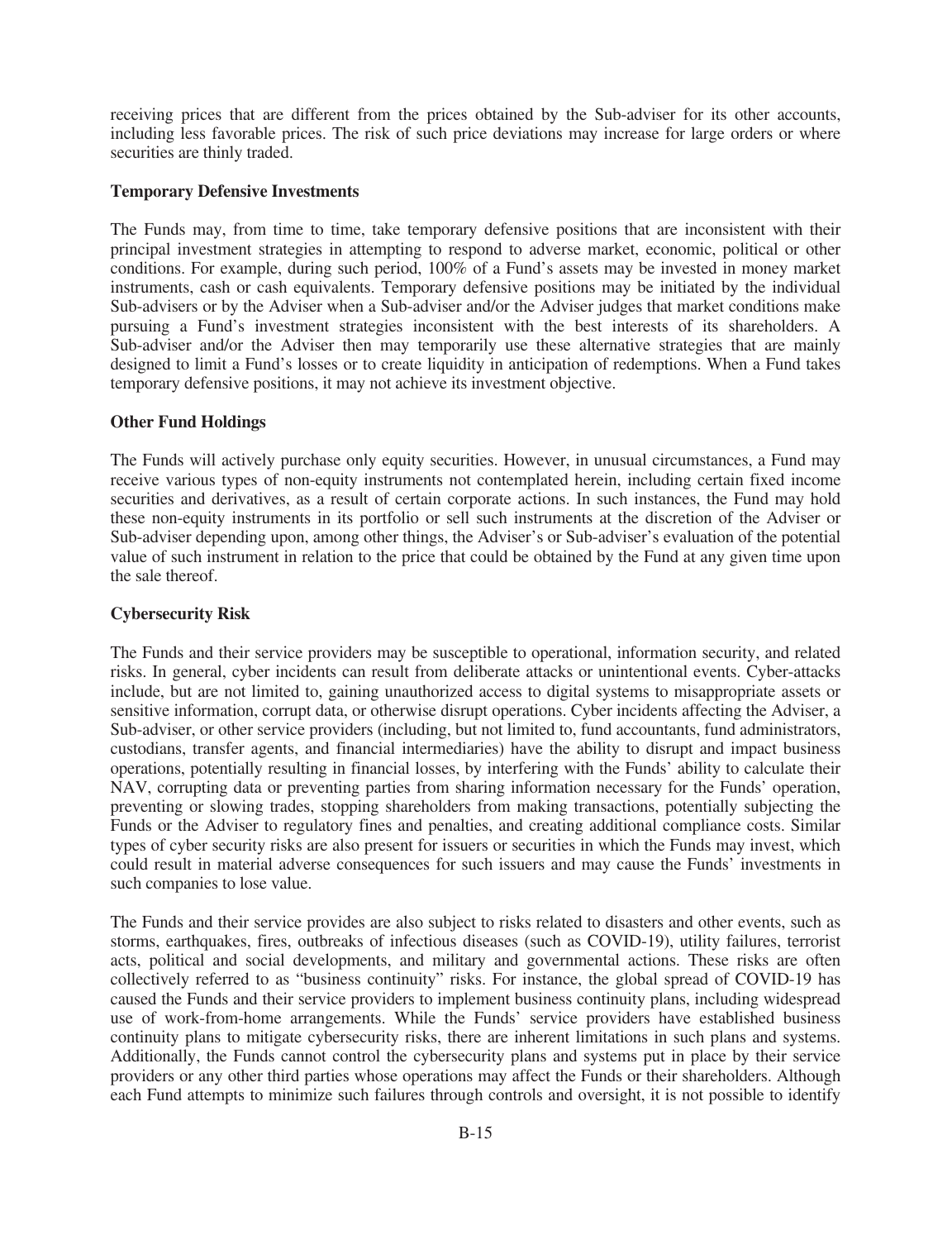receiving prices that are different from the prices obtained by the Sub-adviser for its other accounts, including less favorable prices. The risk of such price deviations may increase for large orders or where securities are thinly traded.

**Temporary Defensive Investments**

The Funds may, from time to time, take temporary defensive positions that are inconsistent with their principal investment strategies in attempting to respond to adverse market, economic, political or other conditions. For example, during such period, 100% of a Fund's assets may be invested in money market instruments, cash or cash equivalents. Temporary defensive positions may be initiated by the individual Sub-advisers or by the Adviser when a Sub-adviser and/or the Adviser judges that market conditions make pursuing a Fund's investment strategies inconsistent with the best interests of its shareholders. A Sub-adviser and/or the Adviser then may temporarily use these alternative strategies that are mainly designed to limit a Fund's losses or to create liquidity in anticipation of redemptions. When a Fund takes temporary defensive positions, it may not achieve its investment objective.

**Other Fund Holdings**

The Funds will actively purchase only equity securities. However, in unusual circumstances, a Fund may receive various types of non-equity instruments not contemplated herein, including certain fixed income securities and derivatives, as a result of certain corporate actions. In such instances, the Fund may hold these non-equity instruments in its portfolio or sell such instruments at the discretion of the Adviser or Sub-adviser depending upon, among other things, the Adviser's or Sub-adviser's evaluation of the potential value of such instrument in relation to the price that could be obtained by the Fund at any given time upon the sale thereof.

**Cybersecurity Risk**

The Funds and their service providers may be susceptible to operational, information security, and related risks. In general, cyber incidents can result from deliberate attacks or unintentional events. Cyber-attacks include, but are not limited to, gaining unauthorized access to digital systems to misappropriate assets or sensitive information, corrupt data, or otherwise disrupt operations. Cyber incidents affecting the Adviser, a Sub-adviser, or other service providers (including, but not limited to, fund accountants, fund administrators, custodians, transfer agents, and financial intermediaries) have the ability to disrupt and impact business operations, potentially resulting in financial losses, by interfering with the Funds' ability to calculate their NAV, corrupting data or preventing parties from sharing information necessary for the Funds' operation, preventing or slowing trades, stopping shareholders from making transactions, potentially subjecting the Funds or the Adviser to regulatory fines and penalties, and creating additional compliance costs. Similar types of cyber security risks are also present for issuers or securities in which the Funds may invest, which could result in material adverse consequences for such issuers and may cause the Funds' investments in such companies to lose value.

The Funds and their service provides are also subject to risks related to disasters and other events, such as storms, earthquakes, fires, outbreaks of infectious diseases (such as COVID-19), utility failures, terrorist acts, political and social developments, and military and governmental actions. These risks are often collectively referred to as "business continuity" risks. For instance, the global spread of COVID-19 has caused the Funds and their service providers to implement business continuity plans, including widespread use of work-from-home arrangements. While the Funds' service providers have established business continuity plans to mitigate cybersecurity risks, there are inherent limitations in such plans and systems. Additionally, the Funds cannot control the cybersecurity plans and systems put in place by their service providers or any other third parties whose operations may affect the Funds or their shareholders. Although each Fund attempts to minimize such failures through controls and oversight, it is not possible to identify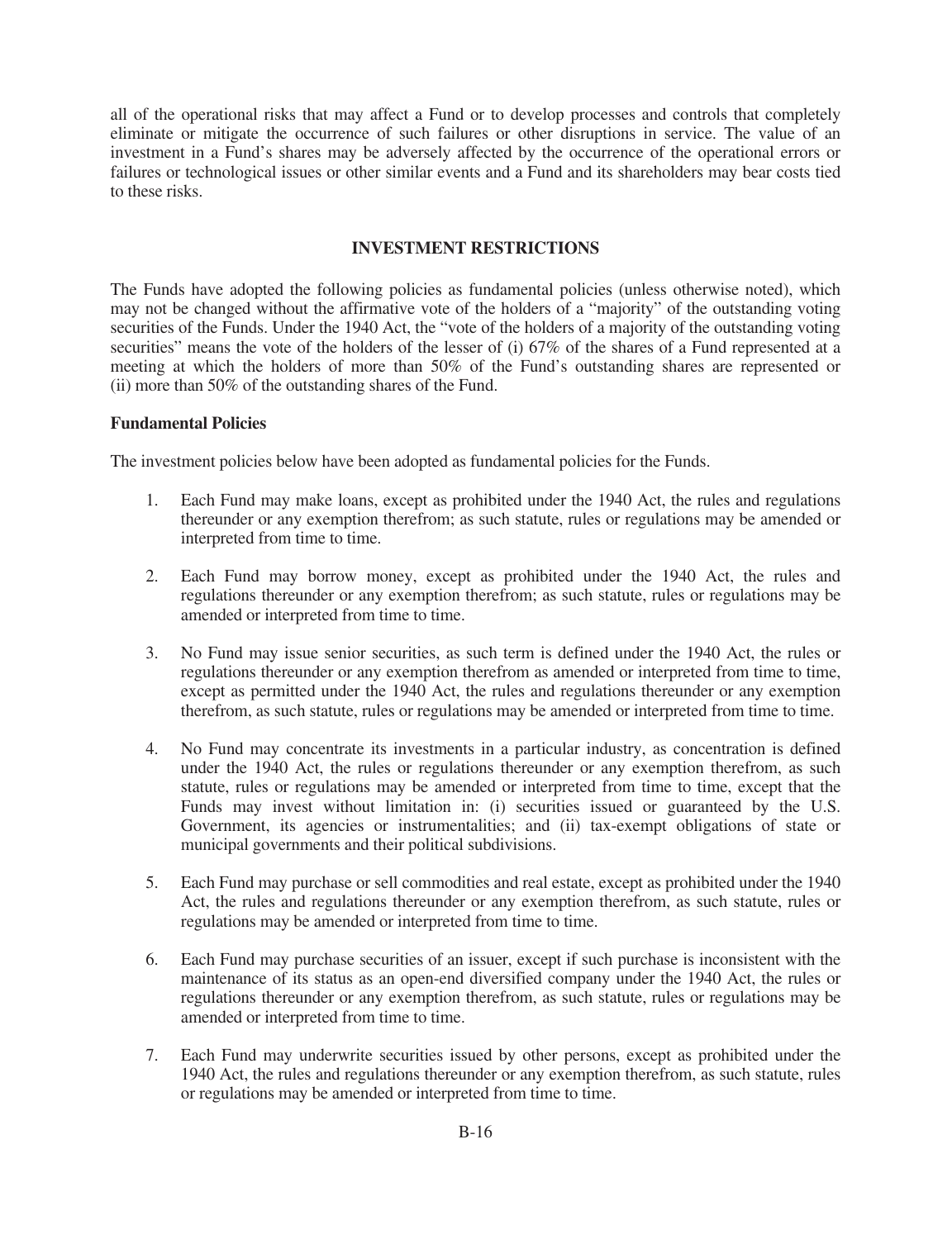all of the operational risks that may affect a Fund or to develop processes and controls that completely eliminate or mitigate the occurrence of such failures or other disruptions in service. The value of an investment in a Fund's shares may be adversely affected by the occurrence of the operational errors or failures or technological issues or other similar events and a Fund and its shareholders may bear costs tied to these risks.

## INVESTMENT RESTRICTIONS

The Funds have adopted the following policies as fundamental policies (unless otherwise noted), which may not be changed without the affirmative vote of the holders of a "majority" of the outstanding voting securities of the Funds. Under the 1940 Act, the "vote of the holders of a majority of the outstanding voting securities" means the vote of the holders of the lesser of (i) 67% of the shares of a Fund represented at a meeting at which the holders of more than 50% of the Fund's outstanding shares are represented or (ii) more than 50% of the outstanding shares of the Fund.

### Fundamental Policies

The investment policies below have been adopted as fundamental policies for the Funds.

1. Each Fund may make loans, except as prohibited under the 1940 Act, the rules and regulations thereunder or any exemption therefrom; as such statute, rules or regulations may be amended or interpreted from time to time.

2. Each Fund may borrow money, except as prohibited under the 1940 Act, the rules and regulations thereunder or any exemption therefrom; as such statute, rules or regulations may be amended or interpreted from time to time.

3. No Fund may issue senior securities, as such term is defined under the 1940 Act, the rules or regulations thereunder or any exemption therefrom as amended or interpreted from time to time, except as permitted under the 1940 Act, the rules and regulations thereunder or any exemption therefrom, as such statute, rules or regulations may be amended or interpreted from time to time.

4. No Fund may concentrate its investments in a particular industry, as concentration is defined under the 1940 Act, the rules or regulations thereunder or any exemption therefrom, as such statute, rules or regulations may be amended or interpreted from time to time, except that the Funds may invest without limitation in: (i) securities issued or guaranteed by the U.S. Government, its agencies or instrumentalities; and (ii) tax-exempt obligations of state or municipal governments and their political subdivisions.

5. Each Fund may purchase or sell commodities and real estate, except as prohibited under the 1940 Act, the rules and regulations thereunder or any exemption therefrom, as such statute, rules or regulations may be amended or interpreted from time to time.

6. Each Fund may purchase securities of an issuer, except if such purchase is inconsistent with the maintenance of its status as an open-end diversified company under the 1940 Act, the rules or regulations thereunder or any exemption therefrom, as such statute, rules or regulations may be amended or interpreted from time to time.

7. Each Fund may underwrite securities issued by other persons, except as prohibited under the 1940 Act, the rules and regulations thereunder or any exemption therefrom, as such statute, rules or regulations may be amended or interpreted from time to time.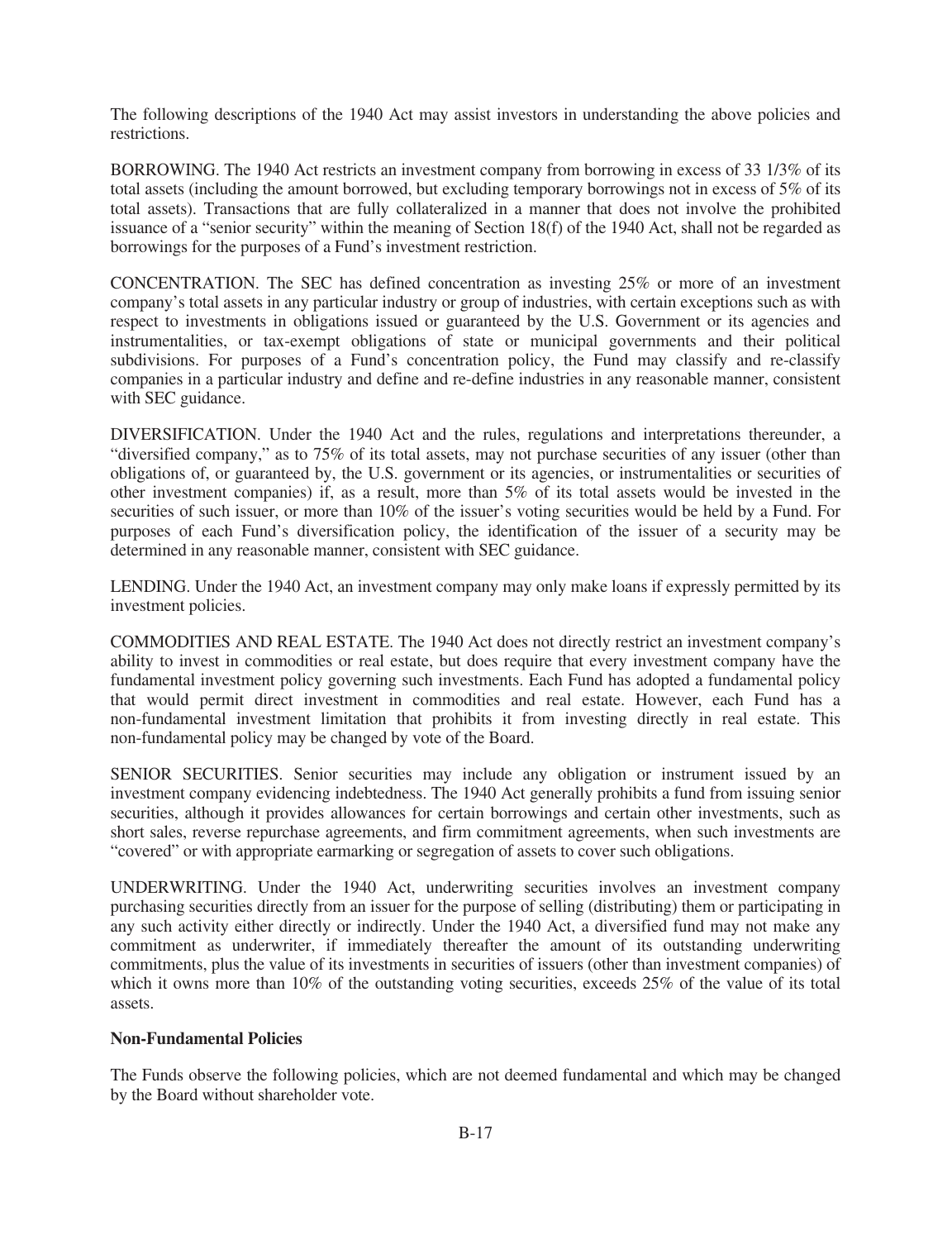The following descriptions of the 1940 Act may assist investors in understanding the above policies and restrictions.

BORROWING. The 1940 Act restricts an investment company from borrowing in excess of 33 1/3% of its total assets (including the amount borrowed, but excluding temporary borrowings not in excess of 5% of its total assets). Transactions that are fully collateralized in a manner that does not involve the prohibited issuance of a "senior security" within the meaning of Section 18(f) of the 1940 Act, shall not be regarded as borrowings for the purposes of a Fund's investment restriction.

CONCENTRATION. The SEC has defined concentration as investing 25% or more of an investment company's total assets in any particular industry or group of industries, with certain exceptions such as with respect to investments in obligations issued or guaranteed by the U.S. Government or its agencies and instrumentalities, or tax-exempt obligations of state or municipal governments and their political subdivisions. For purposes of a Fund's concentration policy, the Fund may classify and re-classify companies in a particular industry and define and re-define industries in any reasonable manner, consistent with SEC guidance.

DIVERSIFICATION. Under the 1940 Act and the rules, regulations and interpretations thereunder, a "diversified company," as to 75% of its total assets, may not purchase securities of any issuer (other than obligations of, or guaranteed by, the U.S. government or its agencies, or instrumentalities or securities of other investment companies) if, as a result, more than 5% of its total assets would be invested in the securities of such issuer, or more than 10% of the issuer's voting securities would be held by a Fund. For purposes of each Fund's diversification policy, the identification of the issuer of a security may be determined in any reasonable manner, consistent with SEC guidance.

LENDING. Under the 1940 Act, an investment company may only make loans if expressly permitted by its investment policies.

COMMODITIES AND REAL ESTATE. The 1940 Act does not directly restrict an investment company's ability to invest in commodities or real estate, but does require that every investment company have the fundamental investment policy governing such investments. Each Fund has adopted a fundamental policy that would permit direct investment in commodities and real estate. However, each Fund has a non-fundamental investment limitation that prohibits it from investing directly in real estate. This non-fundamental policy may be changed by vote of the Board.

SENIOR SECURITIES. Senior securities may include any obligation or instrument issued by an investment company evidencing indebtedness. The 1940 Act generally prohibits a fund from issuing senior securities, although it provides allowances for certain borrowings and certain other investments, such as short sales, reverse repurchase agreements, and firm commitment agreements, when such investments are "covered" or with appropriate earmarking or segregation of assets to cover such obligations.

UNDERWRITING. Under the 1940 Act, underwriting securities involves an investment company purchasing securities directly from an issuer for the purpose of selling (distributing) them or participating in any such activity either directly or indirectly. Under the 1940 Act, a diversified fund may not make any commitment as underwriter, if immediately thereafter the amount of its outstanding underwriting commitments, plus the value of its investments in securities of issuers (other than investment companies) of which it owns more than 10% of the outstanding voting securities, exceeds 25% of the value of its total assets.

**Non-Fundamental Policies**

The Funds observe the following policies, which are not deemed fundamental and which may be changed by the Board without shareholder vote.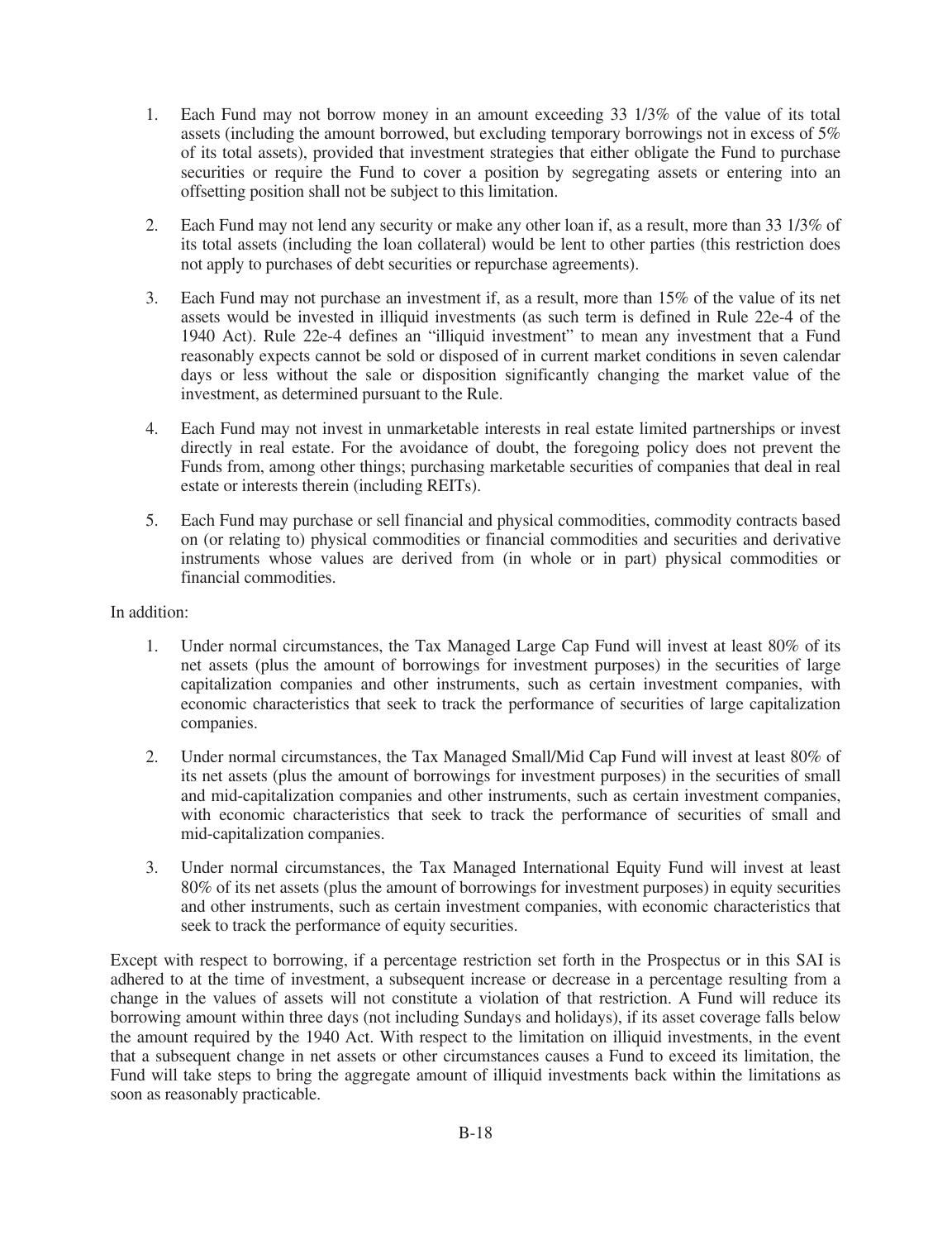1. Each Fund may not borrow money in an amount exceeding 33 1/3% of the value of its total assets (including the amount borrowed, but excluding temporary borrowings not in excess of 5% of its total assets), provided that investment strategies that either obligate the Fund to purchase securities or require the Fund to cover a position by segregating assets or entering into an offsetting position shall not be subject to this limitation.

2. Each Fund may not lend any security or make any other loan if, as a result, more than 33 1/3% of its total assets (including the loan collateral) would be lent to other parties (this restriction does not apply to purchases of debt securities or repurchase agreements).

3. Each Fund may not purchase an investment if, as a result, more than 15% of the value of its net assets would be invested in illiquid investments (as such term is defined in Rule 22e-4 of the 1940 Act). Rule 22e-4 defines an "illiquid investment" to mean any investment that a Fund reasonably expects cannot be sold or disposed of in current market conditions in seven calendar days or less without the sale or disposition significantly changing the market value of the investment, as determined pursuant to the Rule.

4. Each Fund may not invest in unmarketable interests in real estate limited partnerships or invest directly in real estate. For the avoidance of doubt, the foregoing policy does not prevent the Funds from, among other things; purchasing marketable securities of companies that deal in real estate or interests therein (including REITs).

5. Each Fund may purchase or sell financial and physical commodities, commodity contracts based on (or relating to) physical commodities or financial commodities and securities and derivative instruments whose values are derived from (in whole or in part) physical commodities or financial commodities.

In addition:

1. Under normal circumstances, the Tax Managed Large Cap Fund will invest at least 80% of its net assets (plus the amount of borrowings for investment purposes) in the securities of large capitalization companies and other instruments, such as certain investment companies, with economic characteristics that seek to track the performance of securities of large capitalization companies.

2. Under normal circumstances, the Tax Managed Small/Mid Cap Fund will invest at least 80% of its net assets (plus the amount of borrowings for investment purposes) in the securities of small and mid-capitalization companies and other instruments, such as certain investment companies, with economic characteristics that seek to track the performance of securities of small and mid-capitalization companies.

3. Under normal circumstances, the Tax Managed International Equity Fund will invest at least 80% of its net assets (plus the amount of borrowings for investment purposes) in equity securities and other instruments, such as certain investment companies, with economic characteristics that seek to track the performance of equity securities.

Except with respect to borrowing, if a percentage restriction set forth in the Prospectus or in this SAI is adhered to at the time of investment, a subsequent increase or decrease in a percentage resulting from a change in the values of assets will not constitute a violation of that restriction. A Fund will reduce its borrowing amount within three days (not including Sundays and holidays), if its asset coverage falls below the amount required by the 1940 Act. With respect to the limitation on illiquid investments, in the event that a subsequent change in net assets or other circumstances causes a Fund to exceed its limitation, the Fund will take steps to bring the aggregate amount of illiquid investments back within the limitations as soon as reasonably practicable.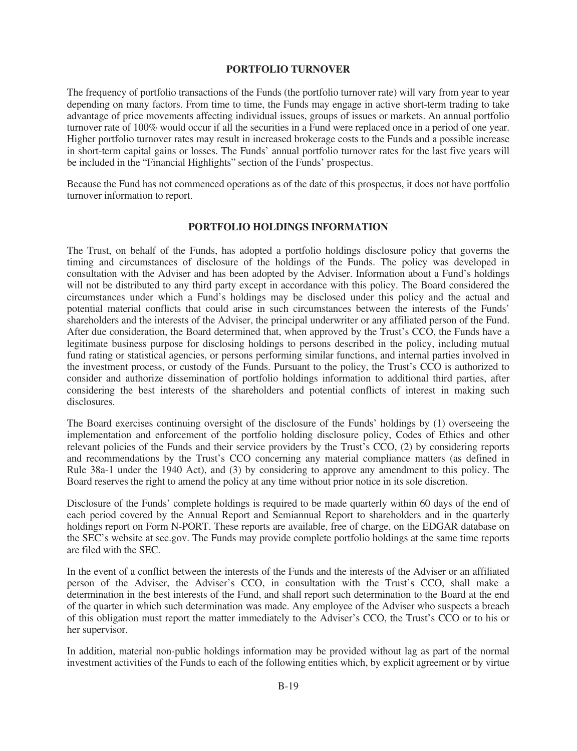## PORTFOLIO TURNOVER

The frequency of portfolio transactions of the Funds (the portfolio turnover rate) will vary from year to year depending on many factors. From time to time, the Funds may engage in active short-term trading to take advantage of price movements affecting individual issues, groups of issues or markets. An annual portfolio turnover rate of 100% would occur if all the securities in a Fund were replaced once in a period of one year. Higher portfolio turnover rates may result in increased brokerage costs to the Funds and a possible increase in short-term capital gains or losses. The Funds' annual portfolio turnover rates for the last five years will be included in the "Financial Highlights" section of the Funds' prospectus.

Because the Fund has not commenced operations as of the date of this prospectus, it does not have portfolio turnover information to report.

## PORTFOLIO HOLDINGS INFORMATION

The Trust, on behalf of the Funds, has adopted a portfolio holdings disclosure policy that governs the timing and circumstances of disclosure of the holdings of the Funds. The policy was developed in consultation with the Adviser and has been adopted by the Adviser. Information about a Fund's holdings will not be distributed to any third party except in accordance with this policy. The Board considered the circumstances under which a Fund's holdings may be disclosed under this policy and the actual and potential material conflicts that could arise in such circumstances between the interests of the Funds' shareholders and the interests of the Adviser, the principal underwriter or any affiliated person of the Fund. After due consideration, the Board determined that, when approved by the Trust's CCO, the Funds have a legitimate business purpose for disclosing holdings to persons described in the policy, including mutual fund rating or statistical agencies, or persons performing similar functions, and internal parties involved in the investment process, or custody of the Funds. Pursuant to the policy, the Trust's CCO is authorized to consider and authorize dissemination of portfolio holdings information to additional third parties, after considering the best interests of the shareholders and potential conflicts of interest in making such disclosures.

The Board exercises continuing oversight of the disclosure of the Funds' holdings by (1) overseeing the implementation and enforcement of the portfolio holding disclosure policy, Codes of Ethics and other relevant policies of the Funds and their service providers by the Trust's CCO, (2) by considering reports and recommendations by the Trust's CCO concerning any material compliance matters (as defined in Rule 38a-1 under the 1940 Act), and (3) by considering to approve any amendment to this policy. The Board reserves the right to amend the policy at any time without prior notice in its sole discretion.

Disclosure of the Funds' complete holdings is required to be made quarterly within 60 days of the end of each period covered by the Annual Report and Semiannual Report to shareholders and in the quarterly holdings report on Form N-PORT. These reports are available, free of charge, on the EDGAR database on the SEC's website at sec.gov. The Funds may provide complete portfolio holdings at the same time reports are filed with the SEC.

In the event of a conflict between the interests of the Funds and the interests of the Adviser or an affiliated person of the Adviser, the Adviser's CCO, in consultation with the Trust's CCO, shall make a determination in the best interests of the Fund, and shall report such determination to the Board at the end of the quarter in which such determination was made. Any employee of the Adviser who suspects a breach of this obligation must report the matter immediately to the Adviser's CCO, the Trust's CCO or to his or her supervisor.

In addition, material non-public holdings information may be provided without lag as part of the normal investment activities of the Funds to each of the following entities which, by explicit agreement or by virtue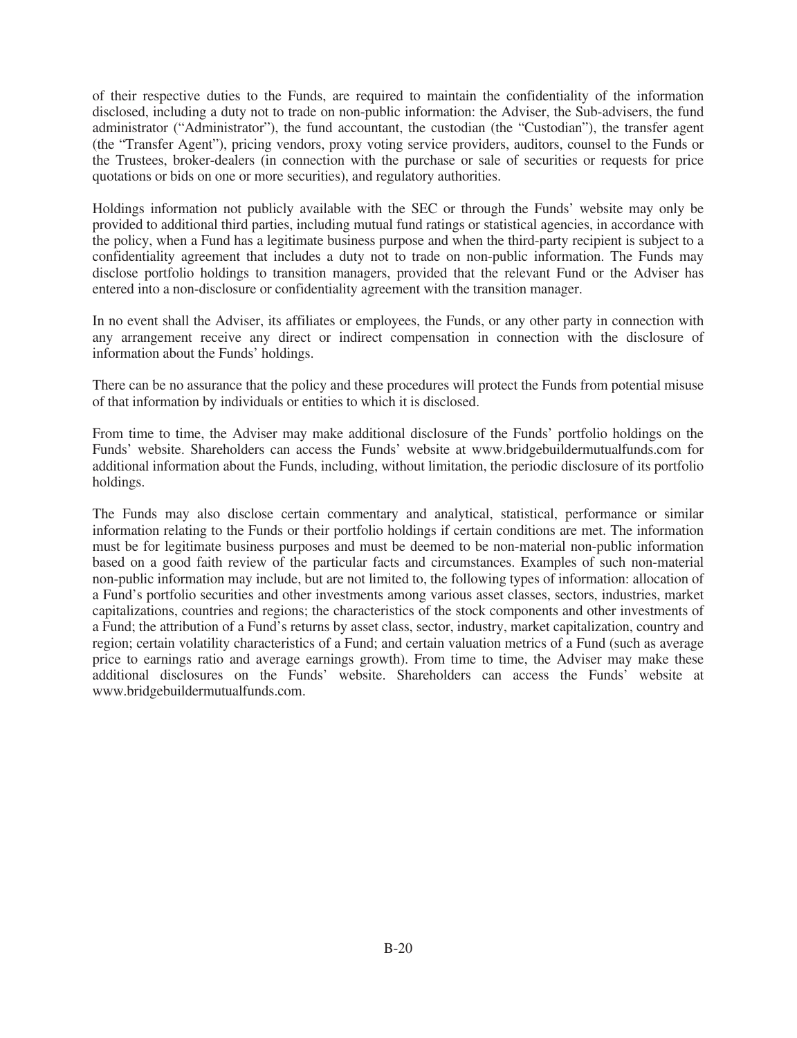of their respective duties to the Funds, are required to maintain the confidentiality of the information disclosed, including a duty not to trade on non-public information: the Adviser, the Sub-advisers, the fund administrator ("Administrator"), the fund accountant, the custodian (the "Custodian"), the transfer agent (the "Transfer Agent"), pricing vendors, proxy voting service providers, auditors, counsel to the Funds or the Trustees, broker-dealers (in connection with the purchase or sale of securities or requests for price quotations or bids on one or more securities), and regulatory authorities.

Holdings information not publicly available with the SEC or through the Funds' website may only be provided to additional third parties, including mutual fund ratings or statistical agencies, in accordance with the policy, when a Fund has a legitimate business purpose and when the third-party recipient is subject to a confidentiality agreement that includes a duty not to trade on non-public information. The Funds may disclose portfolio holdings to transition managers, provided that the relevant Fund or the Adviser has entered into a non-disclosure or confidentiality agreement with the transition manager.

In no event shall the Adviser, its affiliates or employees, the Funds, or any other party in connection with any arrangement receive any direct or indirect compensation in connection with the disclosure of information about the Funds' holdings.

There can be no assurance that the policy and these procedures will protect the Funds from potential misuse of that information by individuals or entities to which it is disclosed.

From time to time, the Adviser may make additional disclosure of the Funds' portfolio holdings on the Funds' website. Shareholders can access the Funds' website at www.bridgebuildermutualfunds.com for additional information about the Funds, including, without limitation, the periodic disclosure of its portfolio holdings.

The Funds may also disclose certain commentary and analytical, statistical, performance or similar information relating to the Funds or their portfolio holdings if certain conditions are met. The information must be for legitimate business purposes and must be deemed to be non-material non-public information based on a good faith review of the particular facts and circumstances. Examples of such non-material non-public information may include, but are not limited to, the following types of information: allocation of a Fund's portfolio securities and other investments among various asset classes, sectors, industries, market capitalizations, countries and regions; the characteristics of the stock components and other investments of a Fund; the attribution of a Fund's returns by asset class, sector, industry, market capitalization, country and region; certain volatility characteristics of a Fund; and certain valuation metrics of a Fund (such as average price to earnings ratio and average earnings growth). From time to time, the Adviser may make these additional disclosures on the Funds' website. Shareholders can access the Funds' website at www.bridgebuildermutualfunds.com.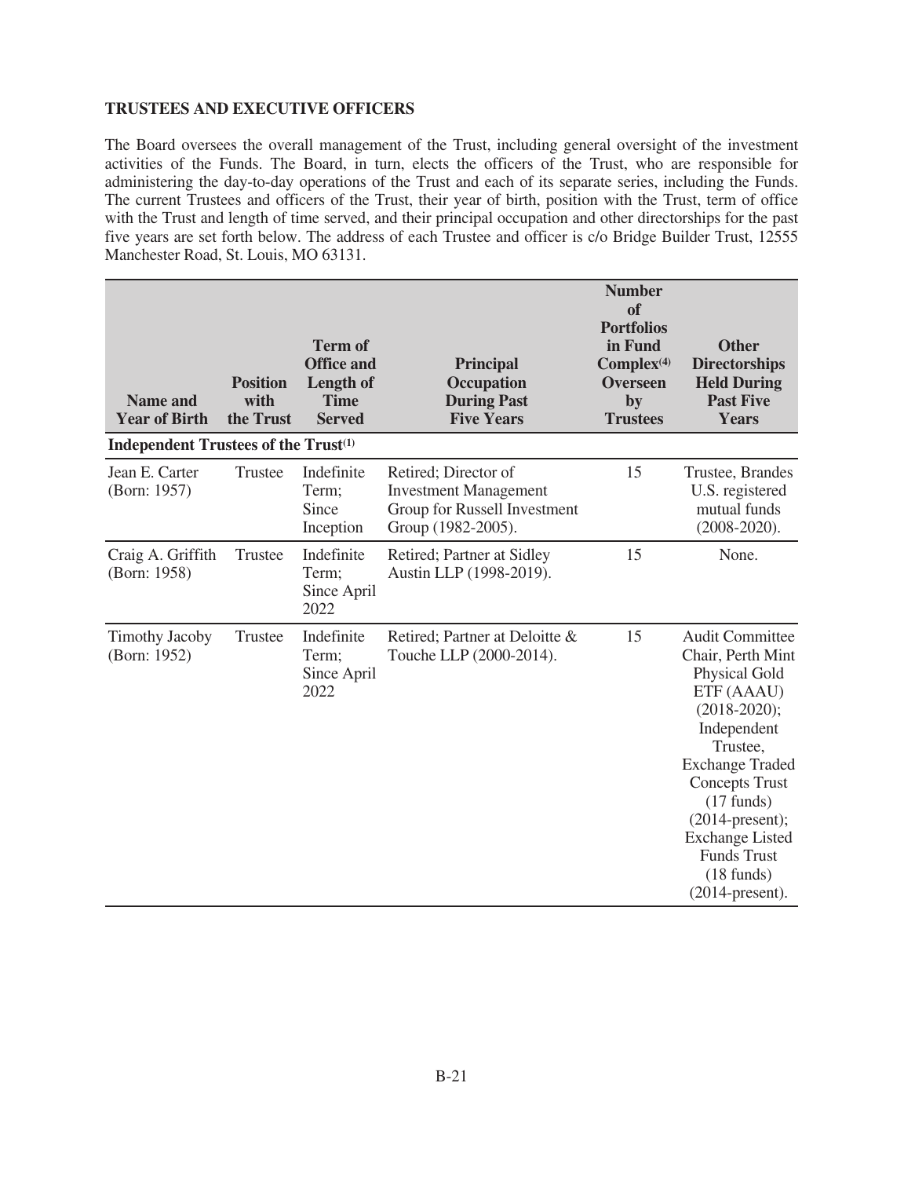**TRUSTEES AND EXECUTIVE OFFICERS**

The Board oversees the overall management of the Trust, including general oversight of the investment activities of the Funds. The Board, in turn, elects the officers of the Trust, who are responsible for administering the day-to-day operations of the Trust and each of its separate series, including the Funds. The current Trustees and officers of the Trust, their year of birth, position with the Trust, term of office with the Trust and length of time served, and their principal occupation and other directorships for the past five years are set forth below. The address of each Trustee and officer is c/o Bridge Builder Trust, 12555 Manchester Road, St. Louis, MO 63131.

| Name and Year of Birth | Position with the Trust | Term of Office and Length of Time Served | Principal Occupation During Past Five Years | Number of Portfolios in Fund Complex[4] Overseen by Trustees | Other Directorships Held During Past Five Years |
|---|---|---|---|---|---|
| **Independent Trustees of the Trust[1]** | | | | | |
| Jean E. Carter (Born: 1957) | Trustee | Indefinite Term; Since Inception | Retired; Director of Investment Management Group for Russell Investment Group (1982-2005). | 15 | Trustee, Brandes U.S. registered mutual funds (2008-2020). |
| Craig A. Griffith (Born: 1958) | Trustee | Indefinite Term; Since April 2022 | Retired; Partner at Sidley Austin LLP (1998-2019). | 15 | None. |
| Timothy Jacoby (Born: 1952) | Trustee | Indefinite Term; Since April 2022 | Retired; Partner at Deloitte & Touche LLP (2000-2014). | 15 | Audit Committee Chair, Perth Mint Physical Gold ETF (AAAU) (2018-2020); Independent Trustee, Exchange Traded Concepts Trust (17 funds) (2014-present); Exchange Listed Funds Trust (18 funds) (2014-present). |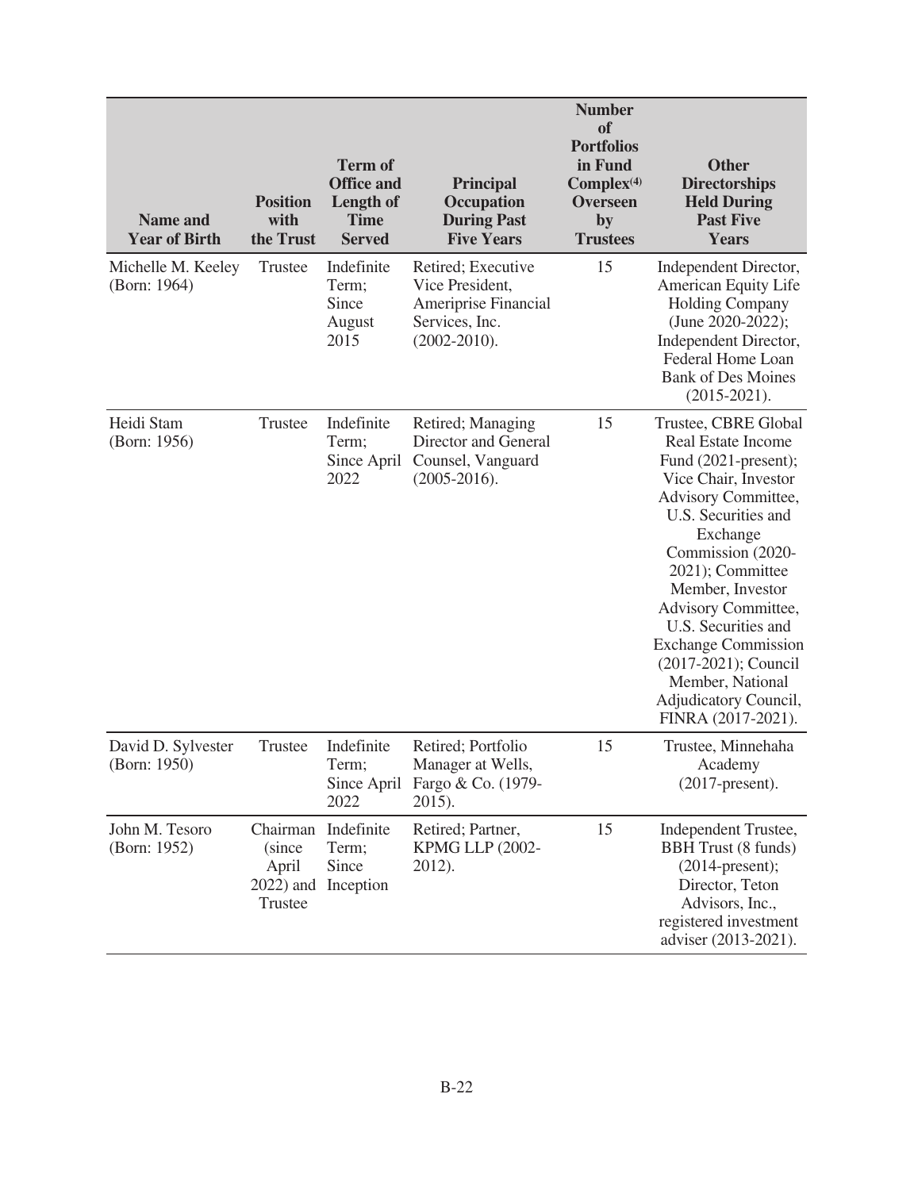| Name and Year of Birth | Position with the Trust | Term of Office and Length of Time Served | Principal Occupation During Past Five Years | Number of Portfolios in Fund Complex[(4)] Overseen by Trustees | Other Directorships Held During Past Five Years |
|---|---|---|---|---|---|
| Michelle M. Keeley (Born: 1964) | Trustee | Indefinite Term; Since August 2015 | Retired; Executive Vice President, Ameriprise Financial Services, Inc. (2002-2010). | 15 | Independent Director, American Equity Life Holding Company (June 2020-2022); Independent Director, Federal Home Loan Bank of Des Moines (2015-2021). |
| Heidi Stam (Born: 1956) | Trustee | Indefinite Term; Since April 2022 | Retired; Managing Director and General Counsel, Vanguard (2005-2016). | 15 | Trustee, CBRE Global Real Estate Income Fund (2021-present); Vice Chair, Investor Advisory Committee, U.S. Securities and Exchange Commission (2020-2021); Committee Member, Investor Advisory Committee, U.S. Securities and Exchange Commission (2017-2021); Council Member, National Adjudicatory Council, FINRA (2017-2021). |
| David D. Sylvester (Born: 1950) | Trustee | Indefinite Term; Since April 2022 | Retired; Portfolio Manager at Wells, Fargo & Co. (1979-2015). | 15 | Trustee, Minnehaha Academy (2017-present). |
| John M. Tesoro (Born: 1952) | Chairman (since April 2022) and Trustee | Indefinite Term; Since Inception | Retired; Partner, KPMG LLP (2002-2012). | 15 | Independent Trustee, BBH Trust (8 funds) (2014-present); Director, Teton Advisors, Inc., registered investment adviser (2013-2021). |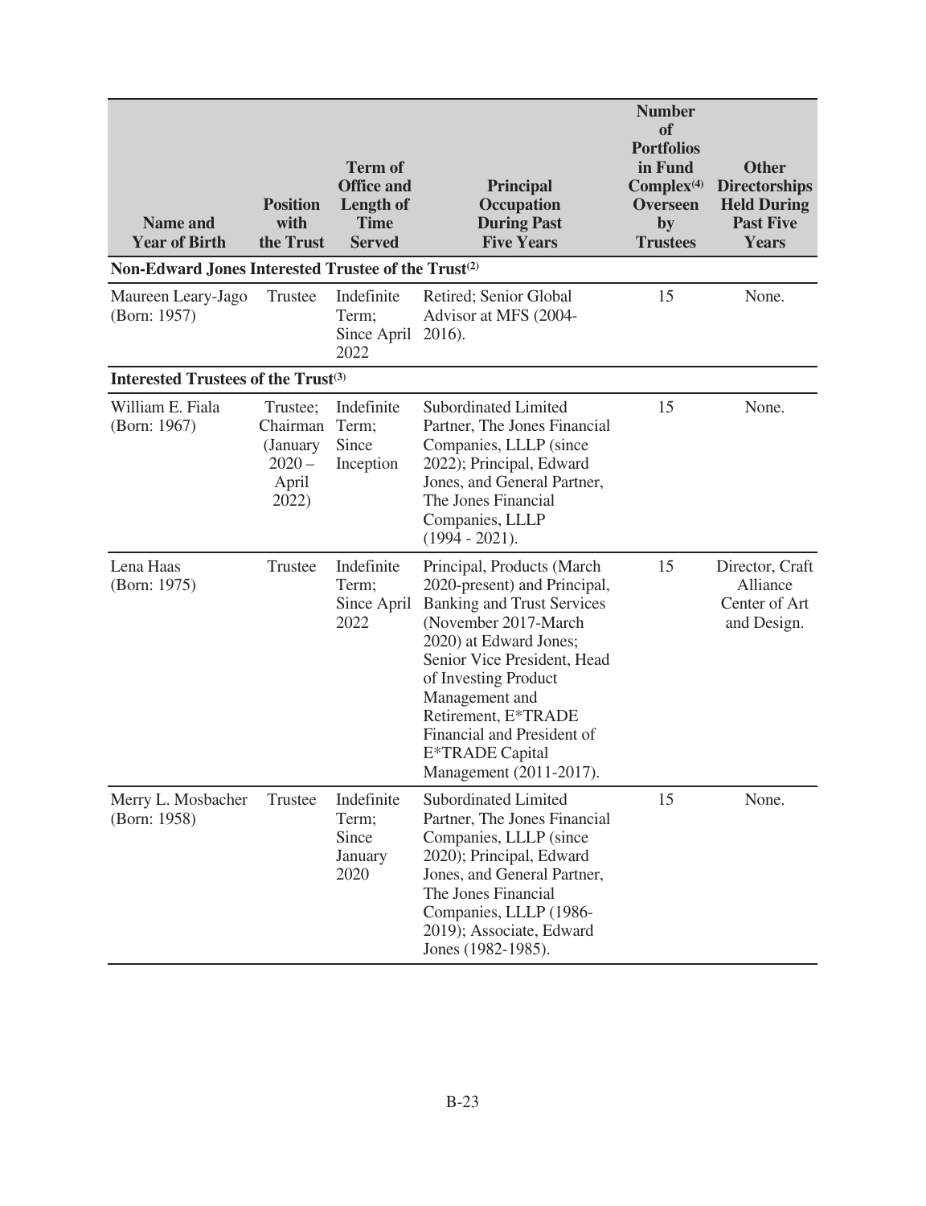| Name and Year of Birth | Position with the Trust | Term of Office and Length of Time Served | Principal Occupation During Past Five Years | Number of Portfolios in Fund Complex[4] Overseen by Trustees | Other Directorships Held During Past Five Years |
|---|---|---|---|---|---|
| **Non-Edward Jones Interested Trustee of the Trust[2]** | | | | | |
| Maureen Leary-Jago (Born: 1957) | Trustee | Indefinite Term; Since April 2022 | Retired; Senior Global Advisor at MFS (2004-2016). | 15 | None. |
| **Interested Trustees of the Trust[3]** | | | | | |
| William E. Fiala (Born: 1967) | Trustee; Chairman (January 2020 – April 2022) | Indefinite Term; Since Inception | Subordinated Limited Partner, The Jones Financial Companies, LLLP (since 2022); Principal, Edward Jones, and General Partner, The Jones Financial Companies, LLLP (1994 - 2021). | 15 | None. |
| Lena Haas (Born: 1975) | Trustee | Indefinite Term; Since April 2022 | Principal, Products (March 2020-present) and Principal, Banking and Trust Services (November 2017-March 2020) at Edward Jones; Senior Vice President, Head of Investing Product Management and Retirement, E*TRADE Financial and President of E*TRADE Capital Management (2011-2017). | 15 | Director, Craft Alliance Center of Art and Design. |
| Merry L. Mosbacher (Born: 1958) | Trustee | Indefinite Term; Since January 2020 | Subordinated Limited Partner, The Jones Financial Companies, LLLP (since 2020); Principal, Edward Jones, and General Partner, The Jones Financial Companies, LLLP (1986-2019); Associate, Edward Jones (1982-1985). | 15 | None. |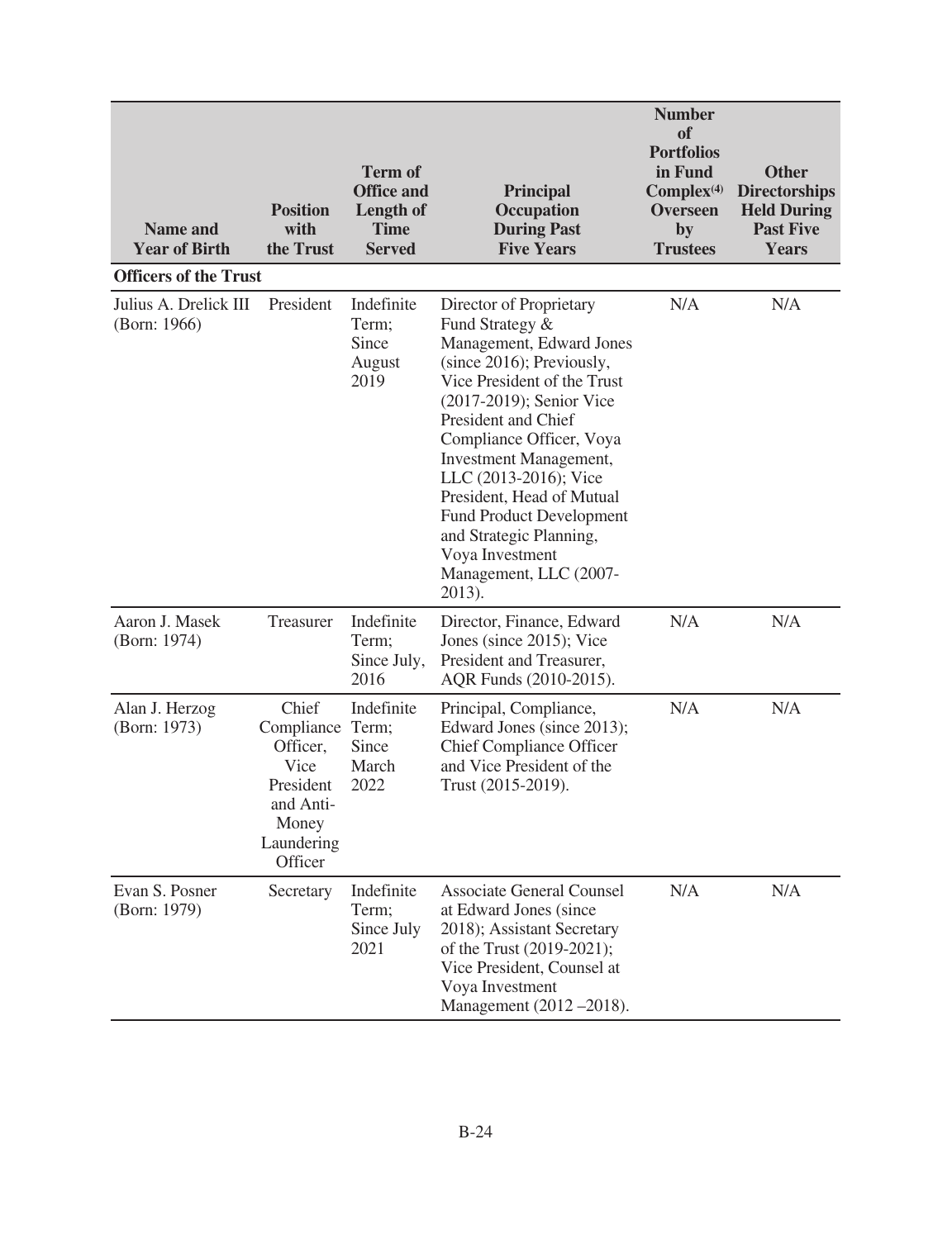| Name and Year of Birth | Position with the Trust | Term of Office and Length of Time Served | Principal Occupation During Past Five Years | Number of Portfolios in Fund Complex[(4)] Overseen by Trustees | Other Directorships Held During Past Five Years |
|---|---|---|---|---|---|
| **Officers of the Trust** | | | | | |
| Julius A. Drelick III (Born: 1966) | President | Indefinite Term; Since August 2019 | Director of Proprietary Fund Strategy & Management, Edward Jones (since 2016); Previously, Vice President of the Trust (2017-2019); Senior Vice President and Chief Compliance Officer, Voya Investment Management, LLC (2013-2016); Vice President, Head of Mutual Fund Product Development and Strategic Planning, Voya Investment Management, LLC (2007-2013). | N/A | N/A |
| Aaron J. Masek (Born: 1974) | Treasurer | Indefinite Term; Since July, 2016 | Director, Finance, Edward Jones (since 2015); Vice President and Treasurer, AQR Funds (2010-2015). | N/A | N/A |
| Alan J. Herzog (Born: 1973) | Chief Compliance Officer, Vice President and Anti-Money Laundering Officer | Indefinite Term; Since March 2022 | Principal, Compliance, Edward Jones (since 2013); Chief Compliance Officer and Vice President of the Trust (2015-2019). | N/A | N/A |
| Evan S. Posner (Born: 1979) | Secretary | Indefinite Term; Since July 2021 | Associate General Counsel at Edward Jones (since 2018); Assistant Secretary of the Trust (2019-2021); Vice President, Counsel at Voya Investment Management (2012 –2018). | N/A | N/A |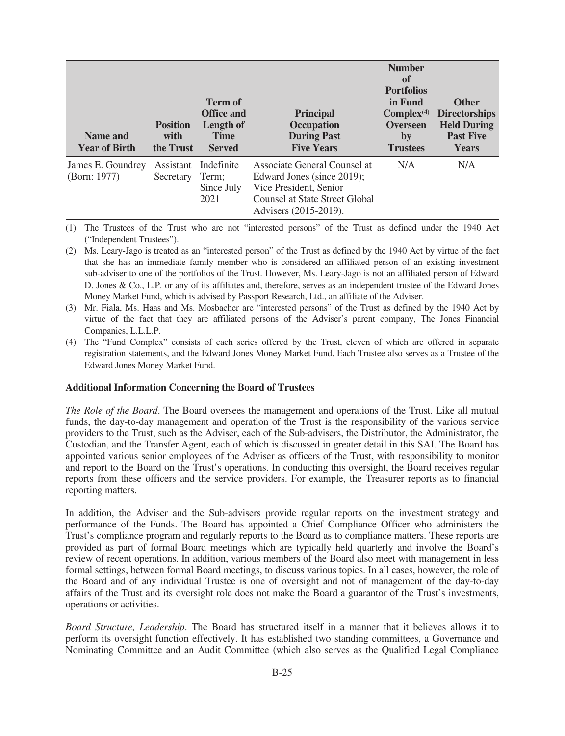| Name and Year of Birth | Position with the Trust | Term of Office and Length of Time Served | Principal Occupation During Past Five Years | Number of Portfolios in Fund Complex(4) Overseen by Trustees | Other Directorships Held During Past Five Years |
|---|---|---|---|---|---|
| James E. Goundrey (Born: 1977) | Assistant Secretary | Indefinite Term; Since July 2021 | Associate General Counsel at Edward Jones (since 2019); Vice President, Senior Counsel at State Street Global Advisers (2015-2019). | N/A | N/A |

(1) The Trustees of the Trust who are not "interested persons" of the Trust as defined under the 1940 Act ("Independent Trustees").

(2) Ms. Leary-Jago is treated as an "interested person" of the Trust as defined by the 1940 Act by virtue of the fact that she has an immediate family member who is considered an affiliated person of an existing investment sub-adviser to one of the portfolios of the Trust. However, Ms. Leary-Jago is not an affiliated person of Edward D. Jones & Co., L.P. or any of its affiliates and, therefore, serves as an independent trustee of the Edward Jones Money Market Fund, which is advised by Passport Research, Ltd., an affiliate of the Adviser.

(3) Mr. Fiala, Ms. Haas and Ms. Mosbacher are "interested persons" of the Trust as defined by the 1940 Act by virtue of the fact that they are affiliated persons of the Adviser's parent company, The Jones Financial Companies, L.L.L.P.

(4) The "Fund Complex" consists of each series offered by the Trust, eleven of which are offered in separate registration statements, and the Edward Jones Money Market Fund. Each Trustee also serves as a Trustee of the Edward Jones Money Market Fund.

**Additional Information Concerning the Board of Trustees**

*The Role of the Board*. The Board oversees the management and operations of the Trust. Like all mutual funds, the day-to-day management and operation of the Trust is the responsibility of the various service providers to the Trust, such as the Adviser, each of the Sub-advisers, the Distributor, the Administrator, the Custodian, and the Transfer Agent, each of which is discussed in greater detail in this SAI. The Board has appointed various senior employees of the Adviser as officers of the Trust, with responsibility to monitor and report to the Board on the Trust's operations. In conducting this oversight, the Board receives regular reports from these officers and the service providers. For example, the Treasurer reports as to financial reporting matters.

In addition, the Adviser and the Sub-advisers provide regular reports on the investment strategy and performance of the Funds. The Board has appointed a Chief Compliance Officer who administers the Trust's compliance program and regularly reports to the Board as to compliance matters. These reports are provided as part of formal Board meetings which are typically held quarterly and involve the Board's review of recent operations. In addition, various members of the Board also meet with management in less formal settings, between formal Board meetings, to discuss various topics. In all cases, however, the role of the Board and of any individual Trustee is one of oversight and not of management of the day-to-day affairs of the Trust and its oversight role does not make the Board a guarantor of the Trust's investments, operations or activities.

*Board Structure, Leadership*. The Board has structured itself in a manner that it believes allows it to perform its oversight function effectively. It has established two standing committees, a Governance and Nominating Committee and an Audit Committee (which also serves as the Qualified Legal Compliance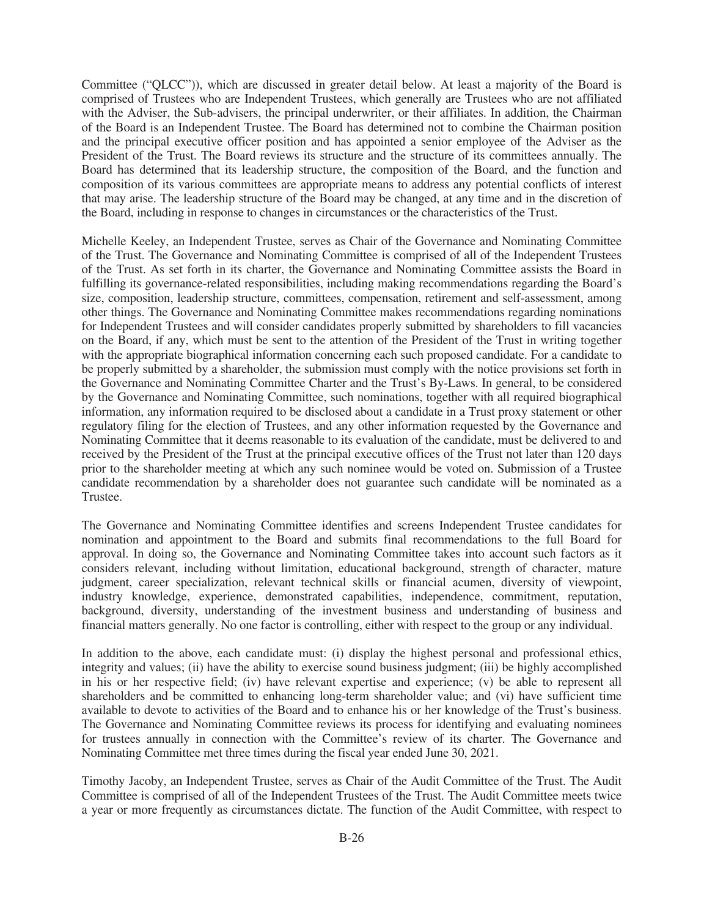Committee ("QLCC")), which are discussed in greater detail below. At least a majority of the Board is comprised of Trustees who are Independent Trustees, which generally are Trustees who are not affiliated with the Adviser, the Sub-advisers, the principal underwriter, or their affiliates. In addition, the Chairman of the Board is an Independent Trustee. The Board has determined not to combine the Chairman position and the principal executive officer position and has appointed a senior employee of the Adviser as the President of the Trust. The Board reviews its structure and the structure of its committees annually. The Board has determined that its leadership structure, the composition of the Board, and the function and composition of its various committees are appropriate means to address any potential conflicts of interest that may arise. The leadership structure of the Board may be changed, at any time and in the discretion of the Board, including in response to changes in circumstances or the characteristics of the Trust.

Michelle Keeley, an Independent Trustee, serves as Chair of the Governance and Nominating Committee of the Trust. The Governance and Nominating Committee is comprised of all of the Independent Trustees of the Trust. As set forth in its charter, the Governance and Nominating Committee assists the Board in fulfilling its governance-related responsibilities, including making recommendations regarding the Board's size, composition, leadership structure, committees, compensation, retirement and self-assessment, among other things. The Governance and Nominating Committee makes recommendations regarding nominations for Independent Trustees and will consider candidates properly submitted by shareholders to fill vacancies on the Board, if any, which must be sent to the attention of the President of the Trust in writing together with the appropriate biographical information concerning each such proposed candidate. For a candidate to be properly submitted by a shareholder, the submission must comply with the notice provisions set forth in the Governance and Nominating Committee Charter and the Trust's By-Laws. In general, to be considered by the Governance and Nominating Committee, such nominations, together with all required biographical information, any information required to be disclosed about a candidate in a Trust proxy statement or other regulatory filing for the election of Trustees, and any other information requested by the Governance and Nominating Committee that it deems reasonable to its evaluation of the candidate, must be delivered to and received by the President of the Trust at the principal executive offices of the Trust not later than 120 days prior to the shareholder meeting at which any such nominee would be voted on. Submission of a Trustee candidate recommendation by a shareholder does not guarantee such candidate will be nominated as a Trustee.

The Governance and Nominating Committee identifies and screens Independent Trustee candidates for nomination and appointment to the Board and submits final recommendations to the full Board for approval. In doing so, the Governance and Nominating Committee takes into account such factors as it considers relevant, including without limitation, educational background, strength of character, mature judgment, career specialization, relevant technical skills or financial acumen, diversity of viewpoint, industry knowledge, experience, demonstrated capabilities, independence, commitment, reputation, background, diversity, understanding of the investment business and understanding of business and financial matters generally. No one factor is controlling, either with respect to the group or any individual.

In addition to the above, each candidate must: (i) display the highest personal and professional ethics, integrity and values; (ii) have the ability to exercise sound business judgment; (iii) be highly accomplished in his or her respective field; (iv) have relevant expertise and experience; (v) be able to represent all shareholders and be committed to enhancing long-term shareholder value; and (vi) have sufficient time available to devote to activities of the Board and to enhance his or her knowledge of the Trust's business. The Governance and Nominating Committee reviews its process for identifying and evaluating nominees for trustees annually in connection with the Committee's review of its charter. The Governance and Nominating Committee met three times during the fiscal year ended June 30, 2021.

Timothy Jacoby, an Independent Trustee, serves as Chair of the Audit Committee of the Trust. The Audit Committee is comprised of all of the Independent Trustees of the Trust. The Audit Committee meets twice a year or more frequently as circumstances dictate. The function of the Audit Committee, with respect to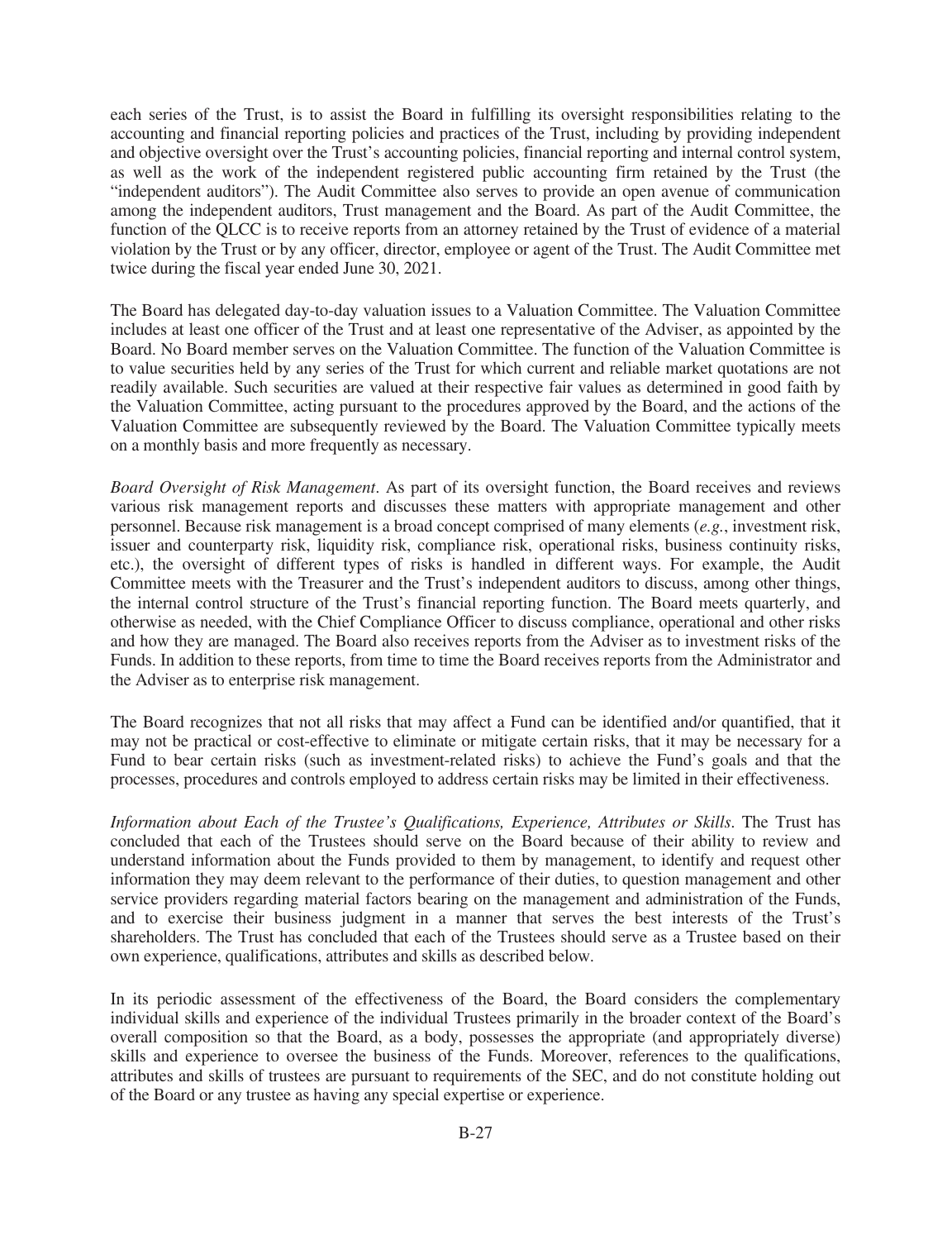each series of the Trust, is to assist the Board in fulfilling its oversight responsibilities relating to the accounting and financial reporting policies and practices of the Trust, including by providing independent and objective oversight over the Trust's accounting policies, financial reporting and internal control system, as well as the work of the independent registered public accounting firm retained by the Trust (the "independent auditors"). The Audit Committee also serves to provide an open avenue of communication among the independent auditors, Trust management and the Board. As part of the Audit Committee, the function of the QLCC is to receive reports from an attorney retained by the Trust of evidence of a material violation by the Trust or by any officer, director, employee or agent of the Trust. The Audit Committee met twice during the fiscal year ended June 30, 2021.

The Board has delegated day-to-day valuation issues to a Valuation Committee. The Valuation Committee includes at least one officer of the Trust and at least one representative of the Adviser, as appointed by the Board. No Board member serves on the Valuation Committee. The function of the Valuation Committee is to value securities held by any series of the Trust for which current and reliable market quotations are not readily available. Such securities are valued at their respective fair values as determined in good faith by the Valuation Committee, acting pursuant to the procedures approved by the Board, and the actions of the Valuation Committee are subsequently reviewed by the Board. The Valuation Committee typically meets on a monthly basis and more frequently as necessary.

*Board Oversight of Risk Management*. As part of its oversight function, the Board receives and reviews various risk management reports and discusses these matters with appropriate management and other personnel. Because risk management is a broad concept comprised of many elements (*e.g.*, investment risk, issuer and counterparty risk, liquidity risk, compliance risk, operational risks, business continuity risks, etc.), the oversight of different types of risks is handled in different ways. For example, the Audit Committee meets with the Treasurer and the Trust's independent auditors to discuss, among other things, the internal control structure of the Trust's financial reporting function. The Board meets quarterly, and otherwise as needed, with the Chief Compliance Officer to discuss compliance, operational and other risks and how they are managed. The Board also receives reports from the Adviser as to investment risks of the Funds. In addition to these reports, from time to time the Board receives reports from the Administrator and the Adviser as to enterprise risk management.

The Board recognizes that not all risks that may affect a Fund can be identified and/or quantified, that it may not be practical or cost-effective to eliminate or mitigate certain risks, that it may be necessary for a Fund to bear certain risks (such as investment-related risks) to achieve the Fund's goals and that the processes, procedures and controls employed to address certain risks may be limited in their effectiveness.

*Information about Each of the Trustee's Qualifications, Experience, Attributes or Skills*. The Trust has concluded that each of the Trustees should serve on the Board because of their ability to review and understand information about the Funds provided to them by management, to identify and request other information they may deem relevant to the performance of their duties, to question management and other service providers regarding material factors bearing on the management and administration of the Funds, and to exercise their business judgment in a manner that serves the best interests of the Trust's shareholders. The Trust has concluded that each of the Trustees should serve as a Trustee based on their own experience, qualifications, attributes and skills as described below.

In its periodic assessment of the effectiveness of the Board, the Board considers the complementary individual skills and experience of the individual Trustees primarily in the broader context of the Board's overall composition so that the Board, as a body, possesses the appropriate (and appropriately diverse) skills and experience to oversee the business of the Funds. Moreover, references to the qualifications, attributes and skills of trustees are pursuant to requirements of the SEC, and do not constitute holding out of the Board or any trustee as having any special expertise or experience.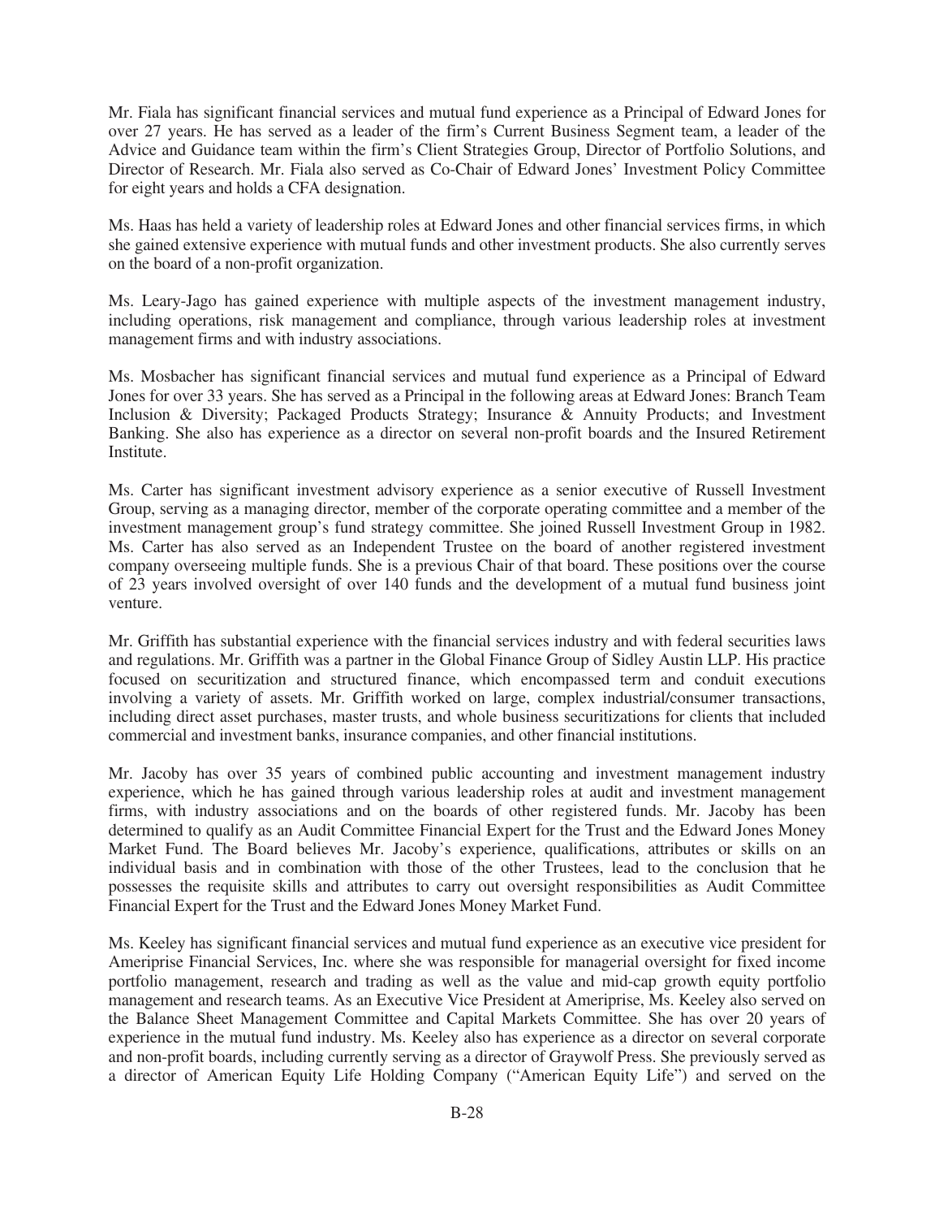Mr. Fiala has significant financial services and mutual fund experience as a Principal of Edward Jones for over 27 years. He has served as a leader of the firm's Current Business Segment team, a leader of the Advice and Guidance team within the firm's Client Strategies Group, Director of Portfolio Solutions, and Director of Research. Mr. Fiala also served as Co-Chair of Edward Jones' Investment Policy Committee for eight years and holds a CFA designation.

Ms. Haas has held a variety of leadership roles at Edward Jones and other financial services firms, in which she gained extensive experience with mutual funds and other investment products. She also currently serves on the board of a non-profit organization.

Ms. Leary-Jago has gained experience with multiple aspects of the investment management industry, including operations, risk management and compliance, through various leadership roles at investment management firms and with industry associations.

Ms. Mosbacher has significant financial services and mutual fund experience as a Principal of Edward Jones for over 33 years. She has served as a Principal in the following areas at Edward Jones: Branch Team Inclusion & Diversity; Packaged Products Strategy; Insurance & Annuity Products; and Investment Banking. She also has experience as a director on several non-profit boards and the Insured Retirement Institute.

Ms. Carter has significant investment advisory experience as a senior executive of Russell Investment Group, serving as a managing director, member of the corporate operating committee and a member of the investment management group's fund strategy committee. She joined Russell Investment Group in 1982. Ms. Carter has also served as an Independent Trustee on the board of another registered investment company overseeing multiple funds. She is a previous Chair of that board. These positions over the course of 23 years involved oversight of over 140 funds and the development of a mutual fund business joint venture.

Mr. Griffith has substantial experience with the financial services industry and with federal securities laws and regulations. Mr. Griffith was a partner in the Global Finance Group of Sidley Austin LLP. His practice focused on securitization and structured finance, which encompassed term and conduit executions involving a variety of assets. Mr. Griffith worked on large, complex industrial/consumer transactions, including direct asset purchases, master trusts, and whole business securitizations for clients that included commercial and investment banks, insurance companies, and other financial institutions.

Mr. Jacoby has over 35 years of combined public accounting and investment management industry experience, which he has gained through various leadership roles at audit and investment management firms, with industry associations and on the boards of other registered funds. Mr. Jacoby has been determined to qualify as an Audit Committee Financial Expert for the Trust and the Edward Jones Money Market Fund. The Board believes Mr. Jacoby's experience, qualifications, attributes or skills on an individual basis and in combination with those of the other Trustees, lead to the conclusion that he possesses the requisite skills and attributes to carry out oversight responsibilities as Audit Committee Financial Expert for the Trust and the Edward Jones Money Market Fund.

Ms. Keeley has significant financial services and mutual fund experience as an executive vice president for Ameriprise Financial Services, Inc. where she was responsible for managerial oversight for fixed income portfolio management, research and trading as well as the value and mid-cap growth equity portfolio management and research teams. As an Executive Vice President at Ameriprise, Ms. Keeley also served on the Balance Sheet Management Committee and Capital Markets Committee. She has over 20 years of experience in the mutual fund industry. Ms. Keeley also has experience as a director on several corporate and non-profit boards, including currently serving as a director of Graywolf Press. She previously served as a director of American Equity Life Holding Company ("American Equity Life") and served on the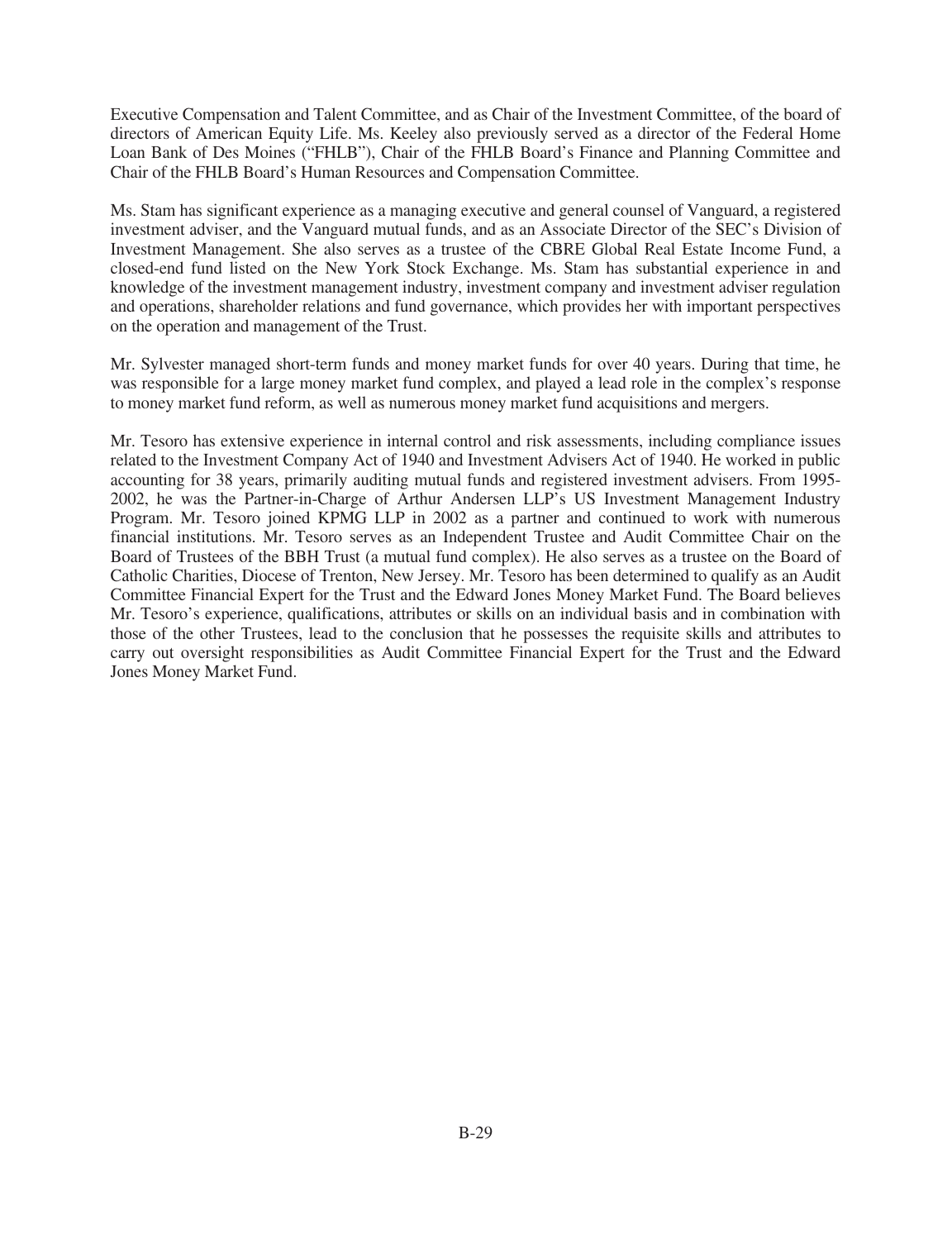Executive Compensation and Talent Committee, and as Chair of the Investment Committee, of the board of directors of American Equity Life. Ms. Keeley also previously served as a director of the Federal Home Loan Bank of Des Moines ("FHLB"), Chair of the FHLB Board's Finance and Planning Committee and Chair of the FHLB Board's Human Resources and Compensation Committee.

Ms. Stam has significant experience as a managing executive and general counsel of Vanguard, a registered investment adviser, and the Vanguard mutual funds, and as an Associate Director of the SEC's Division of Investment Management. She also serves as a trustee of the CBRE Global Real Estate Income Fund, a closed-end fund listed on the New York Stock Exchange. Ms. Stam has substantial experience in and knowledge of the investment management industry, investment company and investment adviser regulation and operations, shareholder relations and fund governance, which provides her with important perspectives on the operation and management of the Trust.

Mr. Sylvester managed short-term funds and money market funds for over 40 years. During that time, he was responsible for a large money market fund complex, and played a lead role in the complex's response to money market fund reform, as well as numerous money market fund acquisitions and mergers.

Mr. Tesoro has extensive experience in internal control and risk assessments, including compliance issues related to the Investment Company Act of 1940 and Investment Advisers Act of 1940. He worked in public accounting for 38 years, primarily auditing mutual funds and registered investment advisers. From 1995-2002, he was the Partner-in-Charge of Arthur Andersen LLP's US Investment Management Industry Program. Mr. Tesoro joined KPMG LLP in 2002 as a partner and continued to work with numerous financial institutions. Mr. Tesoro serves as an Independent Trustee and Audit Committee Chair on the Board of Trustees of the BBH Trust (a mutual fund complex). He also serves as a trustee on the Board of Catholic Charities, Diocese of Trenton, New Jersey. Mr. Tesoro has been determined to qualify as an Audit Committee Financial Expert for the Trust and the Edward Jones Money Market Fund. The Board believes Mr. Tesoro's experience, qualifications, attributes or skills on an individual basis and in combination with those of the other Trustees, lead to the conclusion that he possesses the requisite skills and attributes to carry out oversight responsibilities as Audit Committee Financial Expert for the Trust and the Edward Jones Money Market Fund.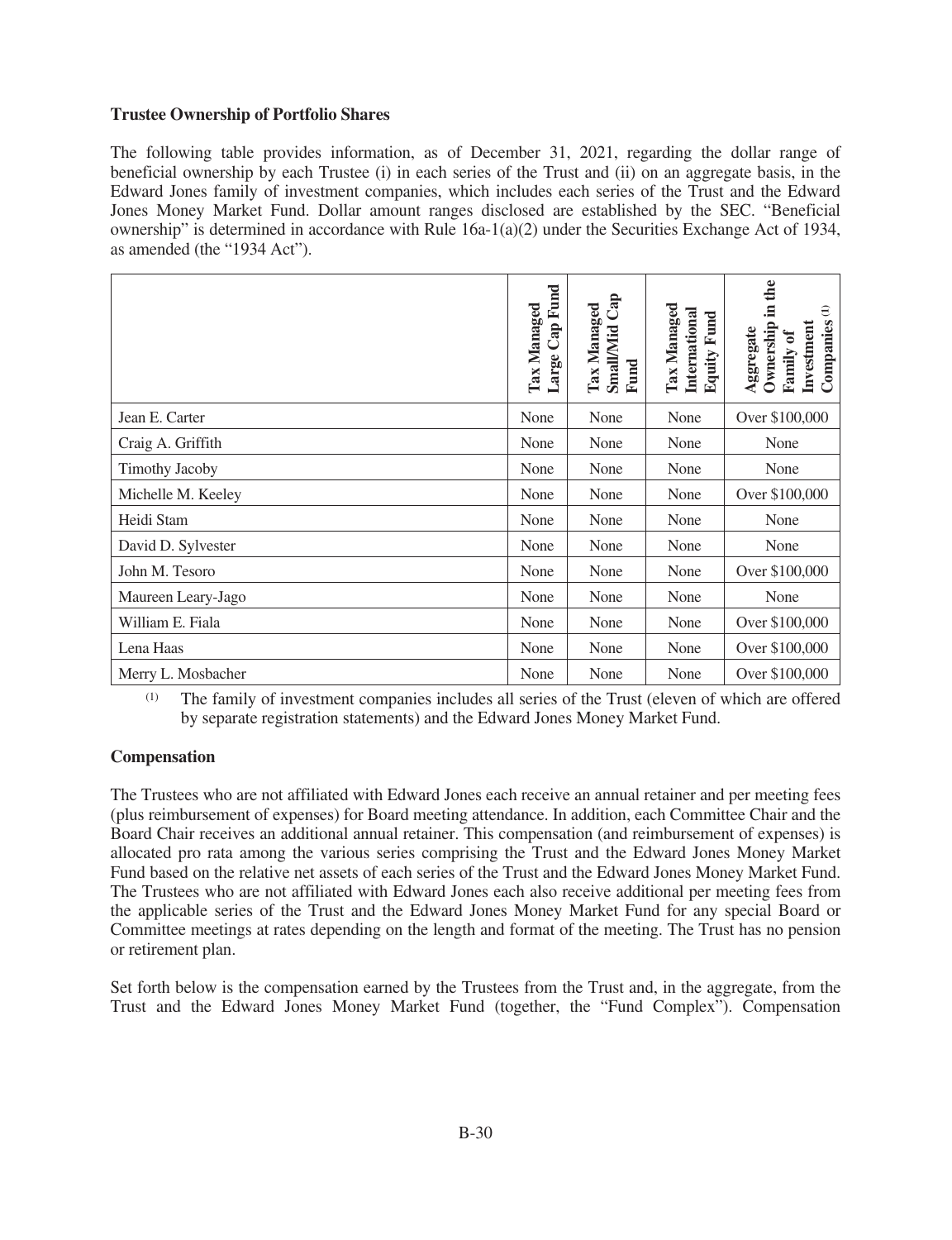**Trustee Ownership of Portfolio Shares**

The following table provides information, as of December 31, 2021, regarding the dollar range of beneficial ownership by each Trustee (i) in each series of the Trust and (ii) on an aggregate basis, in the Edward Jones family of investment companies, which includes each series of the Trust and the Edward Jones Money Market Fund. Dollar amount ranges disclosed are established by the SEC. "Beneficial ownership" is determined in accordance with Rule 16a-1(a)(2) under the Securities Exchange Act of 1934, as amended (the "1934 Act").

| | Tax Managed Large Cap Fund | Tax Managed Small/Mid Cap Fund | Tax Managed International Equity Fund | Aggregate Ownership in the Family of Investment Companies [(1)] |
|---|---|---|---|---|
| Jean E. Carter | None | None | None | Over $100,000 |
| Craig A. Griffith | None | None | None | None |
| Timothy Jacoby | None | None | None | None |
| Michelle M. Keeley | None | None | None | Over $100,000 |
| Heidi Stam | None | None | None | None |
| David D. Sylvester | None | None | None | None |
| John M. Tesoro | None | None | None | Over $100,000 |
| Maureen Leary-Jago | None | None | None | None |
| William E. Fiala | None | None | None | Over $100,000 |
| Lena Haas | None | None | None | Over $100,000 |
| Merry L. Mosbacher | None | None | None | Over $100,000 |

(1) The family of investment companies includes all series of the Trust (eleven of which are offered by separate registration statements) and the Edward Jones Money Market Fund.

**Compensation**

The Trustees who are not affiliated with Edward Jones each receive an annual retainer and per meeting fees (plus reimbursement of expenses) for Board meeting attendance. In addition, each Committee Chair and the Board Chair receives an additional annual retainer. This compensation (and reimbursement of expenses) is allocated pro rata among the various series comprising the Trust and the Edward Jones Money Market Fund based on the relative net assets of each series of the Trust and the Edward Jones Money Market Fund. The Trustees who are not affiliated with Edward Jones each also receive additional per meeting fees from the applicable series of the Trust and the Edward Jones Money Market Fund for any special Board or Committee meetings at rates depending on the length and format of the meeting. The Trust has no pension or retirement plan.

Set forth below is the compensation earned by the Trustees from the Trust and, in the aggregate, from the Trust and the Edward Jones Money Market Fund (together, the "Fund Complex"). Compensation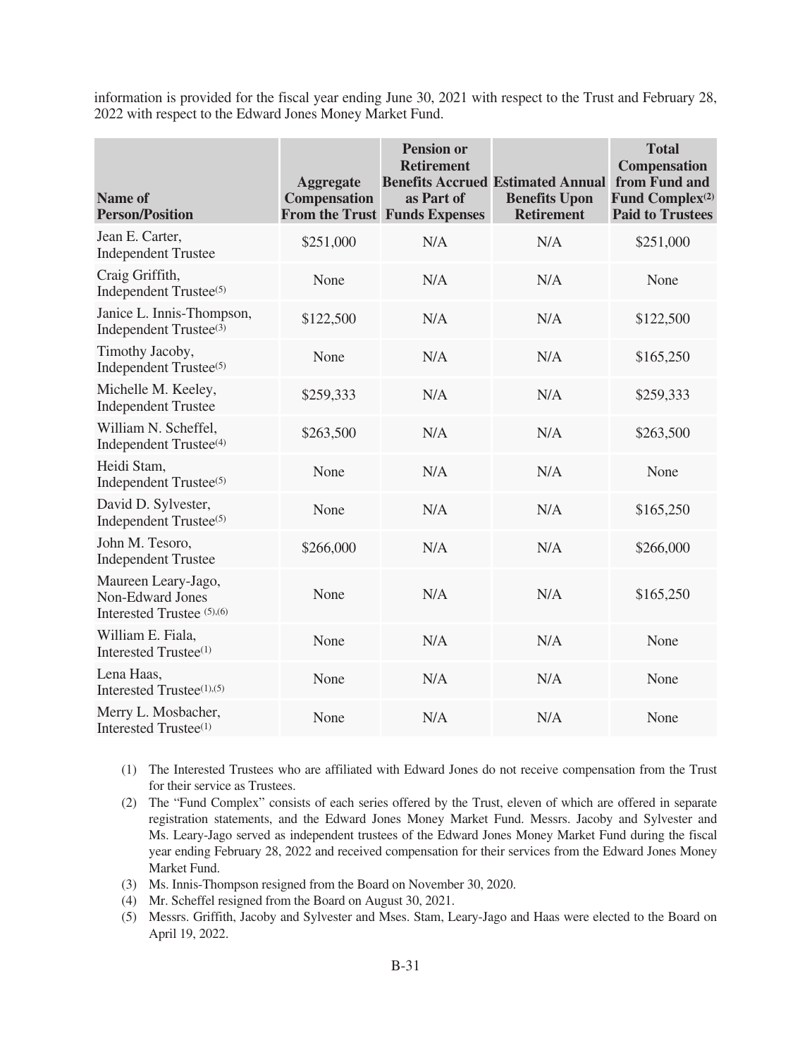information is provided for the fiscal year ending June 30, 2021 with respect to the Trust and February 28, 2022 with respect to the Edward Jones Money Market Fund.

| Name of Person/Position | Aggregate Compensation From the Trust | Pension or Retirement Benefits Accrued as Part of Funds Expenses | Estimated Annual Benefits Upon Retirement | Total Compensation from Fund and Fund Complex[(2)] Paid to Trustees |
|---|---|---|---|---|
| Jean E. Carter, Independent Trustee | $251,000 | N/A | N/A | $251,000 |
| Craig Griffith, Independent Trustee[(5)] | None | N/A | N/A | None |
| Janice L. Innis-Thompson, Independent Trustee[(3)] | $122,500 | N/A | N/A | $122,500 |
| Timothy Jacoby, Independent Trustee[(5)] | None | N/A | N/A | $165,250 |
| Michelle M. Keeley, Independent Trustee | $259,333 | N/A | N/A | $259,333 |
| William N. Scheffel, Independent Trustee[(4)] | $263,500 | N/A | N/A | $263,500 |
| Heidi Stam, Independent Trustee[(5)] | None | N/A | N/A | None |
| David D. Sylvester, Independent Trustee[(5)] | None | N/A | N/A | $165,250 |
| John M. Tesoro, Independent Trustee | $266,000 | N/A | N/A | $266,000 |
| Maureen Leary-Jago, Non-Edward Jones Interested Trustee [(5),(6)] | None | N/A | N/A | $165,250 |
| William E. Fiala, Interested Trustee[(1)] | None | N/A | N/A | None |
| Lena Haas, Interested Trustee[(1),(5)] | None | N/A | N/A | None |
| Merry L. Mosbacher, Interested Trustee[(1)] | None | N/A | N/A | None |

(1) The Interested Trustees who are affiliated with Edward Jones do not receive compensation from the Trust for their service as Trustees.

(2) The "Fund Complex" consists of each series offered by the Trust, eleven of which are offered in separate registration statements, and the Edward Jones Money Market Fund. Messrs. Jacoby and Sylvester and Ms. Leary-Jago served as independent trustees of the Edward Jones Money Market Fund during the fiscal year ending February 28, 2022 and received compensation for their services from the Edward Jones Money Market Fund.

(3) Ms. Innis-Thompson resigned from the Board on November 30, 2020.

(4) Mr. Scheffel resigned from the Board on August 30, 2021.

(5) Messrs. Griffith, Jacoby and Sylvester and Mses. Stam, Leary-Jago and Haas were elected to the Board on April 19, 2022.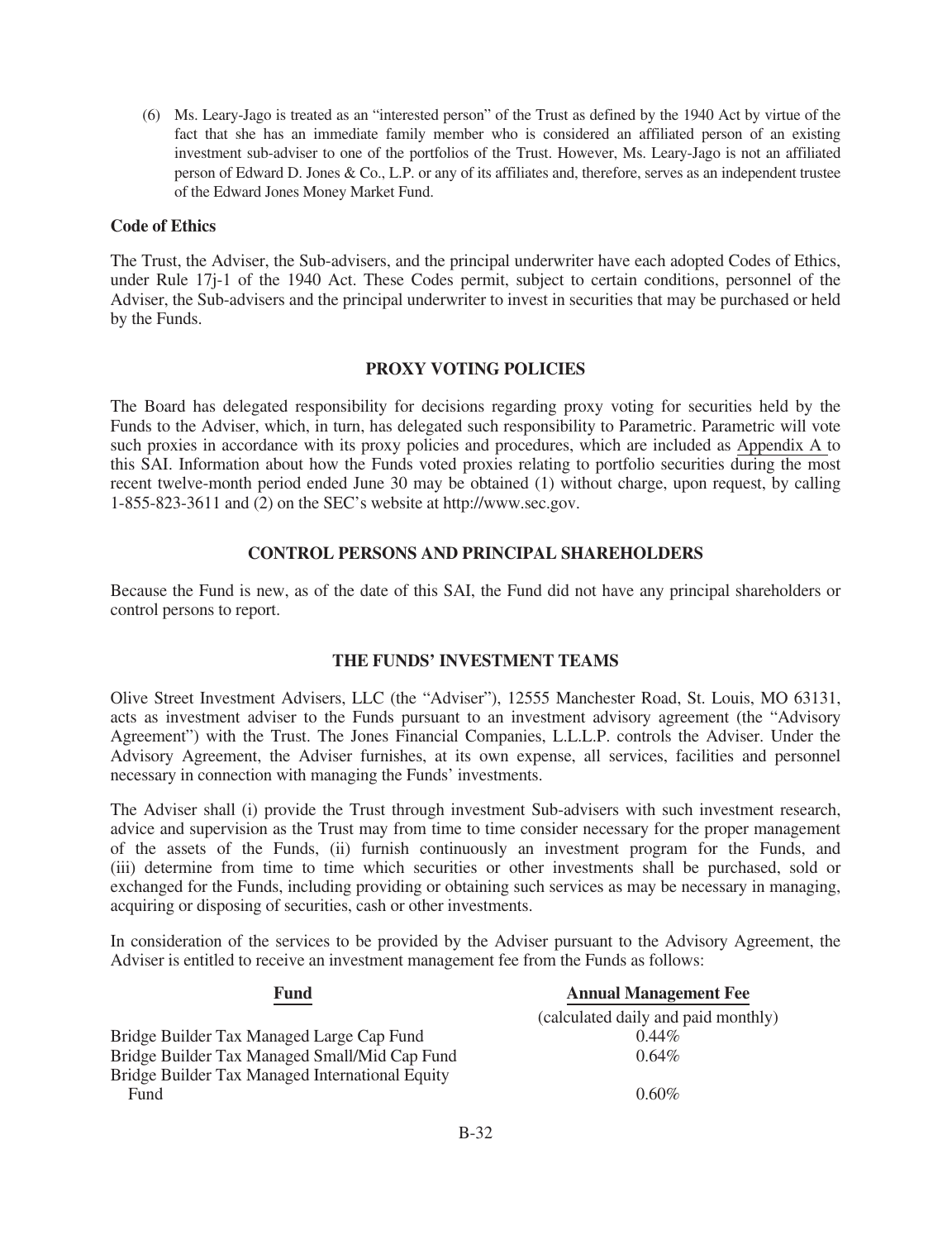(6) Ms. Leary-Jago is treated as an "interested person" of the Trust as defined by the 1940 Act by virtue of the fact that she has an immediate family member who is considered an affiliated person of an existing investment sub-adviser to one of the portfolios of the Trust. However, Ms. Leary-Jago is not an affiliated person of Edward D. Jones & Co., L.P. or any of its affiliates and, therefore, serves as an independent trustee of the Edward Jones Money Market Fund.

**Code of Ethics**

The Trust, the Adviser, the Sub-advisers, and the principal underwriter have each adopted Codes of Ethics, under Rule 17j-1 of the 1940 Act. These Codes permit, subject to certain conditions, personnel of the Adviser, the Sub-advisers and the principal underwriter to invest in securities that may be purchased or held by the Funds.

## PROXY VOTING POLICIES

The Board has delegated responsibility for decisions regarding proxy voting for securities held by the Funds to the Adviser, which, in turn, has delegated such responsibility to Parametric. Parametric will vote such proxies in accordance with its proxy policies and procedures, which are included as Appendix A to this SAI. Information about how the Funds voted proxies relating to portfolio securities during the most recent twelve-month period ended June 30 may be obtained (1) without charge, upon request, by calling 1-855-823-3611 and (2) on the SEC's website at http://www.sec.gov.

## CONTROL PERSONS AND PRINCIPAL SHAREHOLDERS

Because the Fund is new, as of the date of this SAI, the Fund did not have any principal shareholders or control persons to report.

## THE FUNDS' INVESTMENT TEAMS

Olive Street Investment Advisers, LLC (the "Adviser"), 12555 Manchester Road, St. Louis, MO 63131, acts as investment adviser to the Funds pursuant to an investment advisory agreement (the "Advisory Agreement") with the Trust. The Jones Financial Companies, L.L.L.P. controls the Adviser. Under the Advisory Agreement, the Adviser furnishes, at its own expense, all services, facilities and personnel necessary in connection with managing the Funds' investments.

The Adviser shall (i) provide the Trust through investment Sub-advisers with such investment research, advice and supervision as the Trust may from time to time consider necessary for the proper management of the assets of the Funds, (ii) furnish continuously an investment program for the Funds, and (iii) determine from time to time which securities or other investments shall be purchased, sold or exchanged for the Funds, including providing or obtaining such services as may be necessary in managing, acquiring or disposing of securities, cash or other investments.

In consideration of the services to be provided by the Adviser pursuant to the Advisory Agreement, the Adviser is entitled to receive an investment management fee from the Funds as follows:

| Fund | Annual Management Fee (calculated daily and paid monthly) |
|---|---|
| Bridge Builder Tax Managed Large Cap Fund | 0.44% |
| Bridge Builder Tax Managed Small/Mid Cap Fund | 0.64% |
| Bridge Builder Tax Managed International Equity Fund | 0.60% |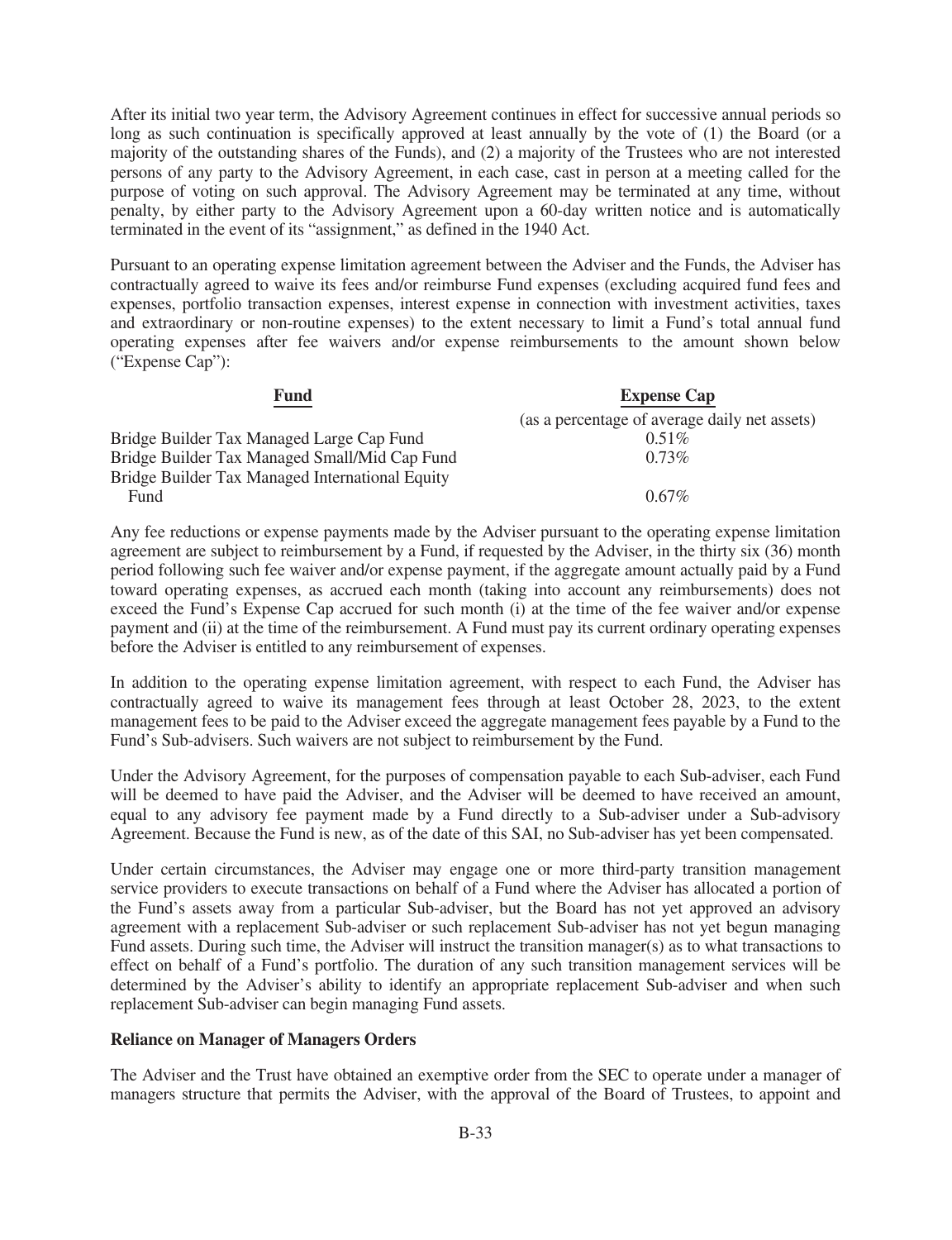After its initial two year term, the Advisory Agreement continues in effect for successive annual periods so long as such continuation is specifically approved at least annually by the vote of (1) the Board (or a majority of the outstanding shares of the Funds), and (2) a majority of the Trustees who are not interested persons of any party to the Advisory Agreement, in each case, cast in person at a meeting called for the purpose of voting on such approval. The Advisory Agreement may be terminated at any time, without penalty, by either party to the Advisory Agreement upon a 60-day written notice and is automatically terminated in the event of its "assignment," as defined in the 1940 Act.

Pursuant to an operating expense limitation agreement between the Adviser and the Funds, the Adviser has contractually agreed to waive its fees and/or reimburse Fund expenses (excluding acquired fund fees and expenses, portfolio transaction expenses, interest expense in connection with investment activities, taxes and extraordinary or non-routine expenses) to the extent necessary to limit a Fund's total annual fund operating expenses after fee waivers and/or expense reimbursements to the amount shown below ("Expense Cap"):

| Fund | Expense Cap (as a percentage of average daily net assets) |
|---|---|
| Bridge Builder Tax Managed Large Cap Fund | 0.51% |
| Bridge Builder Tax Managed Small/Mid Cap Fund | 0.73% |
| Bridge Builder Tax Managed International Equity Fund | 0.67% |

Any fee reductions or expense payments made by the Adviser pursuant to the operating expense limitation agreement are subject to reimbursement by a Fund, if requested by the Adviser, in the thirty six (36) month period following such fee waiver and/or expense payment, if the aggregate amount actually paid by a Fund toward operating expenses, as accrued each month (taking into account any reimbursements) does not exceed the Fund's Expense Cap accrued for such month (i) at the time of the fee waiver and/or expense payment and (ii) at the time of the reimbursement. A Fund must pay its current ordinary operating expenses before the Adviser is entitled to any reimbursement of expenses.

In addition to the operating expense limitation agreement, with respect to each Fund, the Adviser has contractually agreed to waive its management fees through at least October 28, 2023, to the extent management fees to be paid to the Adviser exceed the aggregate management fees payable by a Fund to the Fund's Sub-advisers. Such waivers are not subject to reimbursement by the Fund.

Under the Advisory Agreement, for the purposes of compensation payable to each Sub-adviser, each Fund will be deemed to have paid the Adviser, and the Adviser will be deemed to have received an amount, equal to any advisory fee payment made by a Fund directly to a Sub-adviser under a Sub-advisory Agreement. Because the Fund is new, as of the date of this SAI, no Sub-adviser has yet been compensated.

Under certain circumstances, the Adviser may engage one or more third-party transition management service providers to execute transactions on behalf of a Fund where the Adviser has allocated a portion of the Fund's assets away from a particular Sub-adviser, but the Board has not yet approved an advisory agreement with a replacement Sub-adviser or such replacement Sub-adviser has not yet begun managing Fund assets. During such time, the Adviser will instruct the transition manager(s) as to what transactions to effect on behalf of a Fund's portfolio. The duration of any such transition management services will be determined by the Adviser's ability to identify an appropriate replacement Sub-adviser and when such replacement Sub-adviser can begin managing Fund assets.

**Reliance on Manager of Managers Orders**

The Adviser and the Trust have obtained an exemptive order from the SEC to operate under a manager of managers structure that permits the Adviser, with the approval of the Board of Trustees, to appoint and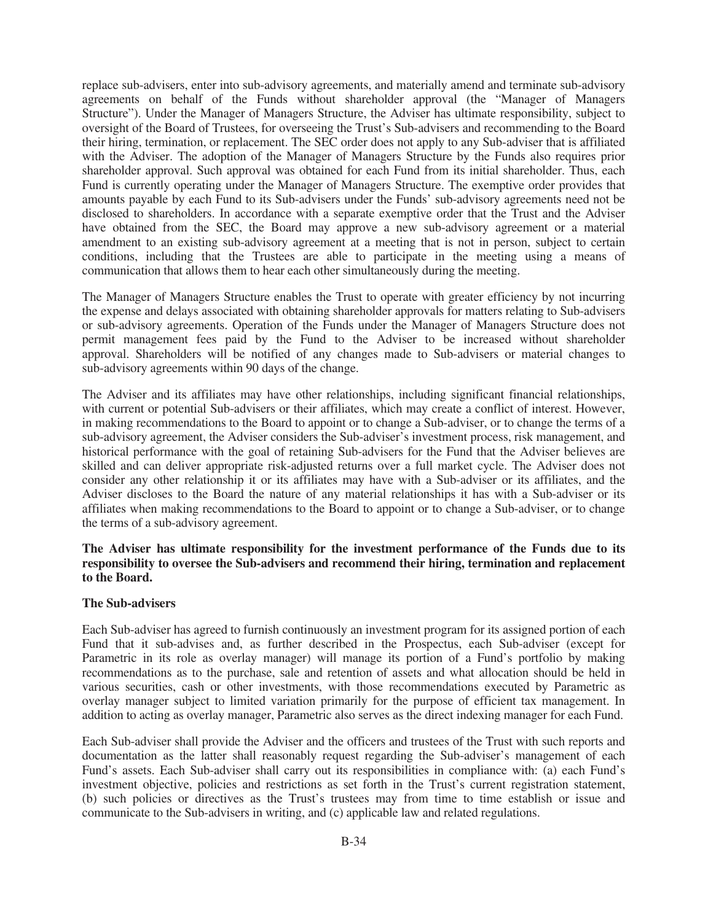replace sub-advisers, enter into sub-advisory agreements, and materially amend and terminate sub-advisory agreements on behalf of the Funds without shareholder approval (the "Manager of Managers Structure"). Under the Manager of Managers Structure, the Adviser has ultimate responsibility, subject to oversight of the Board of Trustees, for overseeing the Trust's Sub-advisers and recommending to the Board their hiring, termination, or replacement. The SEC order does not apply to any Sub-adviser that is affiliated with the Adviser. The adoption of the Manager of Managers Structure by the Funds also requires prior shareholder approval. Such approval was obtained for each Fund from its initial shareholder. Thus, each Fund is currently operating under the Manager of Managers Structure. The exemptive order provides that amounts payable by each Fund to its Sub-advisers under the Funds' sub-advisory agreements need not be disclosed to shareholders. In accordance with a separate exemptive order that the Trust and the Adviser have obtained from the SEC, the Board may approve a new sub-advisory agreement or a material amendment to an existing sub-advisory agreement at a meeting that is not in person, subject to certain conditions, including that the Trustees are able to participate in the meeting using a means of communication that allows them to hear each other simultaneously during the meeting.

The Manager of Managers Structure enables the Trust to operate with greater efficiency by not incurring the expense and delays associated with obtaining shareholder approvals for matters relating to Sub-advisers or sub-advisory agreements. Operation of the Funds under the Manager of Managers Structure does not permit management fees paid by the Fund to the Adviser to be increased without shareholder approval. Shareholders will be notified of any changes made to Sub-advisers or material changes to sub-advisory agreements within 90 days of the change.

The Adviser and its affiliates may have other relationships, including significant financial relationships, with current or potential Sub-advisers or their affiliates, which may create a conflict of interest. However, in making recommendations to the Board to appoint or to change a Sub-adviser, or to change the terms of a sub-advisory agreement, the Adviser considers the Sub-adviser's investment process, risk management, and historical performance with the goal of retaining Sub-advisers for the Fund that the Adviser believes are skilled and can deliver appropriate risk-adjusted returns over a full market cycle. The Adviser does not consider any other relationship it or its affiliates may have with a Sub-adviser or its affiliates, and the Adviser discloses to the Board the nature of any material relationships it has with a Sub-adviser or its affiliates when making recommendations to the Board to appoint or to change a Sub-adviser, or to change the terms of a sub-advisory agreement.

**The Adviser has ultimate responsibility for the investment performance of the Funds due to its responsibility to oversee the Sub-advisers and recommend their hiring, termination and replacement to the Board.**

**The Sub-advisers**

Each Sub-adviser has agreed to furnish continuously an investment program for its assigned portion of each Fund that it sub-advises and, as further described in the Prospectus, each Sub-adviser (except for Parametric in its role as overlay manager) will manage its portion of a Fund's portfolio by making recommendations as to the purchase, sale and retention of assets and what allocation should be held in various securities, cash or other investments, with those recommendations executed by Parametric as overlay manager subject to limited variation primarily for the purpose of efficient tax management. In addition to acting as overlay manager, Parametric also serves as the direct indexing manager for each Fund.

Each Sub-adviser shall provide the Adviser and the officers and trustees of the Trust with such reports and documentation as the latter shall reasonably request regarding the Sub-adviser's management of each Fund's assets. Each Sub-adviser shall carry out its responsibilities in compliance with: (a) each Fund's investment objective, policies and restrictions as set forth in the Trust's current registration statement, (b) such policies or directives as the Trust's trustees may from time to time establish or issue and communicate to the Sub-advisers in writing, and (c) applicable law and related regulations.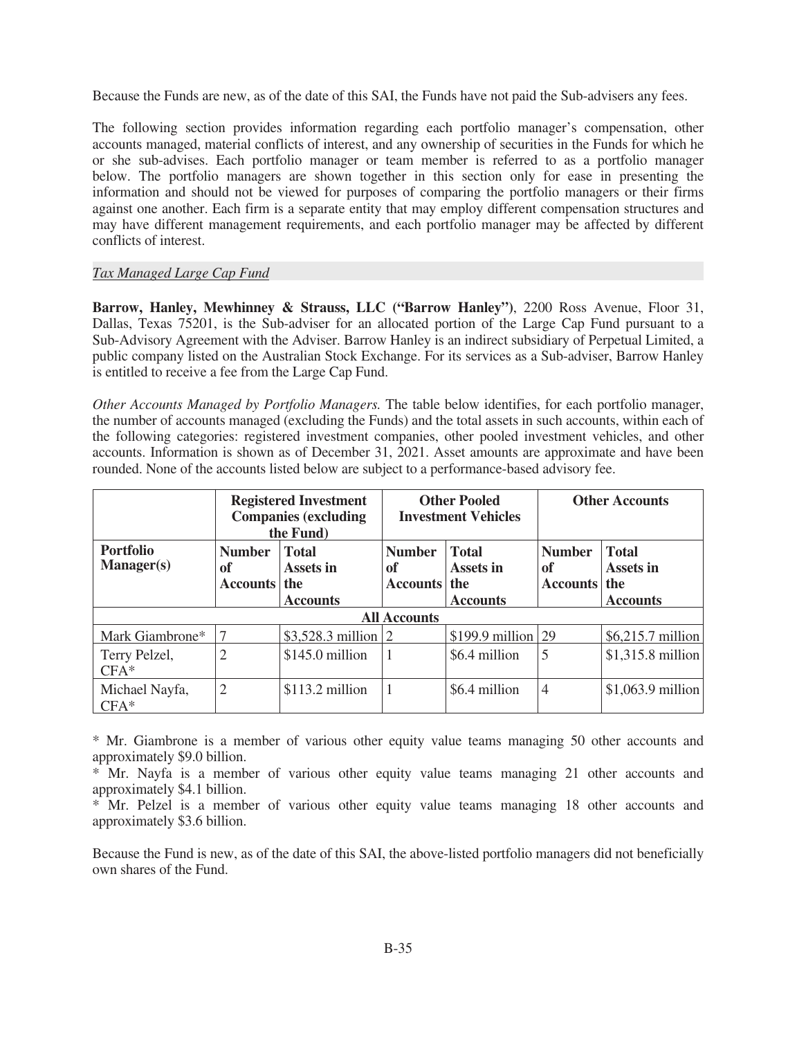Because the Funds are new, as of the date of this SAI, the Funds have not paid the Sub-advisers any fees.

The following section provides information regarding each portfolio manager's compensation, other accounts managed, material conflicts of interest, and any ownership of securities in the Funds for which he or she sub-advises. Each portfolio manager or team member is referred to as a portfolio manager below. The portfolio managers are shown together in this section only for ease in presenting the information and should not be viewed for purposes of comparing the portfolio managers or their firms against one another. Each firm is a separate entity that may employ different compensation structures and may have different management requirements, and each portfolio manager may be affected by different conflicts of interest.

*Tax Managed Large Cap Fund*

**Barrow, Hanley, Mewhinney & Strauss, LLC ("Barrow Hanley")**, 2200 Ross Avenue, Floor 31, Dallas, Texas 75201, is the Sub-adviser for an allocated portion of the Large Cap Fund pursuant to a Sub-Advisory Agreement with the Adviser. Barrow Hanley is an indirect subsidiary of Perpetual Limited, a public company listed on the Australian Stock Exchange. For its services as a Sub-adviser, Barrow Hanley is entitled to receive a fee from the Large Cap Fund.

*Other Accounts Managed by Portfolio Managers.* The table below identifies, for each portfolio manager, the number of accounts managed (excluding the Funds) and the total assets in such accounts, within each of the following categories: registered investment companies, other pooled investment vehicles, and other accounts. Information is shown as of December 31, 2021. Asset amounts are approximate and have been rounded. None of the accounts listed below are subject to a performance-based advisory fee.

| | **Registered Investment Companies (excluding the Fund)** | | **Other Pooled Investment Vehicles** | | **Other Accounts** | |
|---|---|---|---|---|---|---|
| **Portfolio Manager(s)** | **Number of Accounts** | **Total Assets in the Accounts** | **Number of Accounts** | **Total Assets in the Accounts** | **Number of Accounts** | **Total Assets in the Accounts** |
| | | | **All Accounts** | | | |
| Mark Giambrone* | 7 | $3,528.3 million | 2 | $199.9 million | 29 | $6,215.7 million |
| Terry Pelzel, CFA* | 2 | $145.0 million | 1 | $6.4 million | 5 | $1,315.8 million |
| Michael Nayfa, CFA* | 2 | $113.2 million | 1 | $6.4 million | 4 | $1,063.9 million |

* Mr. Giambrone is a member of various other equity value teams managing 50 other accounts and approximately $9.0 billion.

* Mr. Nayfa is a member of various other equity value teams managing 21 other accounts and approximately $4.1 billion.

* Mr. Pelzel is a member of various other equity value teams managing 18 other accounts and approximately $3.6 billion.

Because the Fund is new, as of the date of this SAI, the above-listed portfolio managers did not beneficially own shares of the Fund.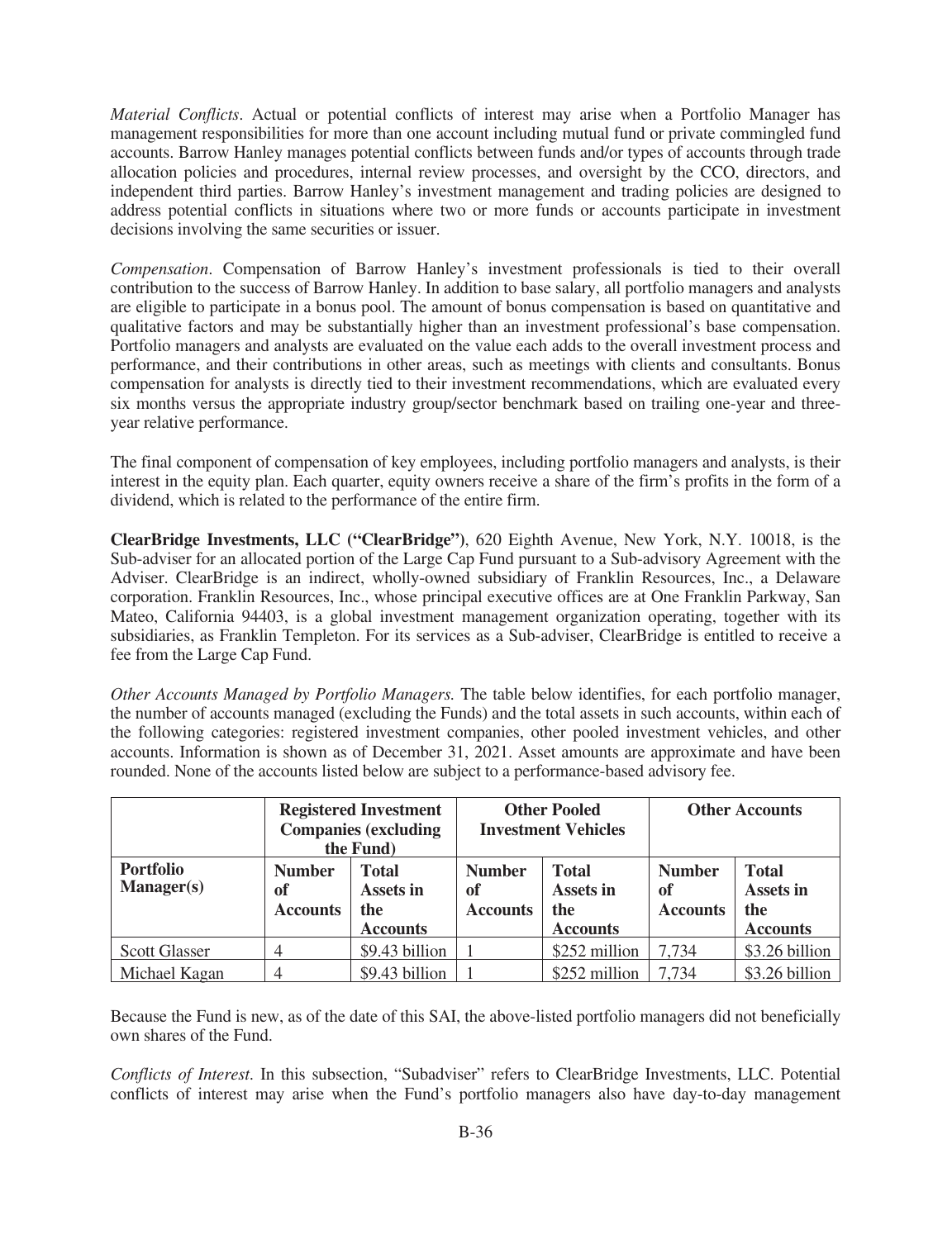*Material Conflicts*. Actual or potential conflicts of interest may arise when a Portfolio Manager has management responsibilities for more than one account including mutual fund or private commingled fund accounts. Barrow Hanley manages potential conflicts between funds and/or types of accounts through trade allocation policies and procedures, internal review processes, and oversight by the CCO, directors, and independent third parties. Barrow Hanley's investment management and trading policies are designed to address potential conflicts in situations where two or more funds or accounts participate in investment decisions involving the same securities or issuer.

*Compensation*. Compensation of Barrow Hanley's investment professionals is tied to their overall contribution to the success of Barrow Hanley. In addition to base salary, all portfolio managers and analysts are eligible to participate in a bonus pool. The amount of bonus compensation is based on quantitative and qualitative factors and may be substantially higher than an investment professional's base compensation. Portfolio managers and analysts are evaluated on the value each adds to the overall investment process and performance, and their contributions in other areas, such as meetings with clients and consultants. Bonus compensation for analysts is directly tied to their investment recommendations, which are evaluated every six months versus the appropriate industry group/sector benchmark based on trailing one-year and three-year relative performance.

The final component of compensation of key employees, including portfolio managers and analysts, is their interest in the equity plan. Each quarter, equity owners receive a share of the firm's profits in the form of a dividend, which is related to the performance of the entire firm.

**ClearBridge Investments, LLC ("ClearBridge")**, 620 Eighth Avenue, New York, N.Y. 10018, is the Sub-adviser for an allocated portion of the Large Cap Fund pursuant to a Sub-advisory Agreement with the Adviser. ClearBridge is an indirect, wholly-owned subsidiary of Franklin Resources, Inc., a Delaware corporation. Franklin Resources, Inc., whose principal executive offices are at One Franklin Parkway, San Mateo, California 94403, is a global investment management organization operating, together with its subsidiaries, as Franklin Templeton. For its services as a Sub-adviser, ClearBridge is entitled to receive a fee from the Large Cap Fund.

*Other Accounts Managed by Portfolio Managers.* The table below identifies, for each portfolio manager, the number of accounts managed (excluding the Funds) and the total assets in such accounts, within each of the following categories: registered investment companies, other pooled investment vehicles, and other accounts. Information is shown as of December 31, 2021. Asset amounts are approximate and have been rounded. None of the accounts listed below are subject to a performance-based advisory fee.

| | **Registered Investment Companies (excluding the Fund)** | | **Other Pooled Investment Vehicles** | | **Other Accounts** | |
|---|---|---|---|---|---|---|
| **Portfolio Manager(s)** | **Number of Accounts** | **Total Assets in the Accounts** | **Number of Accounts** | **Total Assets in the Accounts** | **Number of Accounts** | **Total Assets in the Accounts** |
| Scott Glasser | 4 | $9.43 billion | 1 | $252 million | 7,734 | $3.26 billion |
| Michael Kagan | 4 | $9.43 billion | 1 | $252 million | 7,734 | $3.26 billion |

Because the Fund is new, as of the date of this SAI, the above-listed portfolio managers did not beneficially own shares of the Fund.

*Conflicts of Interest*. In this subsection, "Subadviser" refers to ClearBridge Investments, LLC. Potential conflicts of interest may arise when the Fund's portfolio managers also have day-to-day management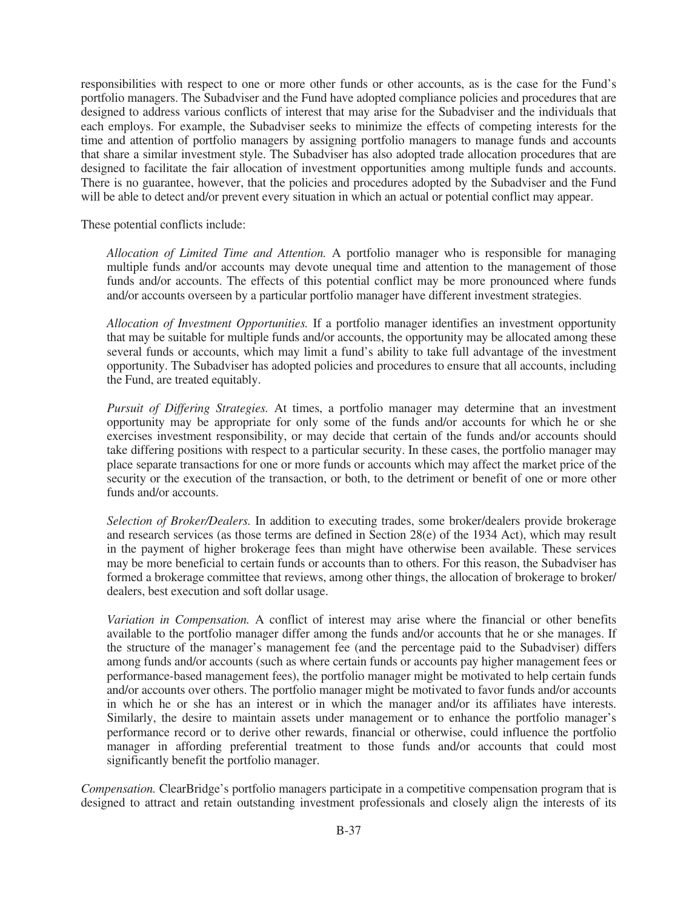responsibilities with respect to one or more other funds or other accounts, as is the case for the Fund's portfolio managers. The Subadviser and the Fund have adopted compliance policies and procedures that are designed to address various conflicts of interest that may arise for the Subadviser and the individuals that each employs. For example, the Subadviser seeks to minimize the effects of competing interests for the time and attention of portfolio managers by assigning portfolio managers to manage funds and accounts that share a similar investment style. The Subadviser has also adopted trade allocation procedures that are designed to facilitate the fair allocation of investment opportunities among multiple funds and accounts. There is no guarantee, however, that the policies and procedures adopted by the Subadviser and the Fund will be able to detect and/or prevent every situation in which an actual or potential conflict may appear.

These potential conflicts include:

*Allocation of Limited Time and Attention.* A portfolio manager who is responsible for managing multiple funds and/or accounts may devote unequal time and attention to the management of those funds and/or accounts. The effects of this potential conflict may be more pronounced where funds and/or accounts overseen by a particular portfolio manager have different investment strategies.

*Allocation of Investment Opportunities.* If a portfolio manager identifies an investment opportunity that may be suitable for multiple funds and/or accounts, the opportunity may be allocated among these several funds or accounts, which may limit a fund's ability to take full advantage of the investment opportunity. The Subadviser has adopted policies and procedures to ensure that all accounts, including the Fund, are treated equitably.

*Pursuit of Differing Strategies.* At times, a portfolio manager may determine that an investment opportunity may be appropriate for only some of the funds and/or accounts for which he or she exercises investment responsibility, or may decide that certain of the funds and/or accounts should take differing positions with respect to a particular security. In these cases, the portfolio manager may place separate transactions for one or more funds or accounts which may affect the market price of the security or the execution of the transaction, or both, to the detriment or benefit of one or more other funds and/or accounts.

*Selection of Broker/Dealers.* In addition to executing trades, some broker/dealers provide brokerage and research services (as those terms are defined in Section 28(e) of the 1934 Act), which may result in the payment of higher brokerage fees than might have otherwise been available. These services may be more beneficial to certain funds or accounts than to others. For this reason, the Subadviser has formed a brokerage committee that reviews, among other things, the allocation of brokerage to broker/dealers, best execution and soft dollar usage.

*Variation in Compensation.* A conflict of interest may arise where the financial or other benefits available to the portfolio manager differ among the funds and/or accounts that he or she manages. If the structure of the manager's management fee (and the percentage paid to the Subadviser) differs among funds and/or accounts (such as where certain funds or accounts pay higher management fees or performance-based management fees), the portfolio manager might be motivated to help certain funds and/or accounts over others. The portfolio manager might be motivated to favor funds and/or accounts in which he or she has an interest or in which the manager and/or its affiliates have interests. Similarly, the desire to maintain assets under management or to enhance the portfolio manager's performance record or to derive other rewards, financial or otherwise, could influence the portfolio manager in affording preferential treatment to those funds and/or accounts that could most significantly benefit the portfolio manager.

*Compensation.* ClearBridge's portfolio managers participate in a competitive compensation program that is designed to attract and retain outstanding investment professionals and closely align the interests of its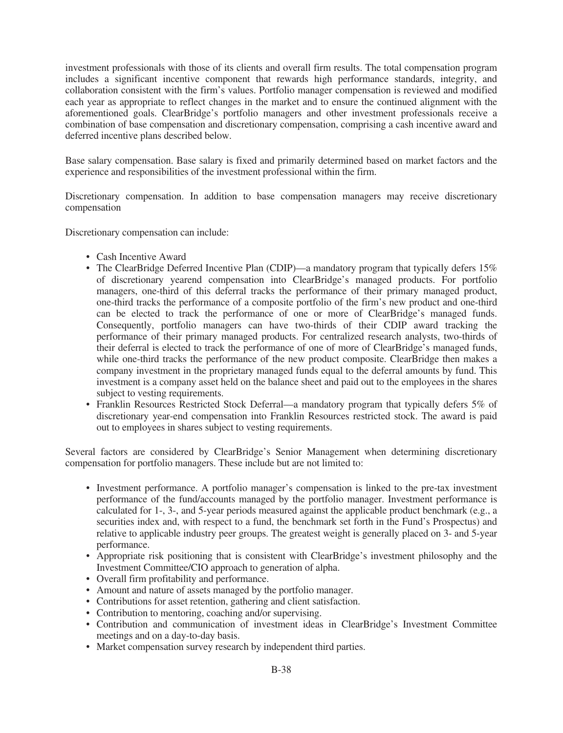investment professionals with those of its clients and overall firm results. The total compensation program includes a significant incentive component that rewards high performance standards, integrity, and collaboration consistent with the firm's values. Portfolio manager compensation is reviewed and modified each year as appropriate to reflect changes in the market and to ensure the continued alignment with the aforementioned goals. ClearBridge's portfolio managers and other investment professionals receive a combination of base compensation and discretionary compensation, comprising a cash incentive award and deferred incentive plans described below.

Base salary compensation. Base salary is fixed and primarily determined based on market factors and the experience and responsibilities of the investment professional within the firm.

Discretionary compensation. In addition to base compensation managers may receive discretionary compensation

Discretionary compensation can include:

- Cash Incentive Award
- The ClearBridge Deferred Incentive Plan (CDIP)—a mandatory program that typically defers 15% of discretionary yearend compensation into ClearBridge's managed products. For portfolio managers, one-third of this deferral tracks the performance of their primary managed product, one-third tracks the performance of a composite portfolio of the firm's new product and one-third can be elected to track the performance of one or more of ClearBridge's managed funds. Consequently, portfolio managers can have two-thirds of their CDIP award tracking the performance of their primary managed products. For centralized research analysts, two-thirds of their deferral is elected to track the performance of one of more of ClearBridge's managed funds, while one-third tracks the performance of the new product composite. ClearBridge then makes a company investment in the proprietary managed funds equal to the deferral amounts by fund. This investment is a company asset held on the balance sheet and paid out to the employees in the shares subject to vesting requirements.
- Franklin Resources Restricted Stock Deferral—a mandatory program that typically defers 5% of discretionary year-end compensation into Franklin Resources restricted stock. The award is paid out to employees in shares subject to vesting requirements.

Several factors are considered by ClearBridge's Senior Management when determining discretionary compensation for portfolio managers. These include but are not limited to:

- Investment performance. A portfolio manager's compensation is linked to the pre-tax investment performance of the fund/accounts managed by the portfolio manager. Investment performance is calculated for 1-, 3-, and 5-year periods measured against the applicable product benchmark (e.g., a securities index and, with respect to a fund, the benchmark set forth in the Fund's Prospectus) and relative to applicable industry peer groups. The greatest weight is generally placed on 3- and 5-year performance.
- Appropriate risk positioning that is consistent with ClearBridge's investment philosophy and the Investment Committee/CIO approach to generation of alpha.
- Overall firm profitability and performance.
- Amount and nature of assets managed by the portfolio manager.
- Contributions for asset retention, gathering and client satisfaction.
- Contribution to mentoring, coaching and/or supervising.
- Contribution and communication of investment ideas in ClearBridge's Investment Committee meetings and on a day-to-day basis.
- Market compensation survey research by independent third parties.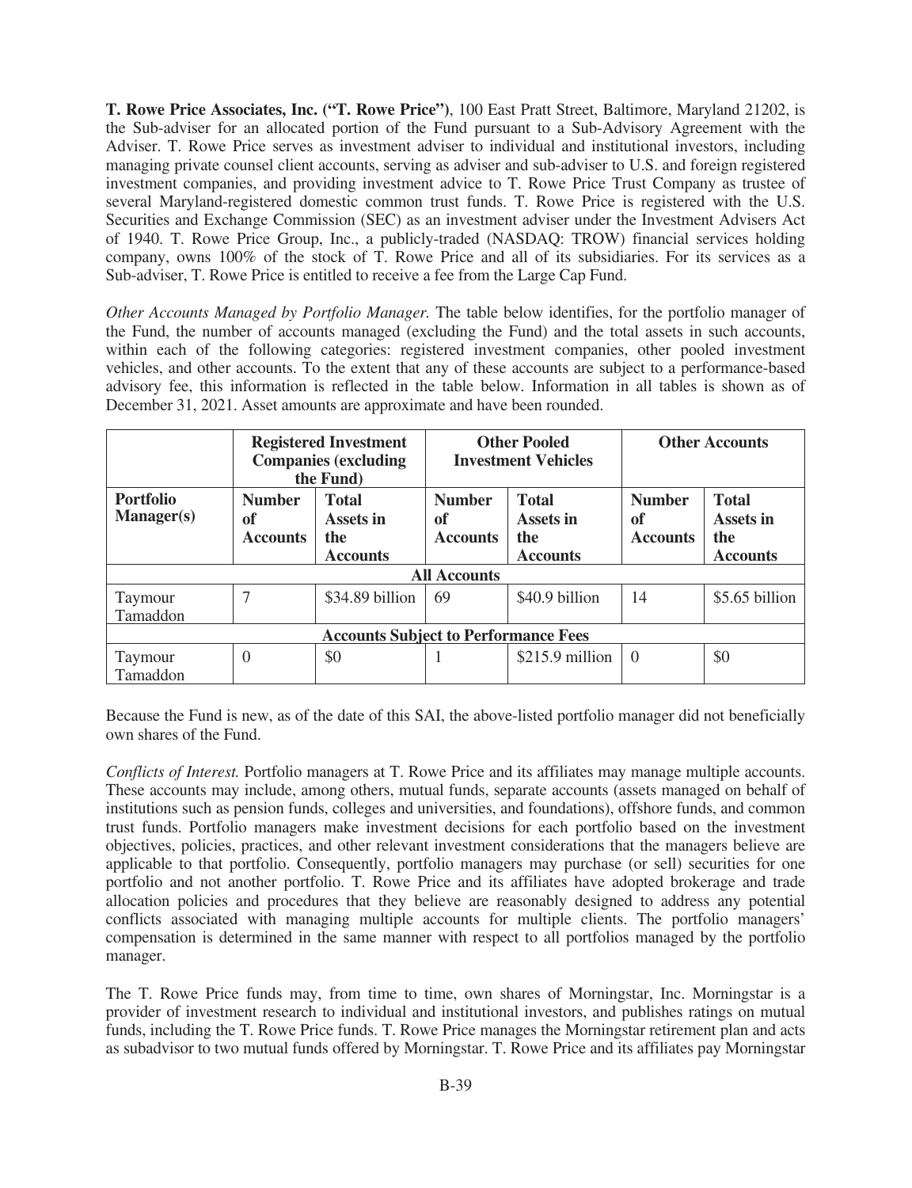**T. Rowe Price Associates, Inc. ("T. Rowe Price")**, 100 East Pratt Street, Baltimore, Maryland 21202, is the Sub-adviser for an allocated portion of the Fund pursuant to a Sub-Advisory Agreement with the Adviser. T. Rowe Price serves as investment adviser to individual and institutional investors, including managing private counsel client accounts, serving as adviser and sub-adviser to U.S. and foreign registered investment companies, and providing investment advice to T. Rowe Price Trust Company as trustee of several Maryland-registered domestic common trust funds. T. Rowe Price is registered with the U.S. Securities and Exchange Commission (SEC) as an investment adviser under the Investment Advisers Act of 1940. T. Rowe Price Group, Inc., a publicly-traded (NASDAQ: TROW) financial services holding company, owns 100% of the stock of T. Rowe Price and all of its subsidiaries. For its services as a Sub-adviser, T. Rowe Price is entitled to receive a fee from the Large Cap Fund.

*Other Accounts Managed by Portfolio Manager.* The table below identifies, for the portfolio manager of the Fund, the number of accounts managed (excluding the Fund) and the total assets in such accounts, within each of the following categories: registered investment companies, other pooled investment vehicles, and other accounts. To the extent that any of these accounts are subject to a performance-based advisory fee, this information is reflected in the table below. Information in all tables is shown as of December 31, 2021. Asset amounts are approximate and have been rounded.

| | **Registered Investment Companies (excluding the Fund)** | | **Other Pooled Investment Vehicles** | | **Other Accounts** | |
|---|---|---|---|---|---|---|
| **Portfolio Manager(s)** | **Number of Accounts** | **Total Assets in the Accounts** | **Number of Accounts** | **Total Assets in the Accounts** | **Number of Accounts** | **Total Assets in the Accounts** |
| **All Accounts** | | | | | | |
| Taymour Tamaddon | 7 | $34.89 billion | 69 | $40.9 billion | 14 | $5.65 billion |
| **Accounts Subject to Performance Fees** | | | | | | |
| Taymour Tamaddon | 0 | $0 | 1 | $215.9 million | 0 | $0 |

Because the Fund is new, as of the date of this SAI, the above-listed portfolio manager did not beneficially own shares of the Fund.

*Conflicts of Interest.* Portfolio managers at T. Rowe Price and its affiliates may manage multiple accounts. These accounts may include, among others, mutual funds, separate accounts (assets managed on behalf of institutions such as pension funds, colleges and universities, and foundations), offshore funds, and common trust funds. Portfolio managers make investment decisions for each portfolio based on the investment objectives, policies, practices, and other relevant investment considerations that the managers believe are applicable to that portfolio. Consequently, portfolio managers may purchase (or sell) securities for one portfolio and not another portfolio. T. Rowe Price and its affiliates have adopted brokerage and trade allocation policies and procedures that they believe are reasonably designed to address any potential conflicts associated with managing multiple accounts for multiple clients. The portfolio managers' compensation is determined in the same manner with respect to all portfolios managed by the portfolio manager.

The T. Rowe Price funds may, from time to time, own shares of Morningstar, Inc. Morningstar is a provider of investment research to individual and institutional investors, and publishes ratings on mutual funds, including the T. Rowe Price funds. T. Rowe Price manages the Morningstar retirement plan and acts as subadvisor to two mutual funds offered by Morningstar. T. Rowe Price and its affiliates pay Morningstar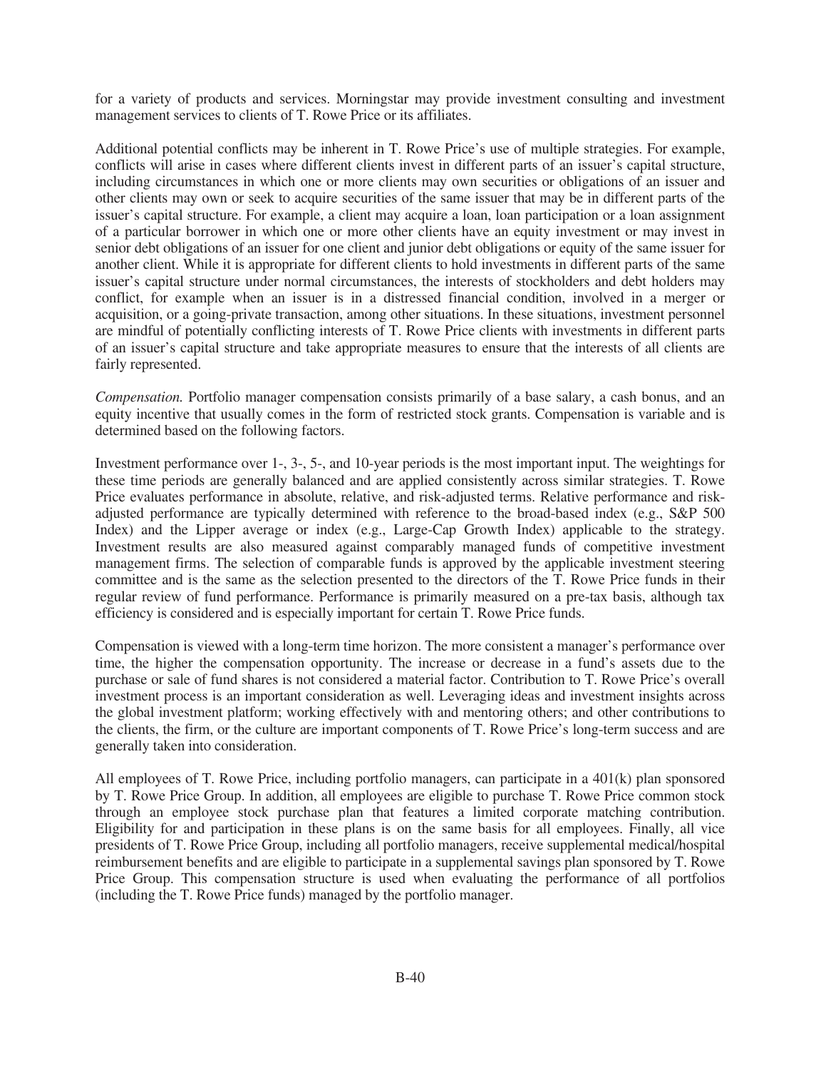for a variety of products and services. Morningstar may provide investment consulting and investment management services to clients of T. Rowe Price or its affiliates.

Additional potential conflicts may be inherent in T. Rowe Price's use of multiple strategies. For example, conflicts will arise in cases where different clients invest in different parts of an issuer's capital structure, including circumstances in which one or more clients may own securities or obligations of an issuer and other clients may own or seek to acquire securities of the same issuer that may be in different parts of the issuer's capital structure. For example, a client may acquire a loan, loan participation or a loan assignment of a particular borrower in which one or more other clients have an equity investment or may invest in senior debt obligations of an issuer for one client and junior debt obligations or equity of the same issuer for another client. While it is appropriate for different clients to hold investments in different parts of the same issuer's capital structure under normal circumstances, the interests of stockholders and debt holders may conflict, for example when an issuer is in a distressed financial condition, involved in a merger or acquisition, or a going-private transaction, among other situations. In these situations, investment personnel are mindful of potentially conflicting interests of T. Rowe Price clients with investments in different parts of an issuer's capital structure and take appropriate measures to ensure that the interests of all clients are fairly represented.

*Compensation.* Portfolio manager compensation consists primarily of a base salary, a cash bonus, and an equity incentive that usually comes in the form of restricted stock grants. Compensation is variable and is determined based on the following factors.

Investment performance over 1-, 3-, 5-, and 10-year periods is the most important input. The weightings for these time periods are generally balanced and are applied consistently across similar strategies. T. Rowe Price evaluates performance in absolute, relative, and risk-adjusted terms. Relative performance and risk-adjusted performance are typically determined with reference to the broad-based index (e.g., S&P 500 Index) and the Lipper average or index (e.g., Large-Cap Growth Index) applicable to the strategy. Investment results are also measured against comparably managed funds of competitive investment management firms. The selection of comparable funds is approved by the applicable investment steering committee and is the same as the selection presented to the directors of the T. Rowe Price funds in their regular review of fund performance. Performance is primarily measured on a pre-tax basis, although tax efficiency is considered and is especially important for certain T. Rowe Price funds.

Compensation is viewed with a long-term time horizon. The more consistent a manager's performance over time, the higher the compensation opportunity. The increase or decrease in a fund's assets due to the purchase or sale of fund shares is not considered a material factor. Contribution to T. Rowe Price's overall investment process is an important consideration as well. Leveraging ideas and investment insights across the global investment platform; working effectively with and mentoring others; and other contributions to the clients, the firm, or the culture are important components of T. Rowe Price's long-term success and are generally taken into consideration.

All employees of T. Rowe Price, including portfolio managers, can participate in a 401(k) plan sponsored by T. Rowe Price Group. In addition, all employees are eligible to purchase T. Rowe Price common stock through an employee stock purchase plan that features a limited corporate matching contribution. Eligibility for and participation in these plans is on the same basis for all employees. Finally, all vice presidents of T. Rowe Price Group, including all portfolio managers, receive supplemental medical/hospital reimbursement benefits and are eligible to participate in a supplemental savings plan sponsored by T. Rowe Price Group. This compensation structure is used when evaluating the performance of all portfolios (including the T. Rowe Price funds) managed by the portfolio manager.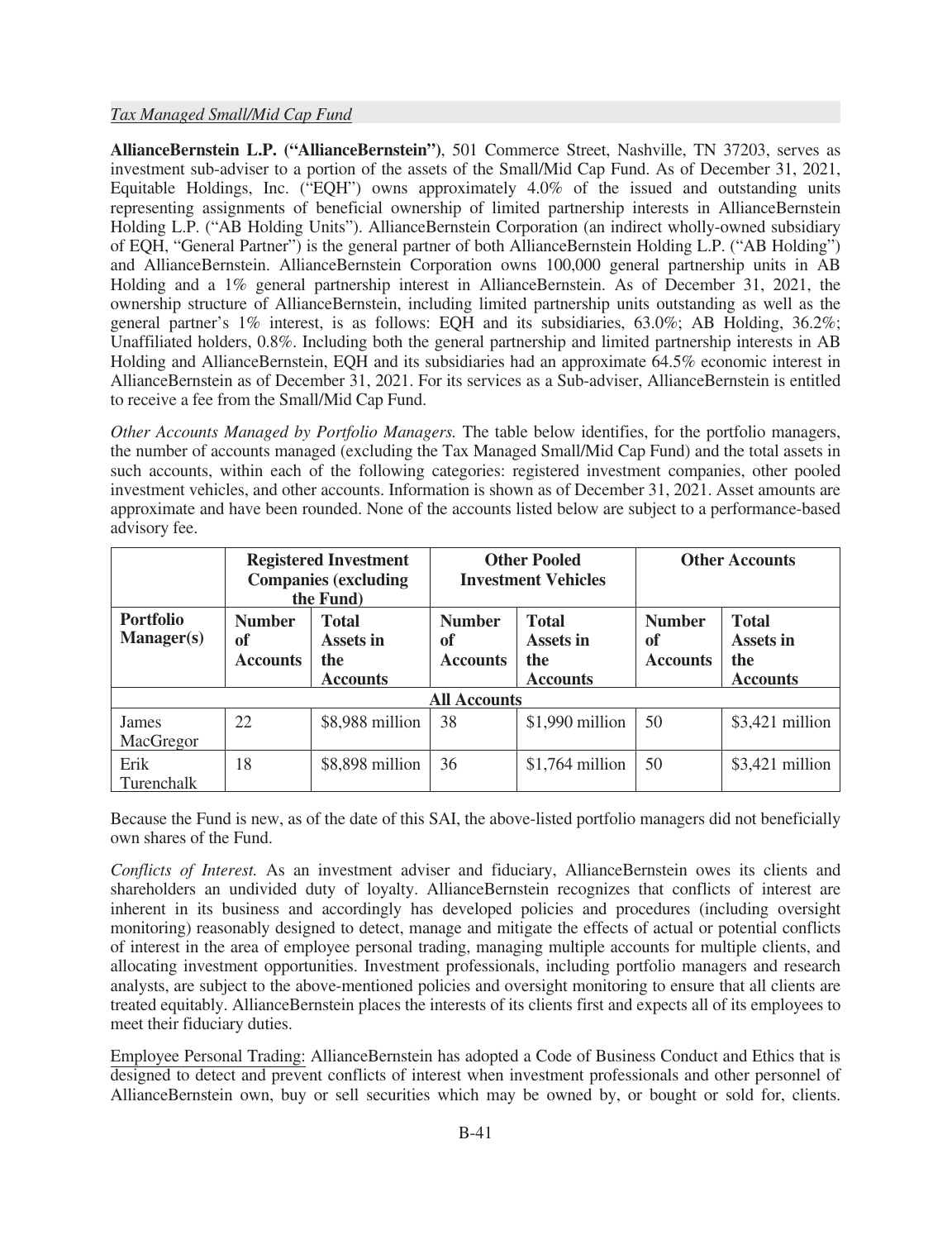*Tax Managed Small/Mid Cap Fund*

**AllianceBernstein L.P. ("AllianceBernstein")**, 501 Commerce Street, Nashville, TN 37203, serves as investment sub-adviser to a portion of the assets of the Small/Mid Cap Fund. As of December 31, 2021, Equitable Holdings, Inc. ("EQH") owns approximately 4.0% of the issued and outstanding units representing assignments of beneficial ownership of limited partnership interests in AllianceBernstein Holding L.P. ("AB Holding Units"). AllianceBernstein Corporation (an indirect wholly-owned subsidiary of EQH, "General Partner") is the general partner of both AllianceBernstein Holding L.P. ("AB Holding") and AllianceBernstein. AllianceBernstein Corporation owns 100,000 general partnership units in AB Holding and a 1% general partnership interest in AllianceBernstein. As of December 31, 2021, the ownership structure of AllianceBernstein, including limited partnership units outstanding as well as the general partner's 1% interest, is as follows: EQH and its subsidiaries, 63.0%; AB Holding, 36.2%; Unaffiliated holders, 0.8%. Including both the general partnership and limited partnership interests in AB Holding and AllianceBernstein, EQH and its subsidiaries had an approximate 64.5% economic interest in AllianceBernstein as of December 31, 2021. For its services as a Sub-adviser, AllianceBernstein is entitled to receive a fee from the Small/Mid Cap Fund.

*Other Accounts Managed by Portfolio Managers.* The table below identifies, for the portfolio managers, the number of accounts managed (excluding the Tax Managed Small/Mid Cap Fund) and the total assets in such accounts, within each of the following categories: registered investment companies, other pooled investment vehicles, and other accounts. Information is shown as of December 31, 2021. Asset amounts are approximate and have been rounded. None of the accounts listed below are subject to a performance-based advisory fee.

| | **Registered Investment Companies (excluding the Fund)** | | **Other Pooled Investment Vehicles** | | **Other Accounts** | |
|---|---|---|---|---|---|---|
| **Portfolio Manager(s)** | **Number of Accounts** | **Total Assets in the Accounts** | **Number of Accounts** | **Total Assets in the Accounts** | **Number of Accounts** | **Total Assets in the Accounts** |
| **All Accounts** | | | | | | |
| James MacGregor | 22 | $8,988 million | 38 | $1,990 million | 50 | $3,421 million |
| Erik Turenchalk | 18 | $8,898 million | 36 | $1,764 million | 50 | $3,421 million |

Because the Fund is new, as of the date of this SAI, the above-listed portfolio managers did not beneficially own shares of the Fund.

*Conflicts of Interest.* As an investment adviser and fiduciary, AllianceBernstein owes its clients and shareholders an undivided duty of loyalty. AllianceBernstein recognizes that conflicts of interest are inherent in its business and accordingly has developed policies and procedures (including oversight monitoring) reasonably designed to detect, manage and mitigate the effects of actual or potential conflicts of interest in the area of employee personal trading, managing multiple accounts for multiple clients, and allocating investment opportunities. Investment professionals, including portfolio managers and research analysts, are subject to the above-mentioned policies and oversight monitoring to ensure that all clients are treated equitably. AllianceBernstein places the interests of its clients first and expects all of its employees to meet their fiduciary duties.

Employee Personal Trading: AllianceBernstein has adopted a Code of Business Conduct and Ethics that is designed to detect and prevent conflicts of interest when investment professionals and other personnel of AllianceBernstein own, buy or sell securities which may be owned by, or bought or sold for, clients.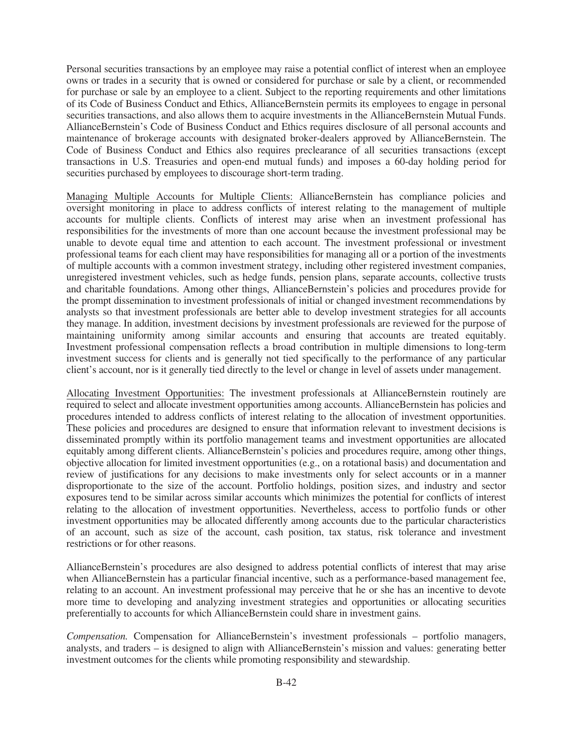Personal securities transactions by an employee may raise a potential conflict of interest when an employee owns or trades in a security that is owned or considered for purchase or sale by a client, or recommended for purchase or sale by an employee to a client. Subject to the reporting requirements and other limitations of its Code of Business Conduct and Ethics, AllianceBernstein permits its employees to engage in personal securities transactions, and also allows them to acquire investments in the AllianceBernstein Mutual Funds. AllianceBernstein's Code of Business Conduct and Ethics requires disclosure of all personal accounts and maintenance of brokerage accounts with designated broker-dealers approved by AllianceBernstein. The Code of Business Conduct and Ethics also requires preclearance of all securities transactions (except transactions in U.S. Treasuries and open-end mutual funds) and imposes a 60-day holding period for securities purchased by employees to discourage short-term trading.

Managing Multiple Accounts for Multiple Clients: AllianceBernstein has compliance policies and oversight monitoring in place to address conflicts of interest relating to the management of multiple accounts for multiple clients. Conflicts of interest may arise when an investment professional has responsibilities for the investments of more than one account because the investment professional may be unable to devote equal time and attention to each account. The investment professional or investment professional teams for each client may have responsibilities for managing all or a portion of the investments of multiple accounts with a common investment strategy, including other registered investment companies, unregistered investment vehicles, such as hedge funds, pension plans, separate accounts, collective trusts and charitable foundations. Among other things, AllianceBernstein's policies and procedures provide for the prompt dissemination to investment professionals of initial or changed investment recommendations by analysts so that investment professionals are better able to develop investment strategies for all accounts they manage. In addition, investment decisions by investment professionals are reviewed for the purpose of maintaining uniformity among similar accounts and ensuring that accounts are treated equitably. Investment professional compensation reflects a broad contribution in multiple dimensions to long-term investment success for clients and is generally not tied specifically to the performance of any particular client's account, nor is it generally tied directly to the level or change in level of assets under management.

Allocating Investment Opportunities: The investment professionals at AllianceBernstein routinely are required to select and allocate investment opportunities among accounts. AllianceBernstein has policies and procedures intended to address conflicts of interest relating to the allocation of investment opportunities. These policies and procedures are designed to ensure that information relevant to investment decisions is disseminated promptly within its portfolio management teams and investment opportunities are allocated equitably among different clients. AllianceBernstein's policies and procedures require, among other things, objective allocation for limited investment opportunities (e.g., on a rotational basis) and documentation and review of justifications for any decisions to make investments only for select accounts or in a manner disproportionate to the size of the account. Portfolio holdings, position sizes, and industry and sector exposures tend to be similar across similar accounts which minimizes the potential for conflicts of interest relating to the allocation of investment opportunities. Nevertheless, access to portfolio funds or other investment opportunities may be allocated differently among accounts due to the particular characteristics of an account, such as size of the account, cash position, tax status, risk tolerance and investment restrictions or for other reasons.

AllianceBernstein's procedures are also designed to address potential conflicts of interest that may arise when AllianceBernstein has a particular financial incentive, such as a performance-based management fee, relating to an account. An investment professional may perceive that he or she has an incentive to devote more time to developing and analyzing investment strategies and opportunities or allocating securities preferentially to accounts for which AllianceBernstein could share in investment gains.

*Compensation.* Compensation for AllianceBernstein's investment professionals – portfolio managers, analysts, and traders – is designed to align with AllianceBernstein's mission and values: generating better investment outcomes for the clients while promoting responsibility and stewardship.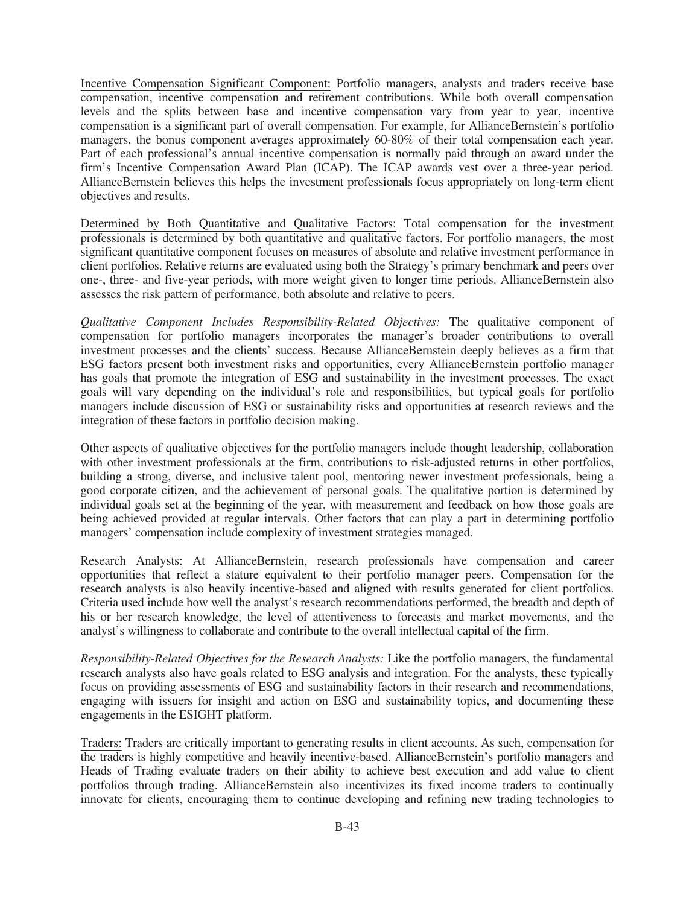<u>Incentive Compensation Significant Component:</u> Portfolio managers, analysts and traders receive base compensation, incentive compensation and retirement contributions. While both overall compensation levels and the splits between base and incentive compensation vary from year to year, incentive compensation is a significant part of overall compensation. For example, for AllianceBernstein's portfolio managers, the bonus component averages approximately 60-80% of their total compensation each year. Part of each professional's annual incentive compensation is normally paid through an award under the firm's Incentive Compensation Award Plan (ICAP). The ICAP awards vest over a three-year period. AllianceBernstein believes this helps the investment professionals focus appropriately on long-term client objectives and results.

<u>Determined by Both Quantitative and Qualitative Factors:</u> Total compensation for the investment professionals is determined by both quantitative and qualitative factors. For portfolio managers, the most significant quantitative component focuses on measures of absolute and relative investment performance in client portfolios. Relative returns are evaluated using both the Strategy's primary benchmark and peers over one-, three- and five-year periods, with more weight given to longer time periods. AllianceBernstein also assesses the risk pattern of performance, both absolute and relative to peers.

*Qualitative Component Includes Responsibility-Related Objectives:* The qualitative component of compensation for portfolio managers incorporates the manager's broader contributions to overall investment processes and the clients' success. Because AllianceBernstein deeply believes as a firm that ESG factors present both investment risks and opportunities, every AllianceBernstein portfolio manager has goals that promote the integration of ESG and sustainability in the investment processes. The exact goals will vary depending on the individual's role and responsibilities, but typical goals for portfolio managers include discussion of ESG or sustainability risks and opportunities at research reviews and the integration of these factors in portfolio decision making.

Other aspects of qualitative objectives for the portfolio managers include thought leadership, collaboration with other investment professionals at the firm, contributions to risk-adjusted returns in other portfolios, building a strong, diverse, and inclusive talent pool, mentoring newer investment professionals, being a good corporate citizen, and the achievement of personal goals. The qualitative portion is determined by individual goals set at the beginning of the year, with measurement and feedback on how those goals are being achieved provided at regular intervals. Other factors that can play a part in determining portfolio managers' compensation include complexity of investment strategies managed.

<u>Research Analysts:</u> At AllianceBernstein, research professionals have compensation and career opportunities that reflect a stature equivalent to their portfolio manager peers. Compensation for the research analysts is also heavily incentive-based and aligned with results generated for client portfolios. Criteria used include how well the analyst's research recommendations performed, the breadth and depth of his or her research knowledge, the level of attentiveness to forecasts and market movements, and the analyst's willingness to collaborate and contribute to the overall intellectual capital of the firm.

*Responsibility-Related Objectives for the Research Analysts:* Like the portfolio managers, the fundamental research analysts also have goals related to ESG analysis and integration. For the analysts, these typically focus on providing assessments of ESG and sustainability factors in their research and recommendations, engaging with issuers for insight and action on ESG and sustainability topics, and documenting these engagements in the ESIGHT platform.

<u>Traders:</u> Traders are critically important to generating results in client accounts. As such, compensation for the traders is highly competitive and heavily incentive-based. AllianceBernstein's portfolio managers and Heads of Trading evaluate traders on their ability to achieve best execution and add value to client portfolios through trading. AllianceBernstein also incentivizes its fixed income traders to continually innovate for clients, encouraging them to continue developing and refining new trading technologies to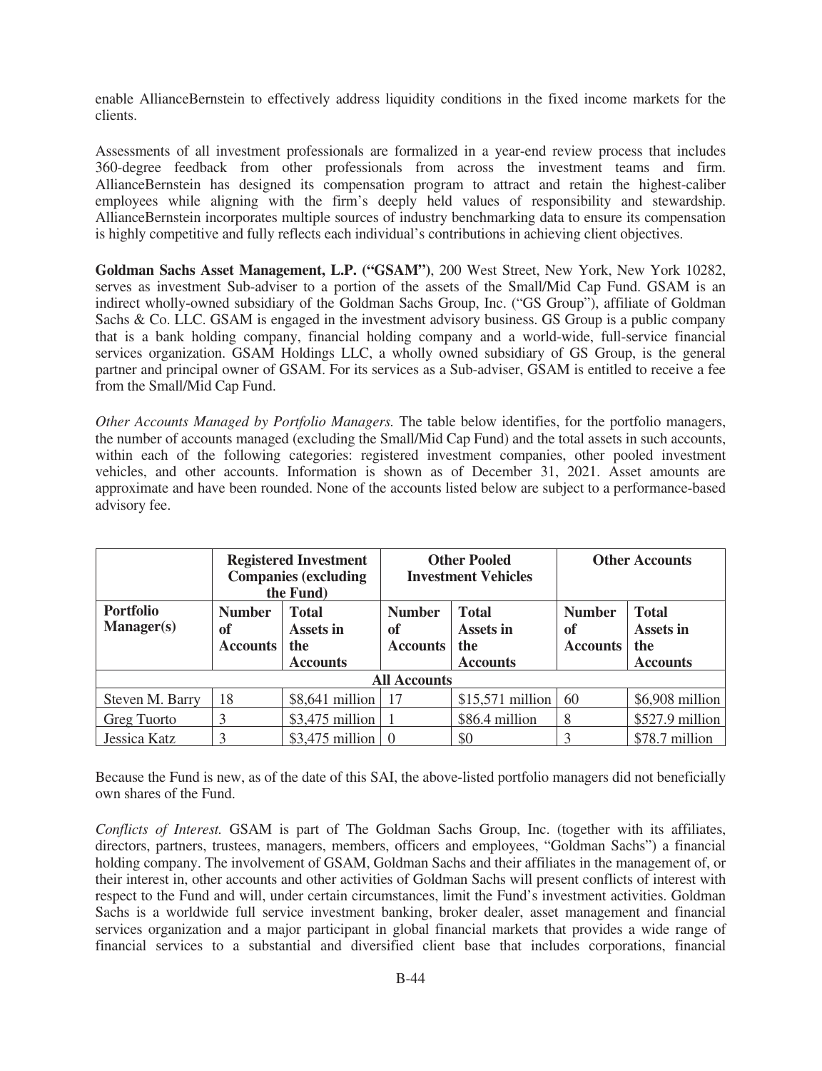enable AllianceBernstein to effectively address liquidity conditions in the fixed income markets for the clients.

Assessments of all investment professionals are formalized in a year-end review process that includes 360-degree feedback from other professionals from across the investment teams and firm. AllianceBernstein has designed its compensation program to attract and retain the highest-caliber employees while aligning with the firm's deeply held values of responsibility and stewardship. AllianceBernstein incorporates multiple sources of industry benchmarking data to ensure its compensation is highly competitive and fully reflects each individual's contributions in achieving client objectives.

**Goldman Sachs Asset Management, L.P. ("GSAM")**, 200 West Street, New York, New York 10282, serves as investment Sub-adviser to a portion of the assets of the Small/Mid Cap Fund. GSAM is an indirect wholly-owned subsidiary of the Goldman Sachs Group, Inc. ("GS Group"), affiliate of Goldman Sachs & Co. LLC. GSAM is engaged in the investment advisory business. GS Group is a public company that is a bank holding company, financial holding company and a world-wide, full-service financial services organization. GSAM Holdings LLC, a wholly owned subsidiary of GS Group, is the general partner and principal owner of GSAM. For its services as a Sub-adviser, GSAM is entitled to receive a fee from the Small/Mid Cap Fund.

*Other Accounts Managed by Portfolio Managers.* The table below identifies, for the portfolio managers, the number of accounts managed (excluding the Small/Mid Cap Fund) and the total assets in such accounts, within each of the following categories: registered investment companies, other pooled investment vehicles, and other accounts. Information is shown as of December 31, 2021. Asset amounts are approximate and have been rounded. None of the accounts listed below are subject to a performance-based advisory fee.

| | **Registered Investment Companies (excluding the Fund)** | | **Other Pooled Investment Vehicles** | | **Other Accounts** | |
|---|---|---|---|---|---|---|
| **Portfolio Manager(s)** | **Number of Accounts** | **Total Assets in the Accounts** | **Number of Accounts** | **Total Assets in the Accounts** | **Number of Accounts** | **Total Assets in the Accounts** |
| **All Accounts** | | | | | | |
| Steven M. Barry | 18 | $8,641 million | 17 | $15,571 million | 60 | $6,908 million |
| Greg Tuorto | 3 | $3,475 million | 1 | $86.4 million | 8 | $527.9 million |
| Jessica Katz | 3 | $3,475 million | 0 | $0 | 3 | $78.7 million |

Because the Fund is new, as of the date of this SAI, the above-listed portfolio managers did not beneficially own shares of the Fund.

*Conflicts of Interest.* GSAM is part of The Goldman Sachs Group, Inc. (together with its affiliates, directors, partners, trustees, managers, members, officers and employees, "Goldman Sachs") a financial holding company. The involvement of GSAM, Goldman Sachs and their affiliates in the management of, or their interest in, other accounts and other activities of Goldman Sachs will present conflicts of interest with respect to the Fund and will, under certain circumstances, limit the Fund's investment activities. Goldman Sachs is a worldwide full service investment banking, broker dealer, asset management and financial services organization and a major participant in global financial markets that provides a wide range of financial services to a substantial and diversified client base that includes corporations, financial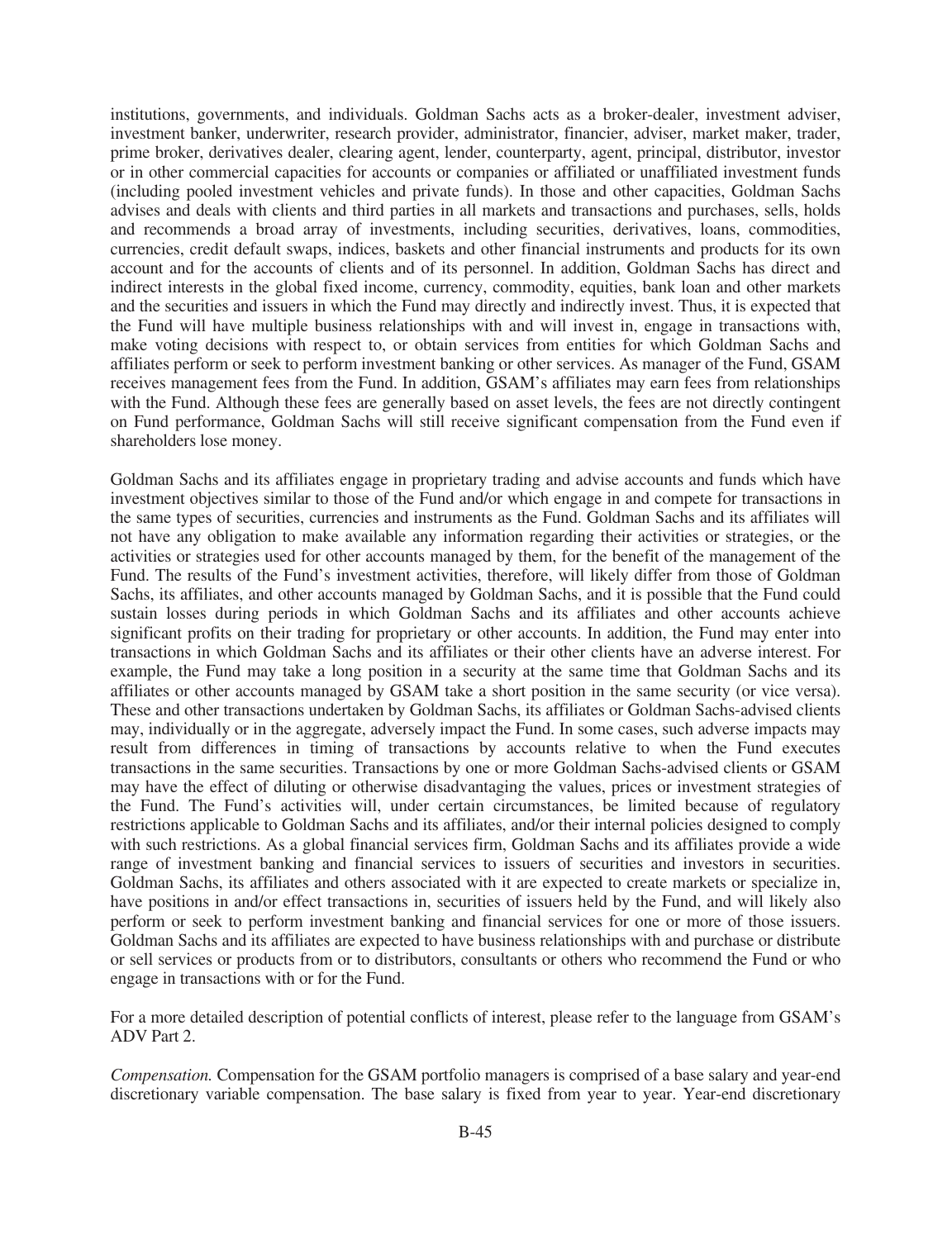institutions, governments, and individuals. Goldman Sachs acts as a broker-dealer, investment adviser, investment banker, underwriter, research provider, administrator, financier, adviser, market maker, trader, prime broker, derivatives dealer, clearing agent, lender, counterparty, agent, principal, distributor, investor or in other commercial capacities for accounts or companies or affiliated or unaffiliated investment funds (including pooled investment vehicles and private funds). In those and other capacities, Goldman Sachs advises and deals with clients and third parties in all markets and transactions and purchases, sells, holds and recommends a broad array of investments, including securities, derivatives, loans, commodities, currencies, credit default swaps, indices, baskets and other financial instruments and products for its own account and for the accounts of clients and of its personnel. In addition, Goldman Sachs has direct and indirect interests in the global fixed income, currency, commodity, equities, bank loan and other markets and the securities and issuers in which the Fund may directly and indirectly invest. Thus, it is expected that the Fund will have multiple business relationships with and will invest in, engage in transactions with, make voting decisions with respect to, or obtain services from entities for which Goldman Sachs and affiliates perform or seek to perform investment banking or other services. As manager of the Fund, GSAM receives management fees from the Fund. In addition, GSAM's affiliates may earn fees from relationships with the Fund. Although these fees are generally based on asset levels, the fees are not directly contingent on Fund performance, Goldman Sachs will still receive significant compensation from the Fund even if shareholders lose money.

Goldman Sachs and its affiliates engage in proprietary trading and advise accounts and funds which have investment objectives similar to those of the Fund and/or which engage in and compete for transactions in the same types of securities, currencies and instruments as the Fund. Goldman Sachs and its affiliates will not have any obligation to make available any information regarding their activities or strategies, or the activities or strategies used for other accounts managed by them, for the benefit of the management of the Fund. The results of the Fund's investment activities, therefore, will likely differ from those of Goldman Sachs, its affiliates, and other accounts managed by Goldman Sachs, and it is possible that the Fund could sustain losses during periods in which Goldman Sachs and its affiliates and other accounts achieve significant profits on their trading for proprietary or other accounts. In addition, the Fund may enter into transactions in which Goldman Sachs and its affiliates or their other clients have an adverse interest. For example, the Fund may take a long position in a security at the same time that Goldman Sachs and its affiliates or other accounts managed by GSAM take a short position in the same security (or vice versa). These and other transactions undertaken by Goldman Sachs, its affiliates or Goldman Sachs-advised clients may, individually or in the aggregate, adversely impact the Fund. In some cases, such adverse impacts may result from differences in timing of transactions by accounts relative to when the Fund executes transactions in the same securities. Transactions by one or more Goldman Sachs-advised clients or GSAM may have the effect of diluting or otherwise disadvantaging the values, prices or investment strategies of the Fund. The Fund's activities will, under certain circumstances, be limited because of regulatory restrictions applicable to Goldman Sachs and its affiliates, and/or their internal policies designed to comply with such restrictions. As a global financial services firm, Goldman Sachs and its affiliates provide a wide range of investment banking and financial services to issuers of securities and investors in securities. Goldman Sachs, its affiliates and others associated with it are expected to create markets or specialize in, have positions in and/or effect transactions in, securities of issuers held by the Fund, and will likely also perform or seek to perform investment banking and financial services for one or more of those issuers. Goldman Sachs and its affiliates are expected to have business relationships with and purchase or distribute or sell services or products from or to distributors, consultants or others who recommend the Fund or who engage in transactions with or for the Fund.

For a more detailed description of potential conflicts of interest, please refer to the language from GSAM's ADV Part 2.

*Compensation.* Compensation for the GSAM portfolio managers is comprised of a base salary and year-end discretionary variable compensation. The base salary is fixed from year to year. Year-end discretionary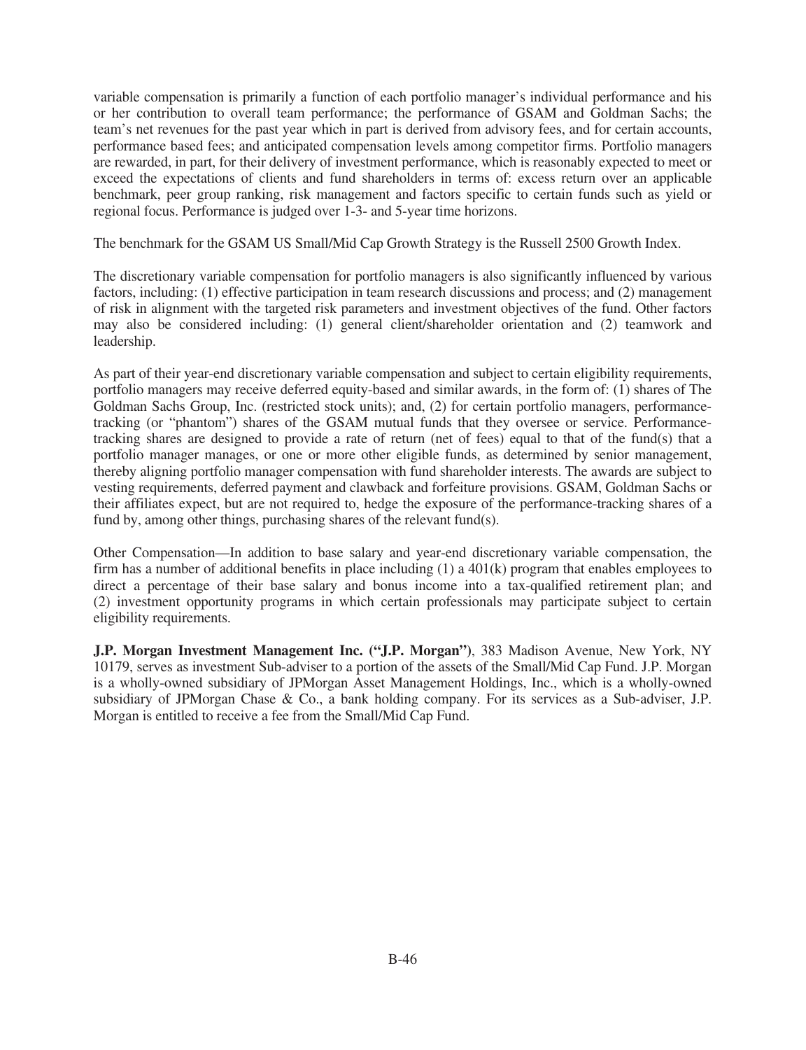variable compensation is primarily a function of each portfolio manager's individual performance and his or her contribution to overall team performance; the performance of GSAM and Goldman Sachs; the team's net revenues for the past year which in part is derived from advisory fees, and for certain accounts, performance based fees; and anticipated compensation levels among competitor firms. Portfolio managers are rewarded, in part, for their delivery of investment performance, which is reasonably expected to meet or exceed the expectations of clients and fund shareholders in terms of: excess return over an applicable benchmark, peer group ranking, risk management and factors specific to certain funds such as yield or regional focus. Performance is judged over 1-3- and 5-year time horizons.

The benchmark for the GSAM US Small/Mid Cap Growth Strategy is the Russell 2500 Growth Index.

The discretionary variable compensation for portfolio managers is also significantly influenced by various factors, including: (1) effective participation in team research discussions and process; and (2) management of risk in alignment with the targeted risk parameters and investment objectives of the fund. Other factors may also be considered including: (1) general client/shareholder orientation and (2) teamwork and leadership.

As part of their year-end discretionary variable compensation and subject to certain eligibility requirements, portfolio managers may receive deferred equity-based and similar awards, in the form of: (1) shares of The Goldman Sachs Group, Inc. (restricted stock units); and, (2) for certain portfolio managers, performance-tracking (or "phantom") shares of the GSAM mutual funds that they oversee or service. Performance-tracking shares are designed to provide a rate of return (net of fees) equal to that of the fund(s) that a portfolio manager manages, or one or more other eligible funds, as determined by senior management, thereby aligning portfolio manager compensation with fund shareholder interests. The awards are subject to vesting requirements, deferred payment and clawback and forfeiture provisions. GSAM, Goldman Sachs or their affiliates expect, but are not required to, hedge the exposure of the performance-tracking shares of a fund by, among other things, purchasing shares of the relevant fund(s).

Other Compensation—In addition to base salary and year-end discretionary variable compensation, the firm has a number of additional benefits in place including (1) a 401(k) program that enables employees to direct a percentage of their base salary and bonus income into a tax-qualified retirement plan; and (2) investment opportunity programs in which certain professionals may participate subject to certain eligibility requirements.

**J.P. Morgan Investment Management Inc. ("J.P. Morgan")**, 383 Madison Avenue, New York, NY 10179, serves as investment Sub-adviser to a portion of the assets of the Small/Mid Cap Fund. J.P. Morgan is a wholly-owned subsidiary of JPMorgan Asset Management Holdings, Inc., which is a wholly-owned subsidiary of JPMorgan Chase & Co., a bank holding company. For its services as a Sub-adviser, J.P. Morgan is entitled to receive a fee from the Small/Mid Cap Fund.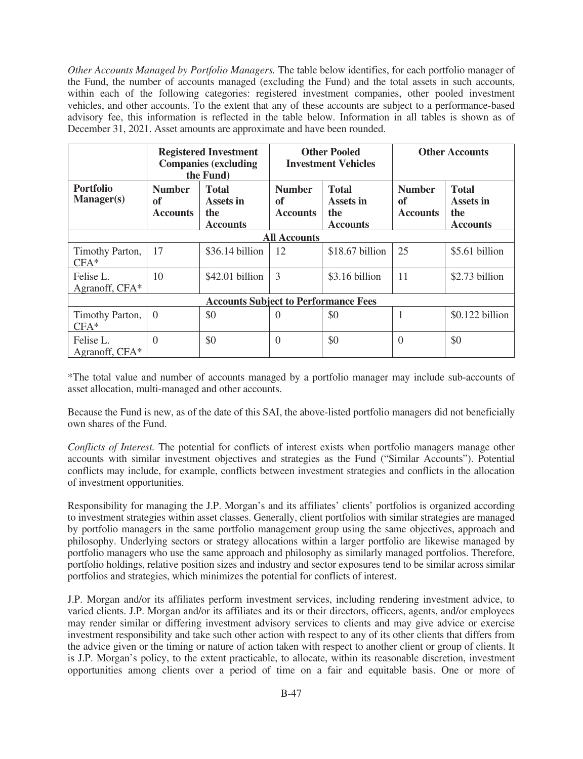*Other Accounts Managed by Portfolio Managers.* The table below identifies, for each portfolio manager of the Fund, the number of accounts managed (excluding the Fund) and the total assets in such accounts, within each of the following categories: registered investment companies, other pooled investment vehicles, and other accounts. To the extent that any of these accounts are subject to a performance-based advisory fee, this information is reflected in the table below. Information in all tables is shown as of December 31, 2021. Asset amounts are approximate and have been rounded.

| | **Registered Investment Companies (excluding the Fund)** | | **Other Pooled Investment Vehicles** | | **Other Accounts** | |
|---|---|---|---|---|---|---|
| **Portfolio Manager(s)** | **Number of Accounts** | **Total Assets in the Accounts** | **Number of Accounts** | **Total Assets in the Accounts** | **Number of Accounts** | **Total Assets in the Accounts** |
| **All Accounts** | | | | | | |
| Timothy Parton, CFA* | 17 | $36.14 billion | 12 | $18.67 billion | 25 | $5.61 billion |
| Felise L. Agranoff, CFA* | 10 | $42.01 billion | 3 | $3.16 billion | 11 | $2.73 billion |
| **Accounts Subject to Performance Fees** | | | | | | |
| Timothy Parton, CFA* | 0 | $0 | 0 | $0 | 1 | $0.122 billion |
| Felise L. Agranoff, CFA* | 0 | $0 | 0 | $0 | 0 | $0 |

*The total value and number of accounts managed by a portfolio manager may include sub-accounts of asset allocation, multi-managed and other accounts.

Because the Fund is new, as of the date of this SAI, the above-listed portfolio managers did not beneficially own shares of the Fund.

*Conflicts of Interest.* The potential for conflicts of interest exists when portfolio managers manage other accounts with similar investment objectives and strategies as the Fund ("Similar Accounts"). Potential conflicts may include, for example, conflicts between investment strategies and conflicts in the allocation of investment opportunities.

Responsibility for managing the J.P. Morgan's and its affiliates' clients' portfolios is organized according to investment strategies within asset classes. Generally, client portfolios with similar strategies are managed by portfolio managers in the same portfolio management group using the same objectives, approach and philosophy. Underlying sectors or strategy allocations within a larger portfolio are likewise managed by portfolio managers who use the same approach and philosophy as similarly managed portfolios. Therefore, portfolio holdings, relative position sizes and industry and sector exposures tend to be similar across similar portfolios and strategies, which minimizes the potential for conflicts of interest.

J.P. Morgan and/or its affiliates perform investment services, including rendering investment advice, to varied clients. J.P. Morgan and/or its affiliates and its or their directors, officers, agents, and/or employees may render similar or differing investment advisory services to clients and may give advice or exercise investment responsibility and take such other action with respect to any of its other clients that differs from the advice given or the timing or nature of action taken with respect to another client or group of clients. It is J.P. Morgan's policy, to the extent practicable, to allocate, within its reasonable discretion, investment opportunities among clients over a period of time on a fair and equitable basis. One or more of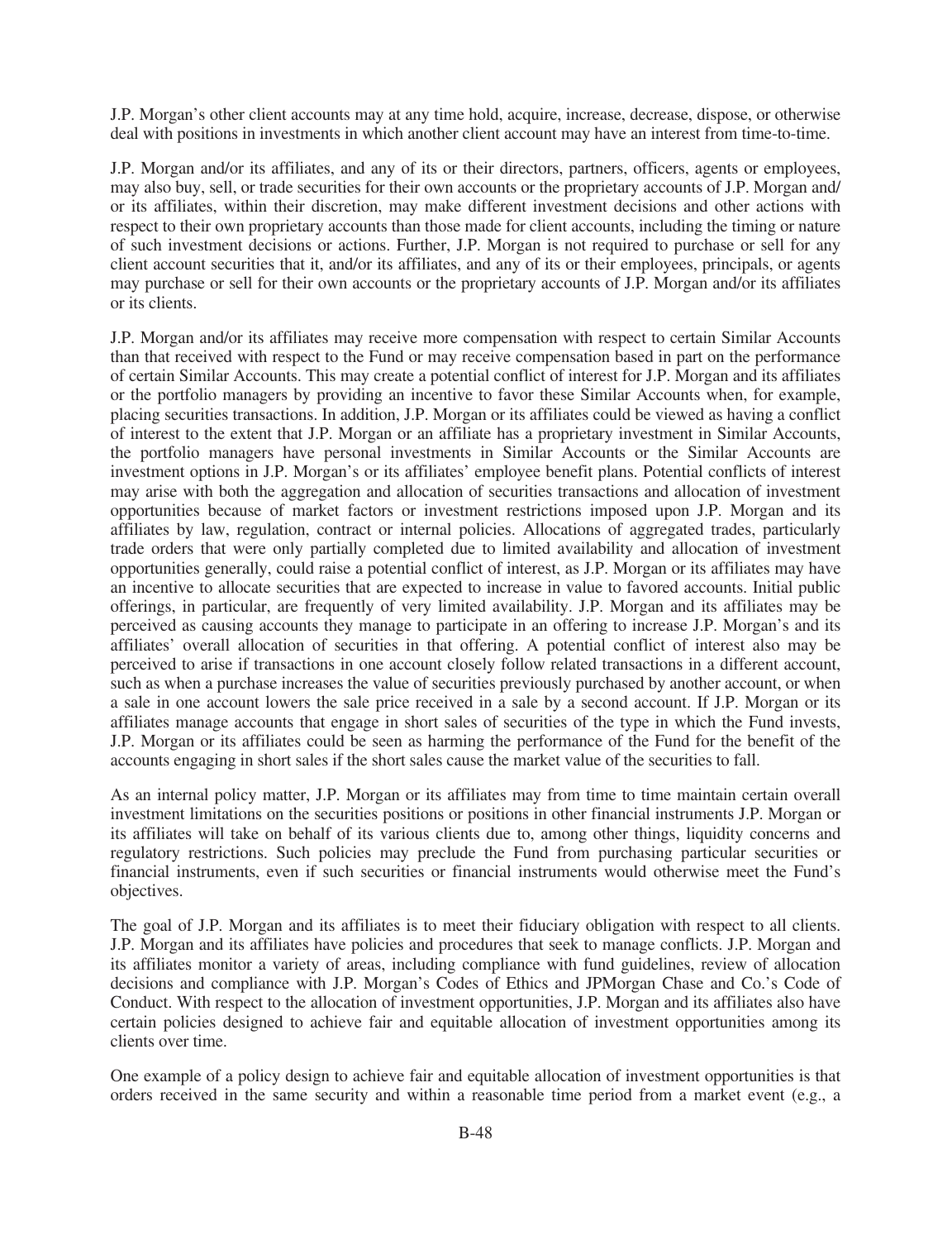J.P. Morgan's other client accounts may at any time hold, acquire, increase, decrease, dispose, or otherwise deal with positions in investments in which another client account may have an interest from time-to-time.

J.P. Morgan and/or its affiliates, and any of its or their directors, partners, officers, agents or employees, may also buy, sell, or trade securities for their own accounts or the proprietary accounts of J.P. Morgan and/or its affiliates, within their discretion, may make different investment decisions and other actions with respect to their own proprietary accounts than those made for client accounts, including the timing or nature of such investment decisions or actions. Further, J.P. Morgan is not required to purchase or sell for any client account securities that it, and/or its affiliates, and any of its or their employees, principals, or agents may purchase or sell for their own accounts or the proprietary accounts of J.P. Morgan and/or its affiliates or its clients.

J.P. Morgan and/or its affiliates may receive more compensation with respect to certain Similar Accounts than that received with respect to the Fund or may receive compensation based in part on the performance of certain Similar Accounts. This may create a potential conflict of interest for J.P. Morgan and its affiliates or the portfolio managers by providing an incentive to favor these Similar Accounts when, for example, placing securities transactions. In addition, J.P. Morgan or its affiliates could be viewed as having a conflict of interest to the extent that J.P. Morgan or an affiliate has a proprietary investment in Similar Accounts, the portfolio managers have personal investments in Similar Accounts or the Similar Accounts are investment options in J.P. Morgan's or its affiliates' employee benefit plans. Potential conflicts of interest may arise with both the aggregation and allocation of securities transactions and allocation of investment opportunities because of market factors or investment restrictions imposed upon J.P. Morgan and its affiliates by law, regulation, contract or internal policies. Allocations of aggregated trades, particularly trade orders that were only partially completed due to limited availability and allocation of investment opportunities generally, could raise a potential conflict of interest, as J.P. Morgan or its affiliates may have an incentive to allocate securities that are expected to increase in value to favored accounts. Initial public offerings, in particular, are frequently of very limited availability. J.P. Morgan and its affiliates may be perceived as causing accounts they manage to participate in an offering to increase J.P. Morgan's and its affiliates' overall allocation of securities in that offering. A potential conflict of interest also may be perceived to arise if transactions in one account closely follow related transactions in a different account, such as when a purchase increases the value of securities previously purchased by another account, or when a sale in one account lowers the sale price received in a sale by a second account. If J.P. Morgan or its affiliates manage accounts that engage in short sales of securities of the type in which the Fund invests, J.P. Morgan or its affiliates could be seen as harming the performance of the Fund for the benefit of the accounts engaging in short sales if the short sales cause the market value of the securities to fall.

As an internal policy matter, J.P. Morgan or its affiliates may from time to time maintain certain overall investment limitations on the securities positions or positions in other financial instruments J.P. Morgan or its affiliates will take on behalf of its various clients due to, among other things, liquidity concerns and regulatory restrictions. Such policies may preclude the Fund from purchasing particular securities or financial instruments, even if such securities or financial instruments would otherwise meet the Fund's objectives.

The goal of J.P. Morgan and its affiliates is to meet their fiduciary obligation with respect to all clients. J.P. Morgan and its affiliates have policies and procedures that seek to manage conflicts. J.P. Morgan and its affiliates monitor a variety of areas, including compliance with fund guidelines, review of allocation decisions and compliance with J.P. Morgan's Codes of Ethics and JPMorgan Chase and Co.'s Code of Conduct. With respect to the allocation of investment opportunities, J.P. Morgan and its affiliates also have certain policies designed to achieve fair and equitable allocation of investment opportunities among its clients over time.

One example of a policy design to achieve fair and equitable allocation of investment opportunities is that orders received in the same security and within a reasonable time period from a market event (e.g., a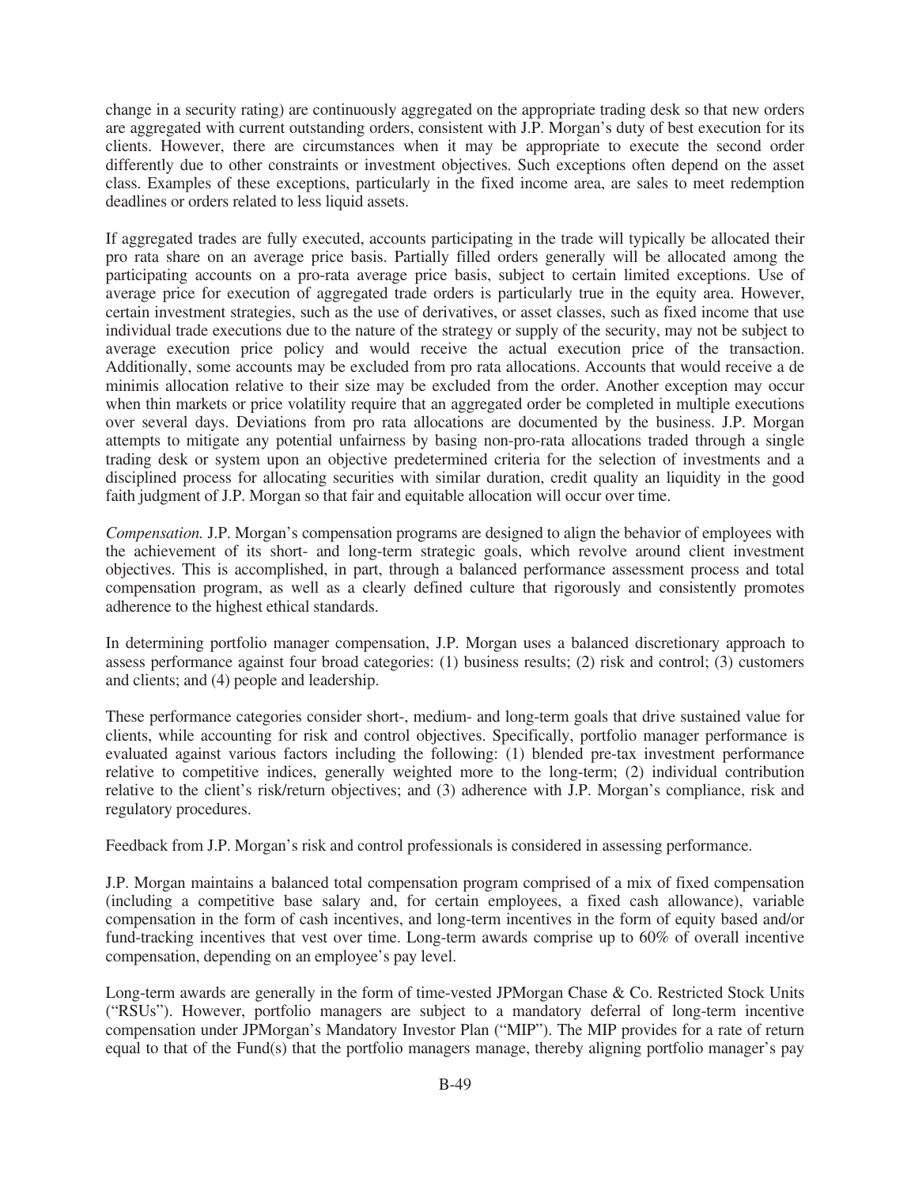change in a security rating) are continuously aggregated on the appropriate trading desk so that new orders are aggregated with current outstanding orders, consistent with J.P. Morgan's duty of best execution for its clients. However, there are circumstances when it may be appropriate to execute the second order differently due to other constraints or investment objectives. Such exceptions often depend on the asset class. Examples of these exceptions, particularly in the fixed income area, are sales to meet redemption deadlines or orders related to less liquid assets.

If aggregated trades are fully executed, accounts participating in the trade will typically be allocated their pro rata share on an average price basis. Partially filled orders generally will be allocated among the participating accounts on a pro-rata average price basis, subject to certain limited exceptions. Use of average price for execution of aggregated trade orders is particularly true in the equity area. However, certain investment strategies, such as the use of derivatives, or asset classes, such as fixed income that use individual trade executions due to the nature of the strategy or supply of the security, may not be subject to average execution price policy and would receive the actual execution price of the transaction. Additionally, some accounts may be excluded from pro rata allocations. Accounts that would receive a de minimis allocation relative to their size may be excluded from the order. Another exception may occur when thin markets or price volatility require that an aggregated order be completed in multiple executions over several days. Deviations from pro rata allocations are documented by the business. J.P. Morgan attempts to mitigate any potential unfairness by basing non-pro-rata allocations traded through a single trading desk or system upon an objective predetermined criteria for the selection of investments and a disciplined process for allocating securities with similar duration, credit quality an liquidity in the good faith judgment of J.P. Morgan so that fair and equitable allocation will occur over time.

*Compensation.* J.P. Morgan's compensation programs are designed to align the behavior of employees with the achievement of its short- and long-term strategic goals, which revolve around client investment objectives. This is accomplished, in part, through a balanced performance assessment process and total compensation program, as well as a clearly defined culture that rigorously and consistently promotes adherence to the highest ethical standards.

In determining portfolio manager compensation, J.P. Morgan uses a balanced discretionary approach to assess performance against four broad categories: (1) business results; (2) risk and control; (3) customers and clients; and (4) people and leadership.

These performance categories consider short-, medium- and long-term goals that drive sustained value for clients, while accounting for risk and control objectives. Specifically, portfolio manager performance is evaluated against various factors including the following: (1) blended pre-tax investment performance relative to competitive indices, generally weighted more to the long-term; (2) individual contribution relative to the client's risk/return objectives; and (3) adherence with J.P. Morgan's compliance, risk and regulatory procedures.

Feedback from J.P. Morgan's risk and control professionals is considered in assessing performance.

J.P. Morgan maintains a balanced total compensation program comprised of a mix of fixed compensation (including a competitive base salary and, for certain employees, a fixed cash allowance), variable compensation in the form of cash incentives, and long-term incentives in the form of equity based and/or fund-tracking incentives that vest over time. Long-term awards comprise up to 60% of overall incentive compensation, depending on an employee's pay level.

Long-term awards are generally in the form of time-vested JPMorgan Chase & Co. Restricted Stock Units ("RSUs"). However, portfolio managers are subject to a mandatory deferral of long-term incentive compensation under JPMorgan's Mandatory Investor Plan ("MIP"). The MIP provides for a rate of return equal to that of the Fund(s) that the portfolio managers manage, thereby aligning portfolio manager's pay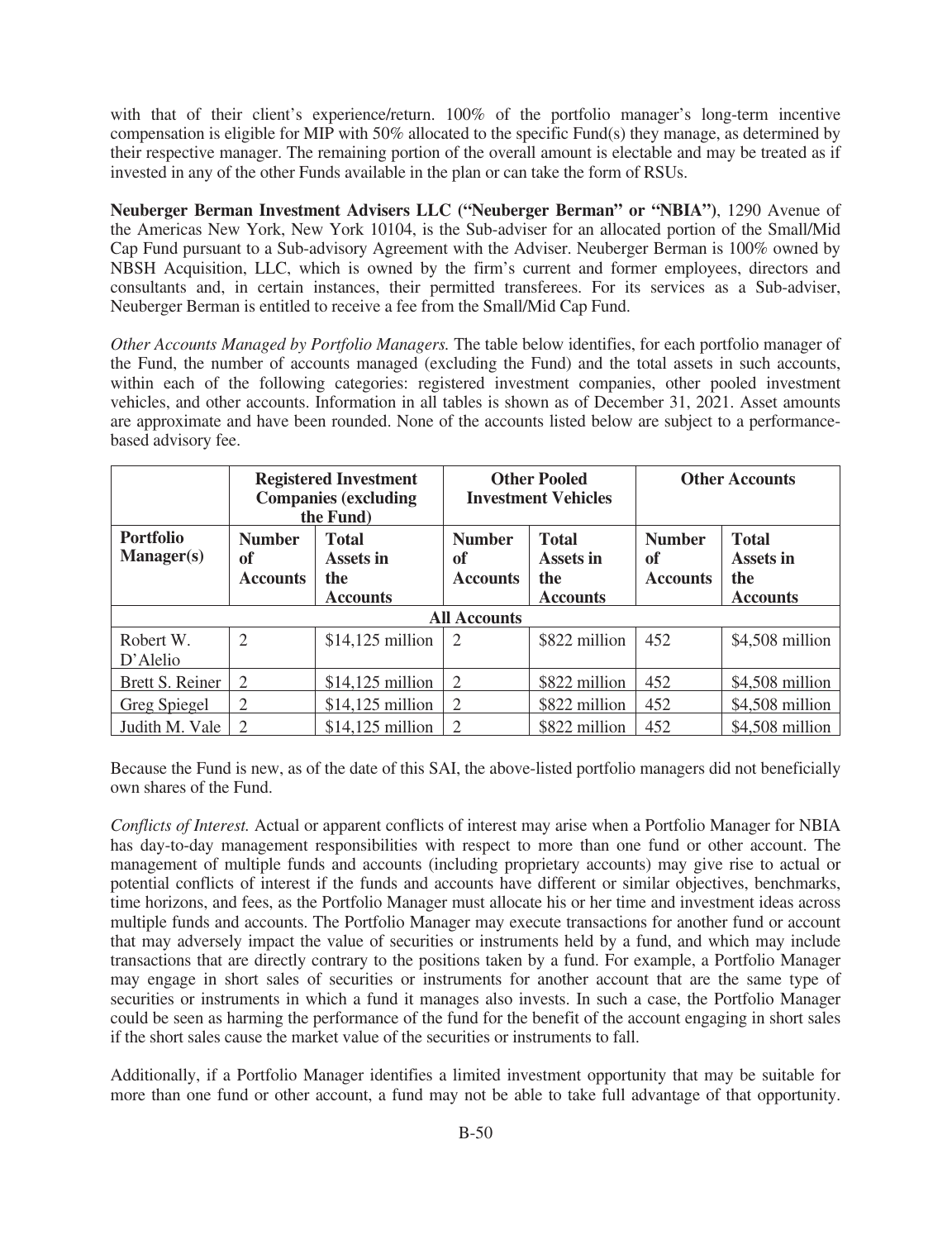with that of their client's experience/return. 100% of the portfolio manager's long-term incentive compensation is eligible for MIP with 50% allocated to the specific Fund(s) they manage, as determined by their respective manager. The remaining portion of the overall amount is electable and may be treated as if invested in any of the other Funds available in the plan or can take the form of RSUs.

**Neuberger Berman Investment Advisers LLC ("Neuberger Berman" or "NBIA")**, 1290 Avenue of the Americas New York, New York 10104, is the Sub-adviser for an allocated portion of the Small/Mid Cap Fund pursuant to a Sub-advisory Agreement with the Adviser. Neuberger Berman is 100% owned by NBSH Acquisition, LLC, which is owned by the firm's current and former employees, directors and consultants and, in certain instances, their permitted transferees. For its services as a Sub-adviser, Neuberger Berman is entitled to receive a fee from the Small/Mid Cap Fund.

*Other Accounts Managed by Portfolio Managers.* The table below identifies, for each portfolio manager of the Fund, the number of accounts managed (excluding the Fund) and the total assets in such accounts, within each of the following categories: registered investment companies, other pooled investment vehicles, and other accounts. Information in all tables is shown as of December 31, 2021. Asset amounts are approximate and have been rounded. None of the accounts listed below are subject to a performance-based advisory fee.

| | **Registered Investment Companies (excluding the Fund)** | | **Other Pooled Investment Vehicles** | | **Other Accounts** | |
|---|---|---|---|---|---|---|
| **Portfolio Manager(s)** | **Number of Accounts** | **Total Assets in the Accounts** | **Number of Accounts** | **Total Assets in the Accounts** | **Number of Accounts** | **Total Assets in the Accounts** |
| **All Accounts** | | | | | | |
| Robert W. D'Alelio | 2 | $14,125 million | 2 | $822 million | 452 | $4,508 million |
| Brett S. Reiner | 2 | $14,125 million | 2 | $822 million | 452 | $4,508 million |
| Greg Spiegel | 2 | $14,125 million | 2 | $822 million | 452 | $4,508 million |
| Judith M. Vale | 2 | $14,125 million | 2 | $822 million | 452 | $4,508 million |

Because the Fund is new, as of the date of this SAI, the above-listed portfolio managers did not beneficially own shares of the Fund.

*Conflicts of Interest.* Actual or apparent conflicts of interest may arise when a Portfolio Manager for NBIA has day-to-day management responsibilities with respect to more than one fund or other account. The management of multiple funds and accounts (including proprietary accounts) may give rise to actual or potential conflicts of interest if the funds and accounts have different or similar objectives, benchmarks, time horizons, and fees, as the Portfolio Manager must allocate his or her time and investment ideas across multiple funds and accounts. The Portfolio Manager may execute transactions for another fund or account that may adversely impact the value of securities or instruments held by a fund, and which may include transactions that are directly contrary to the positions taken by a fund. For example, a Portfolio Manager may engage in short sales of securities or instruments for another account that are the same type of securities or instruments in which a fund it manages also invests. In such a case, the Portfolio Manager could be seen as harming the performance of the fund for the benefit of the account engaging in short sales if the short sales cause the market value of the securities or instruments to fall.

Additionally, if a Portfolio Manager identifies a limited investment opportunity that may be suitable for more than one fund or other account, a fund may not be able to take full advantage of that opportunity.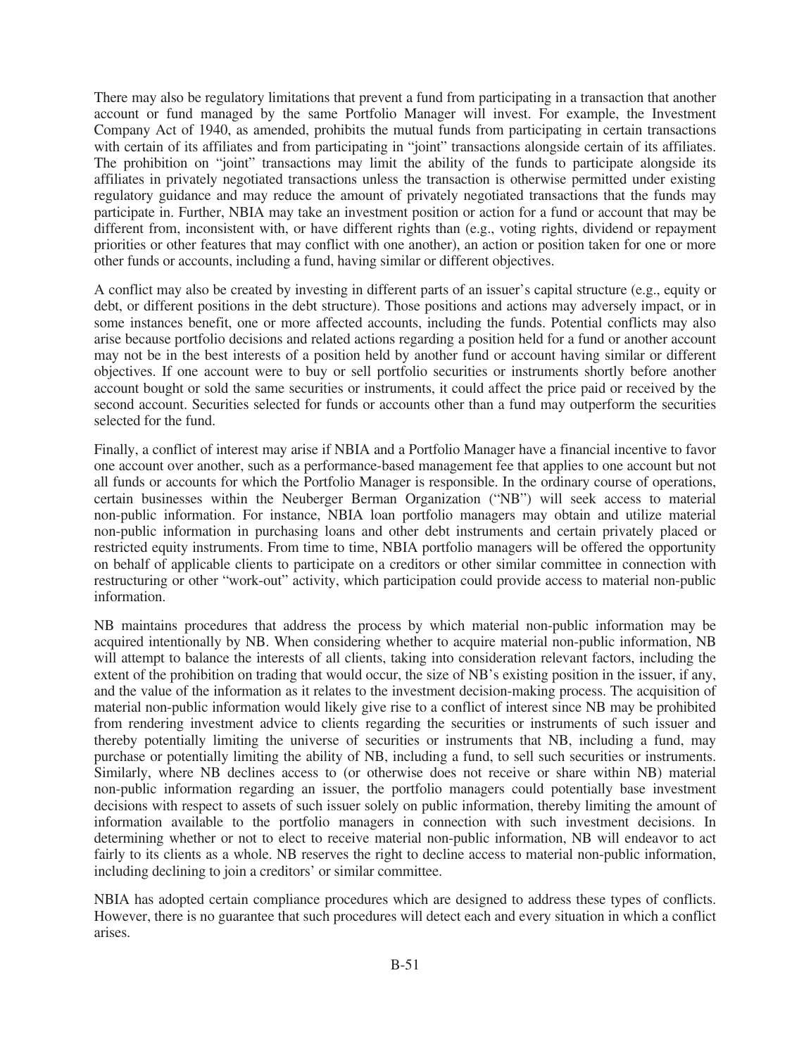There may also be regulatory limitations that prevent a fund from participating in a transaction that another account or fund managed by the same Portfolio Manager will invest. For example, the Investment Company Act of 1940, as amended, prohibits the mutual funds from participating in certain transactions with certain of its affiliates and from participating in "joint" transactions alongside certain of its affiliates. The prohibition on "joint" transactions may limit the ability of the funds to participate alongside its affiliates in privately negotiated transactions unless the transaction is otherwise permitted under existing regulatory guidance and may reduce the amount of privately negotiated transactions that the funds may participate in. Further, NBIA may take an investment position or action for a fund or account that may be different from, inconsistent with, or have different rights than (e.g., voting rights, dividend or repayment priorities or other features that may conflict with one another), an action or position taken for one or more other funds or accounts, including a fund, having similar or different objectives.

A conflict may also be created by investing in different parts of an issuer's capital structure (e.g., equity or debt, or different positions in the debt structure). Those positions and actions may adversely impact, or in some instances benefit, one or more affected accounts, including the funds. Potential conflicts may also arise because portfolio decisions and related actions regarding a position held for a fund or another account may not be in the best interests of a position held by another fund or account having similar or different objectives. If one account were to buy or sell portfolio securities or instruments shortly before another account bought or sold the same securities or instruments, it could affect the price paid or received by the second account. Securities selected for funds or accounts other than a fund may outperform the securities selected for the fund.

Finally, a conflict of interest may arise if NBIA and a Portfolio Manager have a financial incentive to favor one account over another, such as a performance-based management fee that applies to one account but not all funds or accounts for which the Portfolio Manager is responsible. In the ordinary course of operations, certain businesses within the Neuberger Berman Organization ("NB") will seek access to material non-public information. For instance, NBIA loan portfolio managers may obtain and utilize material non-public information in purchasing loans and other debt instruments and certain privately placed or restricted equity instruments. From time to time, NBIA portfolio managers will be offered the opportunity on behalf of applicable clients to participate on a creditors or other similar committee in connection with restructuring or other "work-out" activity, which participation could provide access to material non-public information.

NB maintains procedures that address the process by which material non-public information may be acquired intentionally by NB. When considering whether to acquire material non-public information, NB will attempt to balance the interests of all clients, taking into consideration relevant factors, including the extent of the prohibition on trading that would occur, the size of NB's existing position in the issuer, if any, and the value of the information as it relates to the investment decision-making process. The acquisition of material non-public information would likely give rise to a conflict of interest since NB may be prohibited from rendering investment advice to clients regarding the securities or instruments of such issuer and thereby potentially limiting the universe of securities or instruments that NB, including a fund, may purchase or potentially limiting the ability of NB, including a fund, to sell such securities or instruments. Similarly, where NB declines access to (or otherwise does not receive or share within NB) material non-public information regarding an issuer, the portfolio managers could potentially base investment decisions with respect to assets of such issuer solely on public information, thereby limiting the amount of information available to the portfolio managers in connection with such investment decisions. In determining whether or not to elect to receive material non-public information, NB will endeavor to act fairly to its clients as a whole. NB reserves the right to decline access to material non-public information, including declining to join a creditors' or similar committee.

NBIA has adopted certain compliance procedures which are designed to address these types of conflicts. However, there is no guarantee that such procedures will detect each and every situation in which a conflict arises.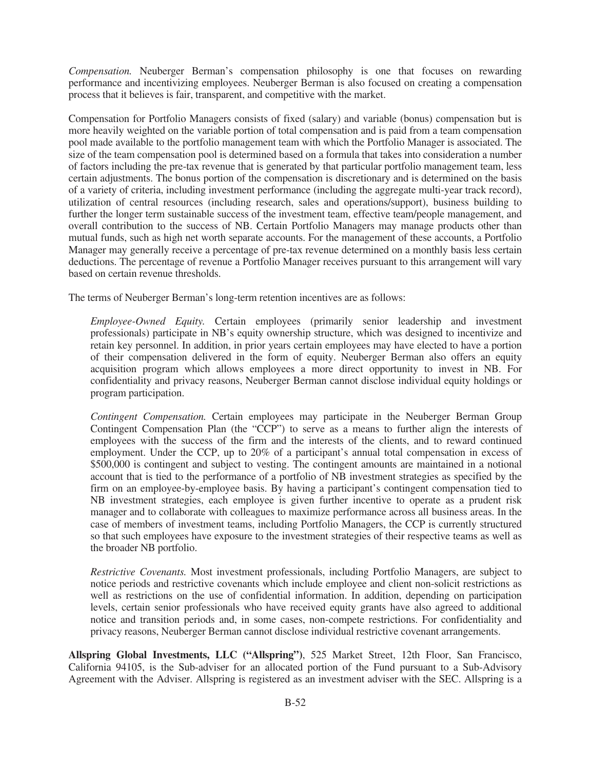*Compensation.* Neuberger Berman's compensation philosophy is one that focuses on rewarding performance and incentivizing employees. Neuberger Berman is also focused on creating a compensation process that it believes is fair, transparent, and competitive with the market.

Compensation for Portfolio Managers consists of fixed (salary) and variable (bonus) compensation but is more heavily weighted on the variable portion of total compensation and is paid from a team compensation pool made available to the portfolio management team with which the Portfolio Manager is associated. The size of the team compensation pool is determined based on a formula that takes into consideration a number of factors including the pre-tax revenue that is generated by that particular portfolio management team, less certain adjustments. The bonus portion of the compensation is discretionary and is determined on the basis of a variety of criteria, including investment performance (including the aggregate multi-year track record), utilization of central resources (including research, sales and operations/support), business building to further the longer term sustainable success of the investment team, effective team/people management, and overall contribution to the success of NB. Certain Portfolio Managers may manage products other than mutual funds, such as high net worth separate accounts. For the management of these accounts, a Portfolio Manager may generally receive a percentage of pre-tax revenue determined on a monthly basis less certain deductions. The percentage of revenue a Portfolio Manager receives pursuant to this arrangement will vary based on certain revenue thresholds.

The terms of Neuberger Berman's long-term retention incentives are as follows:

*Employee-Owned Equity.* Certain employees (primarily senior leadership and investment professionals) participate in NB's equity ownership structure, which was designed to incentivize and retain key personnel. In addition, in prior years certain employees may have elected to have a portion of their compensation delivered in the form of equity. Neuberger Berman also offers an equity acquisition program which allows employees a more direct opportunity to invest in NB. For confidentiality and privacy reasons, Neuberger Berman cannot disclose individual equity holdings or program participation.

*Contingent Compensation.* Certain employees may participate in the Neuberger Berman Group Contingent Compensation Plan (the "CCP") to serve as a means to further align the interests of employees with the success of the firm and the interests of the clients, and to reward continued employment. Under the CCP, up to 20% of a participant's annual total compensation in excess of $500,000 is contingent and subject to vesting. The contingent amounts are maintained in a notional account that is tied to the performance of a portfolio of NB investment strategies as specified by the firm on an employee-by-employee basis. By having a participant's contingent compensation tied to NB investment strategies, each employee is given further incentive to operate as a prudent risk manager and to collaborate with colleagues to maximize performance across all business areas. In the case of members of investment teams, including Portfolio Managers, the CCP is currently structured so that such employees have exposure to the investment strategies of their respective teams as well as the broader NB portfolio.

*Restrictive Covenants.* Most investment professionals, including Portfolio Managers, are subject to notice periods and restrictive covenants which include employee and client non-solicit restrictions as well as restrictions on the use of confidential information. In addition, depending on participation levels, certain senior professionals who have received equity grants have also agreed to additional notice and transition periods and, in some cases, non-compete restrictions. For confidentiality and privacy reasons, Neuberger Berman cannot disclose individual restrictive covenant arrangements.

**Allspring Global Investments, LLC ("Allspring")**, 525 Market Street, 12th Floor, San Francisco, California 94105, is the Sub-adviser for an allocated portion of the Fund pursuant to a Sub-Advisory Agreement with the Adviser. Allspring is registered as an investment adviser with the SEC. Allspring is a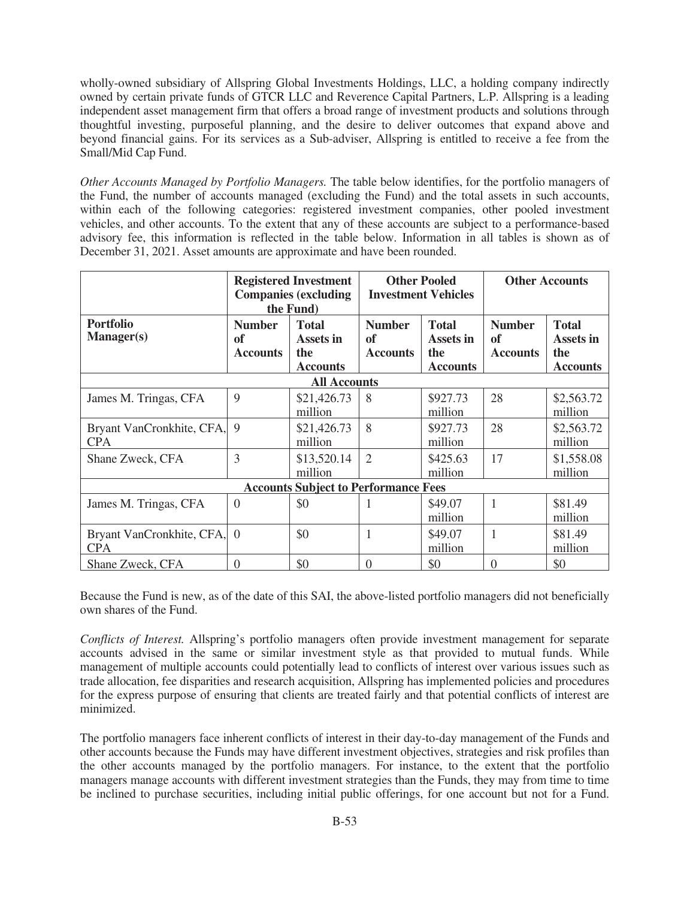wholly-owned subsidiary of Allspring Global Investments Holdings, LLC, a holding company indirectly owned by certain private funds of GTCR LLC and Reverence Capital Partners, L.P. Allspring is a leading independent asset management firm that offers a broad range of investment products and solutions through thoughtful investing, purposeful planning, and the desire to deliver outcomes that expand above and beyond financial gains. For its services as a Sub-adviser, Allspring is entitled to receive a fee from the Small/Mid Cap Fund.

*Other Accounts Managed by Portfolio Managers.* The table below identifies, for the portfolio managers of the Fund, the number of accounts managed (excluding the Fund) and the total assets in such accounts, within each of the following categories: registered investment companies, other pooled investment vehicles, and other accounts. To the extent that any of these accounts are subject to a performance-based advisory fee, this information is reflected in the table below. Information in all tables is shown as of December 31, 2021. Asset amounts are approximate and have been rounded.

| | Registered Investment Companies (excluding the Fund) | | Other Pooled Investment Vehicles | | Other Accounts | |
|---|---|---|---|---|---|---|
| **Portfolio Manager(s)** | **Number of Accounts** | **Total Assets in the Accounts** | **Number of Accounts** | **Total Assets in the Accounts** | **Number of Accounts** | **Total Assets in the Accounts** |
| **All Accounts** | | | | | | |
| James M. Tringas, CFA | 9 | $21,426.73 million | 8 | $927.73 million | 28 | $2,563.72 million |
| Bryant VanCronkhite, CFA, CPA | 9 | $21,426.73 million | 8 | $927.73 million | 28 | $2,563.72 million |
| Shane Zweck, CFA | 3 | $13,520.14 million | 2 | $425.63 million | 17 | $1,558.08 million |
| **Accounts Subject to Performance Fees** | | | | | | |
| James M. Tringas, CFA | 0 | $0 | 1 | $49.07 million | 1 | $81.49 million |
| Bryant VanCronkhite, CFA, CPA | 0 | $0 | 1 | $49.07 million | 1 | $81.49 million |
| Shane Zweck, CFA | 0 | $0 | 0 | $0 | 0 | $0 |

Because the Fund is new, as of the date of this SAI, the above-listed portfolio managers did not beneficially own shares of the Fund.

*Conflicts of Interest.* Allspring's portfolio managers often provide investment management for separate accounts advised in the same or similar investment style as that provided to mutual funds. While management of multiple accounts could potentially lead to conflicts of interest over various issues such as trade allocation, fee disparities and research acquisition, Allspring has implemented policies and procedures for the express purpose of ensuring that clients are treated fairly and that potential conflicts of interest are minimized.

The portfolio managers face inherent conflicts of interest in their day-to-day management of the Funds and other accounts because the Funds may have different investment objectives, strategies and risk profiles than the other accounts managed by the portfolio managers. For instance, to the extent that the portfolio managers manage accounts with different investment strategies than the Funds, they may from time to time be inclined to purchase securities, including initial public offerings, for one account but not for a Fund.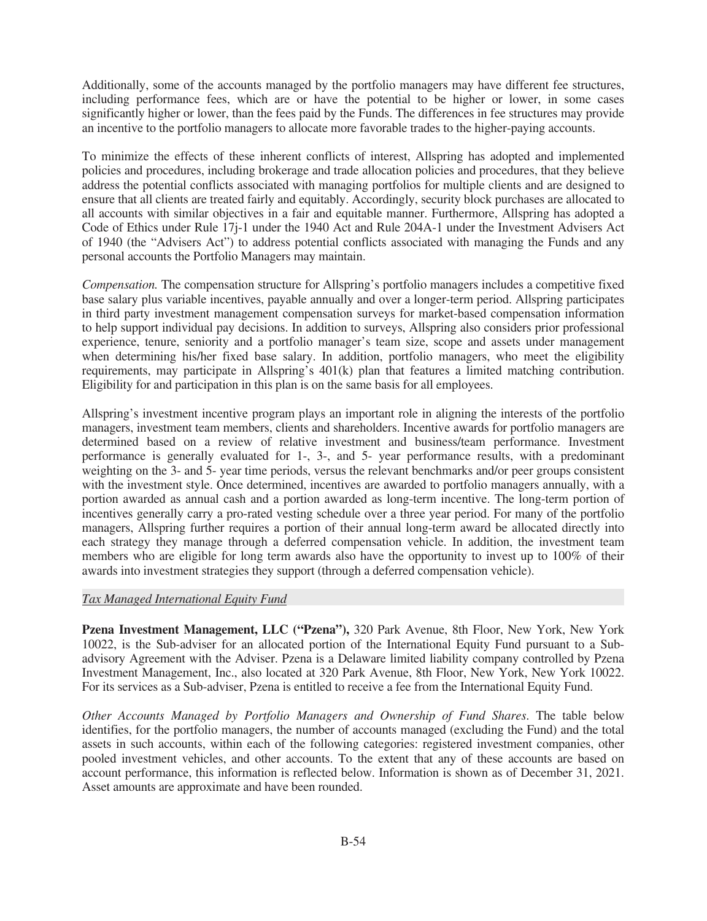Additionally, some of the accounts managed by the portfolio managers may have different fee structures, including performance fees, which are or have the potential to be higher or lower, in some cases significantly higher or lower, than the fees paid by the Funds. The differences in fee structures may provide an incentive to the portfolio managers to allocate more favorable trades to the higher-paying accounts.

To minimize the effects of these inherent conflicts of interest, Allspring has adopted and implemented policies and procedures, including brokerage and trade allocation policies and procedures, that they believe address the potential conflicts associated with managing portfolios for multiple clients and are designed to ensure that all clients are treated fairly and equitably. Accordingly, security block purchases are allocated to all accounts with similar objectives in a fair and equitable manner. Furthermore, Allspring has adopted a Code of Ethics under Rule 17j-1 under the 1940 Act and Rule 204A-1 under the Investment Advisers Act of 1940 (the "Advisers Act") to address potential conflicts associated with managing the Funds and any personal accounts the Portfolio Managers may maintain.

*Compensation.* The compensation structure for Allspring's portfolio managers includes a competitive fixed base salary plus variable incentives, payable annually and over a longer-term period. Allspring participates in third party investment management compensation surveys for market-based compensation information to help support individual pay decisions. In addition to surveys, Allspring also considers prior professional experience, tenure, seniority and a portfolio manager's team size, scope and assets under management when determining his/her fixed base salary. In addition, portfolio managers, who meet the eligibility requirements, may participate in Allspring's 401(k) plan that features a limited matching contribution. Eligibility for and participation in this plan is on the same basis for all employees.

Allspring's investment incentive program plays an important role in aligning the interests of the portfolio managers, investment team members, clients and shareholders. Incentive awards for portfolio managers are determined based on a review of relative investment and business/team performance. Investment performance is generally evaluated for 1-, 3-, and 5- year performance results, with a predominant weighting on the 3- and 5- year time periods, versus the relevant benchmarks and/or peer groups consistent with the investment style. Once determined, incentives are awarded to portfolio managers annually, with a portion awarded as annual cash and a portion awarded as long-term incentive. The long-term portion of incentives generally carry a pro-rated vesting schedule over a three year period. For many of the portfolio managers, Allspring further requires a portion of their annual long-term award be allocated directly into each strategy they manage through a deferred compensation vehicle. In addition, the investment team members who are eligible for long term awards also have the opportunity to invest up to 100% of their awards into investment strategies they support (through a deferred compensation vehicle).

### *Tax Managed International Equity Fund*

**Pzena Investment Management, LLC ("Pzena"),** 320 Park Avenue, 8th Floor, New York, New York 10022, is the Sub-adviser for an allocated portion of the International Equity Fund pursuant to a Sub-advisory Agreement with the Adviser. Pzena is a Delaware limited liability company controlled by Pzena Investment Management, Inc., also located at 320 Park Avenue, 8th Floor, New York, New York 10022. For its services as a Sub-adviser, Pzena is entitled to receive a fee from the International Equity Fund.

*Other Accounts Managed by Portfolio Managers and Ownership of Fund Shares*. The table below identifies, for the portfolio managers, the number of accounts managed (excluding the Fund) and the total assets in such accounts, within each of the following categories: registered investment companies, other pooled investment vehicles, and other accounts. To the extent that any of these accounts are based on account performance, this information is reflected below. Information is shown as of December 31, 2021. Asset amounts are approximate and have been rounded.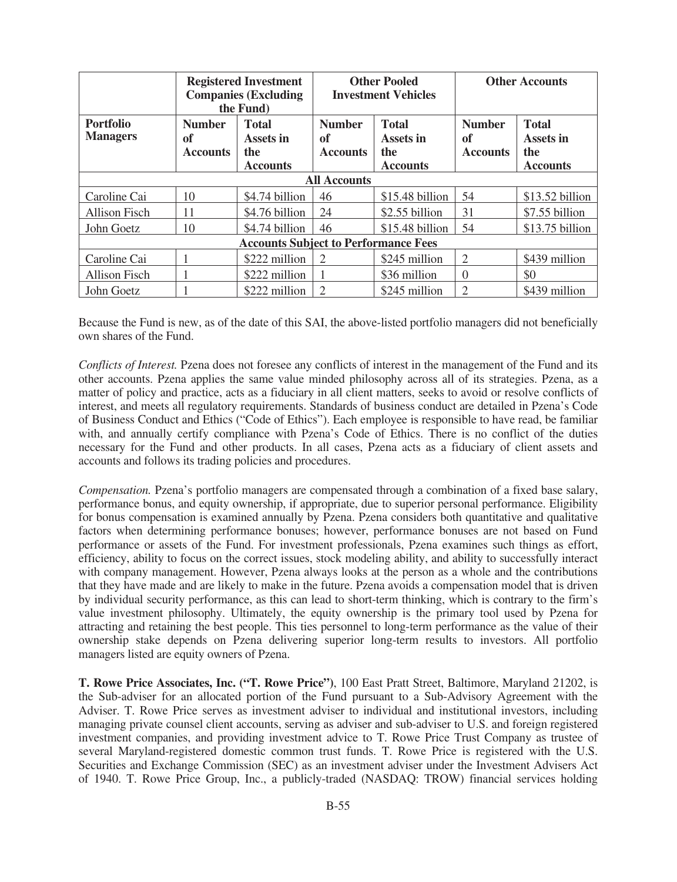| | Registered Investment Companies (Excluding the Fund) | | Other Pooled Investment Vehicles | | Other Accounts | |
|---|---|---|---|---|---|---|
| **Portfolio Managers** | **Number of Accounts** | **Total Assets in the Accounts** | **Number of Accounts** | **Total Assets in the Accounts** | **Number of Accounts** | **Total Assets in the Accounts** |
| **All Accounts** | | | | | | |
| Caroline Cai | 10 | $4.74 billion | 46 | $15.48 billion | 54 | $13.52 billion |
| Allison Fisch | 11 | $4.76 billion | 24 | $2.55 billion | 31 | $7.55 billion |
| John Goetz | 10 | $4.74 billion | 46 | $15.48 billion | 54 | $13.75 billion |
| **Accounts Subject to Performance Fees** | | | | | | |
| Caroline Cai | 1 | $222 million | 2 | $245 million | 2 | $439 million |
| Allison Fisch | 1 | $222 million | 1 | $36 million | 0 | $0 |
| John Goetz | 1 | $222 million | 2 | $245 million | 2 | $439 million |

Because the Fund is new, as of the date of this SAI, the above-listed portfolio managers did not beneficially own shares of the Fund.

*Conflicts of Interest.* Pzena does not foresee any conflicts of interest in the management of the Fund and its other accounts. Pzena applies the same value minded philosophy across all of its strategies. Pzena, as a matter of policy and practice, acts as a fiduciary in all client matters, seeks to avoid or resolve conflicts of interest, and meets all regulatory requirements. Standards of business conduct are detailed in Pzena's Code of Business Conduct and Ethics ("Code of Ethics"). Each employee is responsible to have read, be familiar with, and annually certify compliance with Pzena's Code of Ethics. There is no conflict of the duties necessary for the Fund and other products. In all cases, Pzena acts as a fiduciary of client assets and accounts and follows its trading policies and procedures.

*Compensation.* Pzena's portfolio managers are compensated through a combination of a fixed base salary, performance bonus, and equity ownership, if appropriate, due to superior personal performance. Eligibility for bonus compensation is examined annually by Pzena. Pzena considers both quantitative and qualitative factors when determining performance bonuses; however, performance bonuses are not based on Fund performance or assets of the Fund. For investment professionals, Pzena examines such things as effort, efficiency, ability to focus on the correct issues, stock modeling ability, and ability to successfully interact with company management. However, Pzena always looks at the person as a whole and the contributions that they have made and are likely to make in the future. Pzena avoids a compensation model that is driven by individual security performance, as this can lead to short-term thinking, which is contrary to the firm's value investment philosophy. Ultimately, the equity ownership is the primary tool used by Pzena for attracting and retaining the best people. This ties personnel to long-term performance as the value of their ownership stake depends on Pzena delivering superior long-term results to investors. All portfolio managers listed are equity owners of Pzena.

**T. Rowe Price Associates, Inc. ("T. Rowe Price")**, 100 East Pratt Street, Baltimore, Maryland 21202, is the Sub-adviser for an allocated portion of the Fund pursuant to a Sub-Advisory Agreement with the Adviser. T. Rowe Price serves as investment adviser to individual and institutional investors, including managing private counsel client accounts, serving as adviser and sub-adviser to U.S. and foreign registered investment companies, and providing investment advice to T. Rowe Price Trust Company as trustee of several Maryland-registered domestic common trust funds. T. Rowe Price is registered with the U.S. Securities and Exchange Commission (SEC) as an investment adviser under the Investment Advisers Act of 1940. T. Rowe Price Group, Inc., a publicly-traded (NASDAQ: TROW) financial services holding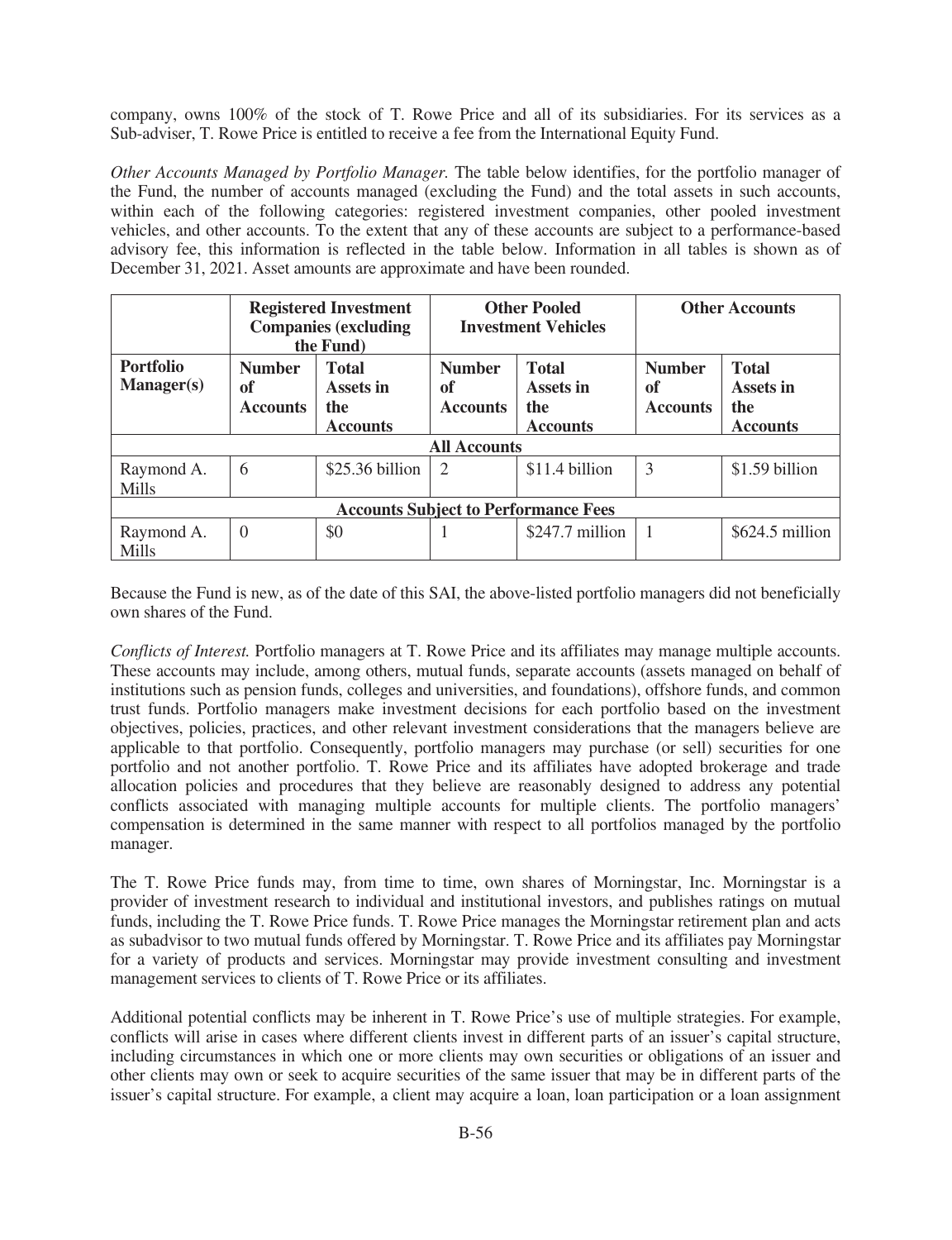company, owns 100% of the stock of T. Rowe Price and all of its subsidiaries. For its services as a Sub-adviser, T. Rowe Price is entitled to receive a fee from the International Equity Fund.

*Other Accounts Managed by Portfolio Manager.* The table below identifies, for the portfolio manager of the Fund, the number of accounts managed (excluding the Fund) and the total assets in such accounts, within each of the following categories: registered investment companies, other pooled investment vehicles, and other accounts. To the extent that any of these accounts are subject to a performance-based advisory fee, this information is reflected in the table below. Information in all tables is shown as of December 31, 2021. Asset amounts are approximate and have been rounded.

| | **Registered Investment Companies (excluding the Fund)** | | **Other Pooled Investment Vehicles** | | **Other Accounts** | |
|---|---|---|---|---|---|---|
| **Portfolio Manager(s)** | **Number of Accounts** | **Total Assets in the Accounts** | **Number of Accounts** | **Total Assets in the Accounts** | **Number of Accounts** | **Total Assets in the Accounts** |
| **All Accounts** | | | | | | |
| Raymond A. Mills | 6 | $25.36 billion | 2 | $11.4 billion | 3 | $1.59 billion |
| **Accounts Subject to Performance Fees** | | | | | | |
| Raymond A. Mills | 0 | $0 | 1 | $247.7 million | 1 | $624.5 million |

Because the Fund is new, as of the date of this SAI, the above-listed portfolio managers did not beneficially own shares of the Fund.

*Conflicts of Interest.* Portfolio managers at T. Rowe Price and its affiliates may manage multiple accounts. These accounts may include, among others, mutual funds, separate accounts (assets managed on behalf of institutions such as pension funds, colleges and universities, and foundations), offshore funds, and common trust funds. Portfolio managers make investment decisions for each portfolio based on the investment objectives, policies, practices, and other relevant investment considerations that the managers believe are applicable to that portfolio. Consequently, portfolio managers may purchase (or sell) securities for one portfolio and not another portfolio. T. Rowe Price and its affiliates have adopted brokerage and trade allocation policies and procedures that they believe are reasonably designed to address any potential conflicts associated with managing multiple accounts for multiple clients. The portfolio managers' compensation is determined in the same manner with respect to all portfolios managed by the portfolio manager.

The T. Rowe Price funds may, from time to time, own shares of Morningstar, Inc. Morningstar is a provider of investment research to individual and institutional investors, and publishes ratings on mutual funds, including the T. Rowe Price funds. T. Rowe Price manages the Morningstar retirement plan and acts as subadvisor to two mutual funds offered by Morningstar. T. Rowe Price and its affiliates pay Morningstar for a variety of products and services. Morningstar may provide investment consulting and investment management services to clients of T. Rowe Price or its affiliates.

Additional potential conflicts may be inherent in T. Rowe Price's use of multiple strategies. For example, conflicts will arise in cases where different clients invest in different parts of an issuer's capital structure, including circumstances in which one or more clients may own securities or obligations of an issuer and other clients may own or seek to acquire securities of the same issuer that may be in different parts of the issuer's capital structure. For example, a client may acquire a loan, loan participation or a loan assignment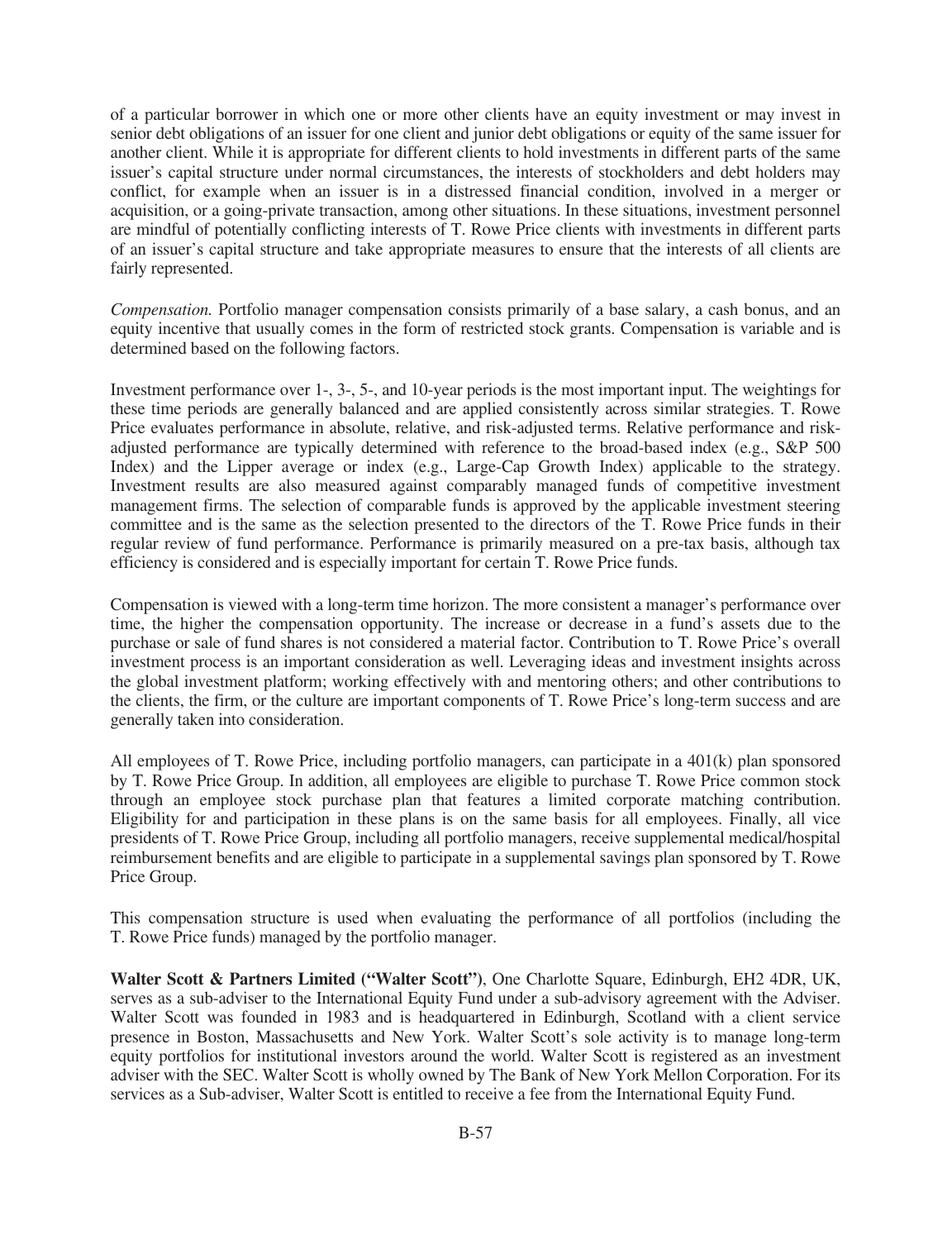of a particular borrower in which one or more other clients have an equity investment or may invest in senior debt obligations of an issuer for one client and junior debt obligations or equity of the same issuer for another client. While it is appropriate for different clients to hold investments in different parts of the same issuer's capital structure under normal circumstances, the interests of stockholders and debt holders may conflict, for example when an issuer is in a distressed financial condition, involved in a merger or acquisition, or a going-private transaction, among other situations. In these situations, investment personnel are mindful of potentially conflicting interests of T. Rowe Price clients with investments in different parts of an issuer's capital structure and take appropriate measures to ensure that the interests of all clients are fairly represented.

*Compensation.* Portfolio manager compensation consists primarily of a base salary, a cash bonus, and an equity incentive that usually comes in the form of restricted stock grants. Compensation is variable and is determined based on the following factors.

Investment performance over 1-, 3-, 5-, and 10-year periods is the most important input. The weightings for these time periods are generally balanced and are applied consistently across similar strategies. T. Rowe Price evaluates performance in absolute, relative, and risk-adjusted terms. Relative performance and risk-adjusted performance are typically determined with reference to the broad-based index (e.g., S&P 500 Index) and the Lipper average or index (e.g., Large-Cap Growth Index) applicable to the strategy. Investment results are also measured against comparably managed funds of competitive investment management firms. The selection of comparable funds is approved by the applicable investment steering committee and is the same as the selection presented to the directors of the T. Rowe Price funds in their regular review of fund performance. Performance is primarily measured on a pre-tax basis, although tax efficiency is considered and is especially important for certain T. Rowe Price funds.

Compensation is viewed with a long-term time horizon. The more consistent a manager's performance over time, the higher the compensation opportunity. The increase or decrease in a fund's assets due to the purchase or sale of fund shares is not considered a material factor. Contribution to T. Rowe Price's overall investment process is an important consideration as well. Leveraging ideas and investment insights across the global investment platform; working effectively with and mentoring others; and other contributions to the clients, the firm, or the culture are important components of T. Rowe Price's long-term success and are generally taken into consideration.

All employees of T. Rowe Price, including portfolio managers, can participate in a 401(k) plan sponsored by T. Rowe Price Group. In addition, all employees are eligible to purchase T. Rowe Price common stock through an employee stock purchase plan that features a limited corporate matching contribution. Eligibility for and participation in these plans is on the same basis for all employees. Finally, all vice presidents of T. Rowe Price Group, including all portfolio managers, receive supplemental medical/hospital reimbursement benefits and are eligible to participate in a supplemental savings plan sponsored by T. Rowe Price Group.

This compensation structure is used when evaluating the performance of all portfolios (including the T. Rowe Price funds) managed by the portfolio manager.

**Walter Scott & Partners Limited ("Walter Scott")**, One Charlotte Square, Edinburgh, EH2 4DR, UK, serves as a sub-adviser to the International Equity Fund under a sub-advisory agreement with the Adviser. Walter Scott was founded in 1983 and is headquartered in Edinburgh, Scotland with a client service presence in Boston, Massachusetts and New York. Walter Scott's sole activity is to manage long-term equity portfolios for institutional investors around the world. Walter Scott is registered as an investment adviser with the SEC. Walter Scott is wholly owned by The Bank of New York Mellon Corporation. For its services as a Sub-adviser, Walter Scott is entitled to receive a fee from the International Equity Fund.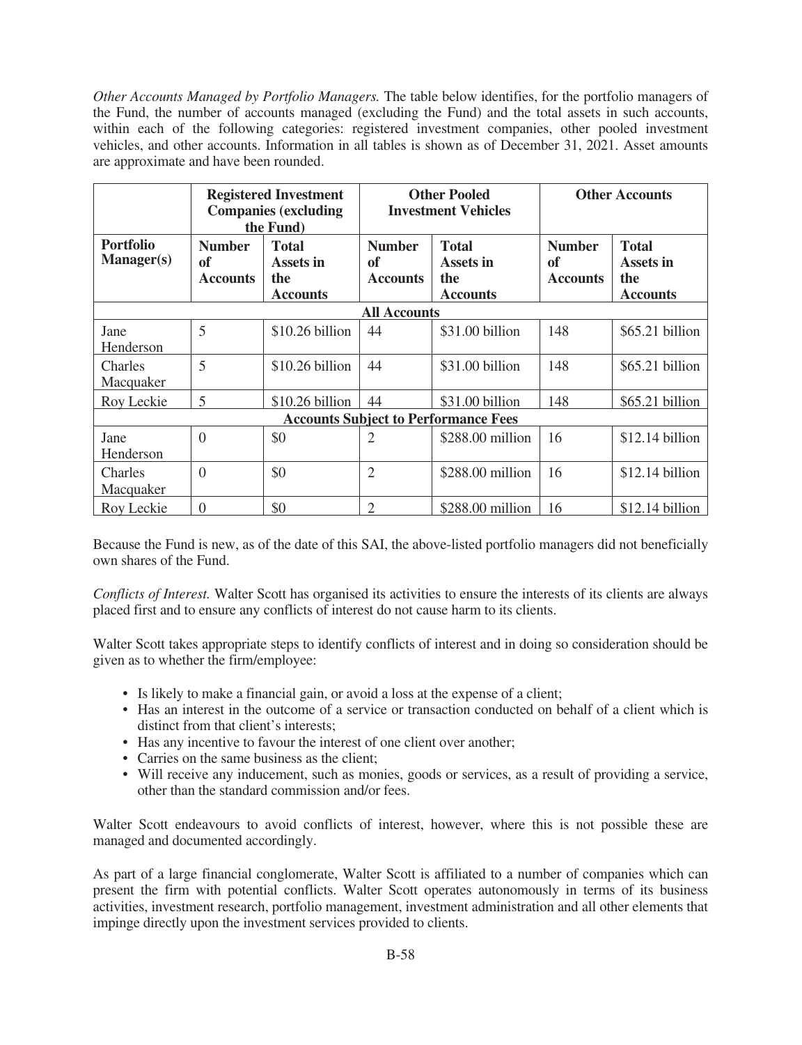*Other Accounts Managed by Portfolio Managers.* The table below identifies, for the portfolio managers of the Fund, the number of accounts managed (excluding the Fund) and the total assets in such accounts, within each of the following categories: registered investment companies, other pooled investment vehicles, and other accounts. Information in all tables is shown as of December 31, 2021. Asset amounts are approximate and have been rounded.

| | **Registered Investment Companies (excluding the Fund)** | | **Other Pooled Investment Vehicles** | | **Other Accounts** | |
|---|---|---|---|---|---|---|
| **Portfolio Manager(s)** | **Number of Accounts** | **Total Assets in the Accounts** | **Number of Accounts** | **Total Assets in the Accounts** | **Number of Accounts** | **Total Assets in the Accounts** |
| **All Accounts** | | | | | | |
| Jane Henderson | 5 | $10.26 billion | 44 | $31.00 billion | 148 | $65.21 billion |
| Charles Macquaker | 5 | $10.26 billion | 44 | $31.00 billion | 148 | $65.21 billion |
| Roy Leckie | 5 | $10.26 billion | 44 | $31.00 billion | 148 | $65.21 billion |
| **Accounts Subject to Performance Fees** | | | | | | |
| Jane Henderson | 0 | $0 | 2 | $288.00 million | 16 | $12.14 billion |
| Charles Macquaker | 0 | $0 | 2 | $288.00 million | 16 | $12.14 billion |
| Roy Leckie | 0 | $0 | 2 | $288.00 million | 16 | $12.14 billion |

Because the Fund is new, as of the date of this SAI, the above-listed portfolio managers did not beneficially own shares of the Fund.

*Conflicts of Interest.* Walter Scott has organised its activities to ensure the interests of its clients are always placed first and to ensure any conflicts of interest do not cause harm to its clients.

Walter Scott takes appropriate steps to identify conflicts of interest and in doing so consideration should be given as to whether the firm/employee:

- Is likely to make a financial gain, or avoid a loss at the expense of a client;
- Has an interest in the outcome of a service or transaction conducted on behalf of a client which is distinct from that client's interests;
- Has any incentive to favour the interest of one client over another;
- Carries on the same business as the client;
- Will receive any inducement, such as monies, goods or services, as a result of providing a service, other than the standard commission and/or fees.

Walter Scott endeavours to avoid conflicts of interest, however, where this is not possible these are managed and documented accordingly.

As part of a large financial conglomerate, Walter Scott is affiliated to a number of companies which can present the firm with potential conflicts. Walter Scott operates autonomously in terms of its business activities, investment research, portfolio management, investment administration and all other elements that impinge directly upon the investment services provided to clients.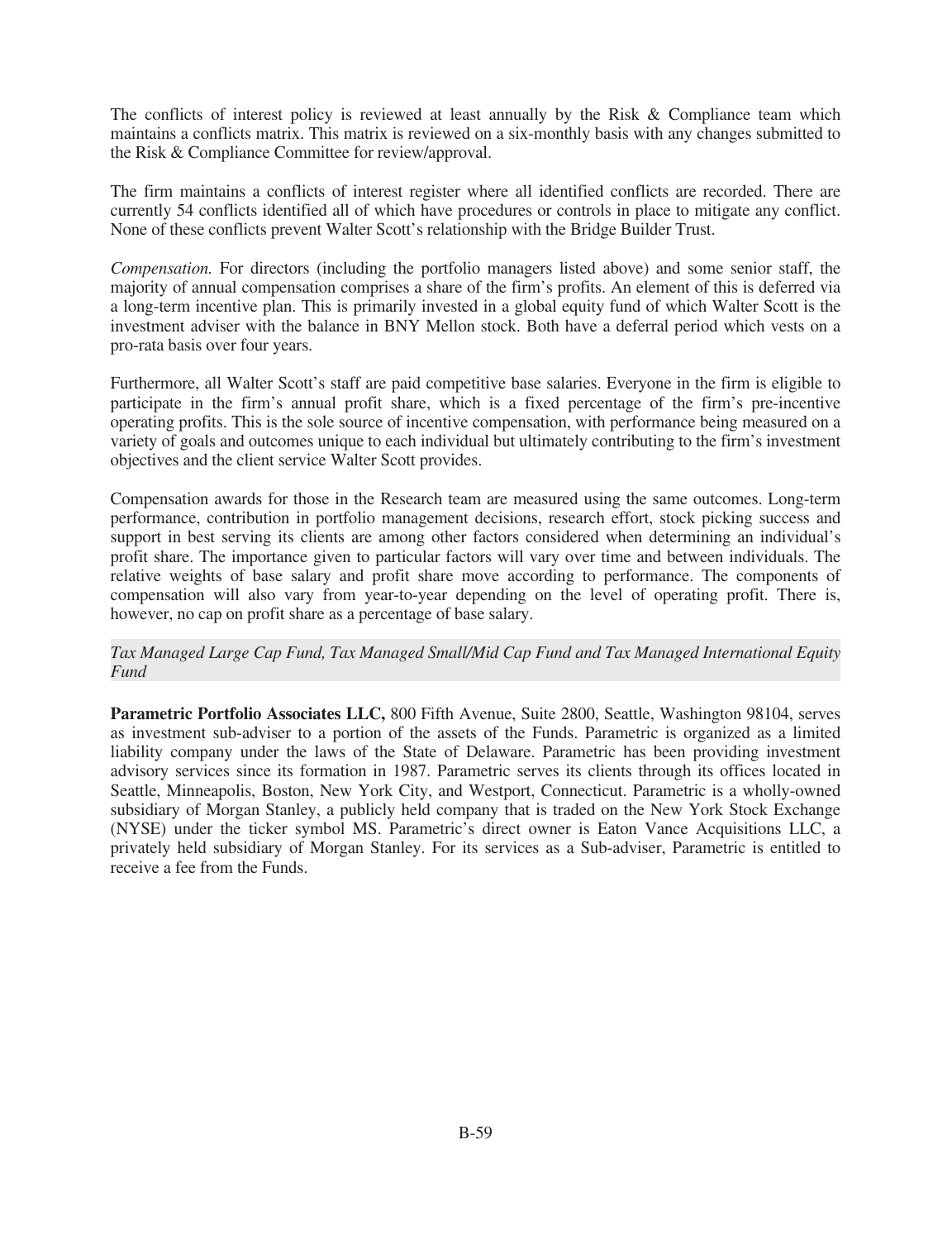The conflicts of interest policy is reviewed at least annually by the Risk & Compliance team which maintains a conflicts matrix. This matrix is reviewed on a six-monthly basis with any changes submitted to the Risk & Compliance Committee for review/approval.

The firm maintains a conflicts of interest register where all identified conflicts are recorded. There are currently 54 conflicts identified all of which have procedures or controls in place to mitigate any conflict. None of these conflicts prevent Walter Scott's relationship with the Bridge Builder Trust.

*Compensation.* For directors (including the portfolio managers listed above) and some senior staff, the majority of annual compensation comprises a share of the firm's profits. An element of this is deferred via a long-term incentive plan. This is primarily invested in a global equity fund of which Walter Scott is the investment adviser with the balance in BNY Mellon stock. Both have a deferral period which vests on a pro-rata basis over four years.

Furthermore, all Walter Scott's staff are paid competitive base salaries. Everyone in the firm is eligible to participate in the firm's annual profit share, which is a fixed percentage of the firm's pre-incentive operating profits. This is the sole source of incentive compensation, with performance being measured on a variety of goals and outcomes unique to each individual but ultimately contributing to the firm's investment objectives and the client service Walter Scott provides.

Compensation awards for those in the Research team are measured using the same outcomes. Long-term performance, contribution in portfolio management decisions, research effort, stock picking success and support in best serving its clients are among other factors considered when determining an individual's profit share. The importance given to particular factors will vary over time and between individuals. The relative weights of base salary and profit share move according to performance. The components of compensation will also vary from year-to-year depending on the level of operating profit. There is, however, no cap on profit share as a percentage of base salary.

*Tax Managed Large Cap Fund, Tax Managed Small/Mid Cap Fund and Tax Managed International Equity Fund*

**Parametric Portfolio Associates LLC,** 800 Fifth Avenue, Suite 2800, Seattle, Washington 98104, serves as investment sub-adviser to a portion of the assets of the Funds. Parametric is organized as a limited liability company under the laws of the State of Delaware. Parametric has been providing investment advisory services since its formation in 1987. Parametric serves its clients through its offices located in Seattle, Minneapolis, Boston, New York City, and Westport, Connecticut. Parametric is a wholly-owned subsidiary of Morgan Stanley, a publicly held company that is traded on the New York Stock Exchange (NYSE) under the ticker symbol MS. Parametric's direct owner is Eaton Vance Acquisitions LLC, a privately held subsidiary of Morgan Stanley. For its services as a Sub-adviser, Parametric is entitled to receive a fee from the Funds.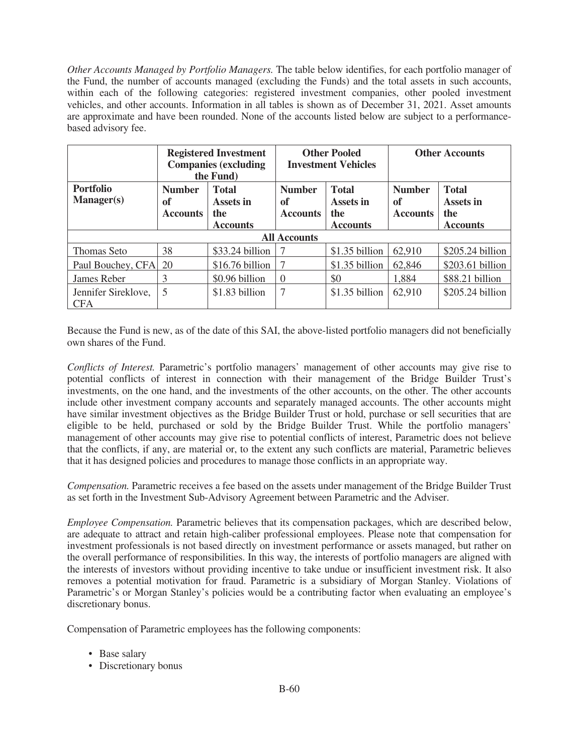*Other Accounts Managed by Portfolio Managers.* The table below identifies, for each portfolio manager of the Fund, the number of accounts managed (excluding the Funds) and the total assets in such accounts, within each of the following categories: registered investment companies, other pooled investment vehicles, and other accounts. Information in all tables is shown as of December 31, 2021. Asset amounts are approximate and have been rounded. None of the accounts listed below are subject to a performance-based advisory fee.

| | Registered Investment Companies (excluding the Fund) | | Other Pooled Investment Vehicles | | Other Accounts | |
|---|---|---|---|---|---|---|
| **Portfolio Manager(s)** | **Number of Accounts** | **Total Assets in the Accounts** | **Number of Accounts** | **Total Assets in the Accounts** | **Number of Accounts** | **Total Assets in the Accounts** |
| **All Accounts** | | | | | | |
| Thomas Seto | 38 | $33.24 billion | 7 | $1.35 billion | 62,910 | $205.24 billion |
| Paul Bouchey, CFA | 20 | $16.76 billion | 7 | $1.35 billion | 62,846 | $203.61 billion |
| James Reber | 3 | $0.96 billion | 0 | $0 | 1,884 | $88.21 billion |
| Jennifer Sireklove, CFA | 5 | $1.83 billion | 7 | $1.35 billion | 62,910 | $205.24 billion |

Because the Fund is new, as of the date of this SAI, the above-listed portfolio managers did not beneficially own shares of the Fund.

*Conflicts of Interest.* Parametric's portfolio managers' management of other accounts may give rise to potential conflicts of interest in connection with their management of the Bridge Builder Trust's investments, on the one hand, and the investments of the other accounts, on the other. The other accounts include other investment company accounts and separately managed accounts. The other accounts might have similar investment objectives as the Bridge Builder Trust or hold, purchase or sell securities that are eligible to be held, purchased or sold by the Bridge Builder Trust. While the portfolio managers' management of other accounts may give rise to potential conflicts of interest, Parametric does not believe that the conflicts, if any, are material or, to the extent any such conflicts are material, Parametric believes that it has designed policies and procedures to manage those conflicts in an appropriate way.

*Compensation.* Parametric receives a fee based on the assets under management of the Bridge Builder Trust as set forth in the Investment Sub-Advisory Agreement between Parametric and the Adviser.

*Employee Compensation.* Parametric believes that its compensation packages, which are described below, are adequate to attract and retain high-caliber professional employees. Please note that compensation for investment professionals is not based directly on investment performance or assets managed, but rather on the overall performance of responsibilities. In this way, the interests of portfolio managers are aligned with the interests of investors without providing incentive to take undue or insufficient investment risk. It also removes a potential motivation for fraud. Parametric is a subsidiary of Morgan Stanley. Violations of Parametric's or Morgan Stanley's policies would be a contributing factor when evaluating an employee's discretionary bonus.

Compensation of Parametric employees has the following components:

- Base salary
- Discretionary bonus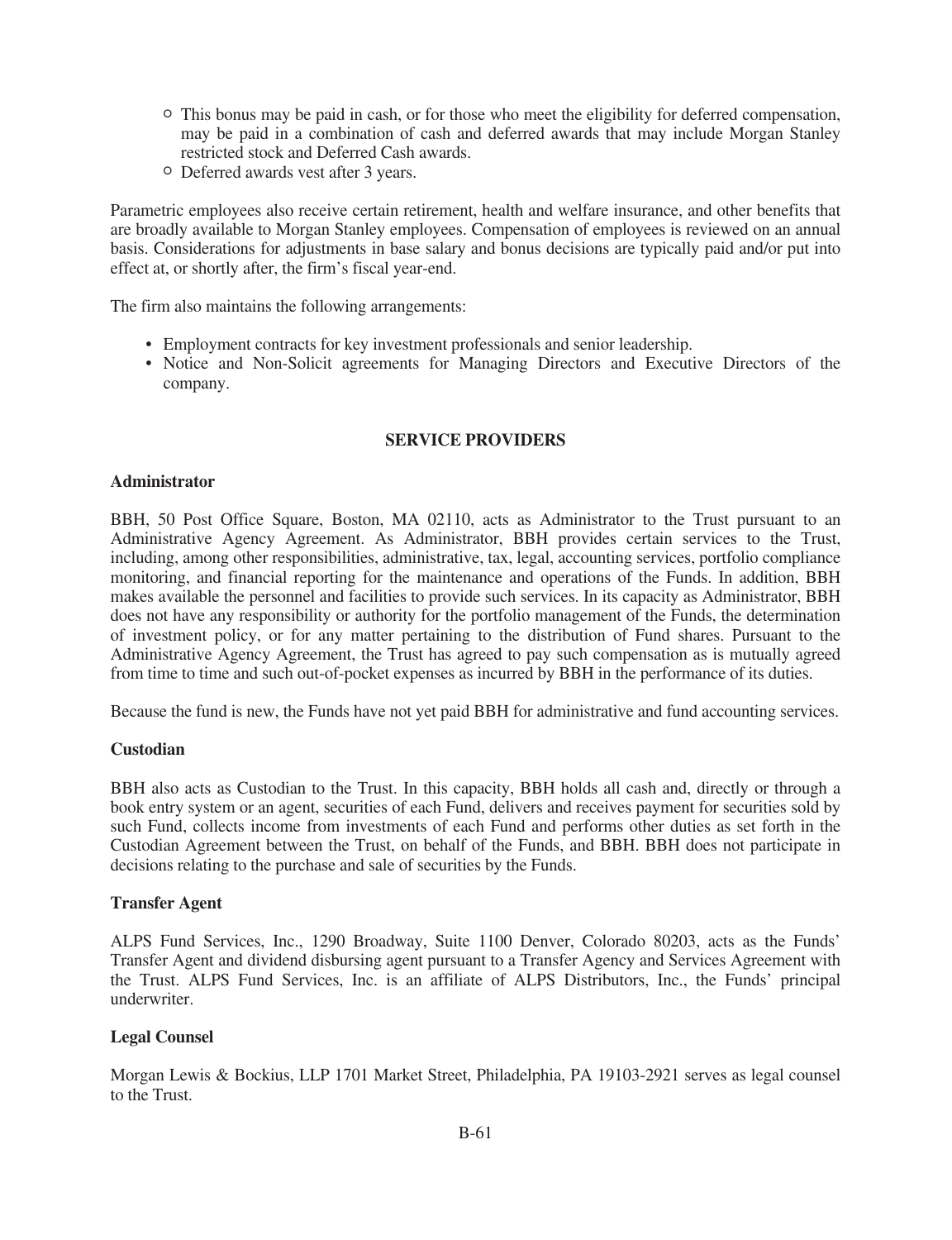- This bonus may be paid in cash, or for those who meet the eligibility for deferred compensation, may be paid in a combination of cash and deferred awards that may include Morgan Stanley restricted stock and Deferred Cash awards.
- Deferred awards vest after 3 years.

Parametric employees also receive certain retirement, health and welfare insurance, and other benefits that are broadly available to Morgan Stanley employees. Compensation of employees is reviewed on an annual basis. Considerations for adjustments in base salary and bonus decisions are typically paid and/or put into effect at, or shortly after, the firm's fiscal year-end.

The firm also maintains the following arrangements:

- Employment contracts for key investment professionals and senior leadership.
- Notice and Non-Solicit agreements for Managing Directors and Executive Directors of the company.

## SERVICE PROVIDERS

### Administrator

BBH, 50 Post Office Square, Boston, MA 02110, acts as Administrator to the Trust pursuant to an Administrative Agency Agreement. As Administrator, BBH provides certain services to the Trust, including, among other responsibilities, administrative, tax, legal, accounting services, portfolio compliance monitoring, and financial reporting for the maintenance and operations of the Funds. In addition, BBH makes available the personnel and facilities to provide such services. In its capacity as Administrator, BBH does not have any responsibility or authority for the portfolio management of the Funds, the determination of investment policy, or for any matter pertaining to the distribution of Fund shares. Pursuant to the Administrative Agency Agreement, the Trust has agreed to pay such compensation as is mutually agreed from time to time and such out-of-pocket expenses as incurred by BBH in the performance of its duties.

Because the fund is new, the Funds have not yet paid BBH for administrative and fund accounting services.

### Custodian

BBH also acts as Custodian to the Trust. In this capacity, BBH holds all cash and, directly or through a book entry system or an agent, securities of each Fund, delivers and receives payment for securities sold by such Fund, collects income from investments of each Fund and performs other duties as set forth in the Custodian Agreement between the Trust, on behalf of the Funds, and BBH. BBH does not participate in decisions relating to the purchase and sale of securities by the Funds.

### Transfer Agent

ALPS Fund Services, Inc., 1290 Broadway, Suite 1100 Denver, Colorado 80203, acts as the Funds' Transfer Agent and dividend disbursing agent pursuant to a Transfer Agency and Services Agreement with the Trust. ALPS Fund Services, Inc. is an affiliate of ALPS Distributors, Inc., the Funds' principal underwriter.

### Legal Counsel

Morgan Lewis & Bockius, LLP 1701 Market Street, Philadelphia, PA 19103-2921 serves as legal counsel to the Trust.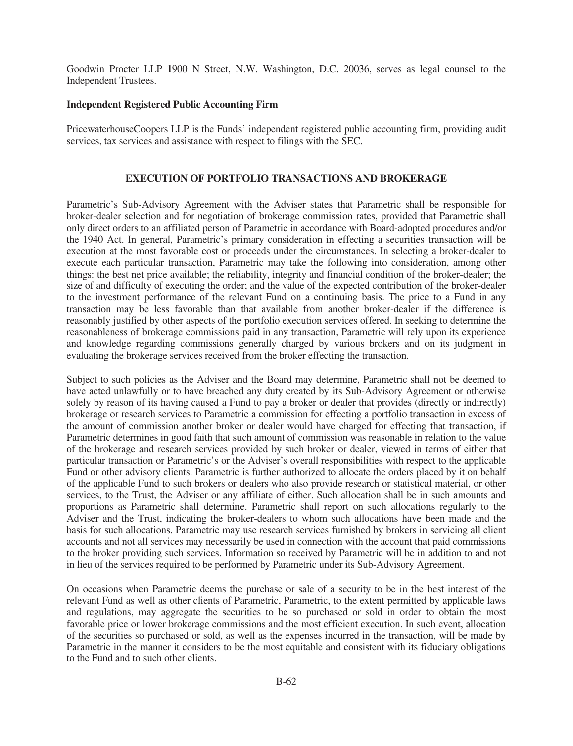Goodwin Procter LLP 1900 N Street, N.W. Washington, D.C. 20036, serves as legal counsel to the Independent Trustees.

**Independent Registered Public Accounting Firm**

PricewaterhouseCoopers LLP is the Funds' independent registered public accounting firm, providing audit services, tax services and assistance with respect to filings with the SEC.

## EXECUTION OF PORTFOLIO TRANSACTIONS AND BROKERAGE

Parametric's Sub-Advisory Agreement with the Adviser states that Parametric shall be responsible for broker-dealer selection and for negotiation of brokerage commission rates, provided that Parametric shall only direct orders to an affiliated person of Parametric in accordance with Board-adopted procedures and/or the 1940 Act. In general, Parametric's primary consideration in effecting a securities transaction will be execution at the most favorable cost or proceeds under the circumstances. In selecting a broker-dealer to execute each particular transaction, Parametric may take the following into consideration, among other things: the best net price available; the reliability, integrity and financial condition of the broker-dealer; the size of and difficulty of executing the order; and the value of the expected contribution of the broker-dealer to the investment performance of the relevant Fund on a continuing basis. The price to a Fund in any transaction may be less favorable than that available from another broker-dealer if the difference is reasonably justified by other aspects of the portfolio execution services offered. In seeking to determine the reasonableness of brokerage commissions paid in any transaction, Parametric will rely upon its experience and knowledge regarding commissions generally charged by various brokers and on its judgment in evaluating the brokerage services received from the broker effecting the transaction.

Subject to such policies as the Adviser and the Board may determine, Parametric shall not be deemed to have acted unlawfully or to have breached any duty created by its Sub-Advisory Agreement or otherwise solely by reason of its having caused a Fund to pay a broker or dealer that provides (directly or indirectly) brokerage or research services to Parametric a commission for effecting a portfolio transaction in excess of the amount of commission another broker or dealer would have charged for effecting that transaction, if Parametric determines in good faith that such amount of commission was reasonable in relation to the value of the brokerage and research services provided by such broker or dealer, viewed in terms of either that particular transaction or Parametric's or the Adviser's overall responsibilities with respect to the applicable Fund or other advisory clients. Parametric is further authorized to allocate the orders placed by it on behalf of the applicable Fund to such brokers or dealers who also provide research or statistical material, or other services, to the Trust, the Adviser or any affiliate of either. Such allocation shall be in such amounts and proportions as Parametric shall determine. Parametric shall report on such allocations regularly to the Adviser and the Trust, indicating the broker-dealers to whom such allocations have been made and the basis for such allocations. Parametric may use research services furnished by brokers in servicing all client accounts and not all services may necessarily be used in connection with the account that paid commissions to the broker providing such services. Information so received by Parametric will be in addition to and not in lieu of the services required to be performed by Parametric under its Sub-Advisory Agreement.

On occasions when Parametric deems the purchase or sale of a security to be in the best interest of the relevant Fund as well as other clients of Parametric, Parametric, to the extent permitted by applicable laws and regulations, may aggregate the securities to be so purchased or sold in order to obtain the most favorable price or lower brokerage commissions and the most efficient execution. In such event, allocation of the securities so purchased or sold, as well as the expenses incurred in the transaction, will be made by Parametric in the manner it considers to be the most equitable and consistent with its fiduciary obligations to the Fund and to such other clients.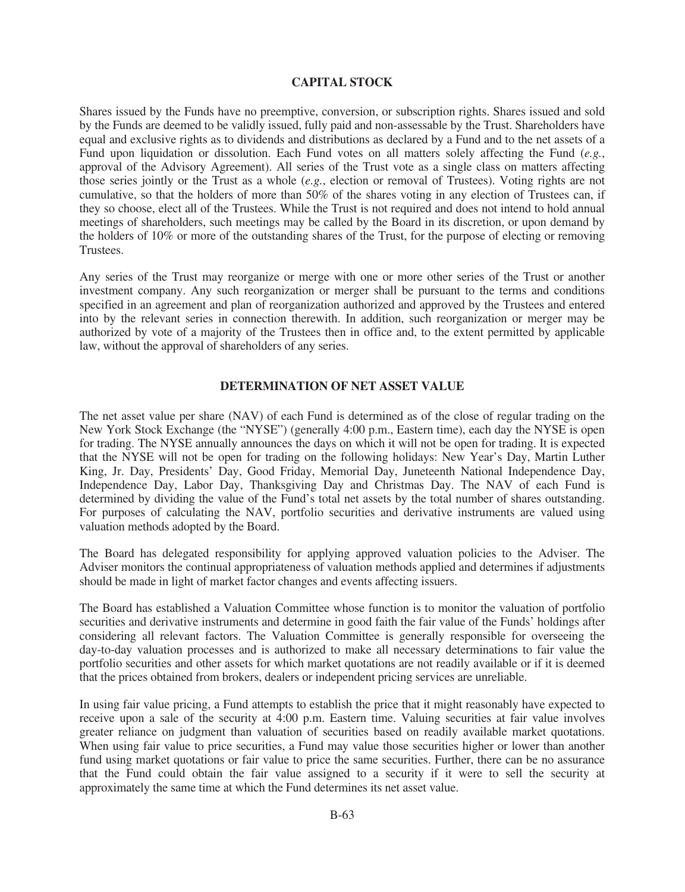## CAPITAL STOCK

Shares issued by the Funds have no preemptive, conversion, or subscription rights. Shares issued and sold by the Funds are deemed to be validly issued, fully paid and non-assessable by the Trust. Shareholders have equal and exclusive rights as to dividends and distributions as declared by a Fund and to the net assets of a Fund upon liquidation or dissolution. Each Fund votes on all matters solely affecting the Fund (*e.g.*, approval of the Advisory Agreement). All series of the Trust vote as a single class on matters affecting those series jointly or the Trust as a whole (*e.g.*, election or removal of Trustees). Voting rights are not cumulative, so that the holders of more than 50% of the shares voting in any election of Trustees can, if they so choose, elect all of the Trustees. While the Trust is not required and does not intend to hold annual meetings of shareholders, such meetings may be called by the Board in its discretion, or upon demand by the holders of 10% or more of the outstanding shares of the Trust, for the purpose of electing or removing Trustees.

Any series of the Trust may reorganize or merge with one or more other series of the Trust or another investment company. Any such reorganization or merger shall be pursuant to the terms and conditions specified in an agreement and plan of reorganization authorized and approved by the Trustees and entered into by the relevant series in connection therewith. In addition, such reorganization or merger may be authorized by vote of a majority of the Trustees then in office and, to the extent permitted by applicable law, without the approval of shareholders of any series.

## DETERMINATION OF NET ASSET VALUE

The net asset value per share (NAV) of each Fund is determined as of the close of regular trading on the New York Stock Exchange (the "NYSE") (generally 4:00 p.m., Eastern time), each day the NYSE is open for trading. The NYSE annually announces the days on which it will not be open for trading. It is expected that the NYSE will not be open for trading on the following holidays: New Year's Day, Martin Luther King, Jr. Day, Presidents' Day, Good Friday, Memorial Day, Juneteenth National Independence Day, Independence Day, Labor Day, Thanksgiving Day and Christmas Day. The NAV of each Fund is determined by dividing the value of the Fund's total net assets by the total number of shares outstanding. For purposes of calculating the NAV, portfolio securities and derivative instruments are valued using valuation methods adopted by the Board.

The Board has delegated responsibility for applying approved valuation policies to the Adviser. The Adviser monitors the continual appropriateness of valuation methods applied and determines if adjustments should be made in light of market factor changes and events affecting issuers.

The Board has established a Valuation Committee whose function is to monitor the valuation of portfolio securities and derivative instruments and determine in good faith the fair value of the Funds' holdings after considering all relevant factors. The Valuation Committee is generally responsible for overseeing the day-to-day valuation processes and is authorized to make all necessary determinations to fair value the portfolio securities and other assets for which market quotations are not readily available or if it is deemed that the prices obtained from brokers, dealers or independent pricing services are unreliable.

In using fair value pricing, a Fund attempts to establish the price that it might reasonably have expected to receive upon a sale of the security at 4:00 p.m. Eastern time. Valuing securities at fair value involves greater reliance on judgment than valuation of securities based on readily available market quotations. When using fair value to price securities, a Fund may value those securities higher or lower than another fund using market quotations or fair value to price the same securities. Further, there can be no assurance that the Fund could obtain the fair value assigned to a security if it were to sell the security at approximately the same time at which the Fund determines its net asset value.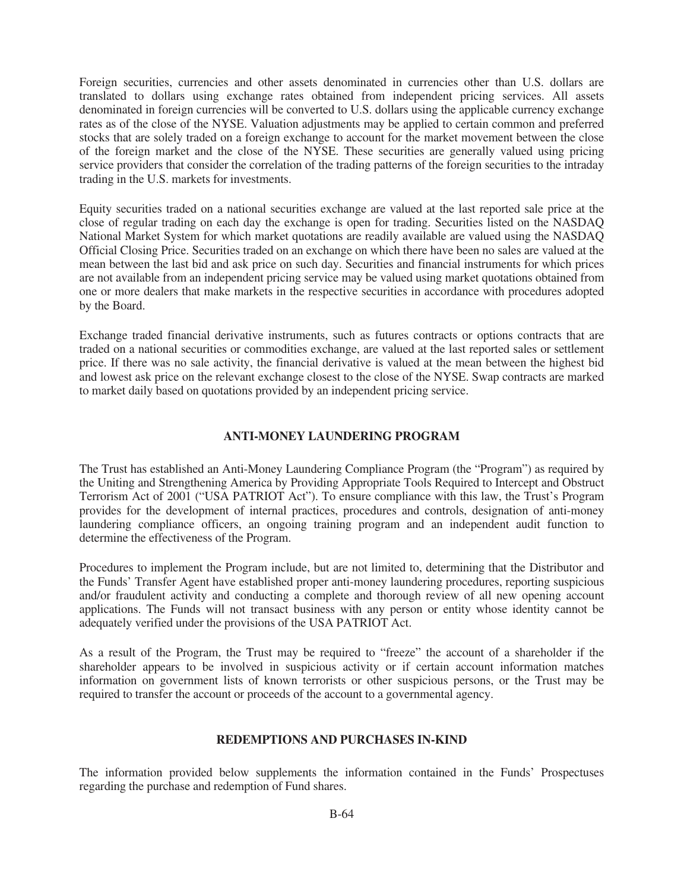Foreign securities, currencies and other assets denominated in currencies other than U.S. dollars are translated to dollars using exchange rates obtained from independent pricing services. All assets denominated in foreign currencies will be converted to U.S. dollars using the applicable currency exchange rates as of the close of the NYSE. Valuation adjustments may be applied to certain common and preferred stocks that are solely traded on a foreign exchange to account for the market movement between the close of the foreign market and the close of the NYSE. These securities are generally valued using pricing service providers that consider the correlation of the trading patterns of the foreign securities to the intraday trading in the U.S. markets for investments.

Equity securities traded on a national securities exchange are valued at the last reported sale price at the close of regular trading on each day the exchange is open for trading. Securities listed on the NASDAQ National Market System for which market quotations are readily available are valued using the NASDAQ Official Closing Price. Securities traded on an exchange on which there have been no sales are valued at the mean between the last bid and ask price on such day. Securities and financial instruments for which prices are not available from an independent pricing service may be valued using market quotations obtained from one or more dealers that make markets in the respective securities in accordance with procedures adopted by the Board.

Exchange traded financial derivative instruments, such as futures contracts or options contracts that are traded on a national securities or commodities exchange, are valued at the last reported sales or settlement price. If there was no sale activity, the financial derivative is valued at the mean between the highest bid and lowest ask price on the relevant exchange closest to the close of the NYSE. Swap contracts are marked to market daily based on quotations provided by an independent pricing service.

## ANTI-MONEY LAUNDERING PROGRAM

The Trust has established an Anti-Money Laundering Compliance Program (the "Program") as required by the Uniting and Strengthening America by Providing Appropriate Tools Required to Intercept and Obstruct Terrorism Act of 2001 ("USA PATRIOT Act"). To ensure compliance with this law, the Trust's Program provides for the development of internal practices, procedures and controls, designation of anti-money laundering compliance officers, an ongoing training program and an independent audit function to determine the effectiveness of the Program.

Procedures to implement the Program include, but are not limited to, determining that the Distributor and the Funds' Transfer Agent have established proper anti-money laundering procedures, reporting suspicious and/or fraudulent activity and conducting a complete and thorough review of all new opening account applications. The Funds will not transact business with any person or entity whose identity cannot be adequately verified under the provisions of the USA PATRIOT Act.

As a result of the Program, the Trust may be required to "freeze" the account of a shareholder if the shareholder appears to be involved in suspicious activity or if certain account information matches information on government lists of known terrorists or other suspicious persons, or the Trust may be required to transfer the account or proceeds of the account to a governmental agency.

## REDEMPTIONS AND PURCHASES IN-KIND

The information provided below supplements the information contained in the Funds' Prospectuses regarding the purchase and redemption of Fund shares.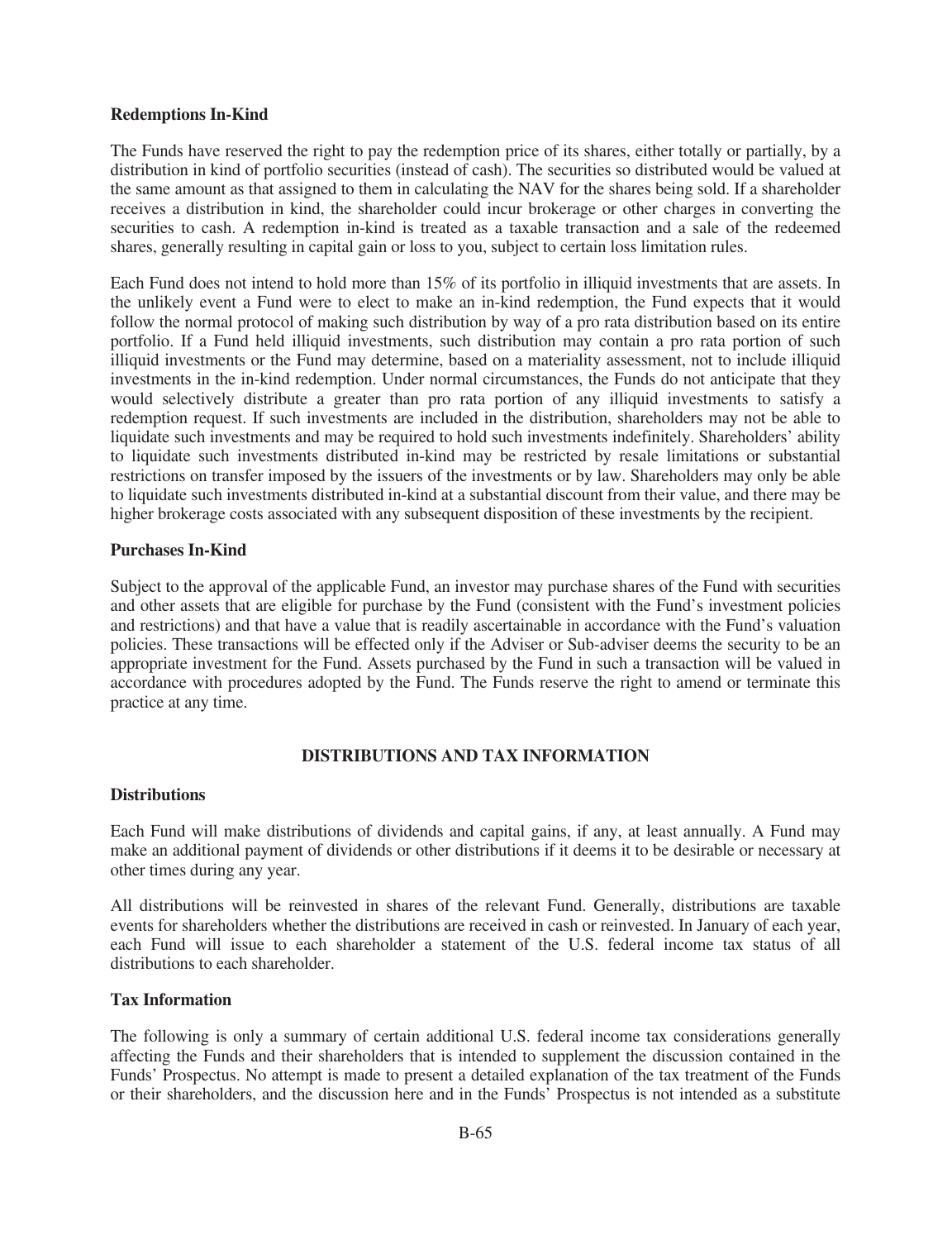**Redemptions In-Kind**

The Funds have reserved the right to pay the redemption price of its shares, either totally or partially, by a distribution in kind of portfolio securities (instead of cash). The securities so distributed would be valued at the same amount as that assigned to them in calculating the NAV for the shares being sold. If a shareholder receives a distribution in kind, the shareholder could incur brokerage or other charges in converting the securities to cash. A redemption in-kind is treated as a taxable transaction and a sale of the redeemed shares, generally resulting in capital gain or loss to you, subject to certain loss limitation rules.

Each Fund does not intend to hold more than 15% of its portfolio in illiquid investments that are assets. In the unlikely event a Fund were to elect to make an in-kind redemption, the Fund expects that it would follow the normal protocol of making such distribution by way of a pro rata distribution based on its entire portfolio. If a Fund held illiquid investments, such distribution may contain a pro rata portion of such illiquid investments or the Fund may determine, based on a materiality assessment, not to include illiquid investments in the in-kind redemption. Under normal circumstances, the Funds do not anticipate that they would selectively distribute a greater than pro rata portion of any illiquid investments to satisfy a redemption request. If such investments are included in the distribution, shareholders may not be able to liquidate such investments and may be required to hold such investments indefinitely. Shareholders' ability to liquidate such investments distributed in-kind may be restricted by resale limitations or substantial restrictions on transfer imposed by the issuers of the investments or by law. Shareholders may only be able to liquidate such investments distributed in-kind at a substantial discount from their value, and there may be higher brokerage costs associated with any subsequent disposition of these investments by the recipient.

**Purchases In-Kind**

Subject to the approval of the applicable Fund, an investor may purchase shares of the Fund with securities and other assets that are eligible for purchase by the Fund (consistent with the Fund's investment policies and restrictions) and that have a value that is readily ascertainable in accordance with the Fund's valuation policies. These transactions will be effected only if the Adviser or Sub-adviser deems the security to be an appropriate investment for the Fund. Assets purchased by the Fund in such a transaction will be valued in accordance with procedures adopted by the Fund. The Funds reserve the right to amend or terminate this practice at any time.

## DISTRIBUTIONS AND TAX INFORMATION

**Distributions**

Each Fund will make distributions of dividends and capital gains, if any, at least annually. A Fund may make an additional payment of dividends or other distributions if it deems it to be desirable or necessary at other times during any year.

All distributions will be reinvested in shares of the relevant Fund. Generally, distributions are taxable events for shareholders whether the distributions are received in cash or reinvested. In January of each year, each Fund will issue to each shareholder a statement of the U.S. federal income tax status of all distributions to each shareholder.

**Tax Information**

The following is only a summary of certain additional U.S. federal income tax considerations generally affecting the Funds and their shareholders that is intended to supplement the discussion contained in the Funds' Prospectus. No attempt is made to present a detailed explanation of the tax treatment of the Funds or their shareholders, and the discussion here and in the Funds' Prospectus is not intended as a substitute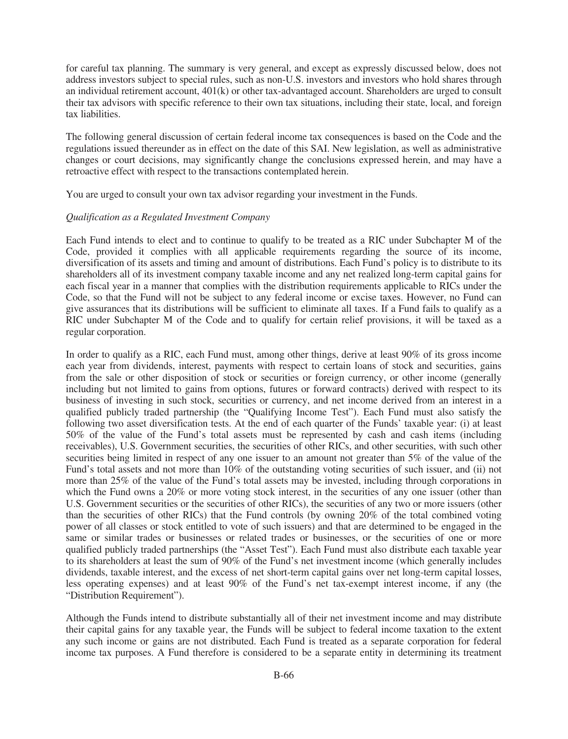for careful tax planning. The summary is very general, and except as expressly discussed below, does not address investors subject to special rules, such as non-U.S. investors and investors who hold shares through an individual retirement account, 401(k) or other tax-advantaged account. Shareholders are urged to consult their tax advisors with specific reference to their own tax situations, including their state, local, and foreign tax liabilities.

The following general discussion of certain federal income tax consequences is based on the Code and the regulations issued thereunder as in effect on the date of this SAI. New legislation, as well as administrative changes or court decisions, may significantly change the conclusions expressed herein, and may have a retroactive effect with respect to the transactions contemplated herein.

You are urged to consult your own tax advisor regarding your investment in the Funds.

*Qualification as a Regulated Investment Company*

Each Fund intends to elect and to continue to qualify to be treated as a RIC under Subchapter M of the Code, provided it complies with all applicable requirements regarding the source of its income, diversification of its assets and timing and amount of distributions. Each Fund's policy is to distribute to its shareholders all of its investment company taxable income and any net realized long-term capital gains for each fiscal year in a manner that complies with the distribution requirements applicable to RICs under the Code, so that the Fund will not be subject to any federal income or excise taxes. However, no Fund can give assurances that its distributions will be sufficient to eliminate all taxes. If a Fund fails to qualify as a RIC under Subchapter M of the Code and to qualify for certain relief provisions, it will be taxed as a regular corporation.

In order to qualify as a RIC, each Fund must, among other things, derive at least 90% of its gross income each year from dividends, interest, payments with respect to certain loans of stock and securities, gains from the sale or other disposition of stock or securities or foreign currency, or other income (generally including but not limited to gains from options, futures or forward contracts) derived with respect to its business of investing in such stock, securities or currency, and net income derived from an interest in a qualified publicly traded partnership (the "Qualifying Income Test"). Each Fund must also satisfy the following two asset diversification tests. At the end of each quarter of the Funds' taxable year: (i) at least 50% of the value of the Fund's total assets must be represented by cash and cash items (including receivables), U.S. Government securities, the securities of other RICs, and other securities, with such other securities being limited in respect of any one issuer to an amount not greater than 5% of the value of the Fund's total assets and not more than 10% of the outstanding voting securities of such issuer, and (ii) not more than 25% of the value of the Fund's total assets may be invested, including through corporations in which the Fund owns a 20% or more voting stock interest, in the securities of any one issuer (other than U.S. Government securities or the securities of other RICs), the securities of any two or more issuers (other than the securities of other RICs) that the Fund controls (by owning 20% of the total combined voting power of all classes or stock entitled to vote of such issuers) and that are determined to be engaged in the same or similar trades or businesses or related trades or businesses, or the securities of one or more qualified publicly traded partnerships (the "Asset Test"). Each Fund must also distribute each taxable year to its shareholders at least the sum of 90% of the Fund's net investment income (which generally includes dividends, taxable interest, and the excess of net short-term capital gains over net long-term capital losses, less operating expenses) and at least 90% of the Fund's net tax-exempt interest income, if any (the "Distribution Requirement").

Although the Funds intend to distribute substantially all of their net investment income and may distribute their capital gains for any taxable year, the Funds will be subject to federal income taxation to the extent any such income or gains are not distributed. Each Fund is treated as a separate corporation for federal income tax purposes. A Fund therefore is considered to be a separate entity in determining its treatment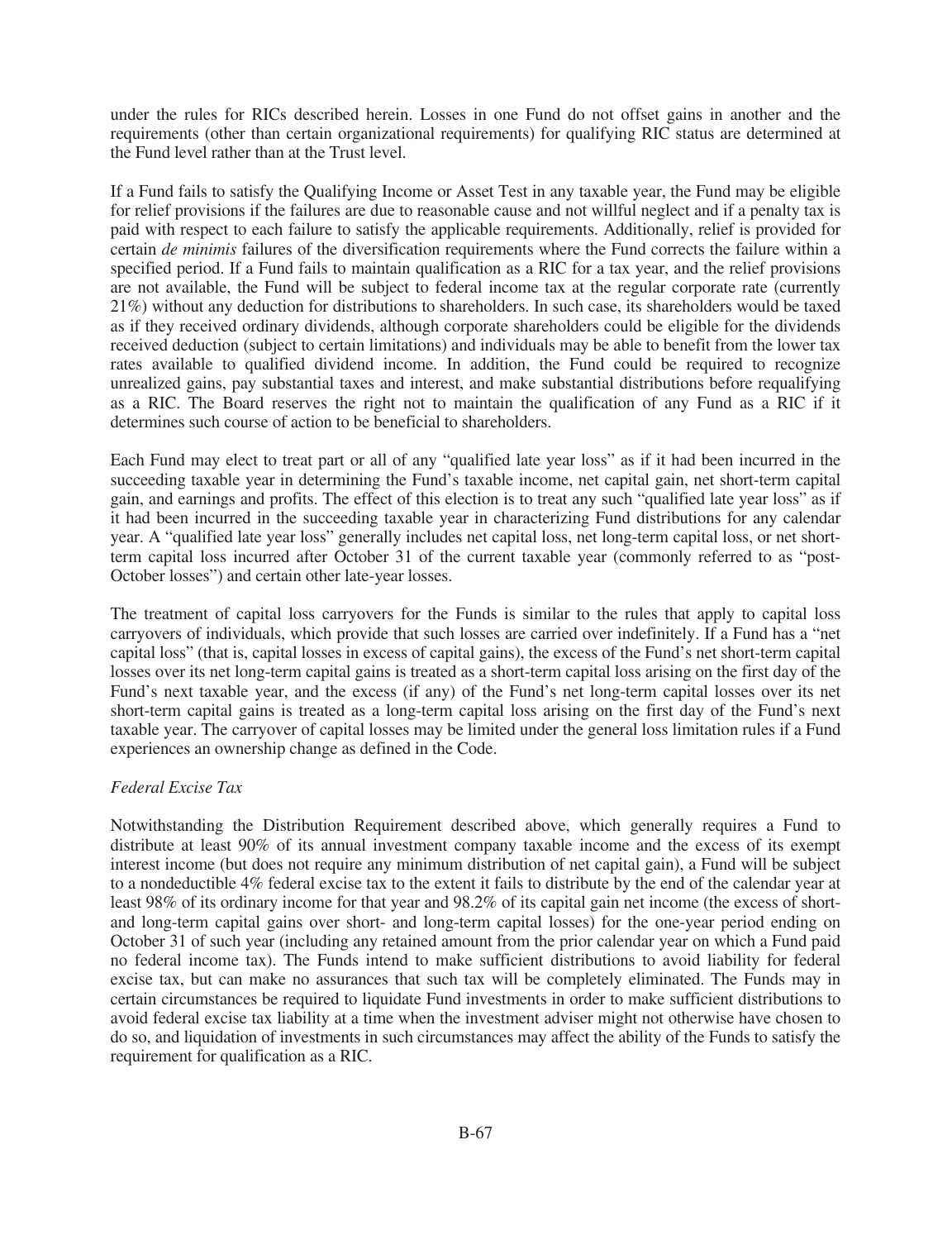under the rules for RICs described herein. Losses in one Fund do not offset gains in another and the requirements (other than certain organizational requirements) for qualifying RIC status are determined at the Fund level rather than at the Trust level.

If a Fund fails to satisfy the Qualifying Income or Asset Test in any taxable year, the Fund may be eligible for relief provisions if the failures are due to reasonable cause and not willful neglect and if a penalty tax is paid with respect to each failure to satisfy the applicable requirements. Additionally, relief is provided for certain *de minimis* failures of the diversification requirements where the Fund corrects the failure within a specified period. If a Fund fails to maintain qualification as a RIC for a tax year, and the relief provisions are not available, the Fund will be subject to federal income tax at the regular corporate rate (currently 21%) without any deduction for distributions to shareholders. In such case, its shareholders would be taxed as if they received ordinary dividends, although corporate shareholders could be eligible for the dividends received deduction (subject to certain limitations) and individuals may be able to benefit from the lower tax rates available to qualified dividend income. In addition, the Fund could be required to recognize unrealized gains, pay substantial taxes and interest, and make substantial distributions before requalifying as a RIC. The Board reserves the right not to maintain the qualification of any Fund as a RIC if it determines such course of action to be beneficial to shareholders.

Each Fund may elect to treat part or all of any "qualified late year loss" as if it had been incurred in the succeeding taxable year in determining the Fund's taxable income, net capital gain, net short-term capital gain, and earnings and profits. The effect of this election is to treat any such "qualified late year loss" as if it had been incurred in the succeeding taxable year in characterizing Fund distributions for any calendar year. A "qualified late year loss" generally includes net capital loss, net long-term capital loss, or net short-term capital loss incurred after October 31 of the current taxable year (commonly referred to as "post-October losses") and certain other late-year losses.

The treatment of capital loss carryovers for the Funds is similar to the rules that apply to capital loss carryovers of individuals, which provide that such losses are carried over indefinitely. If a Fund has a "net capital loss" (that is, capital losses in excess of capital gains), the excess of the Fund's net short-term capital losses over its net long-term capital gains is treated as a short-term capital loss arising on the first day of the Fund's next taxable year, and the excess (if any) of the Fund's net long-term capital losses over its net short-term capital gains is treated as a long-term capital loss arising on the first day of the Fund's next taxable year. The carryover of capital losses may be limited under the general loss limitation rules if a Fund experiences an ownership change as defined in the Code.

*Federal Excise Tax*

Notwithstanding the Distribution Requirement described above, which generally requires a Fund to distribute at least 90% of its annual investment company taxable income and the excess of its exempt interest income (but does not require any minimum distribution of net capital gain), a Fund will be subject to a nondeductible 4% federal excise tax to the extent it fails to distribute by the end of the calendar year at least 98% of its ordinary income for that year and 98.2% of its capital gain net income (the excess of short- and long-term capital gains over short- and long-term capital losses) for the one-year period ending on October 31 of such year (including any retained amount from the prior calendar year on which a Fund paid no federal income tax). The Funds intend to make sufficient distributions to avoid liability for federal excise tax, but can make no assurances that such tax will be completely eliminated. The Funds may in certain circumstances be required to liquidate Fund investments in order to make sufficient distributions to avoid federal excise tax liability at a time when the investment adviser might not otherwise have chosen to do so, and liquidation of investments in such circumstances may affect the ability of the Funds to satisfy the requirement for qualification as a RIC.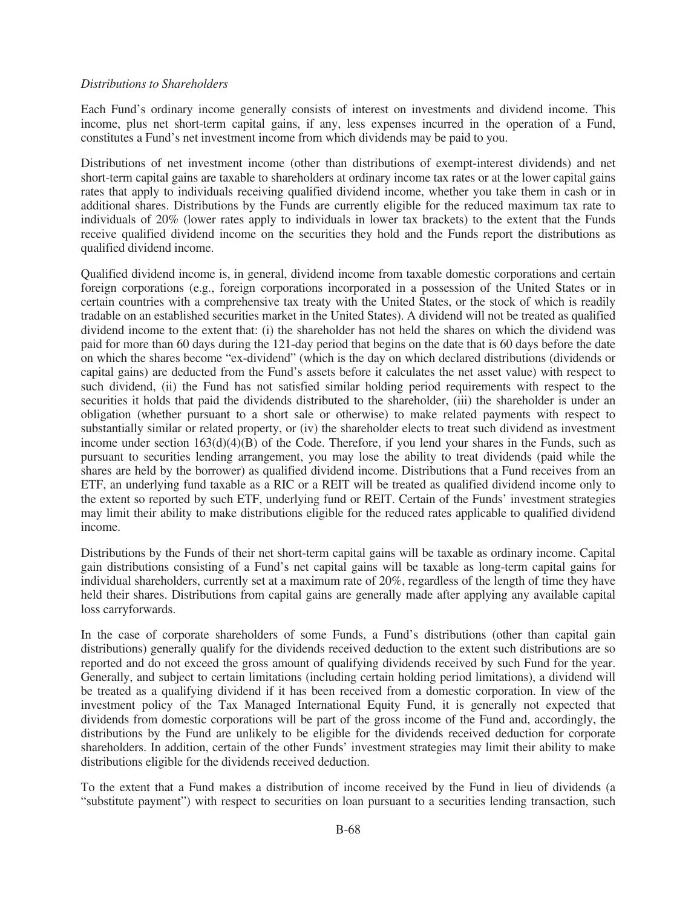*Distributions to Shareholders*

Each Fund's ordinary income generally consists of interest on investments and dividend income. This income, plus net short-term capital gains, if any, less expenses incurred in the operation of a Fund, constitutes a Fund's net investment income from which dividends may be paid to you.

Distributions of net investment income (other than distributions of exempt-interest dividends) and net short-term capital gains are taxable to shareholders at ordinary income tax rates or at the lower capital gains rates that apply to individuals receiving qualified dividend income, whether you take them in cash or in additional shares. Distributions by the Funds are currently eligible for the reduced maximum tax rate to individuals of 20% (lower rates apply to individuals in lower tax brackets) to the extent that the Funds receive qualified dividend income on the securities they hold and the Funds report the distributions as qualified dividend income.

Qualified dividend income is, in general, dividend income from taxable domestic corporations and certain foreign corporations (e.g., foreign corporations incorporated in a possession of the United States or in certain countries with a comprehensive tax treaty with the United States, or the stock of which is readily tradable on an established securities market in the United States). A dividend will not be treated as qualified dividend income to the extent that: (i) the shareholder has not held the shares on which the dividend was paid for more than 60 days during the 121-day period that begins on the date that is 60 days before the date on which the shares become "ex-dividend" (which is the day on which declared distributions (dividends or capital gains) are deducted from the Fund's assets before it calculates the net asset value) with respect to such dividend, (ii) the Fund has not satisfied similar holding period requirements with respect to the securities it holds that paid the dividends distributed to the shareholder, (iii) the shareholder is under an obligation (whether pursuant to a short sale or otherwise) to make related payments with respect to substantially similar or related property, or (iv) the shareholder elects to treat such dividend as investment income under section 163(d)(4)(B) of the Code. Therefore, if you lend your shares in the Funds, such as pursuant to securities lending arrangement, you may lose the ability to treat dividends (paid while the shares are held by the borrower) as qualified dividend income. Distributions that a Fund receives from an ETF, an underlying fund taxable as a RIC or a REIT will be treated as qualified dividend income only to the extent so reported by such ETF, underlying fund or REIT. Certain of the Funds' investment strategies may limit their ability to make distributions eligible for the reduced rates applicable to qualified dividend income.

Distributions by the Funds of their net short-term capital gains will be taxable as ordinary income. Capital gain distributions consisting of a Fund's net capital gains will be taxable as long-term capital gains for individual shareholders, currently set at a maximum rate of 20%, regardless of the length of time they have held their shares. Distributions from capital gains are generally made after applying any available capital loss carryforwards.

In the case of corporate shareholders of some Funds, a Fund's distributions (other than capital gain distributions) generally qualify for the dividends received deduction to the extent such distributions are so reported and do not exceed the gross amount of qualifying dividends received by such Fund for the year. Generally, and subject to certain limitations (including certain holding period limitations), a dividend will be treated as a qualifying dividend if it has been received from a domestic corporation. In view of the investment policy of the Tax Managed International Equity Fund, it is generally not expected that dividends from domestic corporations will be part of the gross income of the Fund and, accordingly, the distributions by the Fund are unlikely to be eligible for the dividends received deduction for corporate shareholders. In addition, certain of the other Funds' investment strategies may limit their ability to make distributions eligible for the dividends received deduction.

To the extent that a Fund makes a distribution of income received by the Fund in lieu of dividends (a "substitute payment") with respect to securities on loan pursuant to a securities lending transaction, such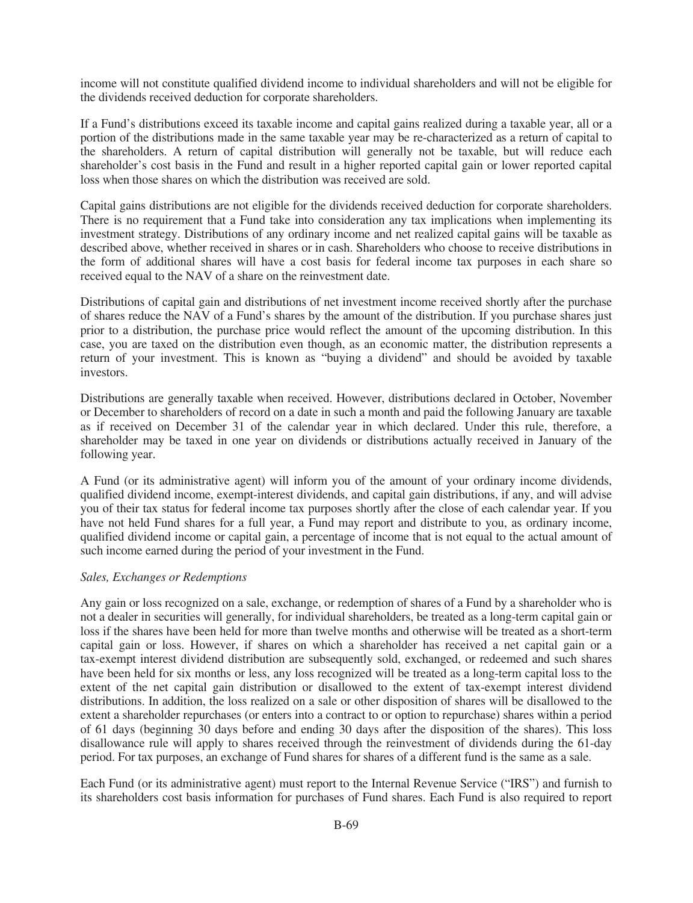income will not constitute qualified dividend income to individual shareholders and will not be eligible for the dividends received deduction for corporate shareholders.

If a Fund's distributions exceed its taxable income and capital gains realized during a taxable year, all or a portion of the distributions made in the same taxable year may be re-characterized as a return of capital to the shareholders. A return of capital distribution will generally not be taxable, but will reduce each shareholder's cost basis in the Fund and result in a higher reported capital gain or lower reported capital loss when those shares on which the distribution was received are sold.

Capital gains distributions are not eligible for the dividends received deduction for corporate shareholders. There is no requirement that a Fund take into consideration any tax implications when implementing its investment strategy. Distributions of any ordinary income and net realized capital gains will be taxable as described above, whether received in shares or in cash. Shareholders who choose to receive distributions in the form of additional shares will have a cost basis for federal income tax purposes in each share so received equal to the NAV of a share on the reinvestment date.

Distributions of capital gain and distributions of net investment income received shortly after the purchase of shares reduce the NAV of a Fund's shares by the amount of the distribution. If you purchase shares just prior to a distribution, the purchase price would reflect the amount of the upcoming distribution. In this case, you are taxed on the distribution even though, as an economic matter, the distribution represents a return of your investment. This is known as "buying a dividend" and should be avoided by taxable investors.

Distributions are generally taxable when received. However, distributions declared in October, November or December to shareholders of record on a date in such a month and paid the following January are taxable as if received on December 31 of the calendar year in which declared. Under this rule, therefore, a shareholder may be taxed in one year on dividends or distributions actually received in January of the following year.

A Fund (or its administrative agent) will inform you of the amount of your ordinary income dividends, qualified dividend income, exempt-interest dividends, and capital gain distributions, if any, and will advise you of their tax status for federal income tax purposes shortly after the close of each calendar year. If you have not held Fund shares for a full year, a Fund may report and distribute to you, as ordinary income, qualified dividend income or capital gain, a percentage of income that is not equal to the actual amount of such income earned during the period of your investment in the Fund.

*Sales, Exchanges or Redemptions*

Any gain or loss recognized on a sale, exchange, or redemption of shares of a Fund by a shareholder who is not a dealer in securities will generally, for individual shareholders, be treated as a long-term capital gain or loss if the shares have been held for more than twelve months and otherwise will be treated as a short-term capital gain or loss. However, if shares on which a shareholder has received a net capital gain or a tax-exempt interest dividend distribution are subsequently sold, exchanged, or redeemed and such shares have been held for six months or less, any loss recognized will be treated as a long-term capital loss to the extent of the net capital gain distribution or disallowed to the extent of tax-exempt interest dividend distributions. In addition, the loss realized on a sale or other disposition of shares will be disallowed to the extent a shareholder repurchases (or enters into a contract to or option to repurchase) shares within a period of 61 days (beginning 30 days before and ending 30 days after the disposition of the shares). This loss disallowance rule will apply to shares received through the reinvestment of dividends during the 61-day period. For tax purposes, an exchange of Fund shares for shares of a different fund is the same as a sale.

Each Fund (or its administrative agent) must report to the Internal Revenue Service ("IRS") and furnish to its shareholders cost basis information for purchases of Fund shares. Each Fund is also required to report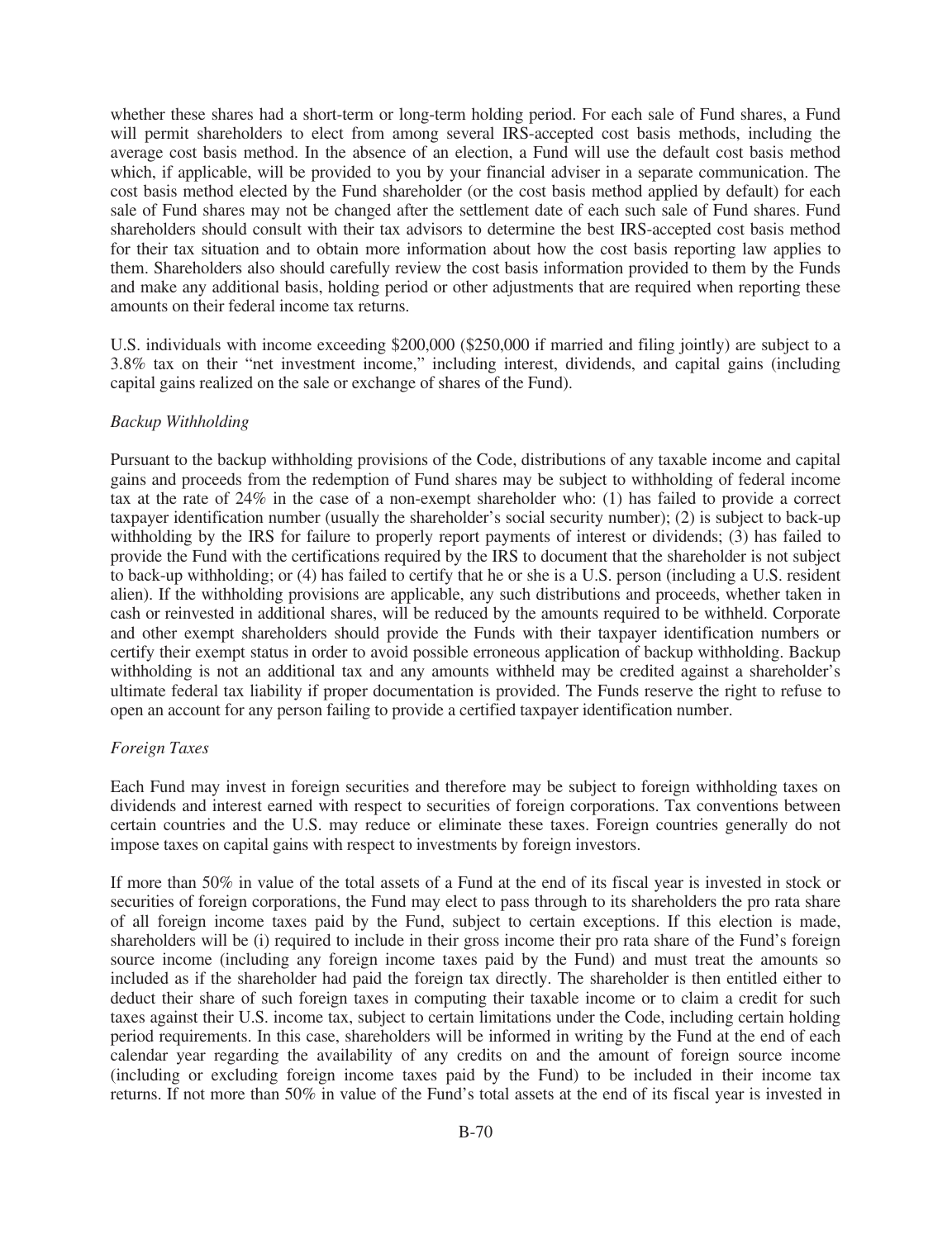whether these shares had a short-term or long-term holding period. For each sale of Fund shares, a Fund will permit shareholders to elect from among several IRS-accepted cost basis methods, including the average cost basis method. In the absence of an election, a Fund will use the default cost basis method which, if applicable, will be provided to you by your financial adviser in a separate communication. The cost basis method elected by the Fund shareholder (or the cost basis method applied by default) for each sale of Fund shares may not be changed after the settlement date of each such sale of Fund shares. Fund shareholders should consult with their tax advisors to determine the best IRS-accepted cost basis method for their tax situation and to obtain more information about how the cost basis reporting law applies to them. Shareholders also should carefully review the cost basis information provided to them by the Funds and make any additional basis, holding period or other adjustments that are required when reporting these amounts on their federal income tax returns.

U.S. individuals with income exceeding $200,000 ($250,000 if married and filing jointly) are subject to a 3.8% tax on their "net investment income," including interest, dividends, and capital gains (including capital gains realized on the sale or exchange of shares of the Fund).

*Backup Withholding*

Pursuant to the backup withholding provisions of the Code, distributions of any taxable income and capital gains and proceeds from the redemption of Fund shares may be subject to withholding of federal income tax at the rate of 24% in the case of a non-exempt shareholder who: (1) has failed to provide a correct taxpayer identification number (usually the shareholder's social security number); (2) is subject to back-up withholding by the IRS for failure to properly report payments of interest or dividends; (3) has failed to provide the Fund with the certifications required by the IRS to document that the shareholder is not subject to back-up withholding; or (4) has failed to certify that he or she is a U.S. person (including a U.S. resident alien). If the withholding provisions are applicable, any such distributions and proceeds, whether taken in cash or reinvested in additional shares, will be reduced by the amounts required to be withheld. Corporate and other exempt shareholders should provide the Funds with their taxpayer identification numbers or certify their exempt status in order to avoid possible erroneous application of backup withholding. Backup withholding is not an additional tax and any amounts withheld may be credited against a shareholder's ultimate federal tax liability if proper documentation is provided. The Funds reserve the right to refuse to open an account for any person failing to provide a certified taxpayer identification number.

*Foreign Taxes*

Each Fund may invest in foreign securities and therefore may be subject to foreign withholding taxes on dividends and interest earned with respect to securities of foreign corporations. Tax conventions between certain countries and the U.S. may reduce or eliminate these taxes. Foreign countries generally do not impose taxes on capital gains with respect to investments by foreign investors.

If more than 50% in value of the total assets of a Fund at the end of its fiscal year is invested in stock or securities of foreign corporations, the Fund may elect to pass through to its shareholders the pro rata share of all foreign income taxes paid by the Fund, subject to certain exceptions. If this election is made, shareholders will be (i) required to include in their gross income their pro rata share of the Fund's foreign source income (including any foreign income taxes paid by the Fund) and must treat the amounts so included as if the shareholder had paid the foreign tax directly. The shareholder is then entitled either to deduct their share of such foreign taxes in computing their taxable income or to claim a credit for such taxes against their U.S. income tax, subject to certain limitations under the Code, including certain holding period requirements. In this case, shareholders will be informed in writing by the Fund at the end of each calendar year regarding the availability of any credits on and the amount of foreign source income (including or excluding foreign income taxes paid by the Fund) to be included in their income tax returns. If not more than 50% in value of the Fund's total assets at the end of its fiscal year is invested in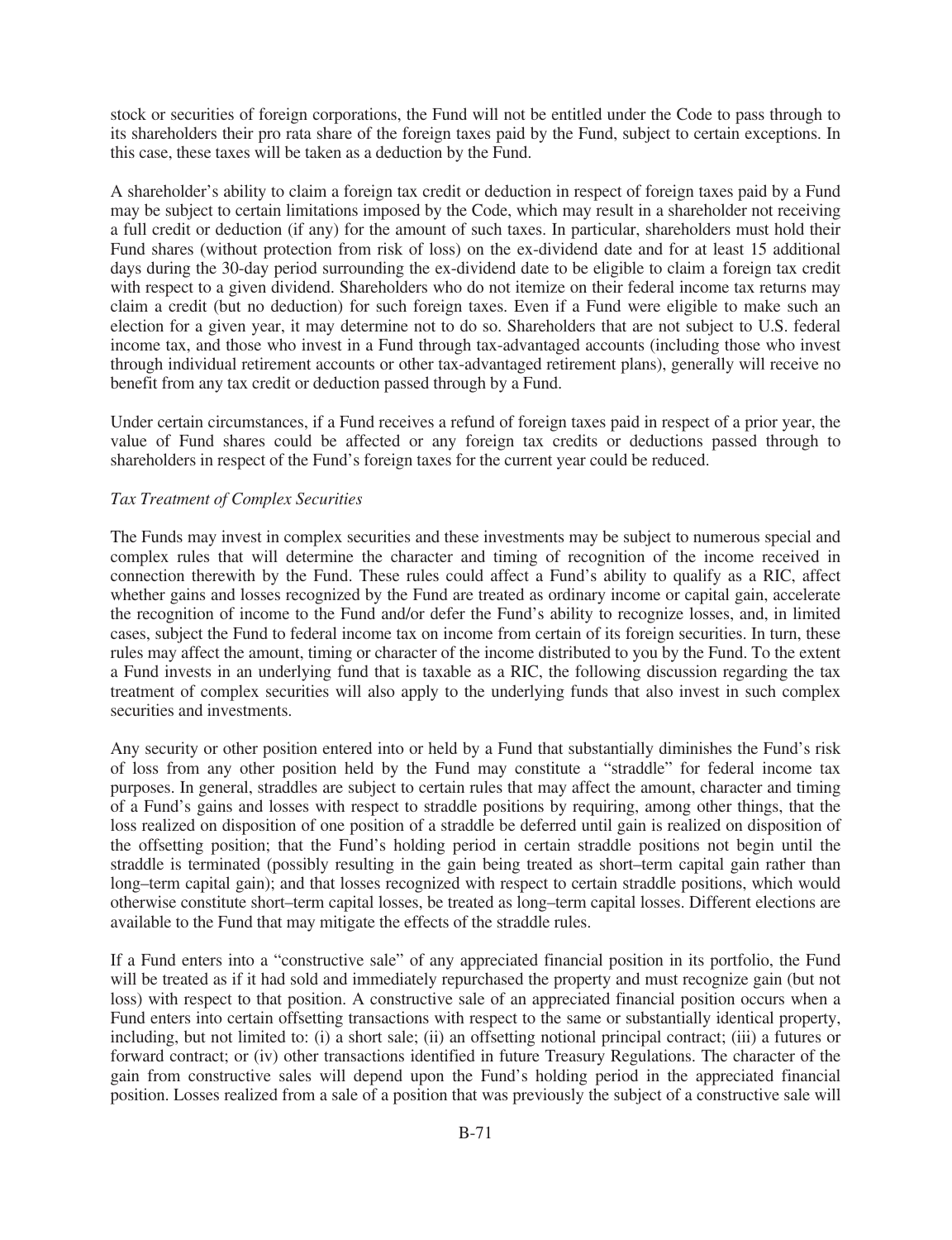stock or securities of foreign corporations, the Fund will not be entitled under the Code to pass through to its shareholders their pro rata share of the foreign taxes paid by the Fund, subject to certain exceptions. In this case, these taxes will be taken as a deduction by the Fund.

A shareholder's ability to claim a foreign tax credit or deduction in respect of foreign taxes paid by a Fund may be subject to certain limitations imposed by the Code, which may result in a shareholder not receiving a full credit or deduction (if any) for the amount of such taxes. In particular, shareholders must hold their Fund shares (without protection from risk of loss) on the ex-dividend date and for at least 15 additional days during the 30-day period surrounding the ex-dividend date to be eligible to claim a foreign tax credit with respect to a given dividend. Shareholders who do not itemize on their federal income tax returns may claim a credit (but no deduction) for such foreign taxes. Even if a Fund were eligible to make such an election for a given year, it may determine not to do so. Shareholders that are not subject to U.S. federal income tax, and those who invest in a Fund through tax-advantaged accounts (including those who invest through individual retirement accounts or other tax-advantaged retirement plans), generally will receive no benefit from any tax credit or deduction passed through by a Fund.

Under certain circumstances, if a Fund receives a refund of foreign taxes paid in respect of a prior year, the value of Fund shares could be affected or any foreign tax credits or deductions passed through to shareholders in respect of the Fund's foreign taxes for the current year could be reduced.

*Tax Treatment of Complex Securities*

The Funds may invest in complex securities and these investments may be subject to numerous special and complex rules that will determine the character and timing of recognition of the income received in connection therewith by the Fund. These rules could affect a Fund's ability to qualify as a RIC, affect whether gains and losses recognized by the Fund are treated as ordinary income or capital gain, accelerate the recognition of income to the Fund and/or defer the Fund's ability to recognize losses, and, in limited cases, subject the Fund to federal income tax on income from certain of its foreign securities. In turn, these rules may affect the amount, timing or character of the income distributed to you by the Fund. To the extent a Fund invests in an underlying fund that is taxable as a RIC, the following discussion regarding the tax treatment of complex securities will also apply to the underlying funds that also invest in such complex securities and investments.

Any security or other position entered into or held by a Fund that substantially diminishes the Fund's risk of loss from any other position held by the Fund may constitute a "straddle" for federal income tax purposes. In general, straddles are subject to certain rules that may affect the amount, character and timing of a Fund's gains and losses with respect to straddle positions by requiring, among other things, that the loss realized on disposition of one position of a straddle be deferred until gain is realized on disposition of the offsetting position; that the Fund's holding period in certain straddle positions not begin until the straddle is terminated (possibly resulting in the gain being treated as short–term capital gain rather than long–term capital gain); and that losses recognized with respect to certain straddle positions, which would otherwise constitute short–term capital losses, be treated as long–term capital losses. Different elections are available to the Fund that may mitigate the effects of the straddle rules.

If a Fund enters into a "constructive sale" of any appreciated financial position in its portfolio, the Fund will be treated as if it had sold and immediately repurchased the property and must recognize gain (but not loss) with respect to that position. A constructive sale of an appreciated financial position occurs when a Fund enters into certain offsetting transactions with respect to the same or substantially identical property, including, but not limited to: (i) a short sale; (ii) an offsetting notional principal contract; (iii) a futures or forward contract; or (iv) other transactions identified in future Treasury Regulations. The character of the gain from constructive sales will depend upon the Fund's holding period in the appreciated financial position. Losses realized from a sale of a position that was previously the subject of a constructive sale will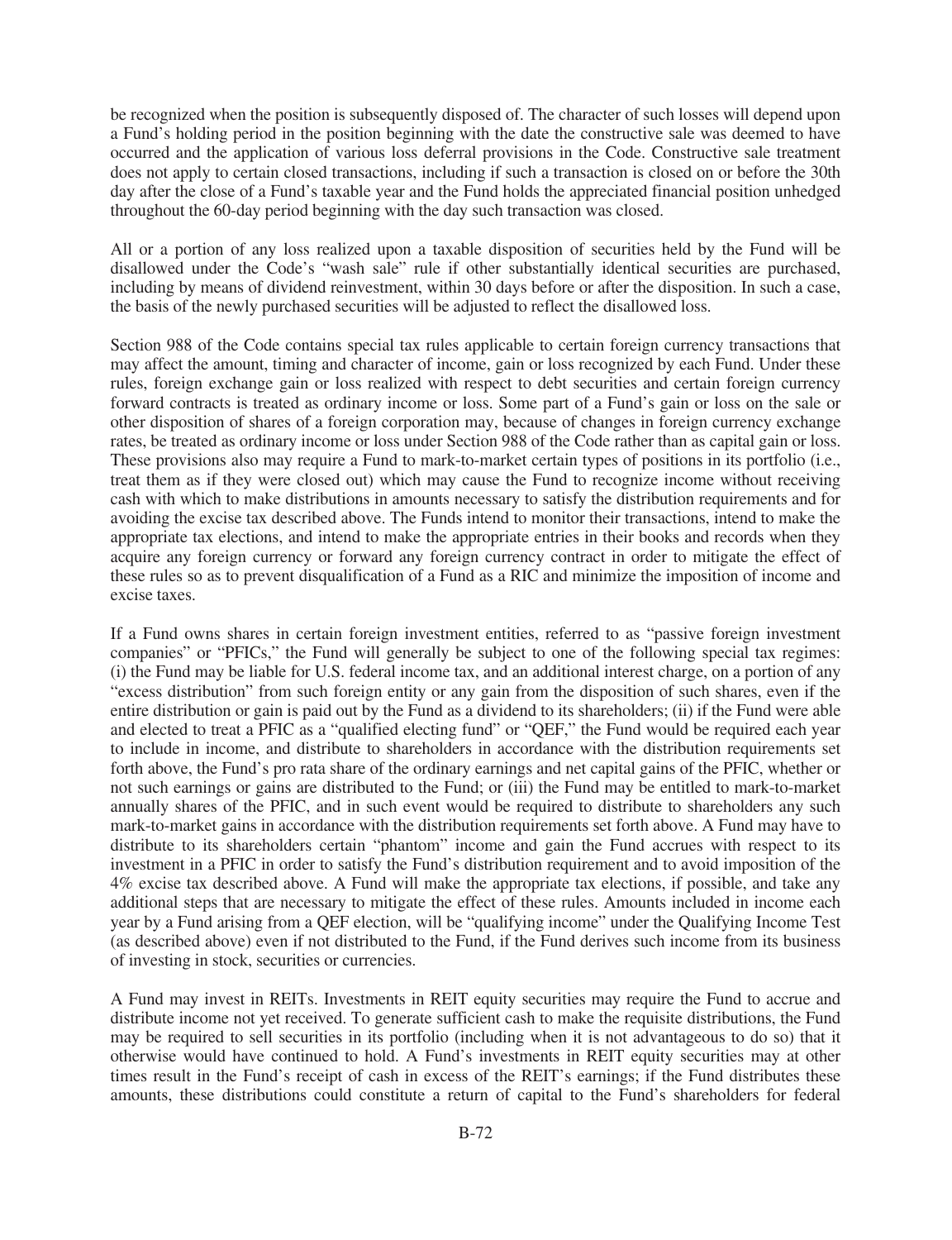be recognized when the position is subsequently disposed of. The character of such losses will depend upon a Fund's holding period in the position beginning with the date the constructive sale was deemed to have occurred and the application of various loss deferral provisions in the Code. Constructive sale treatment does not apply to certain closed transactions, including if such a transaction is closed on or before the 30th day after the close of a Fund's taxable year and the Fund holds the appreciated financial position unhedged throughout the 60-day period beginning with the day such transaction was closed.

All or a portion of any loss realized upon a taxable disposition of securities held by the Fund will be disallowed under the Code's "wash sale" rule if other substantially identical securities are purchased, including by means of dividend reinvestment, within 30 days before or after the disposition. In such a case, the basis of the newly purchased securities will be adjusted to reflect the disallowed loss.

Section 988 of the Code contains special tax rules applicable to certain foreign currency transactions that may affect the amount, timing and character of income, gain or loss recognized by each Fund. Under these rules, foreign exchange gain or loss realized with respect to debt securities and certain foreign currency forward contracts is treated as ordinary income or loss. Some part of a Fund's gain or loss on the sale or other disposition of shares of a foreign corporation may, because of changes in foreign currency exchange rates, be treated as ordinary income or loss under Section 988 of the Code rather than as capital gain or loss. These provisions also may require a Fund to mark-to-market certain types of positions in its portfolio (i.e., treat them as if they were closed out) which may cause the Fund to recognize income without receiving cash with which to make distributions in amounts necessary to satisfy the distribution requirements and for avoiding the excise tax described above. The Funds intend to monitor their transactions, intend to make the appropriate tax elections, and intend to make the appropriate entries in their books and records when they acquire any foreign currency or forward any foreign currency contract in order to mitigate the effect of these rules so as to prevent disqualification of a Fund as a RIC and minimize the imposition of income and excise taxes.

If a Fund owns shares in certain foreign investment entities, referred to as "passive foreign investment companies" or "PFICs," the Fund will generally be subject to one of the following special tax regimes: (i) the Fund may be liable for U.S. federal income tax, and an additional interest charge, on a portion of any "excess distribution" from such foreign entity or any gain from the disposition of such shares, even if the entire distribution or gain is paid out by the Fund as a dividend to its shareholders; (ii) if the Fund were able and elected to treat a PFIC as a "qualified electing fund" or "QEF," the Fund would be required each year to include in income, and distribute to shareholders in accordance with the distribution requirements set forth above, the Fund's pro rata share of the ordinary earnings and net capital gains of the PFIC, whether or not such earnings or gains are distributed to the Fund; or (iii) the Fund may be entitled to mark-to-market annually shares of the PFIC, and in such event would be required to distribute to shareholders any such mark-to-market gains in accordance with the distribution requirements set forth above. A Fund may have to distribute to its shareholders certain "phantom" income and gain the Fund accrues with respect to its investment in a PFIC in order to satisfy the Fund's distribution requirement and to avoid imposition of the 4% excise tax described above. A Fund will make the appropriate tax elections, if possible, and take any additional steps that are necessary to mitigate the effect of these rules. Amounts included in income each year by a Fund arising from a QEF election, will be "qualifying income" under the Qualifying Income Test (as described above) even if not distributed to the Fund, if the Fund derives such income from its business of investing in stock, securities or currencies.

A Fund may invest in REITs. Investments in REIT equity securities may require the Fund to accrue and distribute income not yet received. To generate sufficient cash to make the requisite distributions, the Fund may be required to sell securities in its portfolio (including when it is not advantageous to do so) that it otherwise would have continued to hold. A Fund's investments in REIT equity securities may at other times result in the Fund's receipt of cash in excess of the REIT's earnings; if the Fund distributes these amounts, these distributions could constitute a return of capital to the Fund's shareholders for federal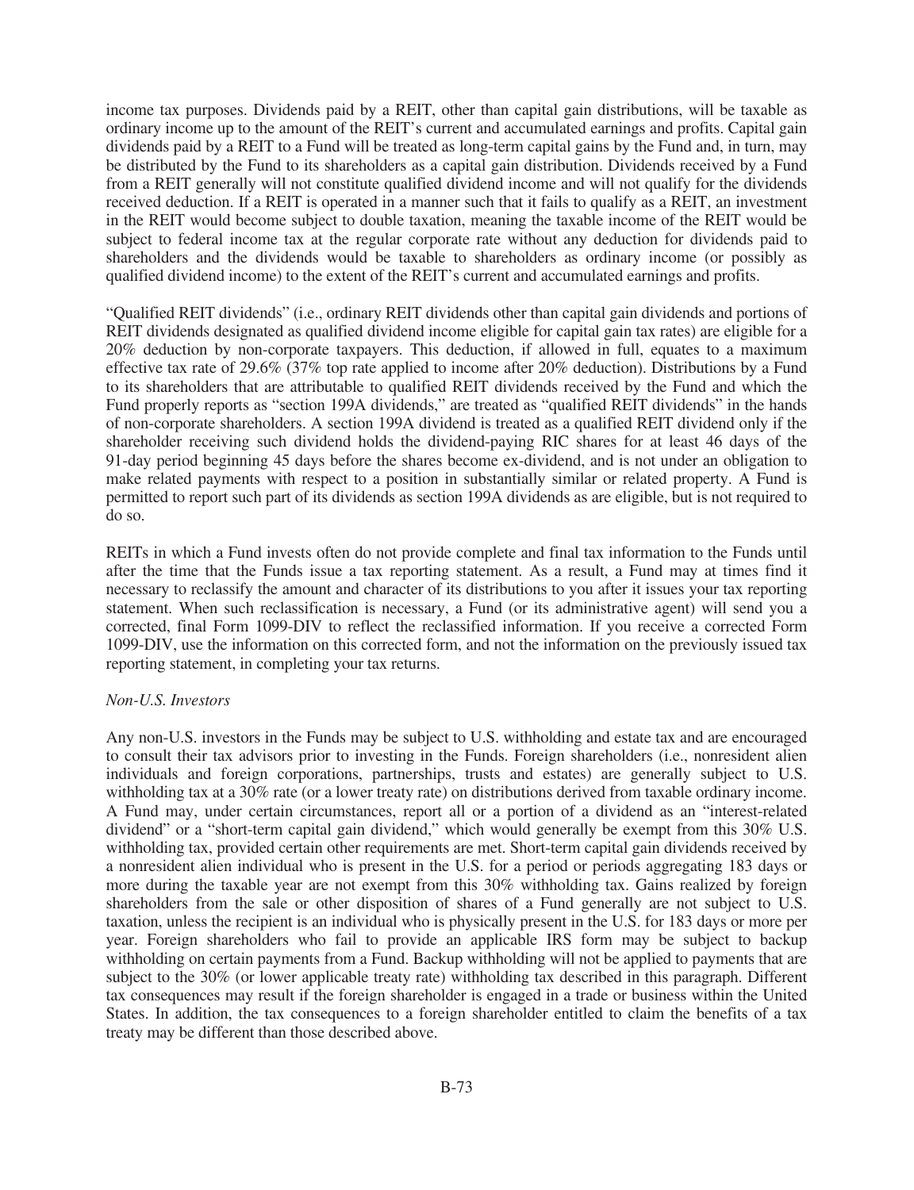income tax purposes. Dividends paid by a REIT, other than capital gain distributions, will be taxable as ordinary income up to the amount of the REIT's current and accumulated earnings and profits. Capital gain dividends paid by a REIT to a Fund will be treated as long-term capital gains by the Fund and, in turn, may be distributed by the Fund to its shareholders as a capital gain distribution. Dividends received by a Fund from a REIT generally will not constitute qualified dividend income and will not qualify for the dividends received deduction. If a REIT is operated in a manner such that it fails to qualify as a REIT, an investment in the REIT would become subject to double taxation, meaning the taxable income of the REIT would be subject to federal income tax at the regular corporate rate without any deduction for dividends paid to shareholders and the dividends would be taxable to shareholders as ordinary income (or possibly as qualified dividend income) to the extent of the REIT's current and accumulated earnings and profits.

"Qualified REIT dividends" (i.e., ordinary REIT dividends other than capital gain dividends and portions of REIT dividends designated as qualified dividend income eligible for capital gain tax rates) are eligible for a 20% deduction by non-corporate taxpayers. This deduction, if allowed in full, equates to a maximum effective tax rate of 29.6% (37% top rate applied to income after 20% deduction). Distributions by a Fund to its shareholders that are attributable to qualified REIT dividends received by the Fund and which the Fund properly reports as "section 199A dividends," are treated as "qualified REIT dividends" in the hands of non-corporate shareholders. A section 199A dividend is treated as a qualified REIT dividend only if the shareholder receiving such dividend holds the dividend-paying RIC shares for at least 46 days of the 91-day period beginning 45 days before the shares become ex-dividend, and is not under an obligation to make related payments with respect to a position in substantially similar or related property. A Fund is permitted to report such part of its dividends as section 199A dividends as are eligible, but is not required to do so.

REITs in which a Fund invests often do not provide complete and final tax information to the Funds until after the time that the Funds issue a tax reporting statement. As a result, a Fund may at times find it necessary to reclassify the amount and character of its distributions to you after it issues your tax reporting statement. When such reclassification is necessary, a Fund (or its administrative agent) will send you a corrected, final Form 1099-DIV to reflect the reclassified information. If you receive a corrected Form 1099-DIV, use the information on this corrected form, and not the information on the previously issued tax reporting statement, in completing your tax returns.

*Non-U.S. Investors*

Any non-U.S. investors in the Funds may be subject to U.S. withholding and estate tax and are encouraged to consult their tax advisors prior to investing in the Funds. Foreign shareholders (i.e., nonresident alien individuals and foreign corporations, partnerships, trusts and estates) are generally subject to U.S. withholding tax at a 30% rate (or a lower treaty rate) on distributions derived from taxable ordinary income. A Fund may, under certain circumstances, report all or a portion of a dividend as an "interest-related dividend" or a "short-term capital gain dividend," which would generally be exempt from this 30% U.S. withholding tax, provided certain other requirements are met. Short-term capital gain dividends received by a nonresident alien individual who is present in the U.S. for a period or periods aggregating 183 days or more during the taxable year are not exempt from this 30% withholding tax. Gains realized by foreign shareholders from the sale or other disposition of shares of a Fund generally are not subject to U.S. taxation, unless the recipient is an individual who is physically present in the U.S. for 183 days or more per year. Foreign shareholders who fail to provide an applicable IRS form may be subject to backup withholding on certain payments from a Fund. Backup withholding will not be applied to payments that are subject to the 30% (or lower applicable treaty rate) withholding tax described in this paragraph. Different tax consequences may result if the foreign shareholder is engaged in a trade or business within the United States. In addition, the tax consequences to a foreign shareholder entitled to claim the benefits of a tax treaty may be different than those described above.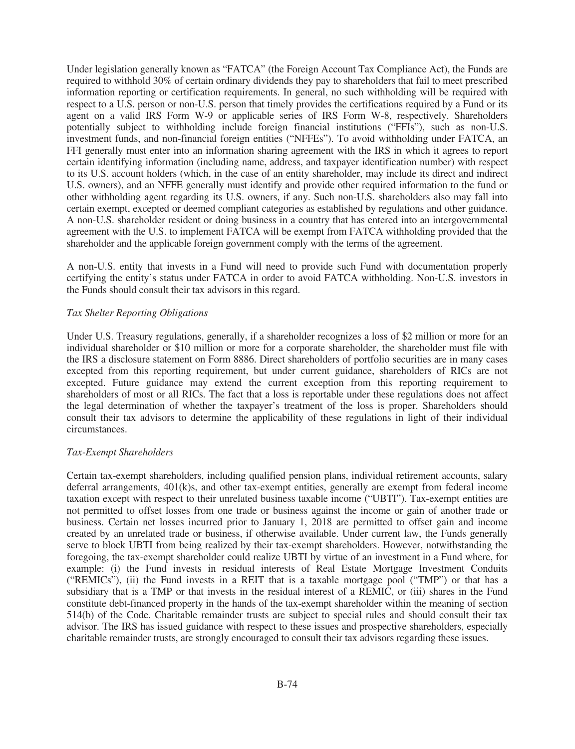Under legislation generally known as "FATCA" (the Foreign Account Tax Compliance Act), the Funds are required to withhold 30% of certain ordinary dividends they pay to shareholders that fail to meet prescribed information reporting or certification requirements. In general, no such withholding will be required with respect to a U.S. person or non-U.S. person that timely provides the certifications required by a Fund or its agent on a valid IRS Form W-9 or applicable series of IRS Form W-8, respectively. Shareholders potentially subject to withholding include foreign financial institutions ("FFIs"), such as non-U.S. investment funds, and non-financial foreign entities ("NFFEs"). To avoid withholding under FATCA, an FFI generally must enter into an information sharing agreement with the IRS in which it agrees to report certain identifying information (including name, address, and taxpayer identification number) with respect to its U.S. account holders (which, in the case of an entity shareholder, may include its direct and indirect U.S. owners), and an NFFE generally must identify and provide other required information to the fund or other withholding agent regarding its U.S. owners, if any. Such non-U.S. shareholders also may fall into certain exempt, excepted or deemed compliant categories as established by regulations and other guidance. A non-U.S. shareholder resident or doing business in a country that has entered into an intergovernmental agreement with the U.S. to implement FATCA will be exempt from FATCA withholding provided that the shareholder and the applicable foreign government comply with the terms of the agreement.

A non-U.S. entity that invests in a Fund will need to provide such Fund with documentation properly certifying the entity's status under FATCA in order to avoid FATCA withholding. Non-U.S. investors in the Funds should consult their tax advisors in this regard.

*Tax Shelter Reporting Obligations*

Under U.S. Treasury regulations, generally, if a shareholder recognizes a loss of $2 million or more for an individual shareholder or $10 million or more for a corporate shareholder, the shareholder must file with the IRS a disclosure statement on Form 8886. Direct shareholders of portfolio securities are in many cases excepted from this reporting requirement, but under current guidance, shareholders of RICs are not excepted. Future guidance may extend the current exception from this reporting requirement to shareholders of most or all RICs. The fact that a loss is reportable under these regulations does not affect the legal determination of whether the taxpayer's treatment of the loss is proper. Shareholders should consult their tax advisors to determine the applicability of these regulations in light of their individual circumstances.

*Tax-Exempt Shareholders*

Certain tax-exempt shareholders, including qualified pension plans, individual retirement accounts, salary deferral arrangements, 401(k)s, and other tax-exempt entities, generally are exempt from federal income taxation except with respect to their unrelated business taxable income ("UBTI"). Tax-exempt entities are not permitted to offset losses from one trade or business against the income or gain of another trade or business. Certain net losses incurred prior to January 1, 2018 are permitted to offset gain and income created by an unrelated trade or business, if otherwise available. Under current law, the Funds generally serve to block UBTI from being realized by their tax-exempt shareholders. However, notwithstanding the foregoing, the tax-exempt shareholder could realize UBTI by virtue of an investment in a Fund where, for example: (i) the Fund invests in residual interests of Real Estate Mortgage Investment Conduits ("REMICs"), (ii) the Fund invests in a REIT that is a taxable mortgage pool ("TMP") or that has a subsidiary that is a TMP or that invests in the residual interest of a REMIC, or (iii) shares in the Fund constitute debt-financed property in the hands of the tax-exempt shareholder within the meaning of section 514(b) of the Code. Charitable remainder trusts are subject to special rules and should consult their tax advisor. The IRS has issued guidance with respect to these issues and prospective shareholders, especially charitable remainder trusts, are strongly encouraged to consult their tax advisors regarding these issues.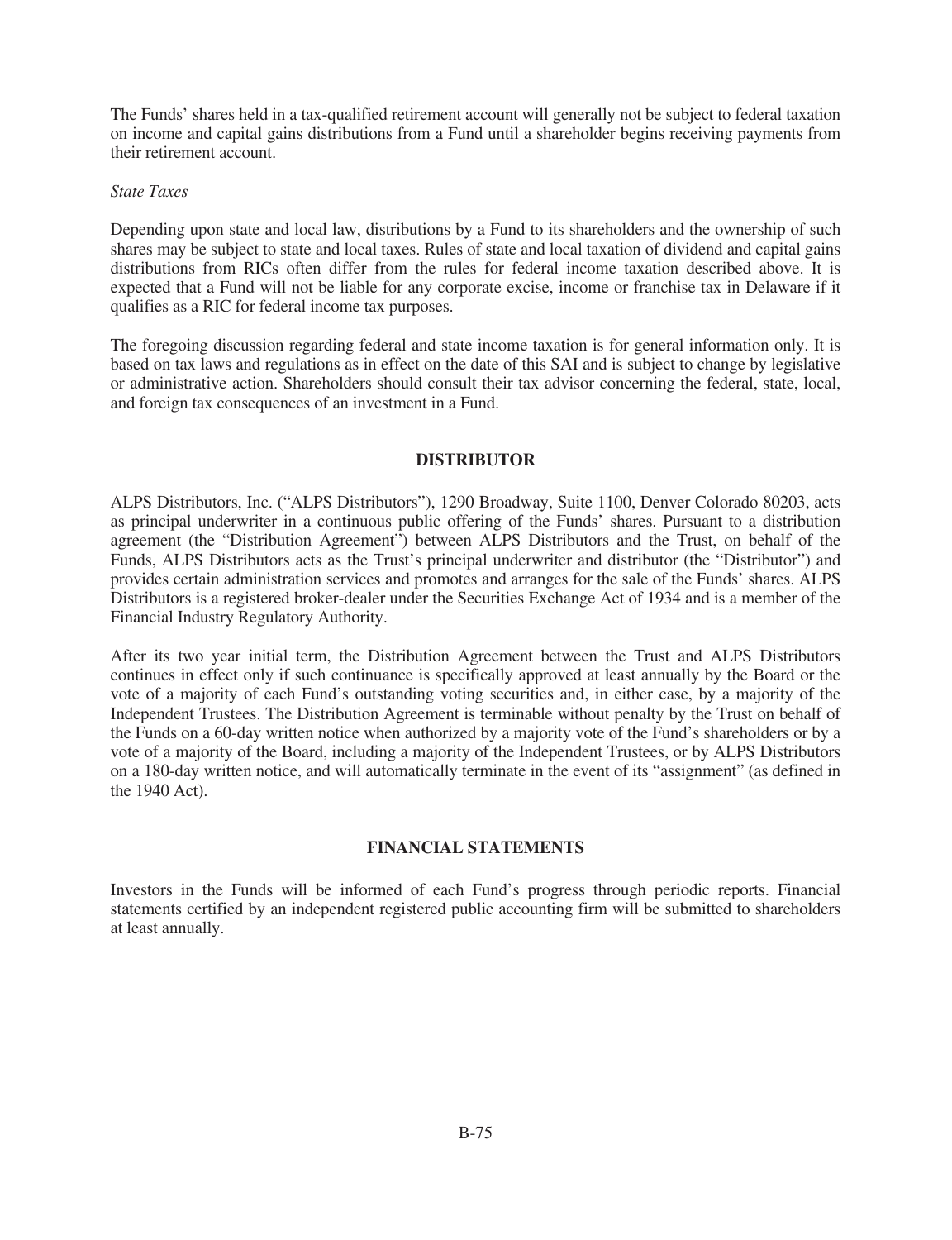The Funds' shares held in a tax-qualified retirement account will generally not be subject to federal taxation on income and capital gains distributions from a Fund until a shareholder begins receiving payments from their retirement account.

*State Taxes*

Depending upon state and local law, distributions by a Fund to its shareholders and the ownership of such shares may be subject to state and local taxes. Rules of state and local taxation of dividend and capital gains distributions from RICs often differ from the rules for federal income taxation described above. It is expected that a Fund will not be liable for any corporate excise, income or franchise tax in Delaware if it qualifies as a RIC for federal income tax purposes.

The foregoing discussion regarding federal and state income taxation is for general information only. It is based on tax laws and regulations as in effect on the date of this SAI and is subject to change by legislative or administrative action. Shareholders should consult their tax advisor concerning the federal, state, local, and foreign tax consequences of an investment in a Fund.

## DISTRIBUTOR

ALPS Distributors, Inc. ("ALPS Distributors"), 1290 Broadway, Suite 1100, Denver Colorado 80203, acts as principal underwriter in a continuous public offering of the Funds' shares. Pursuant to a distribution agreement (the "Distribution Agreement") between ALPS Distributors and the Trust, on behalf of the Funds, ALPS Distributors acts as the Trust's principal underwriter and distributor (the "Distributor") and provides certain administration services and promotes and arranges for the sale of the Funds' shares. ALPS Distributors is a registered broker-dealer under the Securities Exchange Act of 1934 and is a member of the Financial Industry Regulatory Authority.

After its two year initial term, the Distribution Agreement between the Trust and ALPS Distributors continues in effect only if such continuance is specifically approved at least annually by the Board or the vote of a majority of each Fund's outstanding voting securities and, in either case, by a majority of the Independent Trustees. The Distribution Agreement is terminable without penalty by the Trust on behalf of the Funds on a 60-day written notice when authorized by a majority vote of the Fund's shareholders or by a vote of a majority of the Board, including a majority of the Independent Trustees, or by ALPS Distributors on a 180-day written notice, and will automatically terminate in the event of its "assignment" (as defined in the 1940 Act).

## FINANCIAL STATEMENTS

Investors in the Funds will be informed of each Fund's progress through periodic reports. Financial statements certified by an independent registered public accounting firm will be submitted to shareholders at least annually.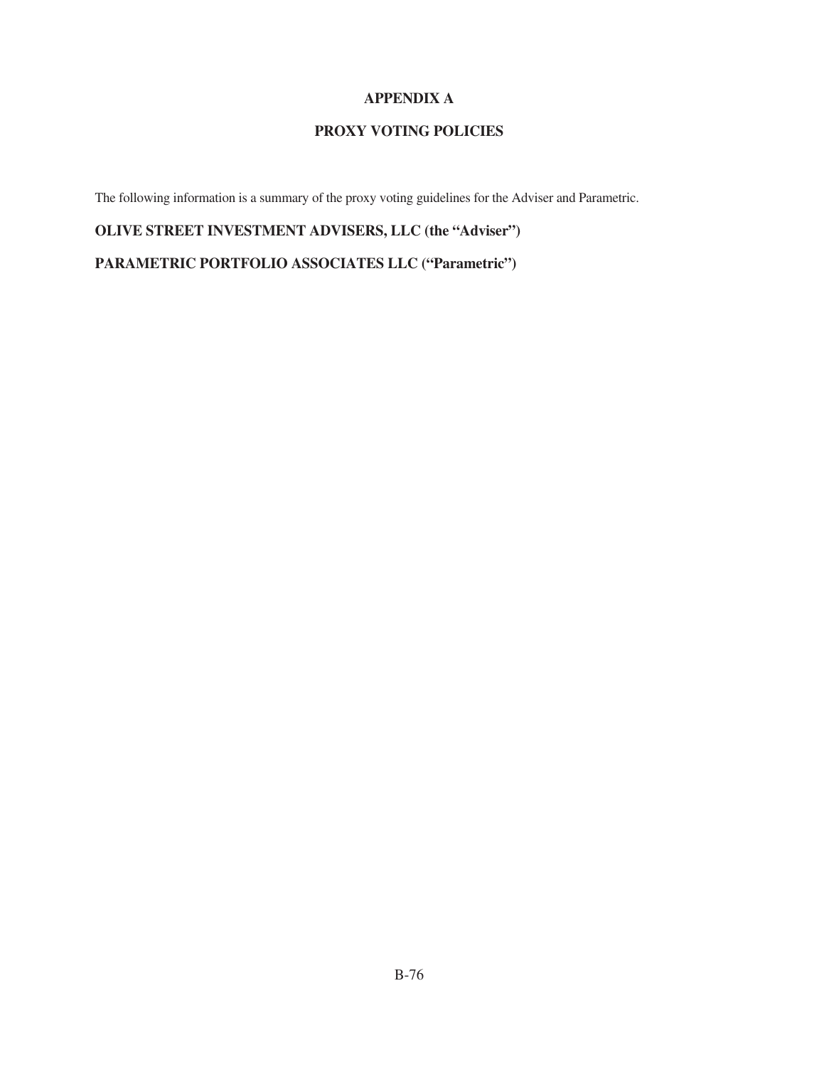# APPENDIX A

## PROXY VOTING POLICIES

The following information is a summary of the proxy voting guidelines for the Adviser and Parametric.

**OLIVE STREET INVESTMENT ADVISERS, LLC (the "Adviser")**

**PARAMETRIC PORTFOLIO ASSOCIATES LLC ("Parametric")**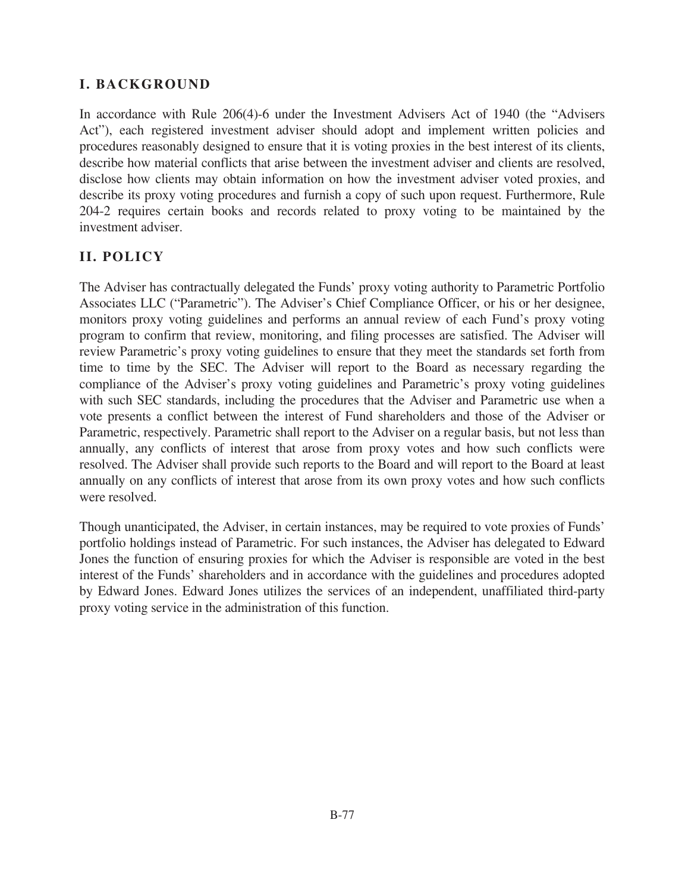## I. BACKGROUND

In accordance with Rule 206(4)-6 under the Investment Advisers Act of 1940 (the "Advisers Act"), each registered investment adviser should adopt and implement written policies and procedures reasonably designed to ensure that it is voting proxies in the best interest of its clients, describe how material conflicts that arise between the investment adviser and clients are resolved, disclose how clients may obtain information on how the investment adviser voted proxies, and describe its proxy voting procedures and furnish a copy of such upon request. Furthermore, Rule 204-2 requires certain books and records related to proxy voting to be maintained by the investment adviser.

## II. POLICY

The Adviser has contractually delegated the Funds' proxy voting authority to Parametric Portfolio Associates LLC ("Parametric"). The Adviser's Chief Compliance Officer, or his or her designee, monitors proxy voting guidelines and performs an annual review of each Fund's proxy voting program to confirm that review, monitoring, and filing processes are satisfied. The Adviser will review Parametric's proxy voting guidelines to ensure that they meet the standards set forth from time to time by the SEC. The Adviser will report to the Board as necessary regarding the compliance of the Adviser's proxy voting guidelines and Parametric's proxy voting guidelines with such SEC standards, including the procedures that the Adviser and Parametric use when a vote presents a conflict between the interest of Fund shareholders and those of the Adviser or Parametric, respectively. Parametric shall report to the Adviser on a regular basis, but not less than annually, any conflicts of interest that arose from proxy votes and how such conflicts were resolved. The Adviser shall provide such reports to the Board and will report to the Board at least annually on any conflicts of interest that arose from its own proxy votes and how such conflicts were resolved.

Though unanticipated, the Adviser, in certain instances, may be required to vote proxies of Funds' portfolio holdings instead of Parametric. For such instances, the Adviser has delegated to Edward Jones the function of ensuring proxies for which the Adviser is responsible are voted in the best interest of the Funds' shareholders and in accordance with the guidelines and procedures adopted by Edward Jones. Edward Jones utilizes the services of an independent, unaffiliated third-party proxy voting service in the administration of this function.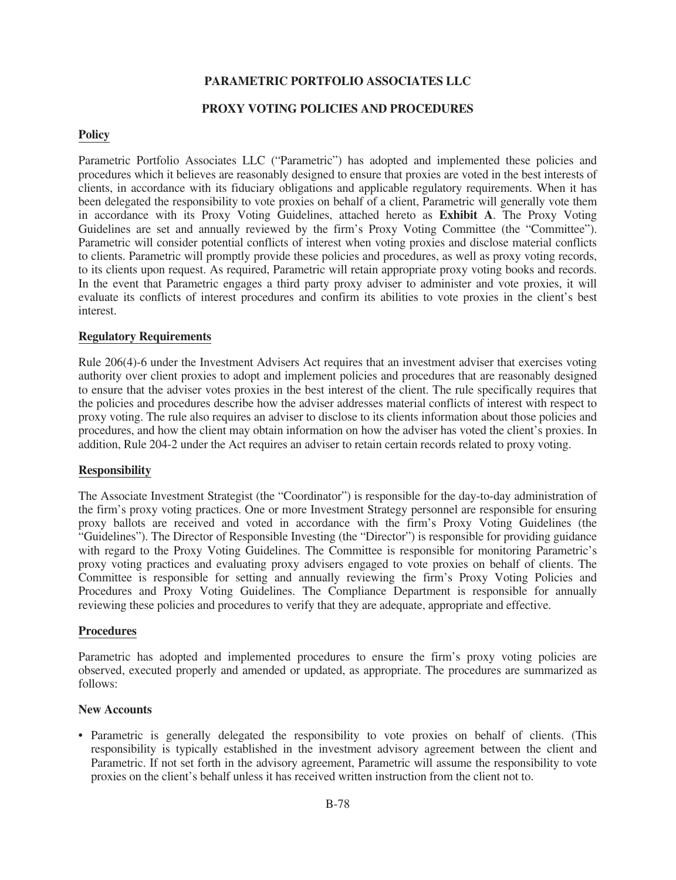# PARAMETRIC PORTFOLIO ASSOCIATES LLC

## PROXY VOTING POLICIES AND PROCEDURES

### Policy

Parametric Portfolio Associates LLC ("Parametric") has adopted and implemented these policies and procedures which it believes are reasonably designed to ensure that proxies are voted in the best interests of clients, in accordance with its fiduciary obligations and applicable regulatory requirements. When it has been delegated the responsibility to vote proxies on behalf of a client, Parametric will generally vote them in accordance with its Proxy Voting Guidelines, attached hereto as **Exhibit A**. The Proxy Voting Guidelines are set and annually reviewed by the firm's Proxy Voting Committee (the "Committee"). Parametric will consider potential conflicts of interest when voting proxies and disclose material conflicts to clients. Parametric will promptly provide these policies and procedures, as well as proxy voting records, to its clients upon request. As required, Parametric will retain appropriate proxy voting books and records. In the event that Parametric engages a third party proxy adviser to administer and vote proxies, it will evaluate its conflicts of interest procedures and confirm its abilities to vote proxies in the client's best interest.

### Regulatory Requirements

Rule 206(4)-6 under the Investment Advisers Act requires that an investment adviser that exercises voting authority over client proxies to adopt and implement policies and procedures that are reasonably designed to ensure that the adviser votes proxies in the best interest of the client. The rule specifically requires that the policies and procedures describe how the adviser addresses material conflicts of interest with respect to proxy voting. The rule also requires an adviser to disclose to its clients information about those policies and procedures, and how the client may obtain information on how the adviser has voted the client's proxies. In addition, Rule 204-2 under the Act requires an adviser to retain certain records related to proxy voting.

### Responsibility

The Associate Investment Strategist (the "Coordinator") is responsible for the day-to-day administration of the firm's proxy voting practices. One or more Investment Strategy personnel are responsible for ensuring proxy ballots are received and voted in accordance with the firm's Proxy Voting Guidelines (the "Guidelines"). The Director of Responsible Investing (the "Director") is responsible for providing guidance with regard to the Proxy Voting Guidelines. The Committee is responsible for monitoring Parametric's proxy voting practices and evaluating proxy advisers engaged to vote proxies on behalf of clients. The Committee is responsible for setting and annually reviewing the firm's Proxy Voting Policies and Procedures and Proxy Voting Guidelines. The Compliance Department is responsible for annually reviewing these policies and procedures to verify that they are adequate, appropriate and effective.

### Procedures

Parametric has adopted and implemented procedures to ensure the firm's proxy voting policies are observed, executed properly and amended or updated, as appropriate. The procedures are summarized as follows:

**New Accounts**

- Parametric is generally delegated the responsibility to vote proxies on behalf of clients. (This responsibility is typically established in the investment advisory agreement between the client and Parametric. If not set forth in the advisory agreement, Parametric will assume the responsibility to vote proxies on the client's behalf unless it has received written instruction from the client not to.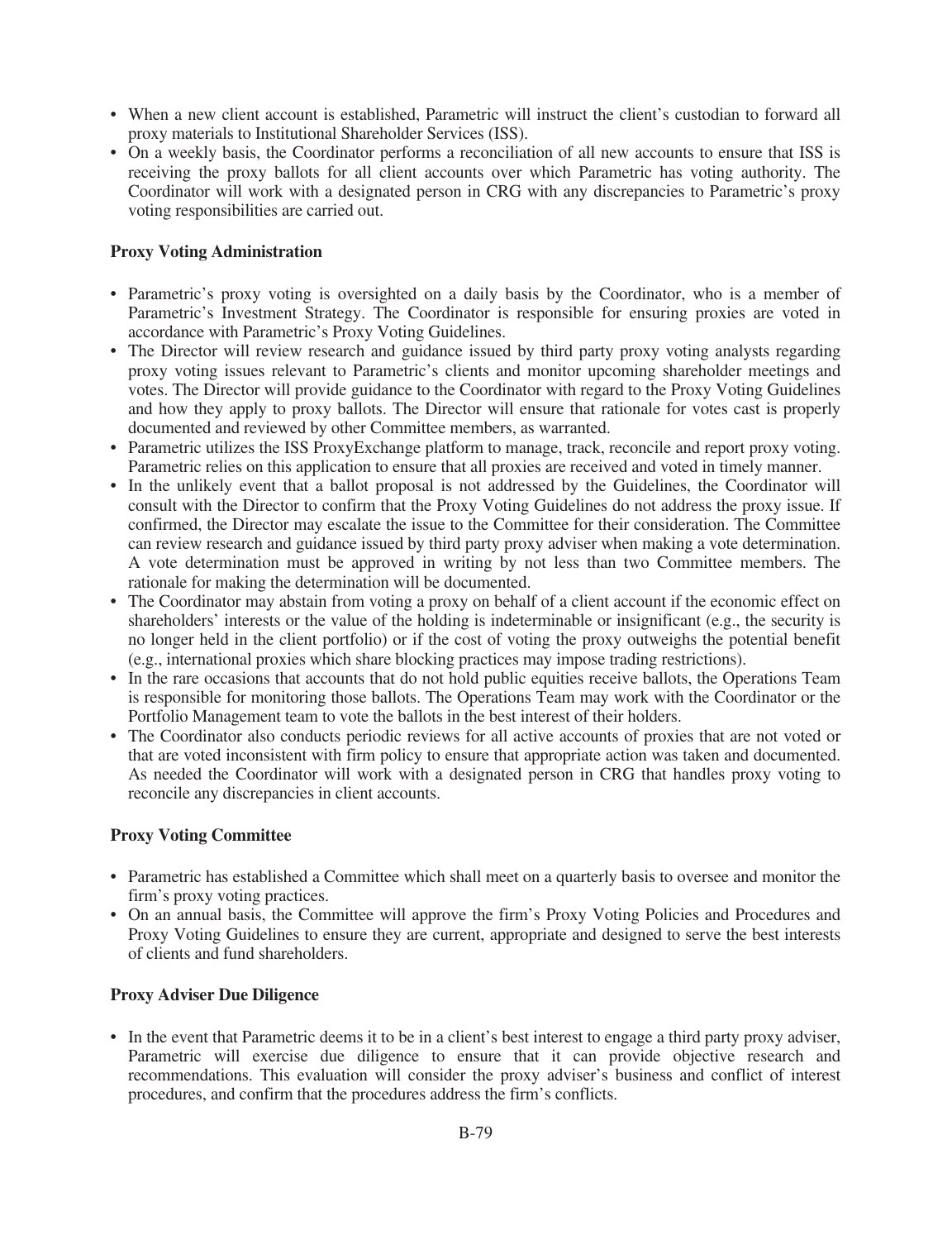- When a new client account is established, Parametric will instruct the client's custodian to forward all proxy materials to Institutional Shareholder Services (ISS).
- On a weekly basis, the Coordinator performs a reconciliation of all new accounts to ensure that ISS is receiving the proxy ballots for all client accounts over which Parametric has voting authority. The Coordinator will work with a designated person in CRG with any discrepancies to Parametric's proxy voting responsibilities are carried out.

**Proxy Voting Administration**

- Parametric's proxy voting is oversighted on a daily basis by the Coordinator, who is a member of Parametric's Investment Strategy. The Coordinator is responsible for ensuring proxies are voted in accordance with Parametric's Proxy Voting Guidelines.
- The Director will review research and guidance issued by third party proxy voting analysts regarding proxy voting issues relevant to Parametric's clients and monitor upcoming shareholder meetings and votes. The Director will provide guidance to the Coordinator with regard to the Proxy Voting Guidelines and how they apply to proxy ballots. The Director will ensure that rationale for votes cast is properly documented and reviewed by other Committee members, as warranted.
- Parametric utilizes the ISS ProxyExchange platform to manage, track, reconcile and report proxy voting. Parametric relies on this application to ensure that all proxies are received and voted in timely manner.
- In the unlikely event that a ballot proposal is not addressed by the Guidelines, the Coordinator will consult with the Director to confirm that the Proxy Voting Guidelines do not address the proxy issue. If confirmed, the Director may escalate the issue to the Committee for their consideration. The Committee can review research and guidance issued by third party proxy adviser when making a vote determination. A vote determination must be approved in writing by not less than two Committee members. The rationale for making the determination will be documented.
- The Coordinator may abstain from voting a proxy on behalf of a client account if the economic effect on shareholders' interests or the value of the holding is indeterminable or insignificant (e.g., the security is no longer held in the client portfolio) or if the cost of voting the proxy outweighs the potential benefit (e.g., international proxies which share blocking practices may impose trading restrictions).
- In the rare occasions that accounts that do not hold public equities receive ballots, the Operations Team is responsible for monitoring those ballots. The Operations Team may work with the Coordinator or the Portfolio Management team to vote the ballots in the best interest of their holders.
- The Coordinator also conducts periodic reviews for all active accounts of proxies that are not voted or that are voted inconsistent with firm policy to ensure that appropriate action was taken and documented. As needed the Coordinator will work with a designated person in CRG that handles proxy voting to reconcile any discrepancies in client accounts.

**Proxy Voting Committee**

- Parametric has established a Committee which shall meet on a quarterly basis to oversee and monitor the firm's proxy voting practices.
- On an annual basis, the Committee will approve the firm's Proxy Voting Policies and Procedures and Proxy Voting Guidelines to ensure they are current, appropriate and designed to serve the best interests of clients and fund shareholders.

**Proxy Adviser Due Diligence**

- In the event that Parametric deems it to be in a client's best interest to engage a third party proxy adviser, Parametric will exercise due diligence to ensure that it can provide objective research and recommendations. This evaluation will consider the proxy adviser's business and conflict of interest procedures, and confirm that the procedures address the firm's conflicts.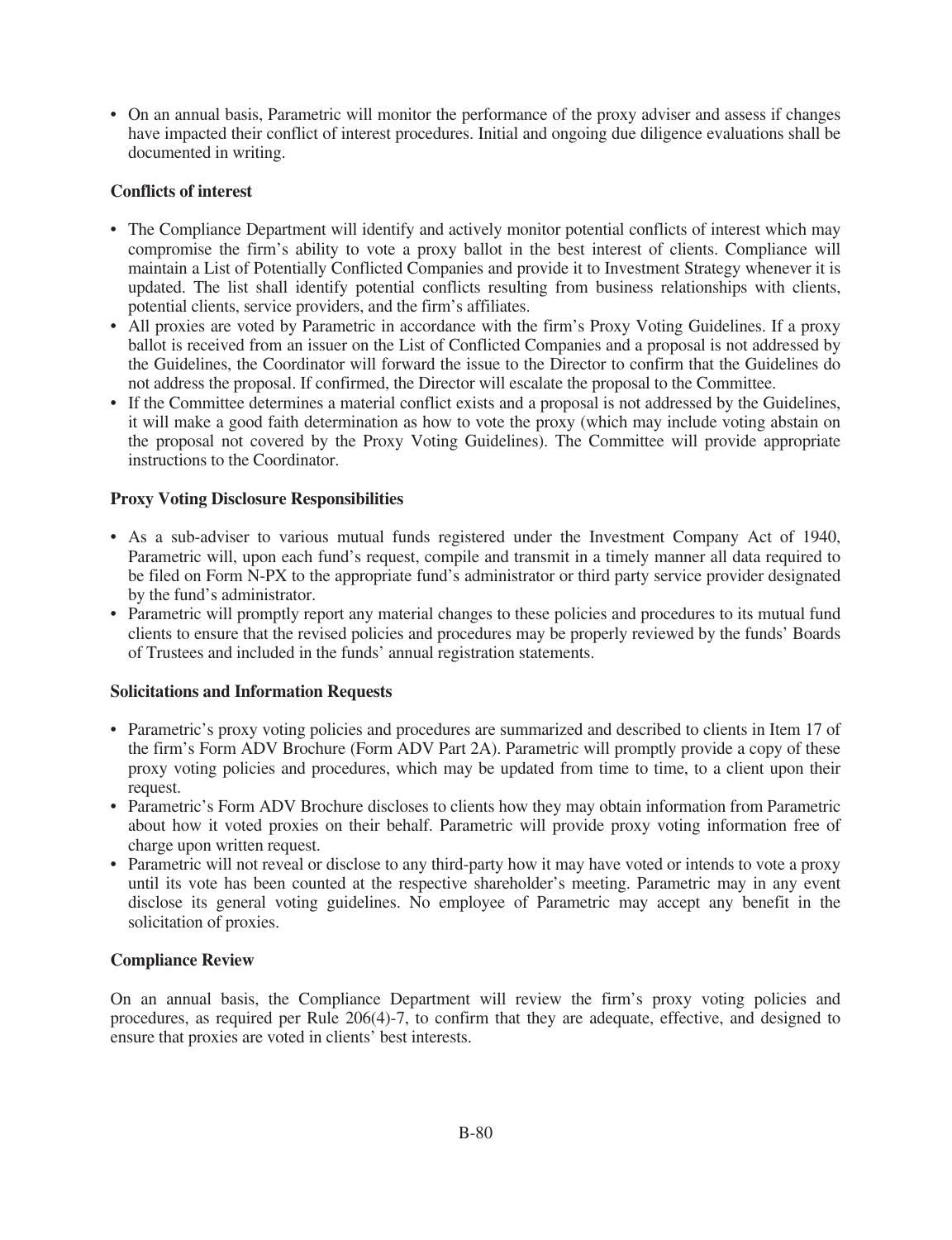- On an annual basis, Parametric will monitor the performance of the proxy adviser and assess if changes have impacted their conflict of interest procedures. Initial and ongoing due diligence evaluations shall be documented in writing.

**Conflicts of interest**

- The Compliance Department will identify and actively monitor potential conflicts of interest which may compromise the firm's ability to vote a proxy ballot in the best interest of clients. Compliance will maintain a List of Potentially Conflicted Companies and provide it to Investment Strategy whenever it is updated. The list shall identify potential conflicts resulting from business relationships with clients, potential clients, service providers, and the firm's affiliates.
- All proxies are voted by Parametric in accordance with the firm's Proxy Voting Guidelines. If a proxy ballot is received from an issuer on the List of Conflicted Companies and a proposal is not addressed by the Guidelines, the Coordinator will forward the issue to the Director to confirm that the Guidelines do not address the proposal. If confirmed, the Director will escalate the proposal to the Committee.
- If the Committee determines a material conflict exists and a proposal is not addressed by the Guidelines, it will make a good faith determination as how to vote the proxy (which may include voting abstain on the proposal not covered by the Proxy Voting Guidelines). The Committee will provide appropriate instructions to the Coordinator.

**Proxy Voting Disclosure Responsibilities**

- As a sub-adviser to various mutual funds registered under the Investment Company Act of 1940, Parametric will, upon each fund's request, compile and transmit in a timely manner all data required to be filed on Form N-PX to the appropriate fund's administrator or third party service provider designated by the fund's administrator.
- Parametric will promptly report any material changes to these policies and procedures to its mutual fund clients to ensure that the revised policies and procedures may be properly reviewed by the funds' Boards of Trustees and included in the funds' annual registration statements.

**Solicitations and Information Requests**

- Parametric's proxy voting policies and procedures are summarized and described to clients in Item 17 of the firm's Form ADV Brochure (Form ADV Part 2A). Parametric will promptly provide a copy of these proxy voting policies and procedures, which may be updated from time to time, to a client upon their request.
- Parametric's Form ADV Brochure discloses to clients how they may obtain information from Parametric about how it voted proxies on their behalf. Parametric will provide proxy voting information free of charge upon written request.
- Parametric will not reveal or disclose to any third-party how it may have voted or intends to vote a proxy until its vote has been counted at the respective shareholder's meeting. Parametric may in any event disclose its general voting guidelines. No employee of Parametric may accept any benefit in the solicitation of proxies.

**Compliance Review**

On an annual basis, the Compliance Department will review the firm's proxy voting policies and procedures, as required per Rule 206(4)-7, to confirm that they are adequate, effective, and designed to ensure that proxies are voted in clients' best interests.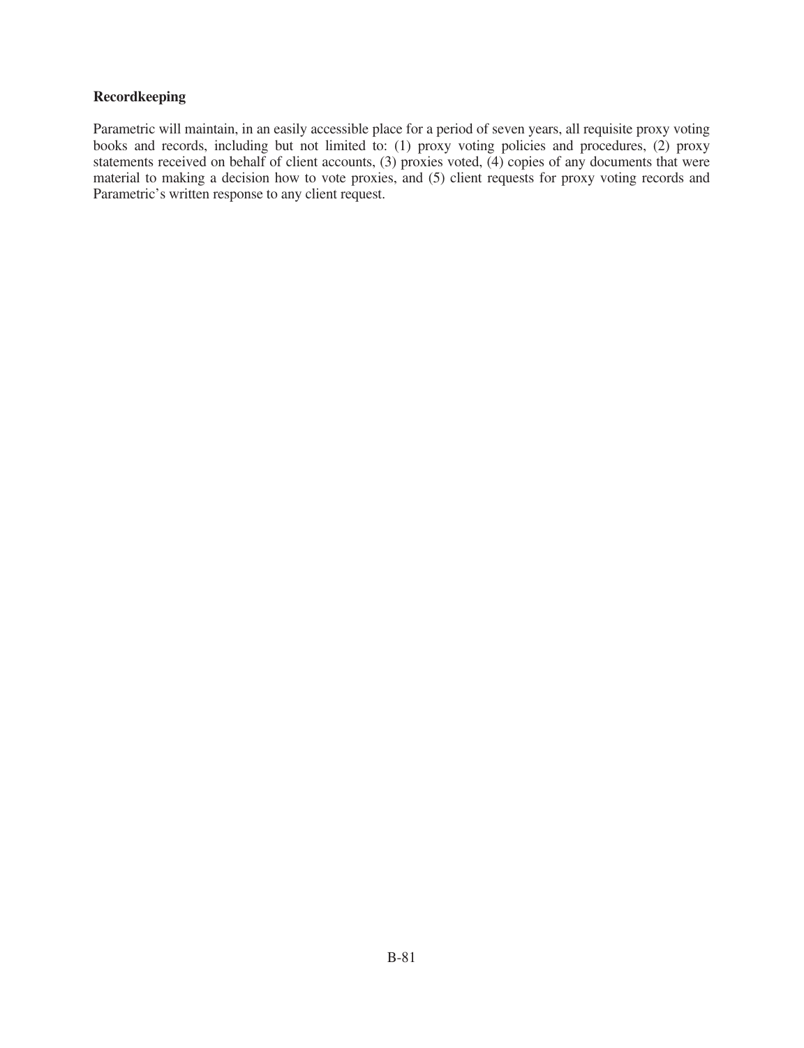**Recordkeeping**

Parametric will maintain, in an easily accessible place for a period of seven years, all requisite proxy voting books and records, including but not limited to: (1) proxy voting policies and procedures, (2) proxy statements received on behalf of client accounts, (3) proxies voted, (4) copies of any documents that were material to making a decision how to vote proxies, and (5) client requests for proxy voting records and Parametric's written response to any client request.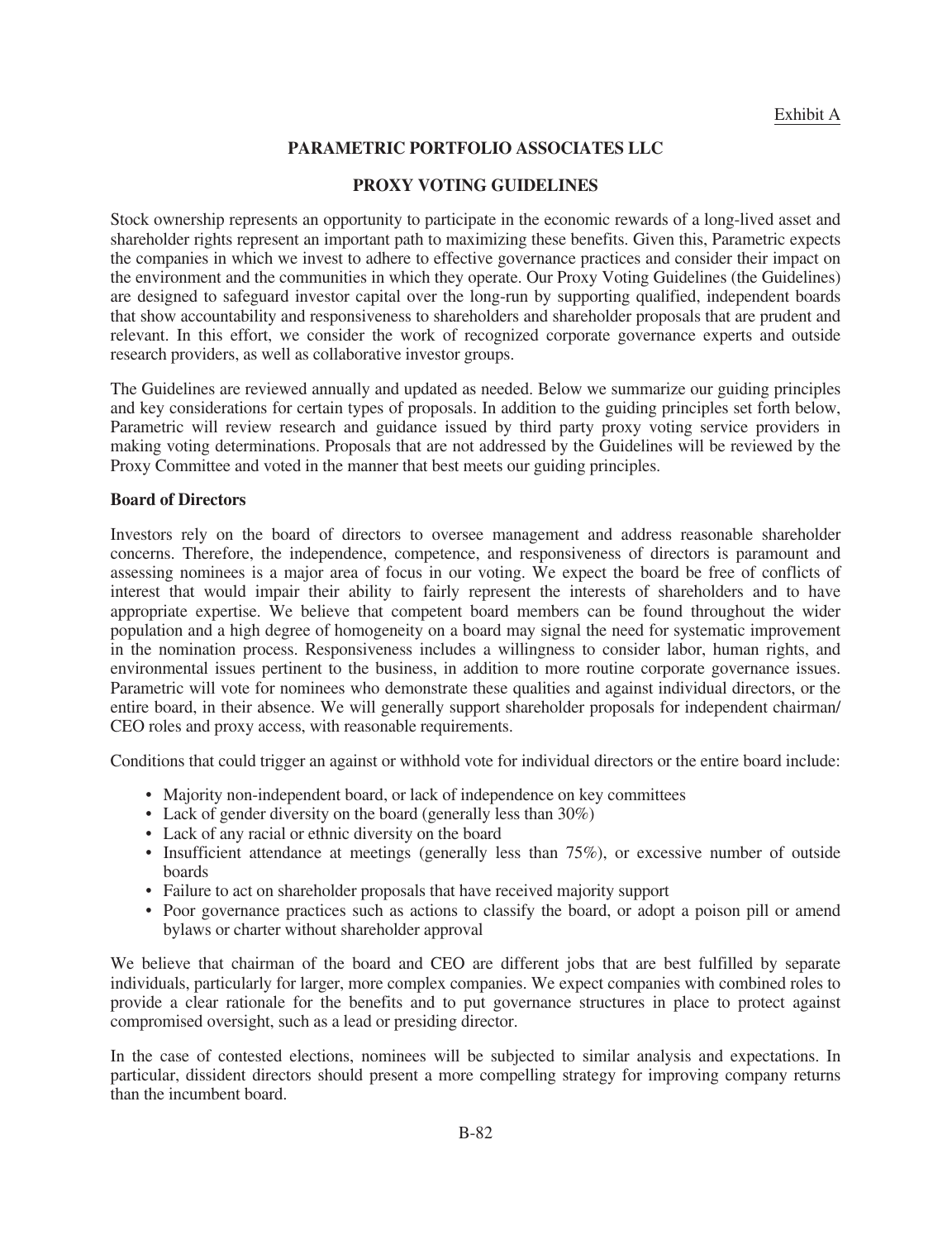Exhibit A

# PARAMETRIC PORTFOLIO ASSOCIATES LLC

## PROXY VOTING GUIDELINES

Stock ownership represents an opportunity to participate in the economic rewards of a long-lived asset and shareholder rights represent an important path to maximizing these benefits. Given this, Parametric expects the companies in which we invest to adhere to effective governance practices and consider their impact on the environment and the communities in which they operate. Our Proxy Voting Guidelines (the Guidelines) are designed to safeguard investor capital over the long-run by supporting qualified, independent boards that show accountability and responsiveness to shareholders and shareholder proposals that are prudent and relevant. In this effort, we consider the work of recognized corporate governance experts and outside research providers, as well as collaborative investor groups.

The Guidelines are reviewed annually and updated as needed. Below we summarize our guiding principles and key considerations for certain types of proposals. In addition to the guiding principles set forth below, Parametric will review research and guidance issued by third party proxy voting service providers in making voting determinations. Proposals that are not addressed by the Guidelines will be reviewed by the Proxy Committee and voted in the manner that best meets our guiding principles.

**Board of Directors**

Investors rely on the board of directors to oversee management and address reasonable shareholder concerns. Therefore, the independence, competence, and responsiveness of directors is paramount and assessing nominees is a major area of focus in our voting. We expect the board be free of conflicts of interest that would impair their ability to fairly represent the interests of shareholders and to have appropriate expertise. We believe that competent board members can be found throughout the wider population and a high degree of homogeneity on a board may signal the need for systematic improvement in the nomination process. Responsiveness includes a willingness to consider labor, human rights, and environmental issues pertinent to the business, in addition to more routine corporate governance issues. Parametric will vote for nominees who demonstrate these qualities and against individual directors, or the entire board, in their absence. We will generally support shareholder proposals for independent chairman/ CEO roles and proxy access, with reasonable requirements.

Conditions that could trigger an against or withhold vote for individual directors or the entire board include:

- Majority non-independent board, or lack of independence on key committees
- Lack of gender diversity on the board (generally less than 30%)
- Lack of any racial or ethnic diversity on the board
- Insufficient attendance at meetings (generally less than 75%), or excessive number of outside boards
- Failure to act on shareholder proposals that have received majority support
- Poor governance practices such as actions to classify the board, or adopt a poison pill or amend bylaws or charter without shareholder approval

We believe that chairman of the board and CEO are different jobs that are best fulfilled by separate individuals, particularly for larger, more complex companies. We expect companies with combined roles to provide a clear rationale for the benefits and to put governance structures in place to protect against compromised oversight, such as a lead or presiding director.

In the case of contested elections, nominees will be subjected to similar analysis and expectations. In particular, dissident directors should present a more compelling strategy for improving company returns than the incumbent board.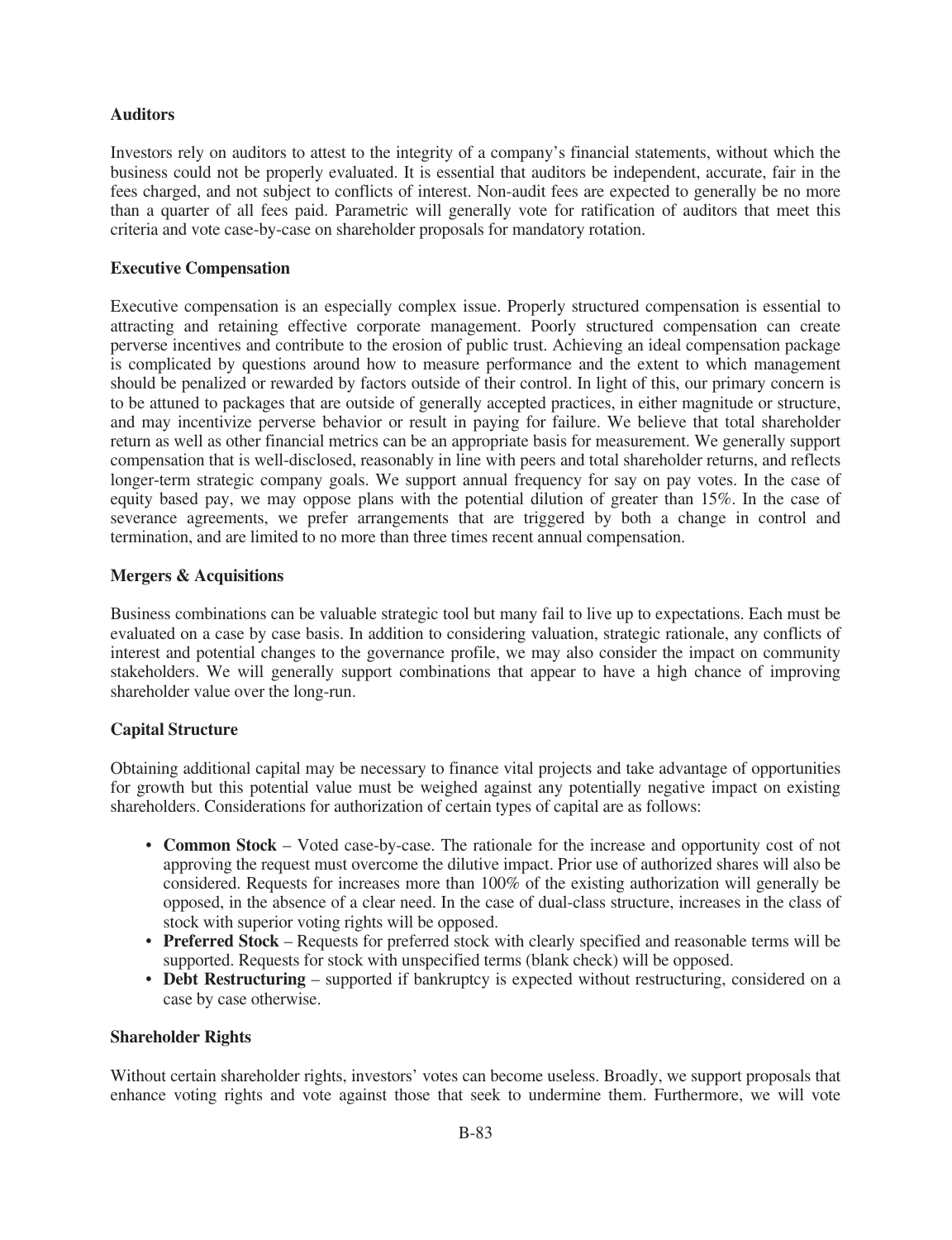**Auditors**

Investors rely on auditors to attest to the integrity of a company's financial statements, without which the business could not be properly evaluated. It is essential that auditors be independent, accurate, fair in the fees charged, and not subject to conflicts of interest. Non-audit fees are expected to generally be no more than a quarter of all fees paid. Parametric will generally vote for ratification of auditors that meet this criteria and vote case-by-case on shareholder proposals for mandatory rotation.

**Executive Compensation**

Executive compensation is an especially complex issue. Properly structured compensation is essential to attracting and retaining effective corporate management. Poorly structured compensation can create perverse incentives and contribute to the erosion of public trust. Achieving an ideal compensation package is complicated by questions around how to measure performance and the extent to which management should be penalized or rewarded by factors outside of their control. In light of this, our primary concern is to be attuned to packages that are outside of generally accepted practices, in either magnitude or structure, and may incentivize perverse behavior or result in paying for failure. We believe that total shareholder return as well as other financial metrics can be an appropriate basis for measurement. We generally support compensation that is well-disclosed, reasonably in line with peers and total shareholder returns, and reflects longer-term strategic company goals. We support annual frequency for say on pay votes. In the case of equity based pay, we may oppose plans with the potential dilution of greater than 15%. In the case of severance agreements, we prefer arrangements that are triggered by both a change in control and termination, and are limited to no more than three times recent annual compensation.

**Mergers & Acquisitions**

Business combinations can be valuable strategic tool but many fail to live up to expectations. Each must be evaluated on a case by case basis. In addition to considering valuation, strategic rationale, any conflicts of interest and potential changes to the governance profile, we may also consider the impact on community stakeholders. We will generally support combinations that appear to have a high chance of improving shareholder value over the long-run.

**Capital Structure**

Obtaining additional capital may be necessary to finance vital projects and take advantage of opportunities for growth but this potential value must be weighed against any potentially negative impact on existing shareholders. Considerations for authorization of certain types of capital are as follows:

- **Common Stock** – Voted case-by-case. The rationale for the increase and opportunity cost of not approving the request must overcome the dilutive impact. Prior use of authorized shares will also be considered. Requests for increases more than 100% of the existing authorization will generally be opposed, in the absence of a clear need. In the case of dual-class structure, increases in the class of stock with superior voting rights will be opposed.
- **Preferred Stock** – Requests for preferred stock with clearly specified and reasonable terms will be supported. Requests for stock with unspecified terms (blank check) will be opposed.
- **Debt Restructuring** – supported if bankruptcy is expected without restructuring, considered on a case by case otherwise.

**Shareholder Rights**

Without certain shareholder rights, investors' votes can become useless. Broadly, we support proposals that enhance voting rights and vote against those that seek to undermine them. Furthermore, we will vote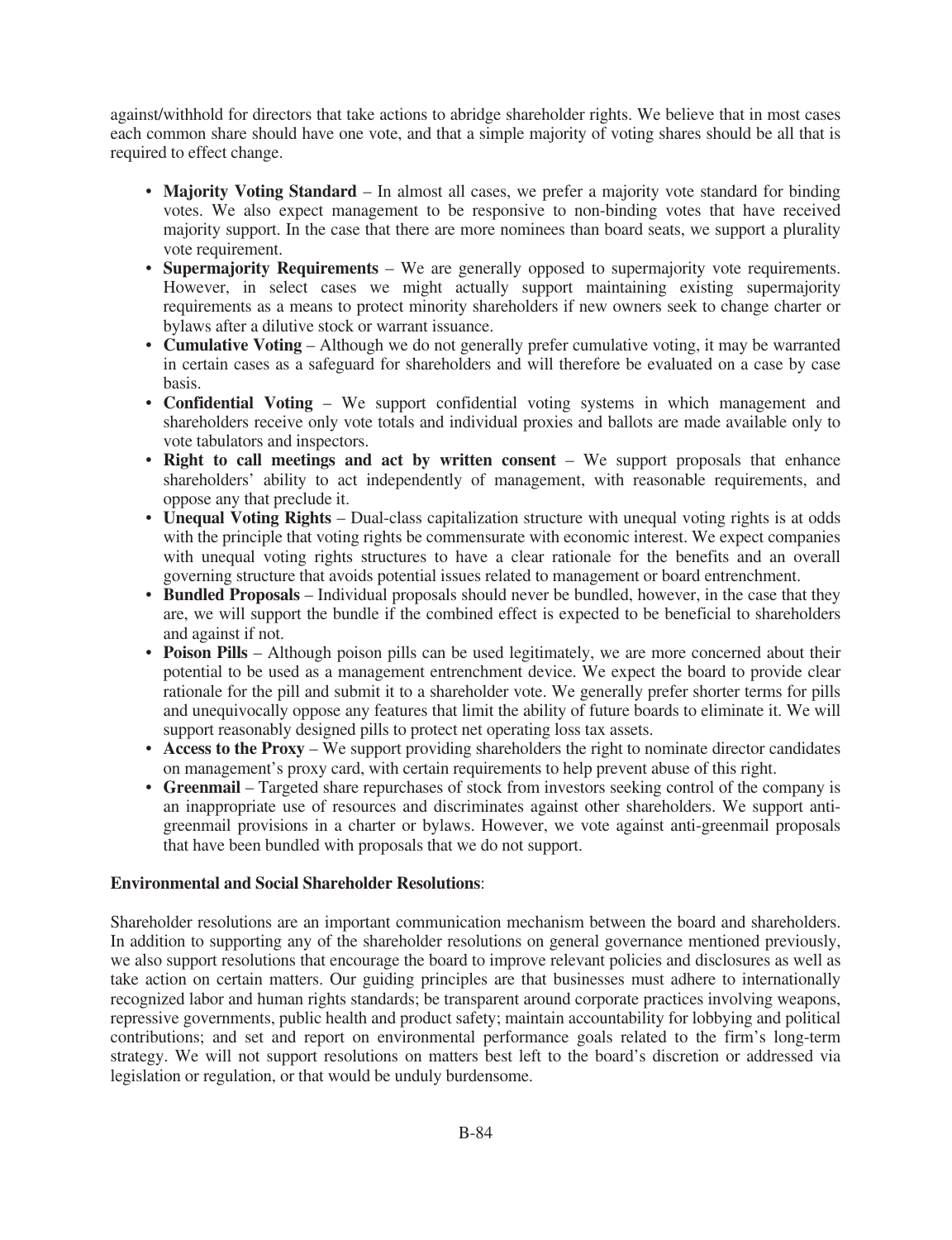against/withhold for directors that take actions to abridge shareholder rights. We believe that in most cases each common share should have one vote, and that a simple majority of voting shares should be all that is required to effect change.

- **Majority Voting Standard** – In almost all cases, we prefer a majority vote standard for binding votes. We also expect management to be responsive to non-binding votes that have received majority support. In the case that there are more nominees than board seats, we support a plurality vote requirement.
- **Supermajority Requirements** – We are generally opposed to supermajority vote requirements. However, in select cases we might actually support maintaining existing supermajority requirements as a means to protect minority shareholders if new owners seek to change charter or bylaws after a dilutive stock or warrant issuance.
- **Cumulative Voting** – Although we do not generally prefer cumulative voting, it may be warranted in certain cases as a safeguard for shareholders and will therefore be evaluated on a case by case basis.
- **Confidential Voting** – We support confidential voting systems in which management and shareholders receive only vote totals and individual proxies and ballots are made available only to vote tabulators and inspectors.
- **Right to call meetings and act by written consent** – We support proposals that enhance shareholders' ability to act independently of management, with reasonable requirements, and oppose any that preclude it.
- **Unequal Voting Rights** – Dual-class capitalization structure with unequal voting rights is at odds with the principle that voting rights be commensurate with economic interest. We expect companies with unequal voting rights structures to have a clear rationale for the benefits and an overall governing structure that avoids potential issues related to management or board entrenchment.
- **Bundled Proposals** – Individual proposals should never be bundled, however, in the case that they are, we will support the bundle if the combined effect is expected to be beneficial to shareholders and against if not.
- **Poison Pills** – Although poison pills can be used legitimately, we are more concerned about their potential to be used as a management entrenchment device. We expect the board to provide clear rationale for the pill and submit it to a shareholder vote. We generally prefer shorter terms for pills and unequivocally oppose any features that limit the ability of future boards to eliminate it. We will support reasonably designed pills to protect net operating loss tax assets.
- **Access to the Proxy** – We support providing shareholders the right to nominate director candidates on management's proxy card, with certain requirements to help prevent abuse of this right.
- **Greenmail** – Targeted share repurchases of stock from investors seeking control of the company is an inappropriate use of resources and discriminates against other shareholders. We support anti-greenmail provisions in a charter or bylaws. However, we vote against anti-greenmail proposals that have been bundled with proposals that we do not support.

**Environmental and Social Shareholder Resolutions**:

Shareholder resolutions are an important communication mechanism between the board and shareholders. In addition to supporting any of the shareholder resolutions on general governance mentioned previously, we also support resolutions that encourage the board to improve relevant policies and disclosures as well as take action on certain matters. Our guiding principles are that businesses must adhere to internationally recognized labor and human rights standards; be transparent around corporate practices involving weapons, repressive governments, public health and product safety; maintain accountability for lobbying and political contributions; and set and report on environmental performance goals related to the firm's long-term strategy. We will not support resolutions on matters best left to the board's discretion or addressed via legislation or regulation, or that would be unduly burdensome.